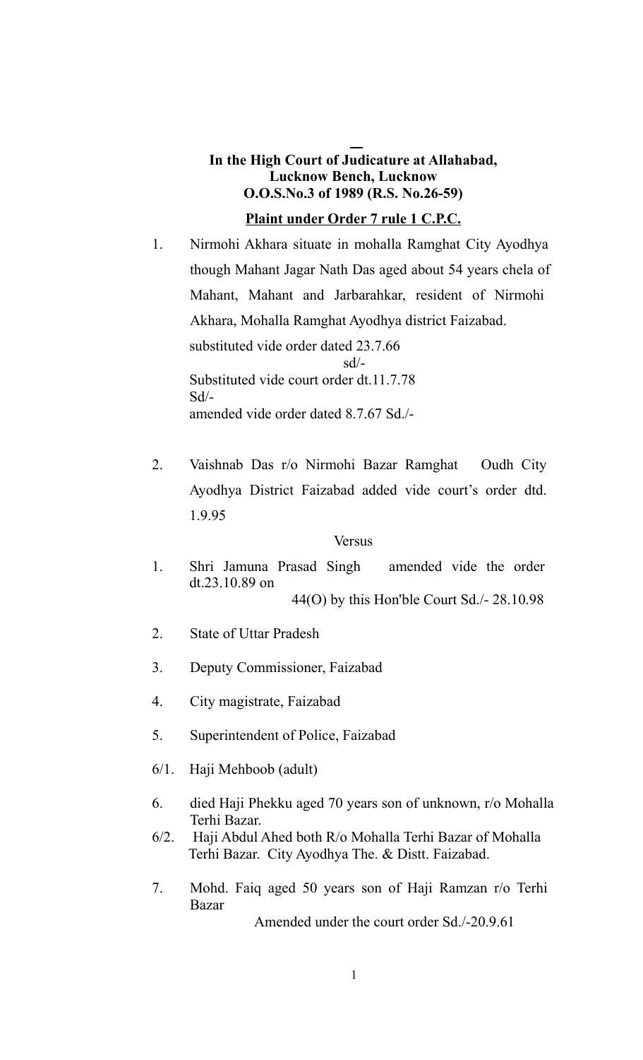**In the High Court of Judicature at Allahabad, Lucknow Bench, Lucknow**
**O.O.S.No.3 of 1989 (R.S. No.26-59)**

**Plaint under Order 7 rule 1 C.P.C.**

1. Nirmohi Akhara situate in mohalla Ramghat City Ayodhya though Mahant Jagar Nath Das aged about 54 years chela of Mahant, Mahant and Jarbarahkar, resident of Nirmohi Akhara, Mohalla Ramghat Ayodhya district Faizabad.
   substituted vide order dated 23.7.66
   sd/-
   Substituted vide court order dt.11.7.78
   Sd/-
   amended vide order dated 8.7.67 Sd./-

2. Vaishnab Das r/o Nirmohi Bazar Ramghat Oudh City Ayodhya District Faizabad added vide court's order dtd. 1.9.95

Versus

1. Shri Jamuna Prasad Singh amended vide the order dt.23.10.89 on
   44(O) by this Hon'ble Court Sd./- 28.10.98

2. State of Uttar Pradesh

3. Deputy Commissioner, Faizabad

4. City magistrate, Faizabad

5. Superintendent of Police, Faizabad

6/1. Haji Mehboob (adult)

6. died Haji Phekku aged 70 years son of unknown, r/o Mohalla Terhi Bazar.

6/2. Haji Abdul Ahed both R/o Mohalla Terhi Bazar of Mohalla Terhi Bazar. City Ayodhya The. & Distt. Faizabad.

7. Mohd. Faiq aged 50 years son of Haji Ramzan r/o Terhi Bazar
   Amended under the court order Sd./-20.9.61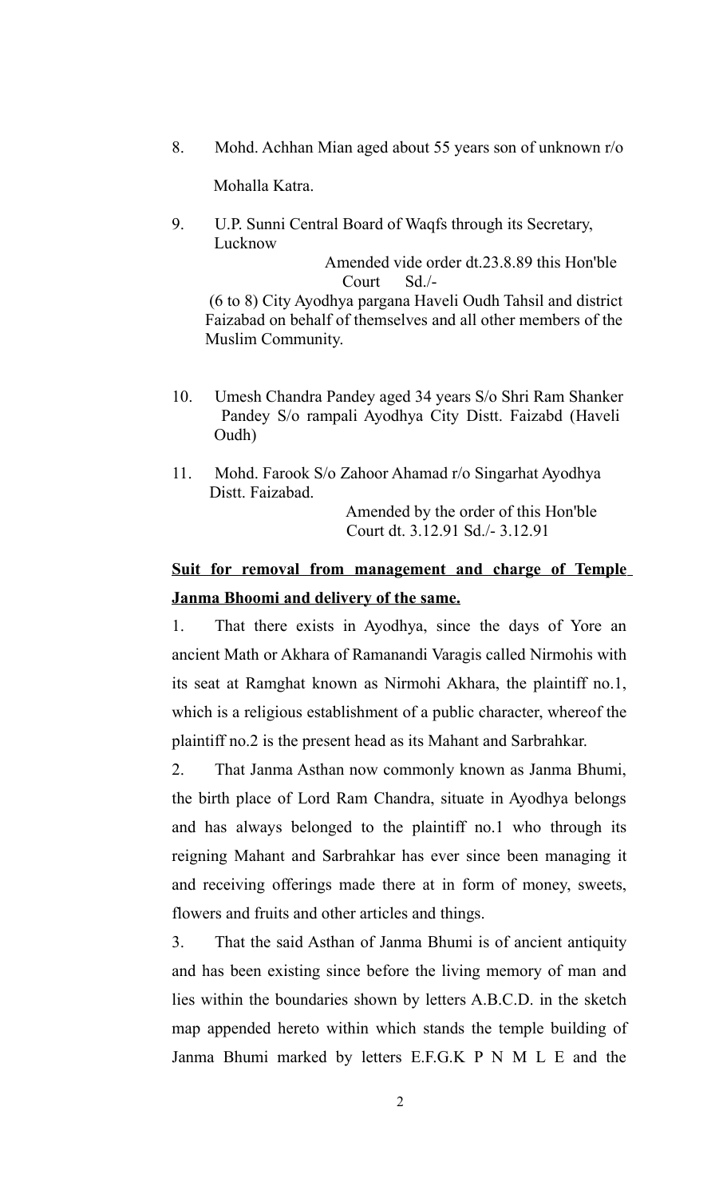8. Mohd. Achhan Mian aged about 55 years son of unknown r/o Mohalla Katra.

9. U.P. Sunni Central Board of Waqfs through its Secretary, Lucknow

   Amended vide order dt.23.8.89 this Hon'ble Court Sd./-

   (6 to 8) City Ayodhya pargana Haveli Oudh Tahsil and district Faizabad on behalf of themselves and all other members of the Muslim Community.

10. Umesh Chandra Pandey aged 34 years S/o Shri Ram Shanker Pandey S/o rampali Ayodhya City Distt. Faizabd (Haveli Oudh)

11. Mohd. Farook S/o Zahoor Ahamad r/o Singarhat Ayodhya Distt. Faizabad.

    Amended by the order of this Hon'ble Court dt. 3.12.91 Sd./- 3.12.91

**Suit for removal from management and charge of Temple Janma Bhoomi and delivery of the same.**

1. That there exists in Ayodhya, since the days of Yore an ancient Math or Akhara of Ramanandi Varagis called Nirmohis with its seat at Ramghat known as Nirmohi Akhara, the plaintiff no.1, which is a religious establishment of a public character, whereof the plaintiff no.2 is the present head as its Mahant and Sarbrahkar.

2. That Janma Asthan now commonly known as Janma Bhumi, the birth place of Lord Ram Chandra, situate in Ayodhya belongs and has always belonged to the plaintiff no.1 who through its reigning Mahant and Sarbrahkar has ever since been managing it and receiving offerings made there at in form of money, sweets, flowers and fruits and other articles and things.

3. That the said Asthan of Janma Bhumi is of ancient antiquity and has been existing since before the living memory of man and lies within the boundaries shown by letters A.B.C.D. in the sketch map appended hereto within which stands the temple building of Janma Bhumi marked by letters E.F.G.K P N M L E and the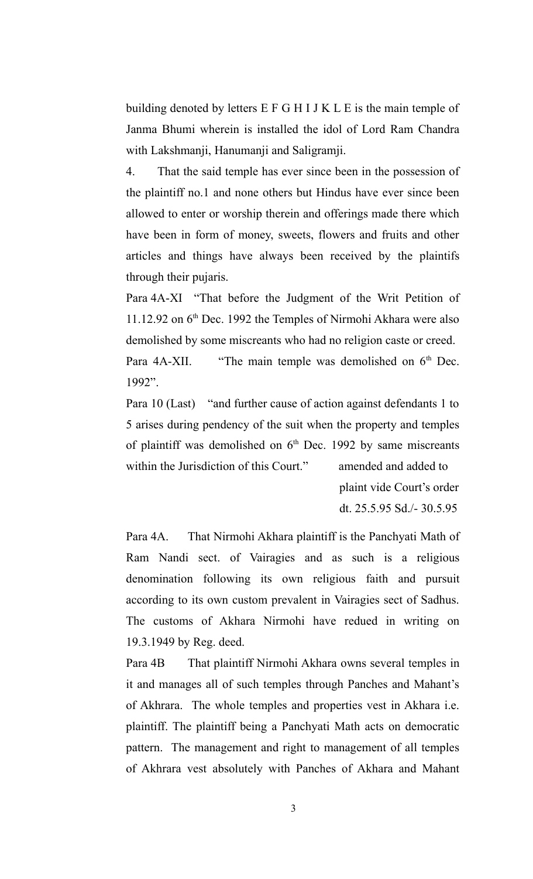building denoted by letters E F G H I J K L E is the main temple of Janma Bhumi wherein is installed the idol of Lord Ram Chandra with Lakshmanji, Hanumanji and Saligramji.

4. That the said temple has ever since been in the possession of the plaintiff no.1 and none others but Hindus have ever since been allowed to enter or worship therein and offerings made there which have been in form of money, sweets, flowers and fruits and other articles and things have always been received by the plaintifs through their pujaris.

Para 4A-XI "That before the Judgment of the Writ Petition of 11.12.92 on 6th Dec. 1992 the Temples of Nirmohi Akhara were also demolished by some miscreants who had no religion caste or creed.

Para 4A-XII. "The main temple was demolished on 6th Dec. 1992".

Para 10 (Last) "and further cause of action against defendants 1 to 5 arises during pendency of the suit when the property and temples of plaintiff was demolished on 6th Dec. 1992 by same miscreants within the Jurisdiction of this Court." amended and added to plaint vide Court's order dt. 25.5.95 Sd./- 30.5.95

Para 4A. That Nirmohi Akhara plaintiff is the Panchyati Math of Ram Nandi sect. of Vairagies and as such is a religious denomination following its own religious faith and pursuit according to its own custom prevalent in Vairagies sect of Sadhus. The customs of Akhara Nirmohi have redued in writing on 19.3.1949 by Reg. deed.

Para 4B That plaintiff Nirmohi Akhara owns several temples in it and manages all of such temples through Panches and Mahant's of Akhrara. The whole temples and properties vest in Akhara i.e. plaintiff. The plaintiff being a Panchyati Math acts on democratic pattern. The management and right to management of all temples of Akhrara vest absolutely with Panches of Akhara and Mahant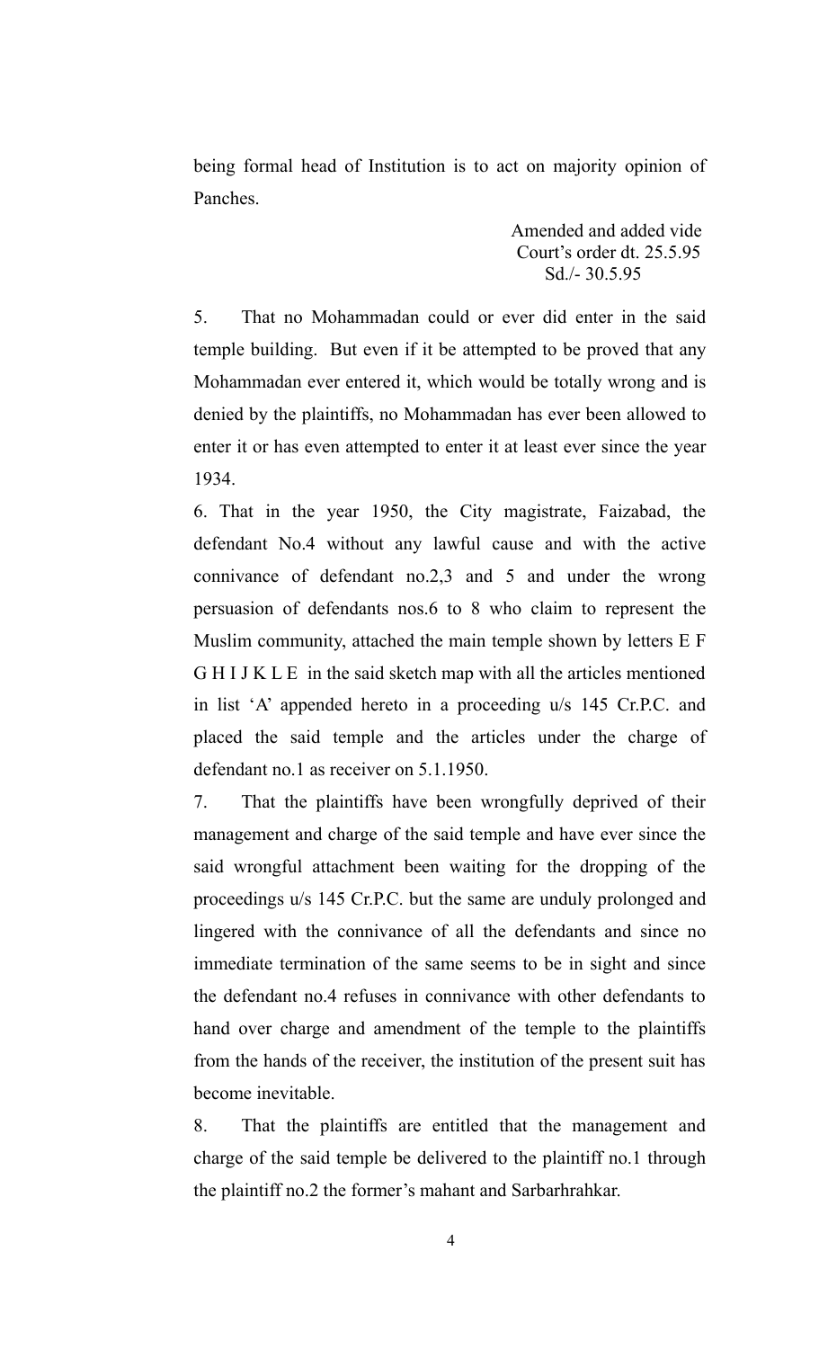being formal head of Institution is to act on majority opinion of Panches.

Amended and added vide Court's order dt. 25.5.95
Sd./- 30.5.95

5. That no Mohammadan could or ever did enter in the said temple building. But even if it be attempted to be proved that any Mohammadan ever entered it, which would be totally wrong and is denied by the plaintiffs, no Mohammadan has ever been allowed to enter it or has even attempted to enter it at least ever since the year 1934.

6. That in the year 1950, the City magistrate, Faizabad, the defendant No.4 without any lawful cause and with the active connivance of defendant no.2,3 and 5 and under the wrong persuasion of defendants nos.6 to 8 who claim to represent the Muslim community, attached the main temple shown by letters E F G H I J K L E in the said sketch map with all the articles mentioned in list 'A' appended hereto in a proceeding u/s 145 Cr.P.C. and placed the said temple and the articles under the charge of defendant no.1 as receiver on 5.1.1950.

7. That the plaintiffs have been wrongfully deprived of their management and charge of the said temple and have ever since the said wrongful attachment been waiting for the dropping of the proceedings u/s 145 Cr.P.C. but the same are unduly prolonged and lingered with the connivance of all the defendants and since no immediate termination of the same seems to be in sight and since the defendant no.4 refuses in connivance with other defendants to hand over charge and amendment of the temple to the plaintiffs from the hands of the receiver, the institution of the present suit has become inevitable.

8. That the plaintiffs are entitled that the management and charge of the said temple be delivered to the plaintiff no.1 through the plaintiff no.2 the former's mahant and Sarbarhrahkar.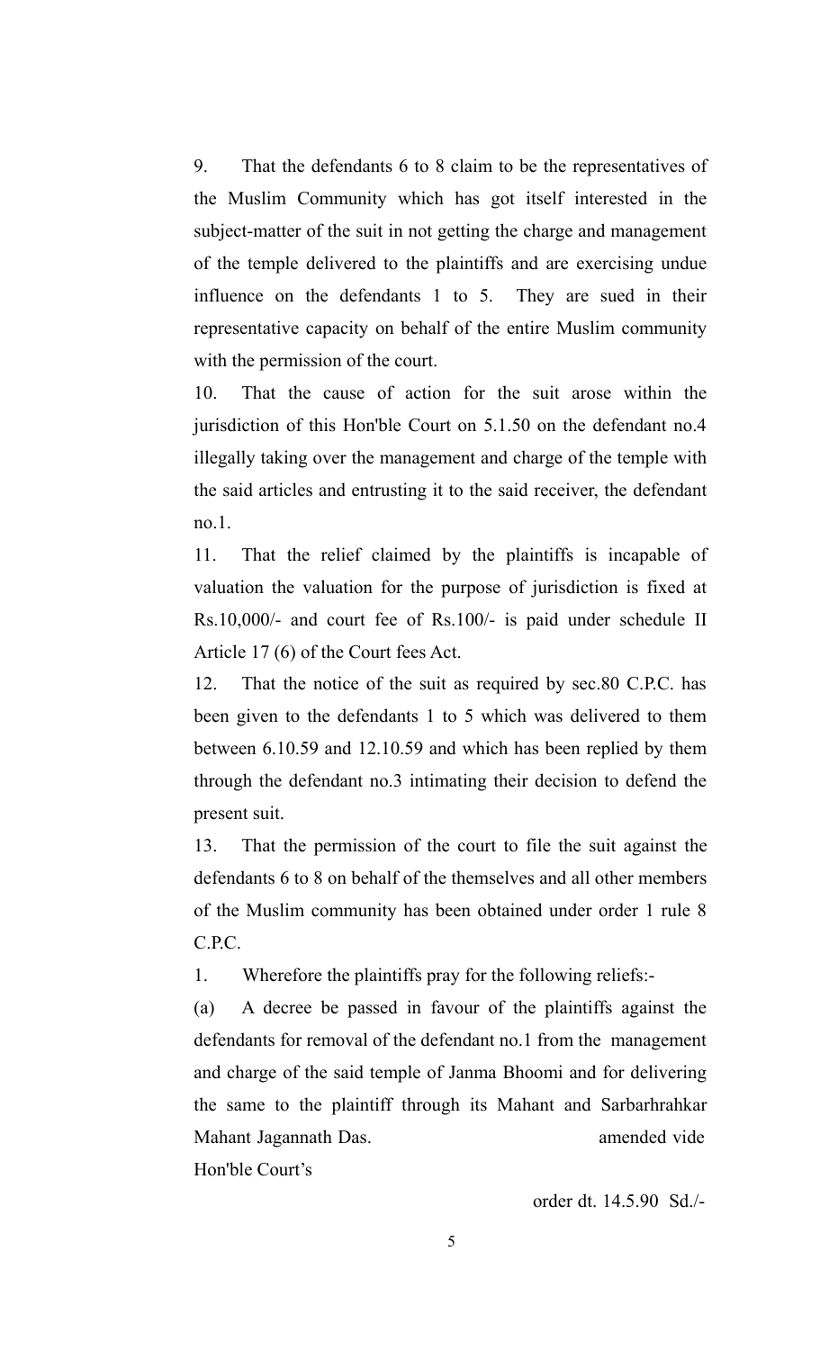9. That the defendants 6 to 8 claim to be the representatives of the Muslim Community which has got itself interested in the subject-matter of the suit in not getting the charge and management of the temple delivered to the plaintiffs and are exercising undue influence on the defendants 1 to 5. They are sued in their representative capacity on behalf of the entire Muslim community with the permission of the court.

10. That the cause of action for the suit arose within the jurisdiction of this Hon'ble Court on 5.1.50 on the defendant no.4 illegally taking over the management and charge of the temple with the said articles and entrusting it to the said receiver, the defendant no.1.

11. That the relief claimed by the plaintiffs is incapable of valuation the valuation for the purpose of jurisdiction is fixed at Rs.10,000/- and court fee of Rs.100/- is paid under schedule II Article 17 (6) of the Court fees Act.

12. That the notice of the suit as required by sec.80 C.P.C. has been given to the defendants 1 to 5 which was delivered to them between 6.10.59 and 12.10.59 and which has been replied by them through the defendant no.3 intimating their decision to defend the present suit.

13. That the permission of the court to file the suit against the defendants 6 to 8 on behalf of the themselves and all other members of the Muslim community has been obtained under order 1 rule 8 C.P.C.

1. Wherefore the plaintiffs pray for the following reliefs:-

(a) A decree be passed in favour of the plaintiffs against the defendants for removal of the defendant no.1 from the management and charge of the said temple of Janma Bhoomi and for delivering the same to the plaintiff through its Mahant and Sarbarhrahkar Mahant Jagannath Das. amended vide Hon'ble Court's

order dt. 14.5.90 Sd./-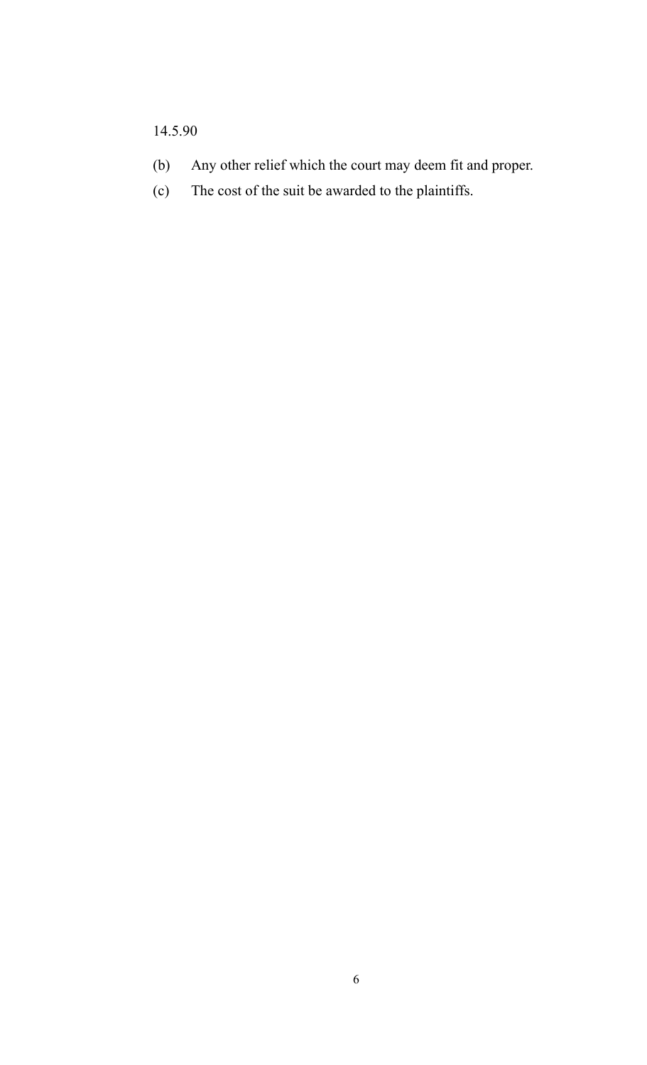14.5.90

(b) Any other relief which the court may deem fit and proper.

(c) The cost of the suit be awarded to the plaintiffs.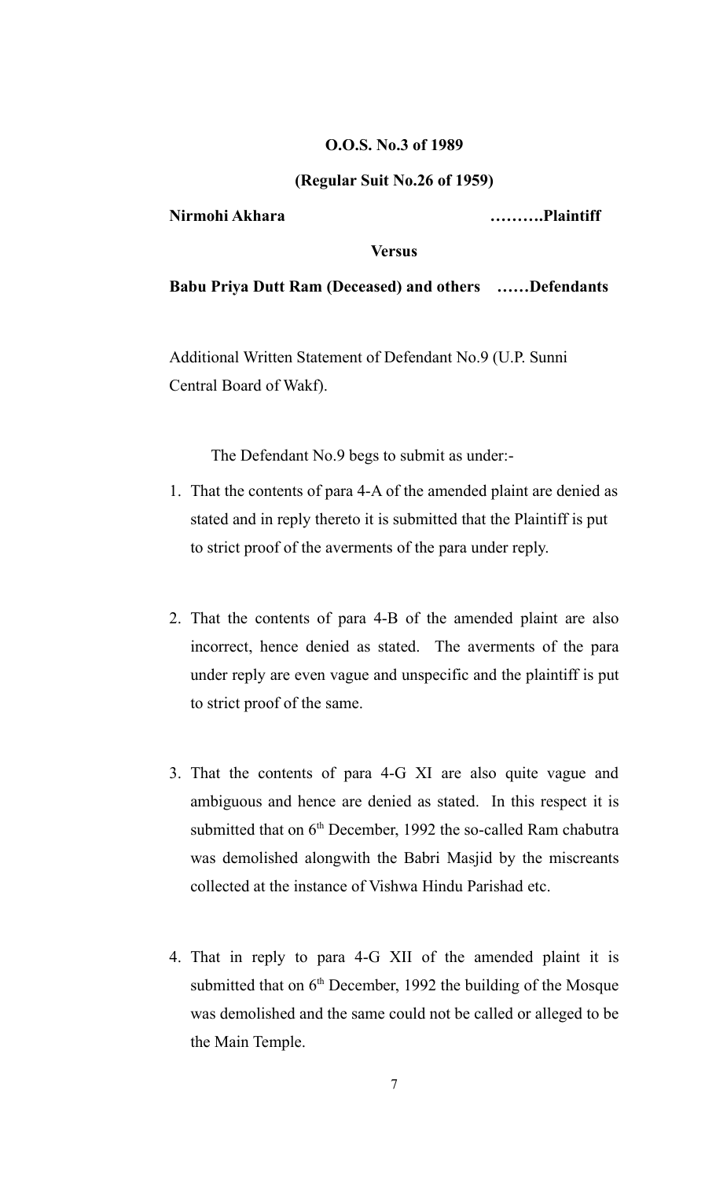**O.O.S. No.3 of 1989**

**(Regular Suit No.26 of 1959)**

**Nirmohi Akhara ……….Plaintiff**

**Versus**

**Babu Priya Dutt Ram (Deceased) and others ……Defendants**

Additional Written Statement of Defendant No.9 (U.P. Sunni Central Board of Wakf).

The Defendant No.9 begs to submit as under:-

1. That the contents of para 4-A of the amended plaint are denied as stated and in reply thereto it is submitted that the Plaintiff is put to strict proof of the averments of the para under reply.

2. That the contents of para 4-B of the amended plaint are also incorrect, hence denied as stated. The averments of the para under reply are even vague and unspecific and the plaintiff is put to strict proof of the same.

3. That the contents of para 4-G XI are also quite vague and ambiguous and hence are denied as stated. In this respect it is submitted that on 6th December, 1992 the so-called Ram chabutra was demolished alongwith the Babri Masjid by the miscreants collected at the instance of Vishwa Hindu Parishad etc.

4. That in reply to para 4-G XII of the amended plaint it is submitted that on 6th December, 1992 the building of the Mosque was demolished and the same could not be called or alleged to be the Main Temple.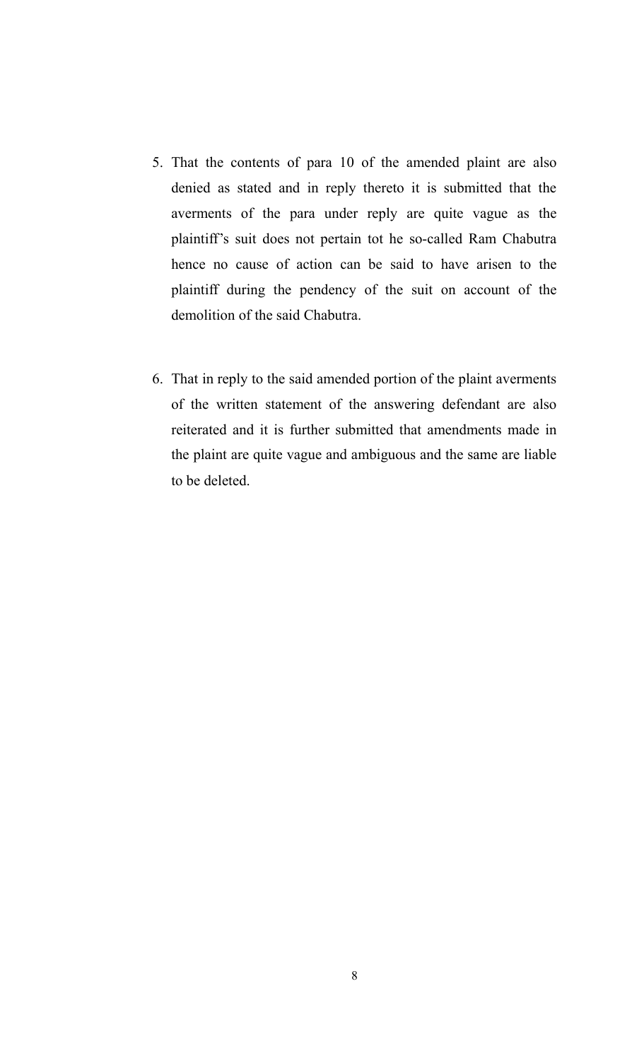5. That the contents of para 10 of the amended plaint are also denied as stated and in reply thereto it is submitted that the averments of the para under reply are quite vague as the plaintiff's suit does not pertain tot he so-called Ram Chabutra hence no cause of action can be said to have arisen to the plaintiff during the pendency of the suit on account of the demolition of the said Chabutra.

6. That in reply to the said amended portion of the plaint averments of the written statement of the answering defendant are also reiterated and it is further submitted that amendments made in the plaint are quite vague and ambiguous and the same are liable to be deleted.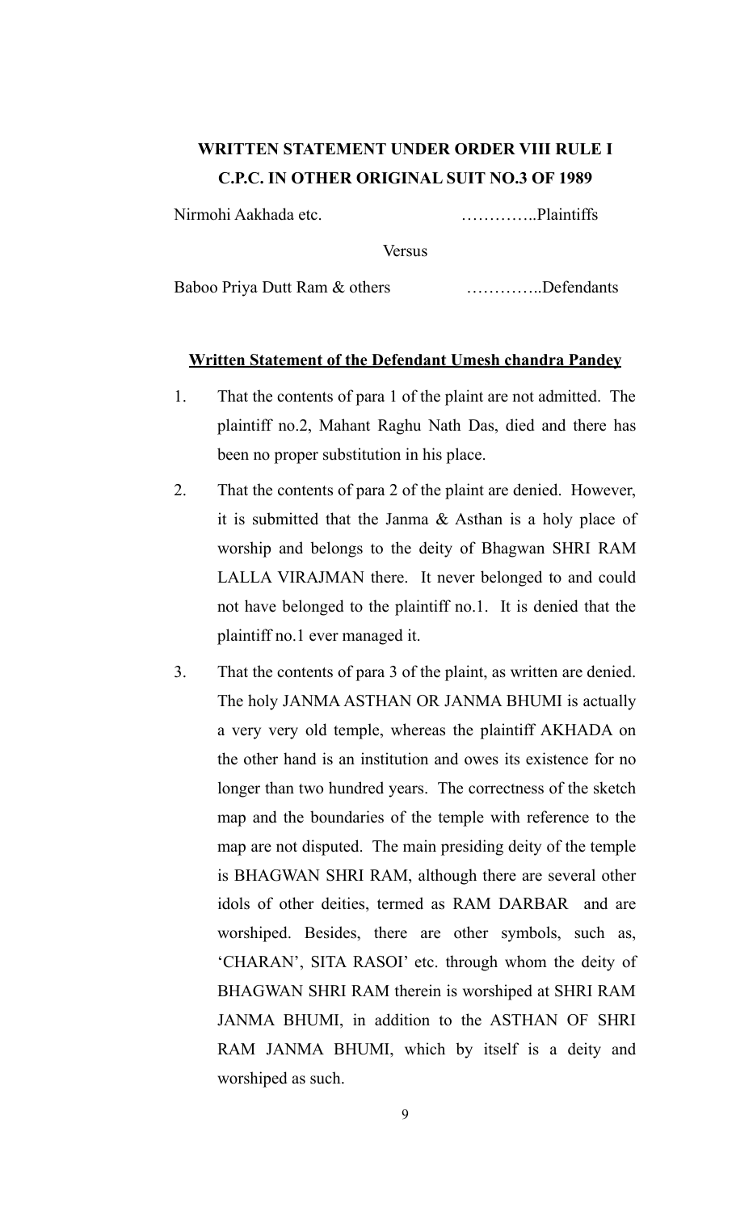**WRITTEN STATEMENT UNDER ORDER VIII RULE I C.P.C. IN OTHER ORIGINAL SUIT NO.3 OF 1989**

Nirmohi Aakhada etc. …………..Plaintiffs

Versus

Baboo Priya Dutt Ram & others …………..Defendants

**Written Statement of the Defendant Umesh chandra Pandey**

1. That the contents of para 1 of the plaint are not admitted. The plaintiff no.2, Mahant Raghu Nath Das, died and there has been no proper substitution in his place.

2. That the contents of para 2 of the plaint are denied. However, it is submitted that the Janma & Asthan is a holy place of worship and belongs to the deity of Bhagwan SHRI RAM LALLA VIRAJMAN there. It never belonged to and could not have belonged to the plaintiff no.1. It is denied that the plaintiff no.1 ever managed it.

3. That the contents of para 3 of the plaint, as written are denied. The holy JANMA ASTHAN OR JANMA BHUMI is actually a very very old temple, whereas the plaintiff AKHADA on the other hand is an institution and owes its existence for no longer than two hundred years. The correctness of the sketch map and the boundaries of the temple with reference to the map are not disputed. The main presiding deity of the temple is BHAGWAN SHRI RAM, although there are several other idols of other deities, termed as RAM DARBAR and are worshiped. Besides, there are other symbols, such as, 'CHARAN', SITA RASOI' etc. through whom the deity of BHAGWAN SHRI RAM therein is worshiped at SHRI RAM JANMA BHUMI, in addition to the ASTHAN OF SHRI RAM JANMA BHUMI, which by itself is a deity and worshiped as such.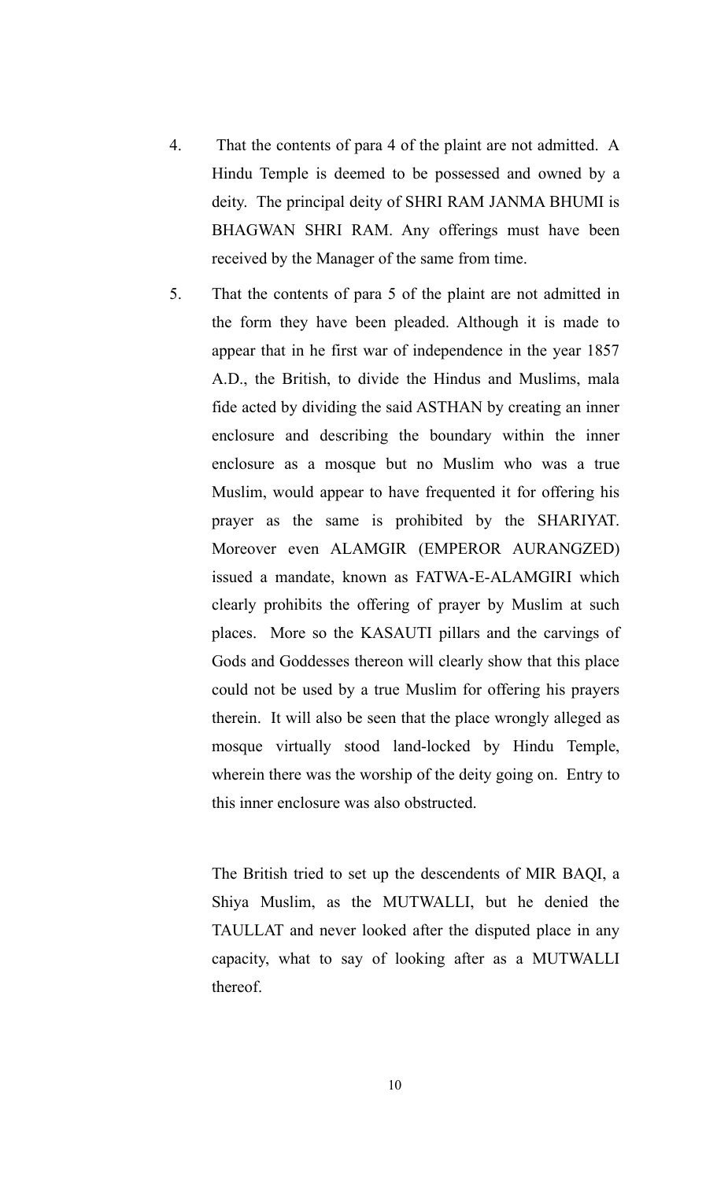4. That the contents of para 4 of the plaint are not admitted. A Hindu Temple is deemed to be possessed and owned by a deity. The principal deity of SHRI RAM JANMA BHUMI is BHAGWAN SHRI RAM. Any offerings must have been received by the Manager of the same from time.

5. That the contents of para 5 of the plaint are not admitted in the form they have been pleaded. Although it is made to appear that in he first war of independence in the year 1857 A.D., the British, to divide the Hindus and Muslims, mala fide acted by dividing the said ASTHAN by creating an inner enclosure and describing the boundary within the inner enclosure as a mosque but no Muslim who was a true Muslim, would appear to have frequented it for offering his prayer as the same is prohibited by the SHARIYAT. Moreover even ALAMGIR (EMPEROR AURANGZED) issued a mandate, known as FATWA-E-ALAMGIRI which clearly prohibits the offering of prayer by Muslim at such places. More so the KASAUTI pillars and the carvings of Gods and Goddesses thereon will clearly show that this place could not be used by a true Muslim for offering his prayers therein. It will also be seen that the place wrongly alleged as mosque virtually stood land-locked by Hindu Temple, wherein there was the worship of the deity going on. Entry to this inner enclosure was also obstructed.

   The British tried to set up the descendents of MIR BAQI, a Shiya Muslim, as the MUTWALLI, but he denied the TAULLAT and never looked after the disputed place in any capacity, what to say of looking after as a MUTWALLI thereof.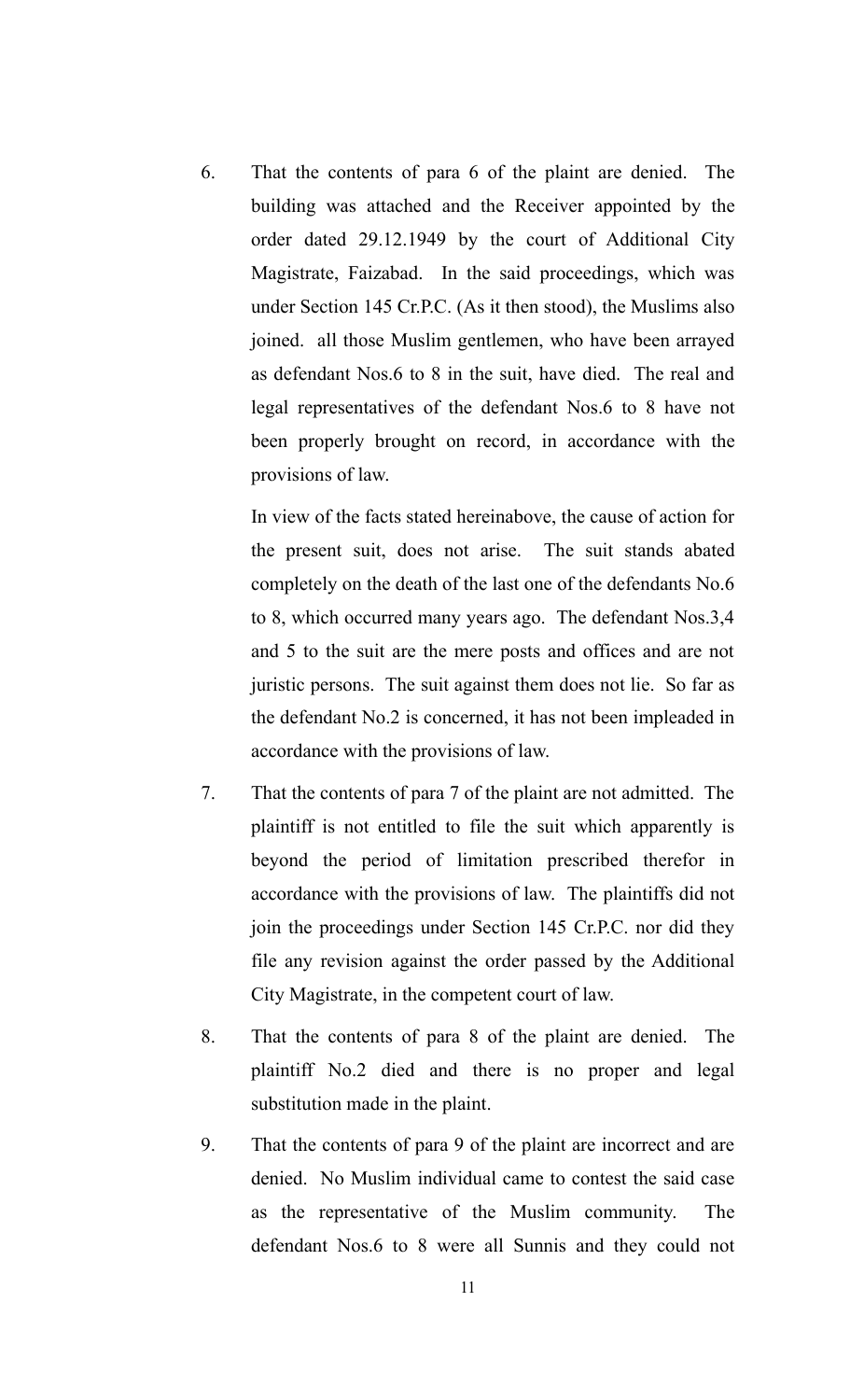6. That the contents of para 6 of the plaint are denied. The building was attached and the Receiver appointed by the order dated 29.12.1949 by the court of Additional City Magistrate, Faizabad. In the said proceedings, which was under Section 145 Cr.P.C. (As it then stood), the Muslims also joined. all those Muslim gentlemen, who have been arrayed as defendant Nos.6 to 8 in the suit, have died. The real and legal representatives of the defendant Nos.6 to 8 have not been properly brought on record, in accordance with the provisions of law.

   In view of the facts stated hereinabove, the cause of action for the present suit, does not arise. The suit stands abated completely on the death of the last one of the defendants No.6 to 8, which occurred many years ago. The defendant Nos.3,4 and 5 to the suit are the mere posts and offices and are not juristic persons. The suit against them does not lie. So far as the defendant No.2 is concerned, it has not been impleaded in accordance with the provisions of law.

7. That the contents of para 7 of the plaint are not admitted. The plaintiff is not entitled to file the suit which apparently is beyond the period of limitation prescribed therefor in accordance with the provisions of law. The plaintiffs did not join the proceedings under Section 145 Cr.P.C. nor did they file any revision against the order passed by the Additional City Magistrate, in the competent court of law.

8. That the contents of para 8 of the plaint are denied. The plaintiff No.2 died and there is no proper and legal substitution made in the plaint.

9. That the contents of para 9 of the plaint are incorrect and are denied. No Muslim individual came to contest the said case as the representative of the Muslim community. The defendant Nos.6 to 8 were all Sunnis and they could not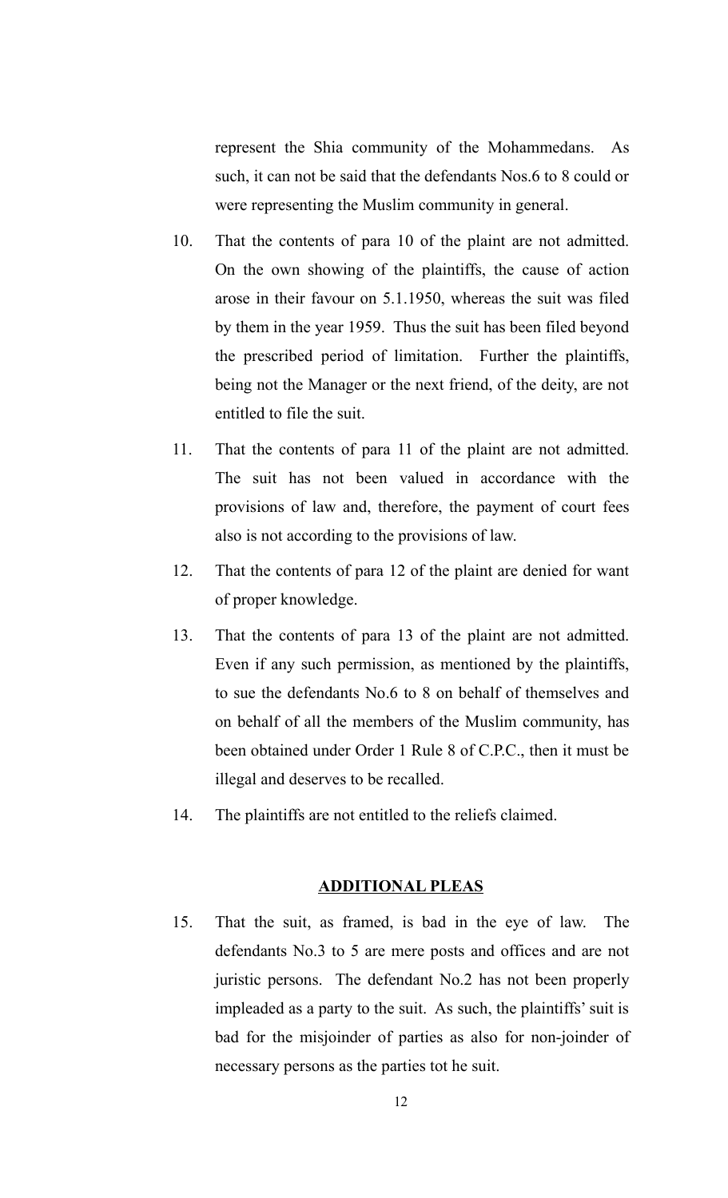represent the Shia community of the Mohammedans. As such, it can not be said that the defendants Nos.6 to 8 could or were representing the Muslim community in general.

10. That the contents of para 10 of the plaint are not admitted. On the own showing of the plaintiffs, the cause of action arose in their favour on 5.1.1950, whereas the suit was filed by them in the year 1959. Thus the suit has been filed beyond the prescribed period of limitation. Further the plaintiffs, being not the Manager or the next friend, of the deity, are not entitled to file the suit.

11. That the contents of para 11 of the plaint are not admitted. The suit has not been valued in accordance with the provisions of law and, therefore, the payment of court fees also is not according to the provisions of law.

12. That the contents of para 12 of the plaint are denied for want of proper knowledge.

13. That the contents of para 13 of the plaint are not admitted. Even if any such permission, as mentioned by the plaintiffs, to sue the defendants No.6 to 8 on behalf of themselves and on behalf of all the members of the Muslim community, has been obtained under Order 1 Rule 8 of C.P.C., then it must be illegal and deserves to be recalled.

14. The plaintiffs are not entitled to the reliefs claimed.

**ADDITIONAL PLEAS**

15. That the suit, as framed, is bad in the eye of law. The defendants No.3 to 5 are mere posts and offices and are not juristic persons. The defendant No.2 has not been properly impleaded as a party to the suit. As such, the plaintiffs' suit is bad for the misjoinder of parties as also for non-joinder of necessary persons as the parties tot he suit.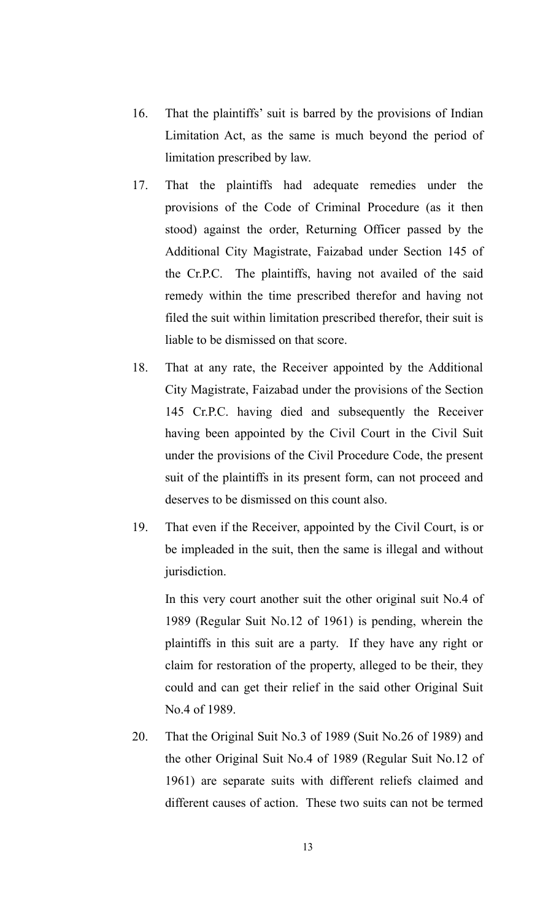16. That the plaintiffs' suit is barred by the provisions of Indian Limitation Act, as the same is much beyond the period of limitation prescribed by law.

17. That the plaintiffs had adequate remedies under the provisions of the Code of Criminal Procedure (as it then stood) against the order, Returning Officer passed by the Additional City Magistrate, Faizabad under Section 145 of the Cr.P.C. The plaintiffs, having not availed of the said remedy within the time prescribed therefor and having not filed the suit within limitation prescribed therefor, their suit is liable to be dismissed on that score.

18. That at any rate, the Receiver appointed by the Additional City Magistrate, Faizabad under the provisions of the Section 145 Cr.P.C. having died and subsequently the Receiver having been appointed by the Civil Court in the Civil Suit under the provisions of the Civil Procedure Code, the present suit of the plaintiffs in its present form, can not proceed and deserves to be dismissed on this count also.

19. That even if the Receiver, appointed by the Civil Court, is or be impleaded in the suit, then the same is illegal and without jurisdiction.

    In this very court another suit the other original suit No.4 of 1989 (Regular Suit No.12 of 1961) is pending, wherein the plaintiffs in this suit are a party. If they have any right or claim for restoration of the property, alleged to be their, they could and can get their relief in the said other Original Suit No.4 of 1989.

20. That the Original Suit No.3 of 1989 (Suit No.26 of 1989) and the other Original Suit No.4 of 1989 (Regular Suit No.12 of 1961) are separate suits with different reliefs claimed and different causes of action. These two suits can not be termed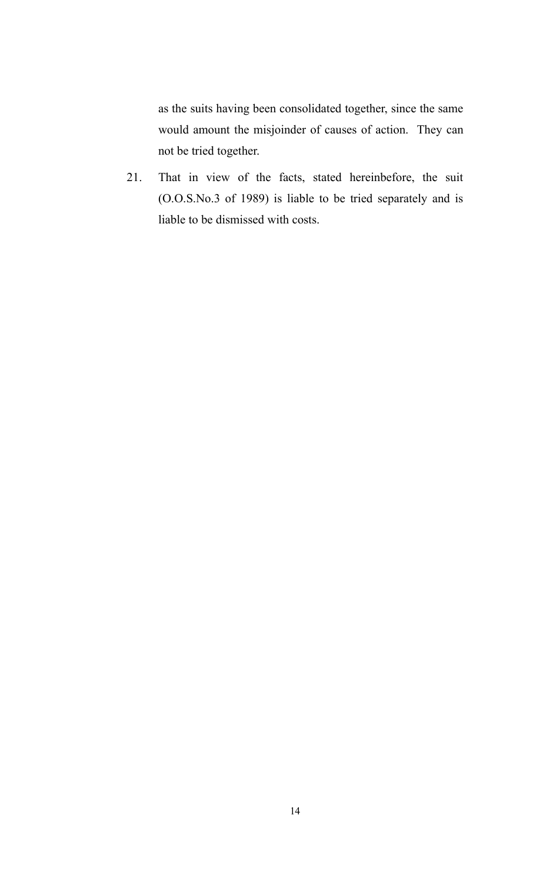as the suits having been consolidated together, since the same would amount the misjoinder of causes of action. They can not be tried together.

21. That in view of the facts, stated hereinbefore, the suit (O.O.S.No.3 of 1989) is liable to be tried separately and is liable to be dismissed with costs.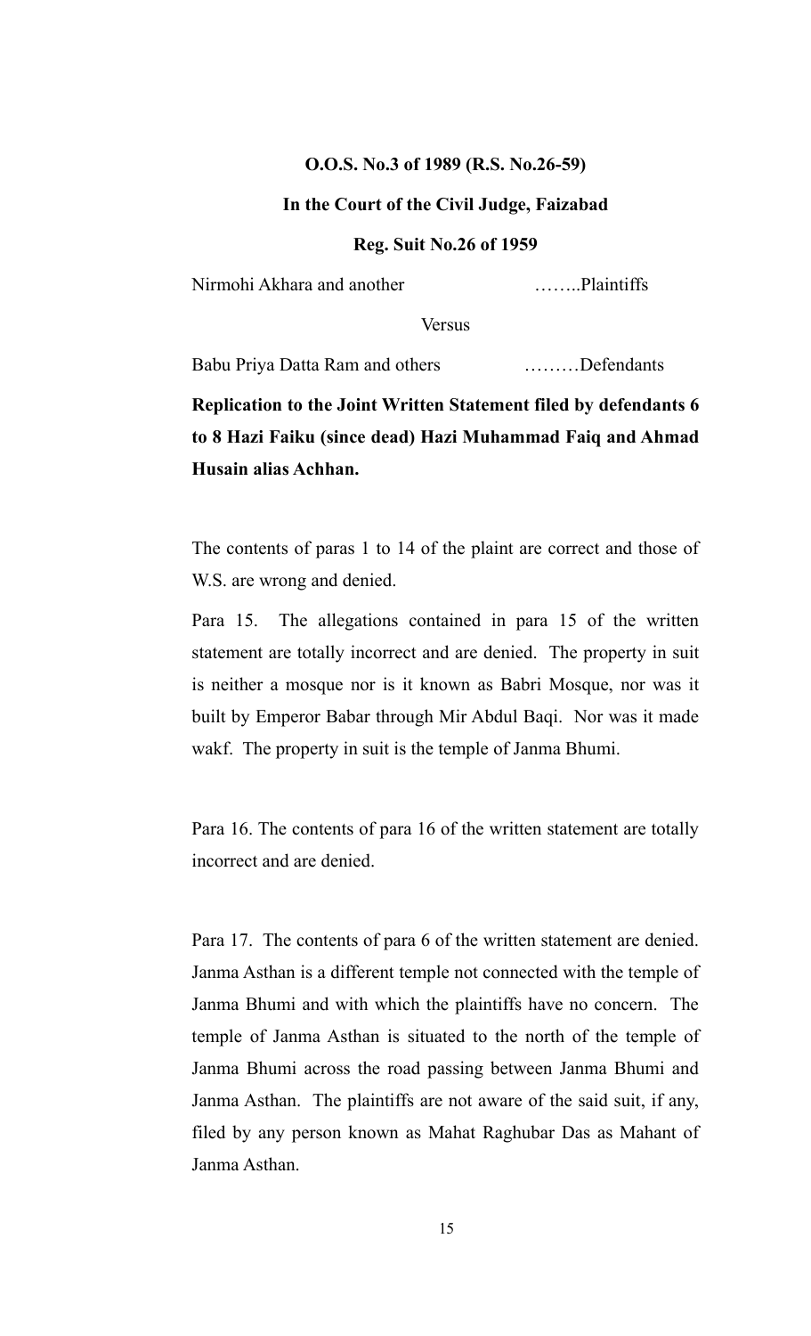**O.O.S. No.3 of 1989 (R.S. No.26-59)**

**In the Court of the Civil Judge, Faizabad**

**Reg. Suit No.26 of 1959**

Nirmohi Akhara and another ……..Plaintiffs

Versus

Babu Priya Datta Ram and others ………Defendants

**Replication to the Joint Written Statement filed by defendants 6 to 8 Hazi Faiku (since dead) Hazi Muhammad Faiq and Ahmad Husain alias Achhan.**

The contents of paras 1 to 14 of the plaint are correct and those of W.S. are wrong and denied.

Para 15. The allegations contained in para 15 of the written statement are totally incorrect and are denied. The property in suit is neither a mosque nor is it known as Babri Mosque, nor was it built by Emperor Babar through Mir Abdul Baqi. Nor was it made wakf. The property in suit is the temple of Janma Bhumi.

Para 16. The contents of para 16 of the written statement are totally incorrect and are denied.

Para 17. The contents of para 6 of the written statement are denied. Janma Asthan is a different temple not connected with the temple of Janma Bhumi and with which the plaintiffs have no concern. The temple of Janma Asthan is situated to the north of the temple of Janma Bhumi across the road passing between Janma Bhumi and Janma Asthan. The plaintiffs are not aware of the said suit, if any, filed by any person known as Mahat Raghubar Das as Mahant of Janma Asthan.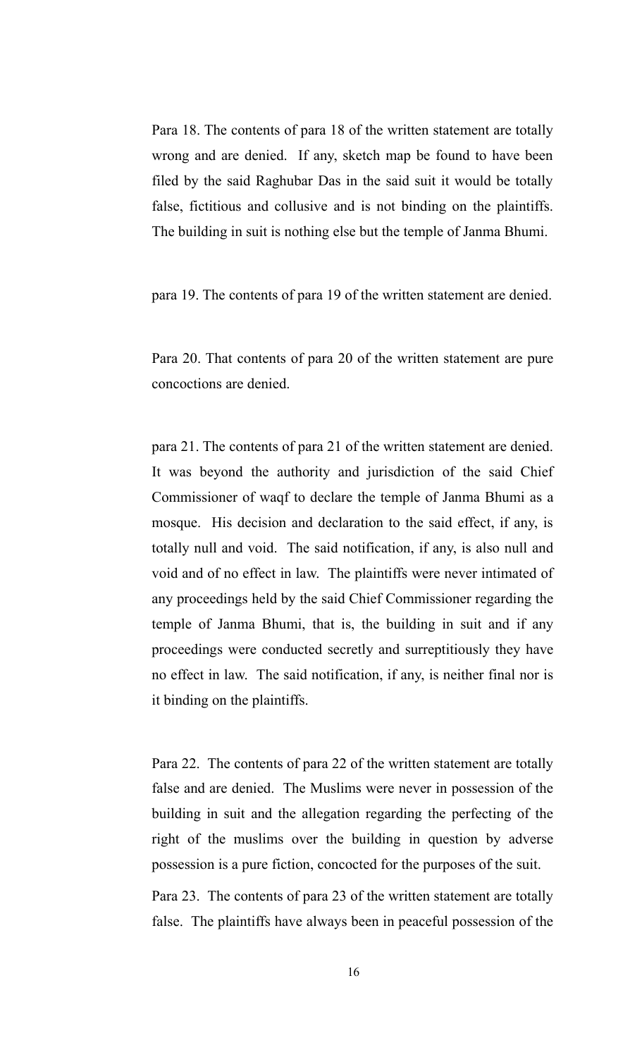Para 18. The contents of para 18 of the written statement are totally wrong and are denied. If any, sketch map be found to have been filed by the said Raghubar Das in the said suit it would be totally false, fictitious and collusive and is not binding on the plaintiffs. The building in suit is nothing else but the temple of Janma Bhumi.

para 19. The contents of para 19 of the written statement are denied.

Para 20. That contents of para 20 of the written statement are pure concoctions are denied.

para 21. The contents of para 21 of the written statement are denied. It was beyond the authority and jurisdiction of the said Chief Commissioner of waqf to declare the temple of Janma Bhumi as a mosque. His decision and declaration to the said effect, if any, is totally null and void. The said notification, if any, is also null and void and of no effect in law. The plaintiffs were never intimated of any proceedings held by the said Chief Commissioner regarding the temple of Janma Bhumi, that is, the building in suit and if any proceedings were conducted secretly and surreptitiously they have no effect in law. The said notification, if any, is neither final nor is it binding on the plaintiffs.

Para 22. The contents of para 22 of the written statement are totally false and are denied. The Muslims were never in possession of the building in suit and the allegation regarding the perfecting of the right of the muslims over the building in question by adverse possession is a pure fiction, concocted for the purposes of the suit.

Para 23. The contents of para 23 of the written statement are totally false. The plaintiffs have always been in peaceful possession of the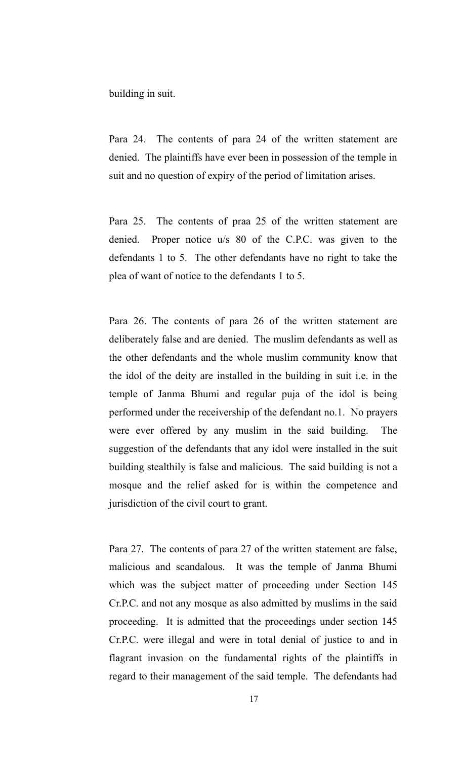building in suit.

Para 24. The contents of para 24 of the written statement are denied. The plaintiffs have ever been in possession of the temple in suit and no question of expiry of the period of limitation arises.

Para 25. The contents of praa 25 of the written statement are denied. Proper notice u/s 80 of the C.P.C. was given to the defendants 1 to 5. The other defendants have no right to take the plea of want of notice to the defendants 1 to 5.

Para 26. The contents of para 26 of the written statement are deliberately false and are denied. The muslim defendants as well as the other defendants and the whole muslim community know that the idol of the deity are installed in the building in suit i.e. in the temple of Janma Bhumi and regular puja of the idol is being performed under the receivership of the defendant no.1. No prayers were ever offered by any muslim in the said building. The suggestion of the defendants that any idol were installed in the suit building stealthily is false and malicious. The said building is not a mosque and the relief asked for is within the competence and jurisdiction of the civil court to grant.

Para 27. The contents of para 27 of the written statement are false, malicious and scandalous. It was the temple of Janma Bhumi which was the subject matter of proceeding under Section 145 Cr.P.C. and not any mosque as also admitted by muslims in the said proceeding. It is admitted that the proceedings under section 145 Cr.P.C. were illegal and were in total denial of justice to and in flagrant invasion on the fundamental rights of the plaintiffs in regard to their management of the said temple. The defendants had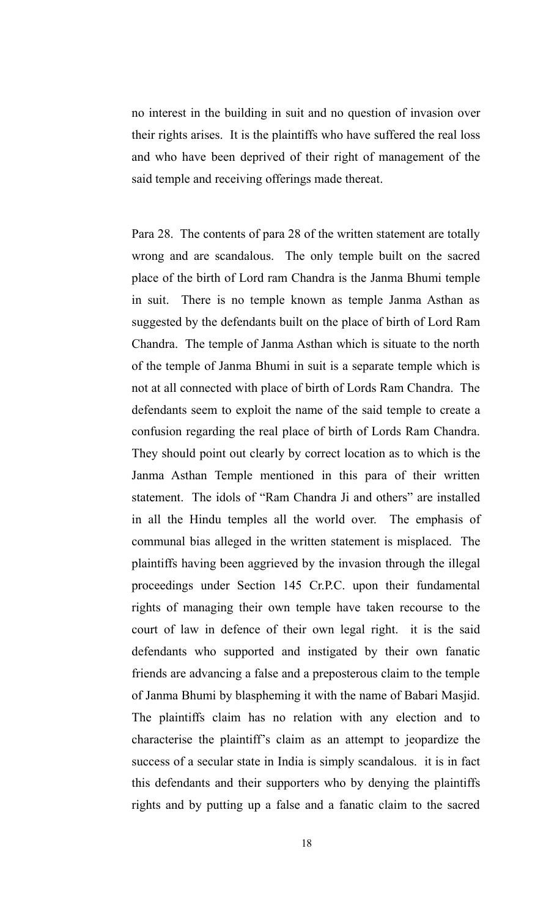no interest in the building in suit and no question of invasion over their rights arises. It is the plaintiffs who have suffered the real loss and who have been deprived of their right of management of the said temple and receiving offerings made thereat.

Para 28. The contents of para 28 of the written statement are totally wrong and are scandalous. The only temple built on the sacred place of the birth of Lord ram Chandra is the Janma Bhumi temple in suit. There is no temple known as temple Janma Asthan as suggested by the defendants built on the place of birth of Lord Ram Chandra. The temple of Janma Asthan which is situate to the north of the temple of Janma Bhumi in suit is a separate temple which is not at all connected with place of birth of Lords Ram Chandra. The defendants seem to exploit the name of the said temple to create a confusion regarding the real place of birth of Lords Ram Chandra. They should point out clearly by correct location as to which is the Janma Asthan Temple mentioned in this para of their written statement. The idols of "Ram Chandra Ji and others" are installed in all the Hindu temples all the world over. The emphasis of communal bias alleged in the written statement is misplaced. The plaintiffs having been aggrieved by the invasion through the illegal proceedings under Section 145 Cr.P.C. upon their fundamental rights of managing their own temple have taken recourse to the court of law in defence of their own legal right. it is the said defendants who supported and instigated by their own fanatic friends are advancing a false and a preposterous claim to the temple of Janma Bhumi by blaspheming it with the name of Babari Masjid. The plaintiffs claim has no relation with any election and to characterise the plaintiff's claim as an attempt to jeopardize the success of a secular state in India is simply scandalous. it is in fact this defendants and their supporters who by denying the plaintiffs rights and by putting up a false and a fanatic claim to the sacred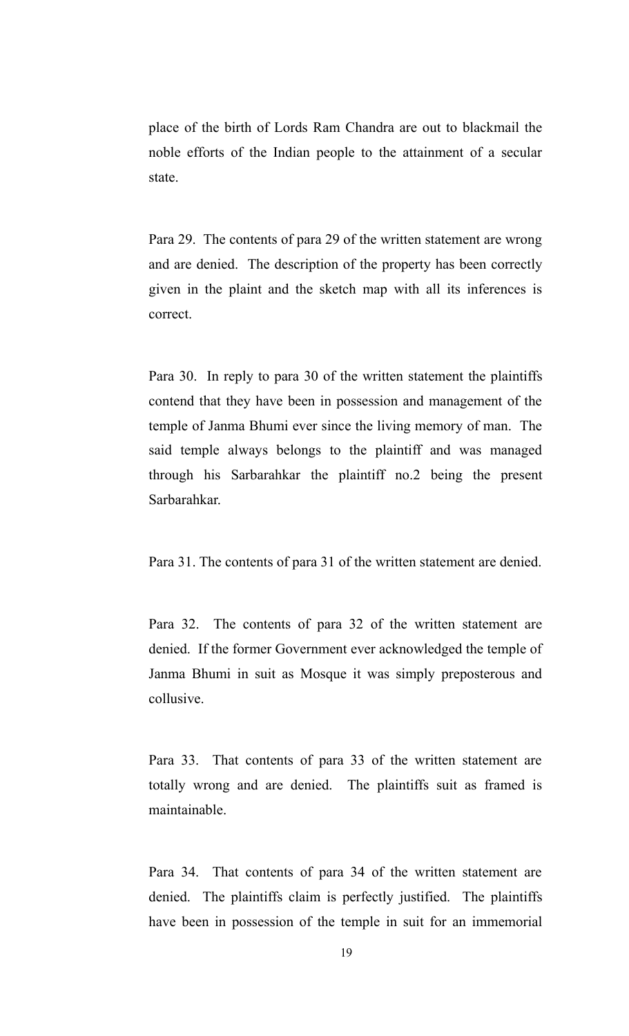place of the birth of Lords Ram Chandra are out to blackmail the noble efforts of the Indian people to the attainment of a secular state.

Para 29. The contents of para 29 of the written statement are wrong and are denied. The description of the property has been correctly given in the plaint and the sketch map with all its inferences is correct.

Para 30. In reply to para 30 of the written statement the plaintiffs contend that they have been in possession and management of the temple of Janma Bhumi ever since the living memory of man. The said temple always belongs to the plaintiff and was managed through his Sarbarahkar the plaintiff no.2 being the present Sarbarahkar.

Para 31. The contents of para 31 of the written statement are denied.

Para 32. The contents of para 32 of the written statement are denied. If the former Government ever acknowledged the temple of Janma Bhumi in suit as Mosque it was simply preposterous and collusive.

Para 33. That contents of para 33 of the written statement are totally wrong and are denied. The plaintiffs suit as framed is maintainable.

Para 34. That contents of para 34 of the written statement are denied. The plaintiffs claim is perfectly justified. The plaintiffs have been in possession of the temple in suit for an immemorial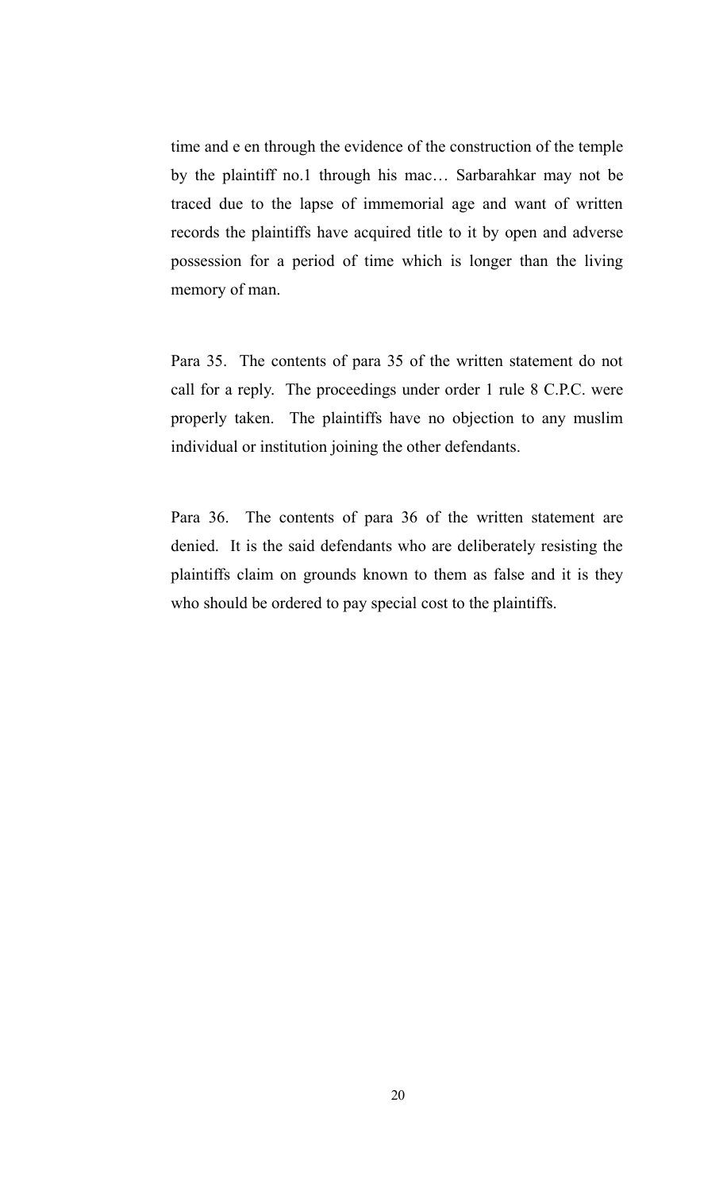time and e en through the evidence of the construction of the temple by the plaintiff no.1 through his mac… Sarbarahkar may not be traced due to the lapse of immemorial age and want of written records the plaintiffs have acquired title to it by open and adverse possession for a period of time which is longer than the living memory of man.

Para 35. The contents of para 35 of the written statement do not call for a reply. The proceedings under order 1 rule 8 C.P.C. were properly taken. The plaintiffs have no objection to any muslim individual or institution joining the other defendants.

Para 36. The contents of para 36 of the written statement are denied. It is the said defendants who are deliberately resisting the plaintiffs claim on grounds known to them as false and it is they who should be ordered to pay special cost to the plaintiffs.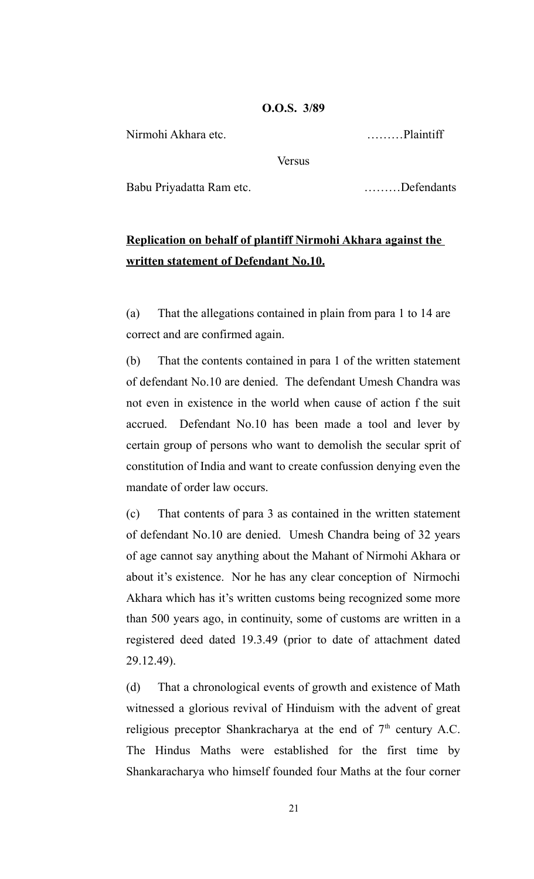**O.O.S. 3/89**

Nirmohi Akhara etc. ………Plaintiff

Versus

Babu Priyadatta Ram etc. ………Defendants

**<u>Replication on behalf of plantiff Nirmohi Akhara against the written statement of Defendant No.10.</u>**

(a) That the allegations contained in plain from para 1 to 14 are correct and are confirmed again.

(b) That the contents contained in para 1 of the written statement of defendant No.10 are denied. The defendant Umesh Chandra was not even in existence in the world when cause of action f the suit accrued. Defendant No.10 has been made a tool and lever by certain group of persons who want to demolish the secular sprit of constitution of India and want to create confussion denying even the mandate of order law occurs.

(c) That contents of para 3 as contained in the written statement of defendant No.10 are denied. Umesh Chandra being of 32 years of age cannot say anything about the Mahant of Nirmohi Akhara or about it's existence. Nor he has any clear conception of Nirmochi Akhara which has it's written customs being recognized some more than 500 years ago, in continuity, some of customs are written in a registered deed dated 19.3.49 (prior to date of attachment dated 29.12.49).

(d) That a chronological events of growth and existence of Math witnessed a glorious revival of Hinduism with the advent of great religious preceptor Shankracharya at the end of 7th century A.C. The Hindus Maths were established for the first time by Shankaracharya who himself founded four Maths at the four corner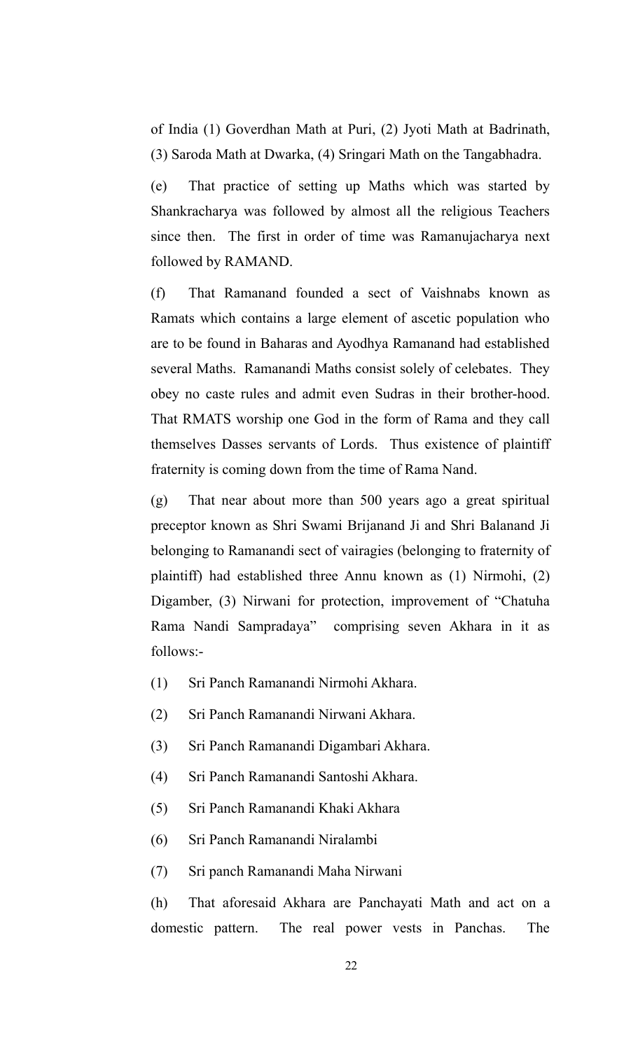of India (1) Goverdhan Math at Puri, (2) Jyoti Math at Badrinath, (3) Saroda Math at Dwarka, (4) Sringari Math on the Tangabhadra.

(e) That practice of setting up Maths which was started by Shankracharya was followed by almost all the religious Teachers since then. The first in order of time was Ramanujacharya next followed by RAMAND.

(f) That Ramanand founded a sect of Vaishnabs known as Ramats which contains a large element of ascetic population who are to be found in Baharas and Ayodhya Ramanand had established several Maths. Ramanandi Maths consist solely of celebates. They obey no caste rules and admit even Sudras in their brother-hood. That RMATS worship one God in the form of Rama and they call themselves Dasses servants of Lords. Thus existence of plaintiff fraternity is coming down from the time of Rama Nand.

(g) That near about more than 500 years ago a great spiritual preceptor known as Shri Swami Brijanand Ji and Shri Balanand Ji belonging to Ramanandi sect of vairagies (belonging to fraternity of plaintiff) had established three Annu known as (1) Nirmohi, (2) Digamber, (3) Nirwani for protection, improvement of "Chatuha Rama Nandi Sampradaya" comprising seven Akhara in it as follows:-

(1) Sri Panch Ramanandi Nirmohi Akhara.

(2) Sri Panch Ramanandi Nirwani Akhara.

(3) Sri Panch Ramanandi Digambari Akhara.

(4) Sri Panch Ramanandi Santoshi Akhara.

(5) Sri Panch Ramanandi Khaki Akhara

(6) Sri Panch Ramanandi Niralambi

(7) Sri panch Ramanandi Maha Nirwani

(h) That aforesaid Akhara are Panchayati Math and act on a domestic pattern. The real power vests in Panchas. The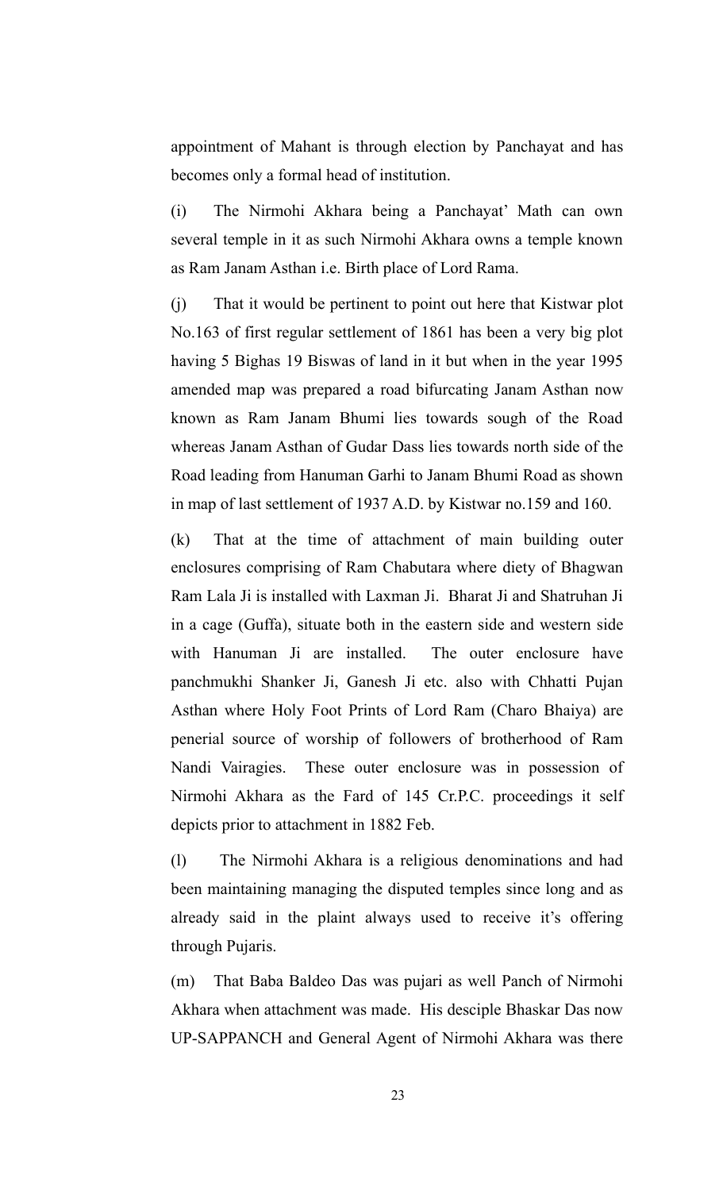appointment of Mahant is through election by Panchayat and has becomes only a formal head of institution.

(i) The Nirmohi Akhara being a Panchayat' Math can own several temple in it as such Nirmohi Akhara owns a temple known as Ram Janam Asthan i.e. Birth place of Lord Rama.

(j) That it would be pertinent to point out here that Kistwar plot No.163 of first regular settlement of 1861 has been a very big plot having 5 Bighas 19 Biswas of land in it but when in the year 1995 amended map was prepared a road bifurcating Janam Asthan now known as Ram Janam Bhumi lies towards sough of the Road whereas Janam Asthan of Gudar Dass lies towards north side of the Road leading from Hanuman Garhi to Janam Bhumi Road as shown in map of last settlement of 1937 A.D. by Kistwar no.159 and 160.

(k) That at the time of attachment of main building outer enclosures comprising of Ram Chabutara where diety of Bhagwan Ram Lala Ji is installed with Laxman Ji. Bharat Ji and Shatruhan Ji in a cage (Guffa), situate both in the eastern side and western side with Hanuman Ji are installed. The outer enclosure have panchmukhi Shanker Ji, Ganesh Ji etc. also with Chhatti Pujan Asthan where Holy Foot Prints of Lord Ram (Charo Bhaiya) are penerial source of worship of followers of brotherhood of Ram Nandi Vairagies. These outer enclosure was in possession of Nirmohi Akhara as the Fard of 145 Cr.P.C. proceedings it self depicts prior to attachment in 1882 Feb.

(l) The Nirmohi Akhara is a religious denominations and had been maintaining managing the disputed temples since long and as already said in the plaint always used to receive it's offering through Pujaris.

(m) That Baba Baldeo Das was pujari as well Panch of Nirmohi Akhara when attachment was made. His desciple Bhaskar Das now UP-SAPPANCH and General Agent of Nirmohi Akhara was there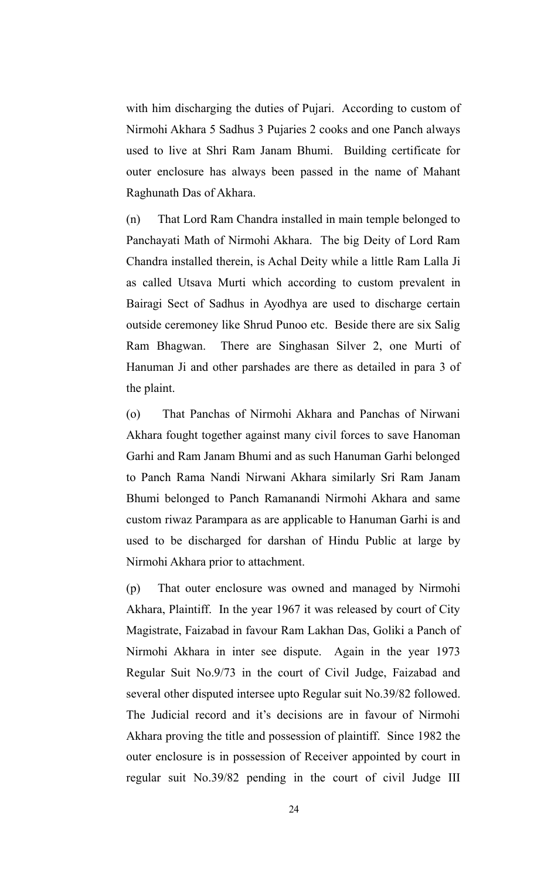with him discharging the duties of Pujari. According to custom of Nirmohi Akhara 5 Sadhus 3 Pujaries 2 cooks and one Panch always used to live at Shri Ram Janam Bhumi. Building certificate for outer enclosure has always been passed in the name of Mahant Raghunath Das of Akhara.

(n) That Lord Ram Chandra installed in main temple belonged to Panchayati Math of Nirmohi Akhara. The big Deity of Lord Ram Chandra installed therein, is Achal Deity while a little Ram Lalla Ji as called Utsava Murti which according to custom prevalent in Bairagi Sect of Sadhus in Ayodhya are used to discharge certain outside ceremoney like Shrud Punoo etc. Beside there are six Salig Ram Bhagwan. There are Singhasan Silver 2, one Murti of Hanuman Ji and other parshades are there as detailed in para 3 of the plaint.

(o) That Panchas of Nirmohi Akhara and Panchas of Nirwani Akhara fought together against many civil forces to save Hanoman Garhi and Ram Janam Bhumi and as such Hanuman Garhi belonged to Panch Rama Nandi Nirwani Akhara similarly Sri Ram Janam Bhumi belonged to Panch Ramanandi Nirmohi Akhara and same custom riwaz Parampara as are applicable to Hanuman Garhi is and used to be discharged for darshan of Hindu Public at large by Nirmohi Akhara prior to attachment.

(p) That outer enclosure was owned and managed by Nirmohi Akhara, Plaintiff. In the year 1967 it was released by court of City Magistrate, Faizabad in favour Ram Lakhan Das, Goliki a Panch of Nirmohi Akhara in inter see dispute. Again in the year 1973 Regular Suit No.9/73 in the court of Civil Judge, Faizabad and several other disputed intersee upto Regular suit No.39/82 followed. The Judicial record and it's decisions are in favour of Nirmohi Akhara proving the title and possession of plaintiff. Since 1982 the outer enclosure is in possession of Receiver appointed by court in regular suit No.39/82 pending in the court of civil Judge III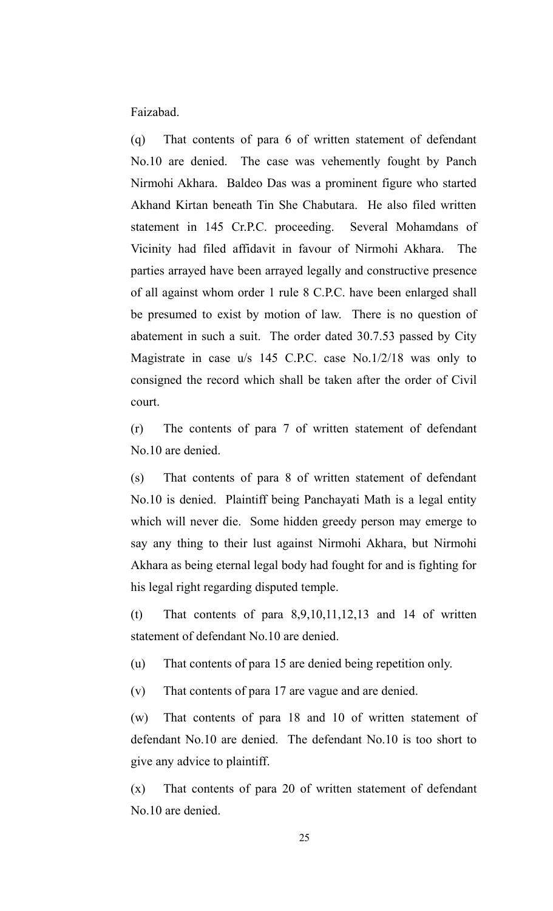Faizabad.

(q) That contents of para 6 of written statement of defendant No.10 are denied. The case was vehemently fought by Panch Nirmohi Akhara. Baldeo Das was a prominent figure who started Akhand Kirtan beneath Tin She Chabutara. He also filed written statement in 145 Cr.P.C. proceeding. Several Mohamdans of Vicinity had filed affidavit in favour of Nirmohi Akhara. The parties arrayed have been arrayed legally and constructive presence of all against whom order 1 rule 8 C.P.C. have been enlarged shall be presumed to exist by motion of law. There is no question of abatement in such a suit. The order dated 30.7.53 passed by City Magistrate in case u/s 145 C.P.C. case No.1/2/18 was only to consigned the record which shall be taken after the order of Civil court.

(r) The contents of para 7 of written statement of defendant No.10 are denied.

(s) That contents of para 8 of written statement of defendant No.10 is denied. Plaintiff being Panchayati Math is a legal entity which will never die. Some hidden greedy person may emerge to say any thing to their lust against Nirmohi Akhara, but Nirmohi Akhara as being eternal legal body had fought for and is fighting for his legal right regarding disputed temple.

(t) That contents of para 8,9,10,11,12,13 and 14 of written statement of defendant No.10 are denied.

(u) That contents of para 15 are denied being repetition only.

(v) That contents of para 17 are vague and are denied.

(w) That contents of para 18 and 10 of written statement of defendant No.10 are denied. The defendant No.10 is too short to give any advice to plaintiff.

(x) That contents of para 20 of written statement of defendant No.10 are denied.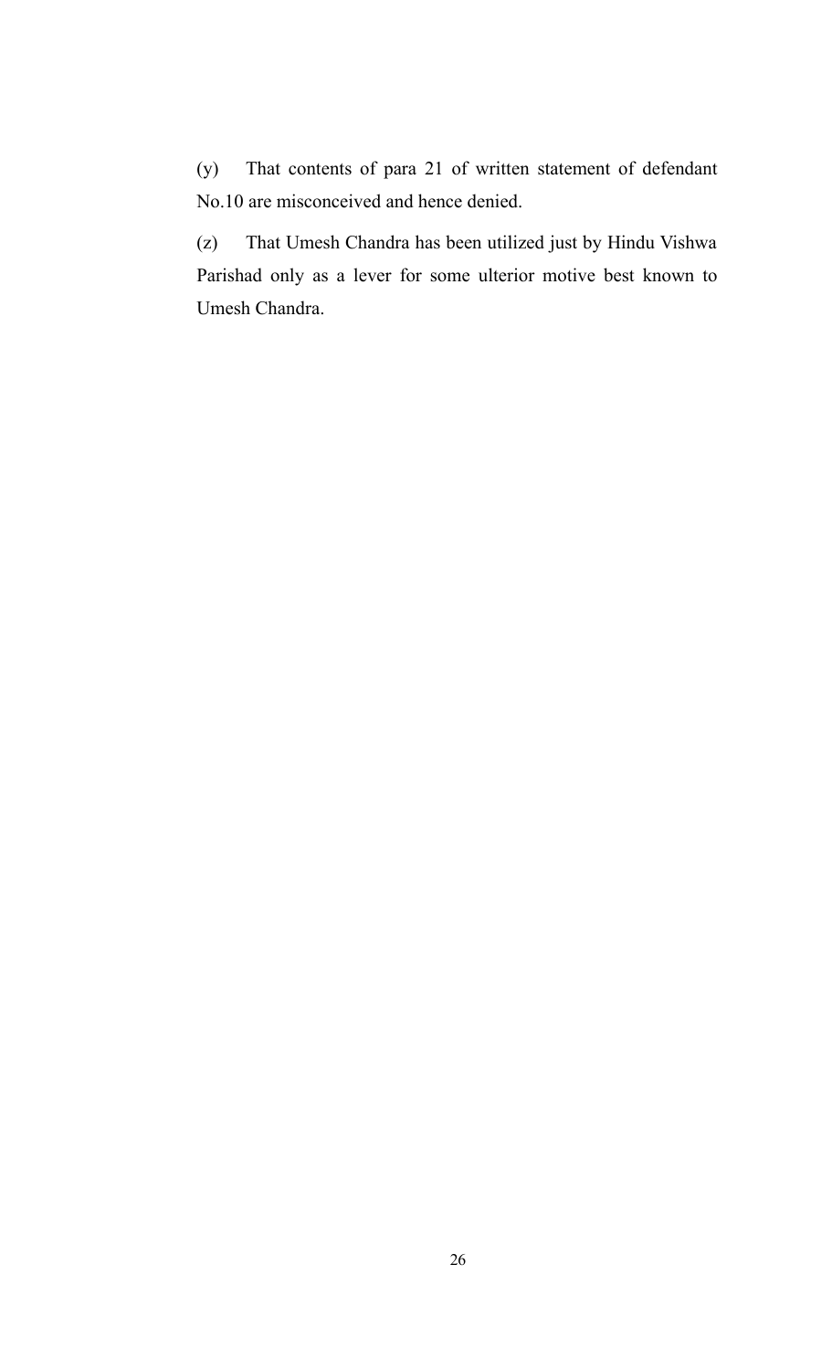(y) That contents of para 21 of written statement of defendant No.10 are misconceived and hence denied.

(z) That Umesh Chandra has been utilized just by Hindu Vishwa Parishad only as a lever for some ulterior motive best known to Umesh Chandra.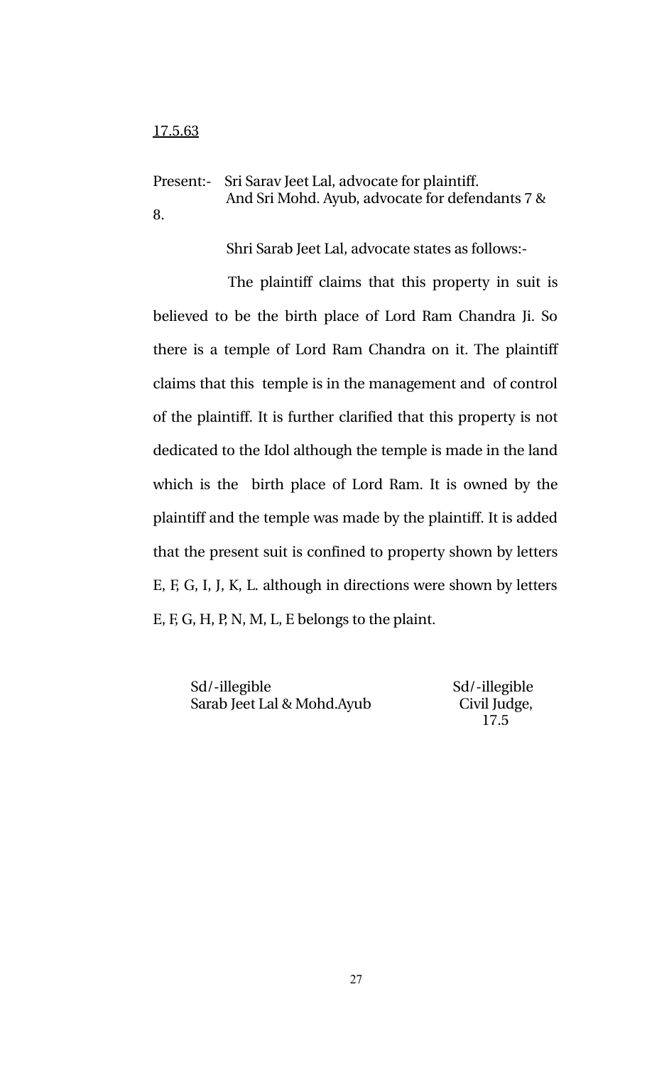<u>17.5.63</u>

Present:- Sri Sarav Jeet Lal, advocate for plaintiff.
And Sri Mohd. Ayub, advocate for defendants 7 & 8.

Shri Sarab Jeet Lal, advocate states as follows:-

The plaintiff claims that this property in suit is believed to be the birth place of Lord Ram Chandra Ji. So there is a temple of Lord Ram Chandra on it. The plaintiff claims that this temple is in the management and of control of the plaintiff. It is further clarified that this property is not dedicated to the Idol although the temple is made in the land which is the birth place of Lord Ram. It is owned by the plaintiff and the temple was made by the plaintiff. It is added that the present suit is confined to property shown by letters E, F, G, I, J, K, L. although in directions were shown by letters E, F, G, H, P, N, M, L, E belongs to the plaint.

Sd/-illegible
Sarab Jeet Lal & Mohd.Ayub

Sd/-illegible
Civil Judge,
17.5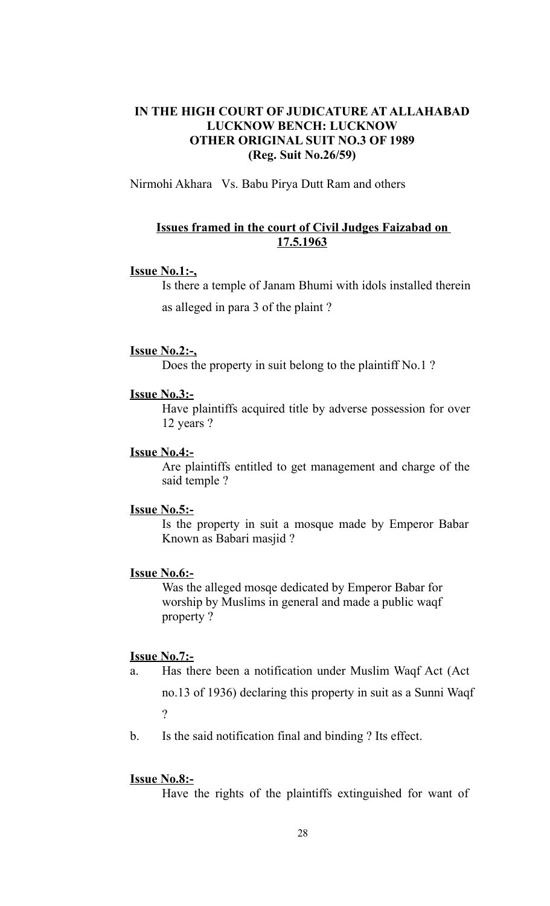**IN THE HIGH COURT OF JUDICATURE AT ALLAHABAD**
**LUCKNOW BENCH: LUCKNOW**
**OTHER ORIGINAL SUIT NO.3 OF 1989**
**(Reg. Suit No.26/59)**

Nirmohi Akhara Vs. Babu Pirya Dutt Ram and others

**Issues framed in the court of Civil Judges Faizabad on 17.5.1963**

**Issue No.1:-,**

Is there a temple of Janam Bhumi with idols installed therein as alleged in para 3 of the plaint ?

**Issue No.2:-,**

Does the property in suit belong to the plaintiff No.1 ?

**Issue No.3:-**

Have plaintiffs acquired title by adverse possession for over 12 years ?

**Issue No.4:-**

Are plaintiffs entitled to get management and charge of the said temple ?

**Issue No.5:-**

Is the property in suit a mosque made by Emperor Babar Known as Babari masjid ?

**Issue No.6:-**

Was the alleged mosqe dedicated by Emperor Babar for worship by Muslims in general and made a public waqf property ?

**Issue No.7:-**

a. Has there been a notification under Muslim Waqf Act (Act no.13 of 1936) declaring this property in suit as a Sunni Waqf ?

b. Is the said notification final and binding ? Its effect.

**Issue No.8:-**

Have the rights of the plaintiffs extinguished for want of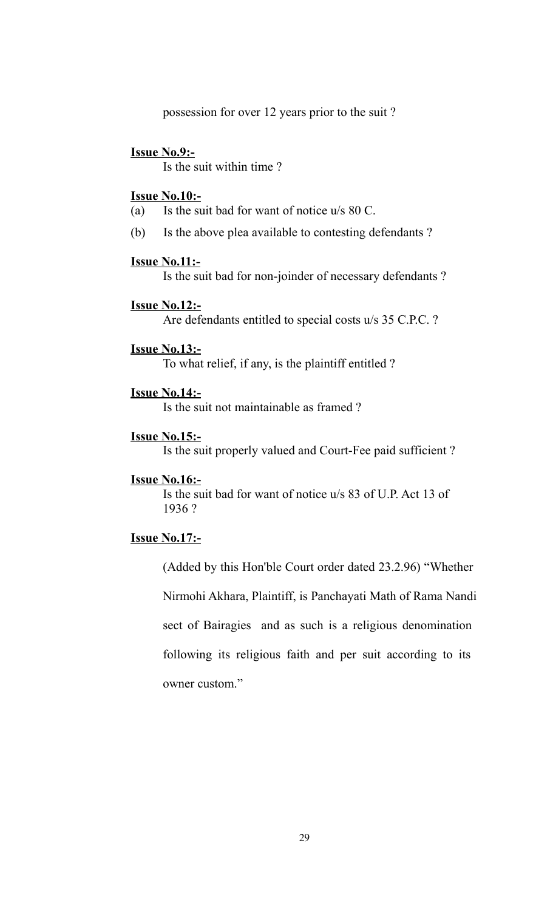possession for over 12 years prior to the suit ?

**Issue No.9:-**

Is the suit within time ?

**Issue No.10:-**

(a) Is the suit bad for want of notice u/s 80 C.

(b) Is the above plea available to contesting defendants ?

**Issue No.11:-**

Is the suit bad for non-joinder of necessary defendants ?

**Issue No.12:-**

Are defendants entitled to special costs u/s 35 C.P.C. ?

**Issue No.13:-**

To what relief, if any, is the plaintiff entitled ?

**Issue No.14:-**

Is the suit not maintainable as framed ?

**Issue No.15:-**

Is the suit properly valued and Court-Fee paid sufficient ?

**Issue No.16:-**

Is the suit bad for want of notice u/s 83 of U.P. Act 13 of 1936 ?

**Issue No.17:-**

(Added by this Hon'ble Court order dated 23.2.96) "Whether Nirmohi Akhara, Plaintiff, is Panchayati Math of Rama Nandi sect of Bairagies and as such is a religious denomination following its religious faith and per suit according to its owner custom."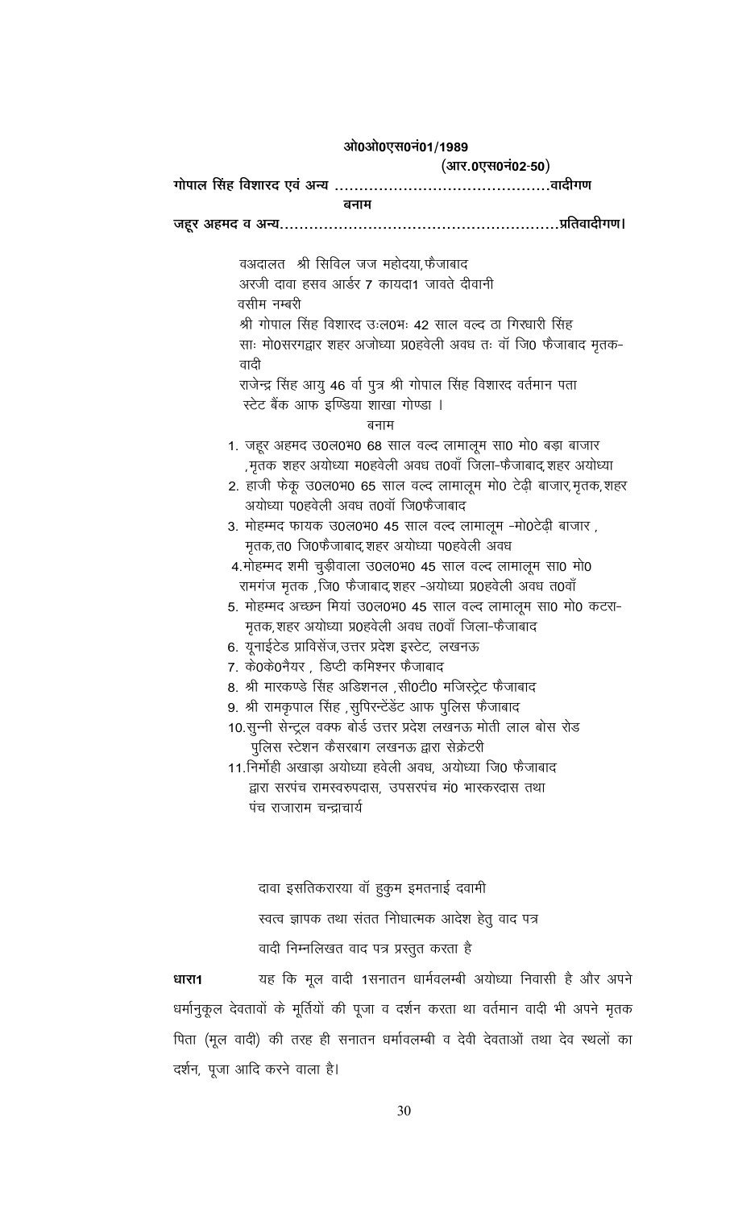**ओ0ओ0एस0नं01/1989**

**(आर.0एस0नं02-50)**

**गोपाल सिंह विशारद एवं अन्य ...........................................वादीगण**

**बनाम**

**जहूर अहमद व अन्य.......................................................प्रतिवादीगण।**

वअदालत श्री सिविल जज महोदया, फैजाबाद

अरजी दावा हसव आर्डर 7 कायदा1 जावते दीवानी

वसीम नम्बरी

श्री गोपाल सिंह विशारद उ0ल0भः 42 साल वल्द ठा गिरधारी सिंह साः मो0सरगद्वार शहर अजोध्या प्र0हवेली अवध तः वॉ जि0 फैजाबाद मृतक-वादी

राजेन्द्र सिंह आयु 46 वर्ष पुत्र श्री गोपाल सिंह विशारद वर्तमान पता स्टेट बैंक आफ इण्डिया शाखा गोण्डा ।

बनाम

1. जहूर अहमद उ0ल0भ0 68 साल वल्द लामालूम सा0 मो0 बड़ा बाजार ,मृतक शहर अयोध्या म0हवेली अवध त0वॉं जिला-फैजाबाद, शहर अयोध्या
2. हाजी फेकू उ0ल0भ0 65 साल वल्द लामालूम मो0 टेढ़ी बाजार, मृतक, शहर अयोध्या प0हवेली अवध त0वॉ जि0फैजाबाद
3. मोहम्मद फायक उ0ल0भ0 45 साल वल्द लामालूम -मो0टेढ़ी बाजार , मृतक, त0 जि0फैजाबाद, शहर अयोध्या प0हवेली अवध
4. मोहम्मद शमी चुड़ीवाला उ0ल0भ0 45 साल वल्द लामालूम सा0 मो0 रामगंज मृतक ,जि0 फैजाबाद, शहर -अयोध्या प्र0हवेली अवध त0वॉं
5. मोहम्मद अच्छन मियां उ0ल0भ0 45 साल वल्द लामालूम सा0 मो0 कटरा-मृतक, शहर अयोध्या प्र0हवेली अवध त0वॉं जिला-फैजाबाद
6. यूनाईटेड प्राविसेंज, उत्तर प्रदेश इस्टेट, लखनऊ
7. के0के0नैयर , डिप्टी कमिश्नर फैजाबाद
8. श्री मारकण्डे सिंह अडिशनल ,सी0टी0 मजिस्ट्रेट फैजाबाद
9. श्री रामकृपाल सिंह ,सुपिरन्टेडेंट आफ पुलिस फैजाबाद
10. सुन्नी सेन्ट्रल वक्फ बोर्ड उत्तर प्रदेश लखनऊ मोती लाल बोस रोड पुलिस स्टेशन कैसरबाग लखनऊ द्वारा सेक्रेटरी
11. निर्मोही अखाड़ा अयोध्या हवेली अवध, अयोध्या जि0 फैजाबाद द्वारा सरपंच रामस्वरुपदास, उपसरपंच मं0 भास्करदास तथा पंच राजाराम चन्द्राचार्य

दावा इसतिकरारया वॉ हुकुम इमतनाई दवामी

स्वत्व ज्ञापक तथा संतत निोधात्मक आदेश हेतु वाद पत्र

वादी निम्नलिखत वाद पत्र प्रस्तुत करता है

**धारा1** यह कि मूल वादी 1सनातन धार्मवलम्बी अयोध्या निवासी है और अपने धर्मानुकूल देवतावों के मूर्तियों की पूजा व दर्शन करता था वर्तमान वादी भी अपने मृतक पिता (मूल वादी) की तरह ही सनातन धर्मावलम्बी व देवी देवताओं तथा देव स्थलों का दर्शन, पूजा आदि करने वाला है।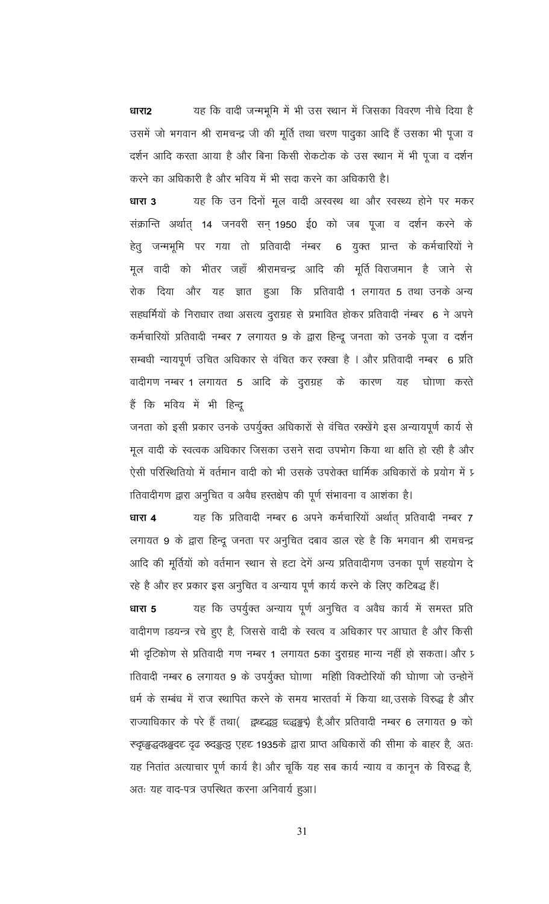**धारा2** यह कि वादी जन्मभूमि में भी उस स्थान में जिसका विवरण नीचे दिया है उसमें जो भगवान श्री रामचन्द्र जी की मूर्ति तथा चरण पादुका आदि हैं उसका भी पूजा व दर्शन आदि करता आया है और बिना किसी रोकटोक के उस स्थान में भी पूजा व दर्शन करने का अधिकारी है और भविय में भी सदा करने का अधिकारी है।

**धारा 3** यह कि उन दिनों मूल वादी अस्वस्थ था और स्वस्थ्य होने पर मकर संक्रान्ति अर्थात् 14 जनवरी सन् 1950 ई0 को जब पूजा व दर्शन करने के हेतु जन्मभूमि पर गया तो प्रतिवादी नंम्बर 6 युक्त प्रान्त के कर्मचारियों ने मूल वादी को भीतर जहाँ श्रीरामचन्द्र आदि की मूर्ति विराजमान है जाने से रोक दिया और यह ज्ञात हुआ कि प्रतिवादी 1 लगायत 5 तथा उनके अन्य सहधर्मियों के निराधार तथा असत्य दुराग्रह से प्रभावित होकर प्रतिवादी नंम्बर 6 ने अपने कर्मचारियों प्रतिवादी नम्बर 7 लगायत 9 के द्वारा हिन्दू जनता को उनके पूजा व दर्शन सम्बधी न्यायपूर्ण उचित अधिकार से वंचित कर रक्खा है । और प्रतिवादी नम्बर 6 प्रति वादीगण नम्बर 1 लगायत 5 आदि के दुराग्रह के कारण यह घोाणा करते हैं कि भविय में भी हिन्दू जनता को इसी प्रकार उनके उपर्युक्त अधिकारों से वंचित रक्खेंगे इस अन्यायपूर्ण कार्य से मूल वादी के स्वत्वक अधिकार जिसका उसने सदा उपभोग किया था क्षति हो रही है और ऐसी परिस्थितियो में वर्तमान वादी को भी उसके उपरोक्त धार्मिक अधिकारों के प्रयोग में प्रतिवादीगण द्वारा अनुचित व अवैध हस्तक्षेप की पूर्ण संभावना व आशंका है।

**धारा 4** यह कि प्रतिवादी नम्बर 6 अपने कर्मचारियों अर्थात् प्रतिवादी नम्बर 7 लगायत 9 के द्वारा हिन्दू जनता पर अनुचित दबाव डाल रहे है कि भगवान श्री रामचन्द्र आदि की मूर्तियों को वर्तमान स्थान से हटा देगें अन्य प्रतिवादीगण उनका पूर्ण सहयोग दे रहे है और हर प्रकार इस अनुचित व अन्याय पूर्ण कार्य करने के लिए कटिबद्ध हैं।

**धारा 5** यह कि उपर्युक्त अन्याय पूर्ण अनुचित व अवैध कार्य में समस्त प्रति वादीगण ाडयन्त्र रचे हुए है, जिससे वादी के स्वत्व व अधिकार पर आघात है और किसी भी दृटिकोण से प्रतिवादी गण नम्बर 1 लगायत 5का दुराग्रह मान्य नहीं हो सकता। और प्रतिवादी नम्बर 6 लगायत 9 के उपर्युक्त घोाणा महिी विक्टोरियों की घोाणा जो उन्होनें धर्म के सम्बंध में राज स्थापित करने के समय भारतर्वा में किया था,उसके विरुद्ध है और राज्याधिकार के परे हैं तथा( द्वथ्द्धद्व ध्द्धङ्कद्) है,और प्रतिवादी नम्बर 6 लगायत 9 को स्दृध्ङ्कद्धदश्ङ्कदद्द दृढ स्द्धङ्कत्त्ठ एहद्द 1935के द्वारा प्राप्त अधिकारों की सीमा के बाहर है, अतः यह नितांत अत्याचार पूर्ण कार्य है। और चूकिं यह सब कार्य न्याय व कानून के विरुद्ध है, अतः यह वाद-पत्र उपस्थित करना अनिवार्य हुआ।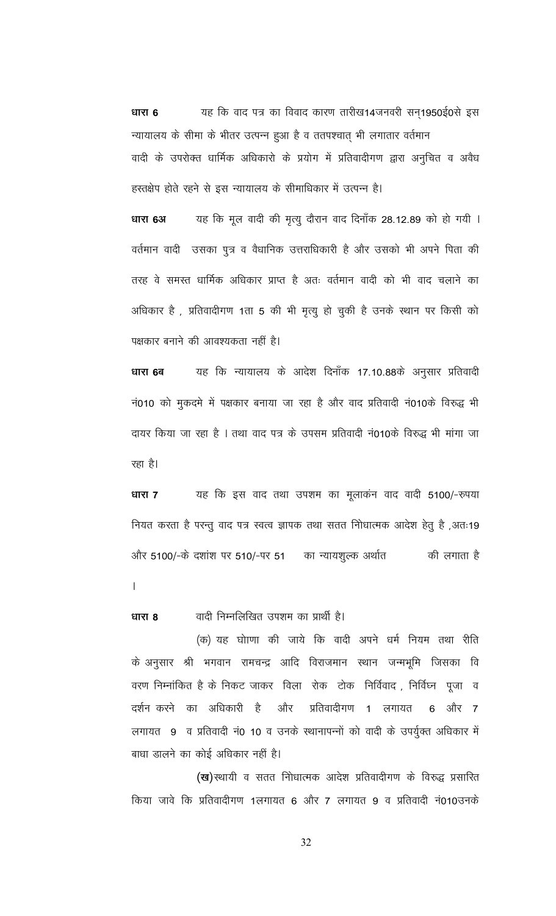**धारा 6** यह कि वाद पत्र का विवाद कारण तारीख14जनवरी सन्1950ई0से इस न्यायालय के सीमा के भीतर उत्पन्न हुआ है व ततपश्चात् भी लगातार वर्तमान वादी के उपरोक्त धार्मिक अधिकारो के प्रयोग में प्रतिवादीगण द्वारा अनुचित व अवैध हस्तक्षेप होते रहने से इस न्यायालय के सीमाधिकार में उत्पन्न है।

**धारा 6अ** यह कि मूल वादी की मृत्यु दौरान वाद दिनाँक 28.12.89 को हो गयी । वर्तमान वादी उसका पुत्र व वैधानिक उत्तराधिकारी है और उसको भी अपने पिता की तरह वे समस्त धार्मिक अधिकार प्राप्त है अतः वर्तमान वादी को भी वाद चलाने का अधिकार है , प्रतिवादीगण 1ता 5 की भी मृत्यु हो चुकी है उनके स्थान पर किसी को पक्षकार बनाने की आवश्यकता नहीं है।

**धारा 6ब** यह कि न्यायालय के आदेश दिनाँक 17.10.88के अनुसार प्रतिवादी नं010 को मुकदमे में पक्षकार बनाया जा रहा है और वाद प्रतिवादी नं010के विरुद्ध भी दायर किया जा रहा है । तथा वाद पत्र के उपसम प्रतिवादी नं010के विरुद्ध भी मांगा जा रहा है।

**धारा 7** यह कि इस वाद तथा उपशम का मूलाकंन वाद वादी 5100/-रुपया नियत करता है परन्तु वाद पत्र स्वत्व ज्ञापक तथा सतत निोधात्मक आदेश हेतु है ,अतः19 और 5100/-के दशांश पर 510/-पर 51 का न्यायशुल्क अर्थात की लगाता है ।

**धारा 8** वादी निम्नलिखित उपशम का प्रार्थी है।

(क) यह घोाणा की जाये कि वादी अपने धर्म नियम तथा रीति के अनुसार श्री भगवान रामचन्द्र आदि विराजमान स्थान जन्मभूमि जिसका विवरण निम्नांकित है के निकट जाकर विला रोक टोक निर्विवाद , निर्विघ्न पूजा व दर्शन करने का अधिकारी है और प्रतिवादीगण 1 लगायत 6 और 7 लगायत 9 व प्रतिवादी नं0 10 व उनके स्थानापन्नों को वादी के उपर्युक्त अधिकार में बाधा डालने का कोई अधिकार नहीं है।

**(ख)**स्थायी व सतत निोधात्मक आदेश प्रतिवादीगण के विरुद्ध प्रसारित किया जावे कि प्रतिवादीगण 1लगायत 6 और 7 लगायत 9 व प्रतिवादी नं010उनके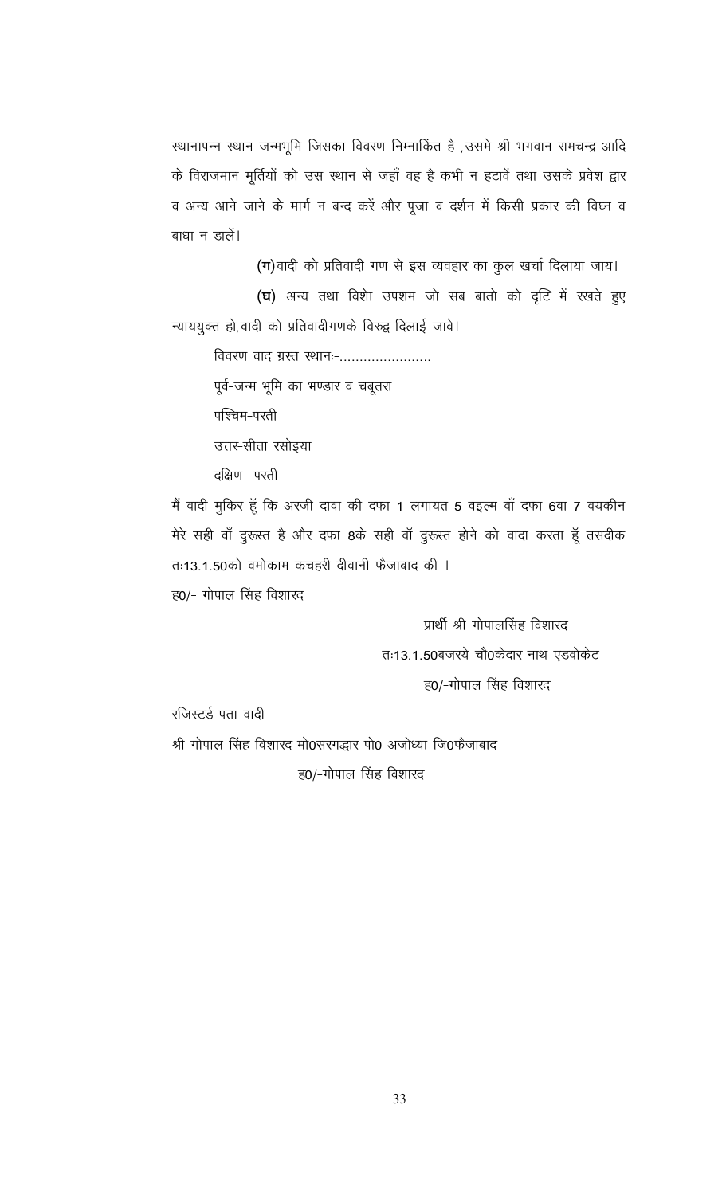स्थानापन्न स्थान जन्मभूमि जिसका विवरण निम्नांकित है ,उसमे श्री भगवान रामचन्द्र आदि के विराजमान मूर्तियों को उस स्थान से जहाँ वह है कभी न हटावें तथा उसके प्रवेश द्वार व अन्य आने जाने के मार्ग न बन्द करें और पूजा व दर्शन में किसी प्रकार की विघ्न व बाधा न डालें।

**(ग)** वादी को प्रतिवादी गण से इस व्यवहार का कुल खर्चा दिलाया जाय।

**(घ)** अन्य तथा विशेा उपशम जो सब बातो को दृटि में रखते हुए न्याययुक्त हो,वादी को प्रतिवादीगणके विरुद्ध दिलाई जावे।

विवरण वाद ग्रस्त स्थानः-.......................

पूर्व-जन्म भूमि का भण्डार व चबूतरा

पश्चिम-परती

उत्तर-सीता रसोइया

दक्षिण- परती

मैं वादी मुकिर हूँ कि अरजी दावा की दफा 1 लगायत 5 वइल्म वाँ दफा 6वा 7 वयकीन मेरे सही वाँ दुरूस्त है और दफा 8के सही वॉ दुरूस्त होने को वादा करता हूँ तसदीक तः13.1.50को वमोकाम कचहरी दीवानी फैजाबाद की ।

ह0/- गोपाल सिंह विशारद

प्रार्थी श्री गोपालसिंह विशारद

तः13.1.50बजरये चौ0केदार नाथ एडवोकेट

ह0/-गोपाल सिंह विशारद

रजिस्टर्ड पता वादी

श्री गोपाल सिंह विशारद मो0सरगद्धार पो0 अजोध्या जि0फैजाबाद

ह0/-गोपाल सिंह विशारद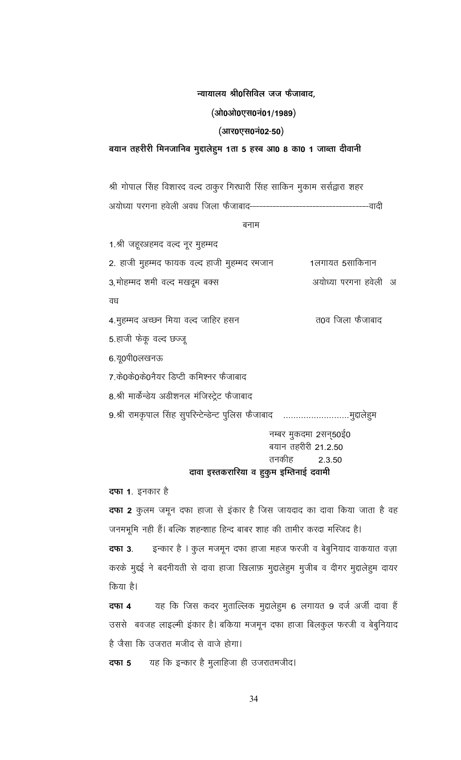**न्यायालय श्री0सिविल जज फैजाबाद,**

**(ओ0ओ0एस0नं01/1989)**

**(आर0एस0नं02-50)**

**बयान तहरीरी मिनजानिब मुद्दालेहुम 1ता 5 हस्ब आ0 8 का0 1 जाब्ता दीवानी**

श्री गोपाल सिंह विशारद वल्द ठाकुर गिरधारी सिंह साकिन मुकाम सर्सद्वारा शहर अयोध्या परगना हवेली अवध जिला फैजाबाद-----------------------------------वादी

बनाम

1.श्री जहूरअहमद वल्द नूर मुहम्मद

2. हाजी मुहम्मद फायक वल्द हाजी मुहम्मद रमजान 1लगायत 5साकिनान

3,मोहम्मद शमी वल्द मखदूम बक्स अयोध्या परगना हवेली अवध

4.मुहम्मद अच्छन मिया वल्द जाहिर हसन त0व जिला फैजाबाद

5.हाजी फेकू वल्द छज्जू

6.यू0पी0लखनऊ

7.के0के0के0नैयर डिप्टी कमिश्नर फैजाबाद

8.श्री मार्केन्डेय अडीशनल मंजिस्ट्रेट फैजाबाद

9.श्री रामकृपाल सिंह सुपरिन्टेन्डेन्ट पुलिस फैजाबाद ..........................मुद्दालेहुम

नम्बर मुकदमा 2सन्50ई0
बयान तहरीरी 21.2.50
तनकीह 2.3.50

**दावा इस्तकरारिया व हुकुम इम्तिनाई दवामी**

**दफा 1**. इनकार है

**दफा 2** कुलम जमून दफा हाजा से इंकार है जिस जायदाद का दावा किया जाता है वह जनमभूमि नही हैं। बल्कि शहन्शाह हिन्द बाबर शाह की तामीर करदा मस्जिद है।

**दफा 3**. इन्कार है । कुल मजमून दफा हाजा महज फरजी व बेबुनियाद वाकयात वज़ा करके मुद्दई ने बदनीयती से दावा हाजा खिलाफ़ मुद्दालेहुम मुजीब व दीगर मुद्दालेहुम दायर किया है।

**दफा 4** यह कि जिस कदर मुताल्लिक मुद्दालेहुम 6 लगायत 9 दर्ज अर्जी दावा हैं उससे बवजह लाइल्मी इंकार है। बकिया मजमून दफा हाजा बिलकुल फरजी व बेबुनियाद है जैसा कि उजरात मजीद से वाजे होगा।

**दफा 5** यह कि इन्कार है मुलाहिजा ही उजरातमजीद।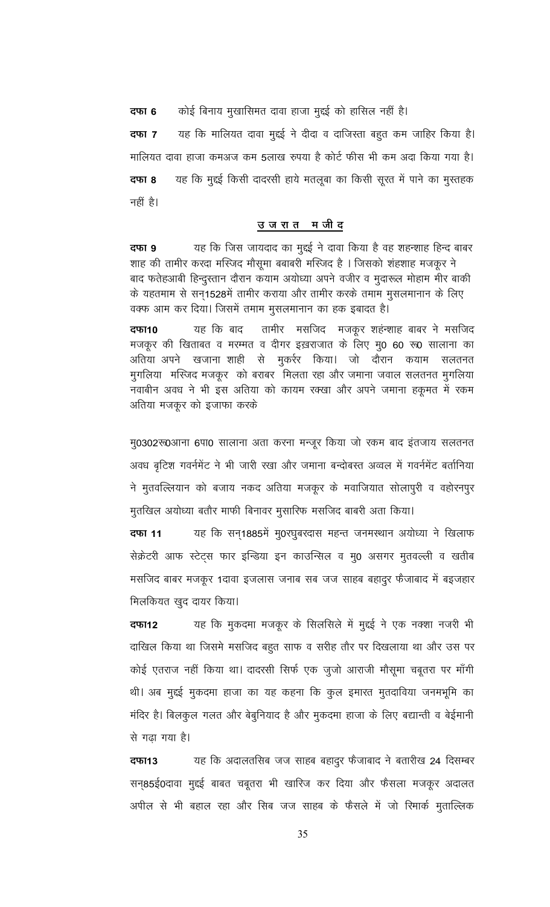**दफा 6** कोई बिनाय मुखासिमत दावा हाजा मुद्दई को हासिल नहीं है।

**दफा 7** यह कि मालियत दावा मुद्दई ने दीदा व दाजिस्ता बहुत कम जाहिर किया है। मालियत दावा हाजा कमअज कम 5लाख रुपया है कोर्ट फीस भी कम अदा किया गया है।

**दफा 8** यह कि मुद्दई किसी दादरसी हाये मतलूबा का किसी सूरत में पाने का मुस्तहक नहीं है।

**उ ज रा त  म जी द**

**दफा 9** यह कि जिस जायदाद का मुद्दई ने दावा किया है वह शहन्शाह हिन्द बाबर शाह की तामीर करदा मस्जिद मौसूमा बबाबरी मस्जिद है । जिसको शंहशाह मजकूर ने बाद फतेहआबी हिन्दुस्तान दौरान कयाम अयोध्या अपने वजीर व मुदारूल मोहाम मीर बाकी के यहतमाम से सन्1528में तामीर कराया और तामीर करके तमाम मुसलमानान के लिए वक्फ आम कर दिया। जिसमें तमाम मुसलमानान का हक इबादत है।

**दफा10** यह कि बाद तामीर मसजिद मजकूर शहंन्शाह बाबर ने मसजिद मजकूर की खिताबत व मरम्मत व दीगर इख़राजात के लिए मु0 60 रू0 सालाना का अतिया अपने खजाना शाही से मुकर्रर किया। जो दौरान कयाम सलतनत मुगलिया मस्जिद मजकूर को बराबर मिलता रहा और जमाना जवाल सलतनत मुगलिया नवाबीन अवध ने भी इस अतिया को कायम रक्खा और अपने जमाना हकूमत में रकम अतिया मजकूर को इजाफा करके

मु0302रू0आना 6पा0 सालाना अता करना मन्जूर किया जो रकम बाद इंतजाय सलतनत अवध बृटिश गवर्नमेंट ने भी जारी रखा और जमाना बन्दोबस्त अव्वल में गवर्नमेंट बर्तानिया ने मुतवल्लियान को बजाय नकद अतिया मजकूर के मवाजियात सोलापुरी व वहोरनपुर मुतखिल अयोध्या बतौर माफी बिनावर मुसारिफ मसजिद बाबरी अता किया।

**दफा 11** यह कि सन्1885में मु0रघुबरदास महन्त जनमस्थान अयोध्या ने खिलाफ सेक्रेटरी आफ स्टेट्स फार इन्डिया इन काउन्सिल व मु0 असगर मुतवल्ली व खतीब मसजिद बाबर मजकूर 1दावा इजलास जनाब सब जज साहब बहादुर फैजाबाद में बइजहार मिलकियत खुद दायर किया।

**दफा12** यह कि मुकदमा मजकूर के सिलसिले में मुद्दई ने एक नक्शा नजरी भी दाखिल किया था जिसमे मसजिद बहुत साफ व सरीह तौर पर दिखलाया था और उस पर कोई एतराज नहीं किया था। दादरसी सिर्फ एक जुजो आराजी मौसूमा चबूतरा पर माँगी थी। अब मुद्दई मुकदमा हाजा का यह कहना कि कुल इमारत मुतदाविया जनमभूमि का मंदिर है। बिलकुल गलत और बेबुनियाद है और मुकदमा हाजा के लिए बद्यान्ती व बेईमानी से गढ़ा गया है।

**दफा13** यह कि अदालतसिब जज साहब बहादुर फैजाबाद ने बतारीख 24 दिसम्बर सन्85ई0दावा मुद्दई बाबत चबूतरा भी खारिज कर दिया और फैसला मजकूर अदालत अपील से भी बहाल रहा और सिब जज साहब के फैसले में जो रिमार्क मुताल्लिक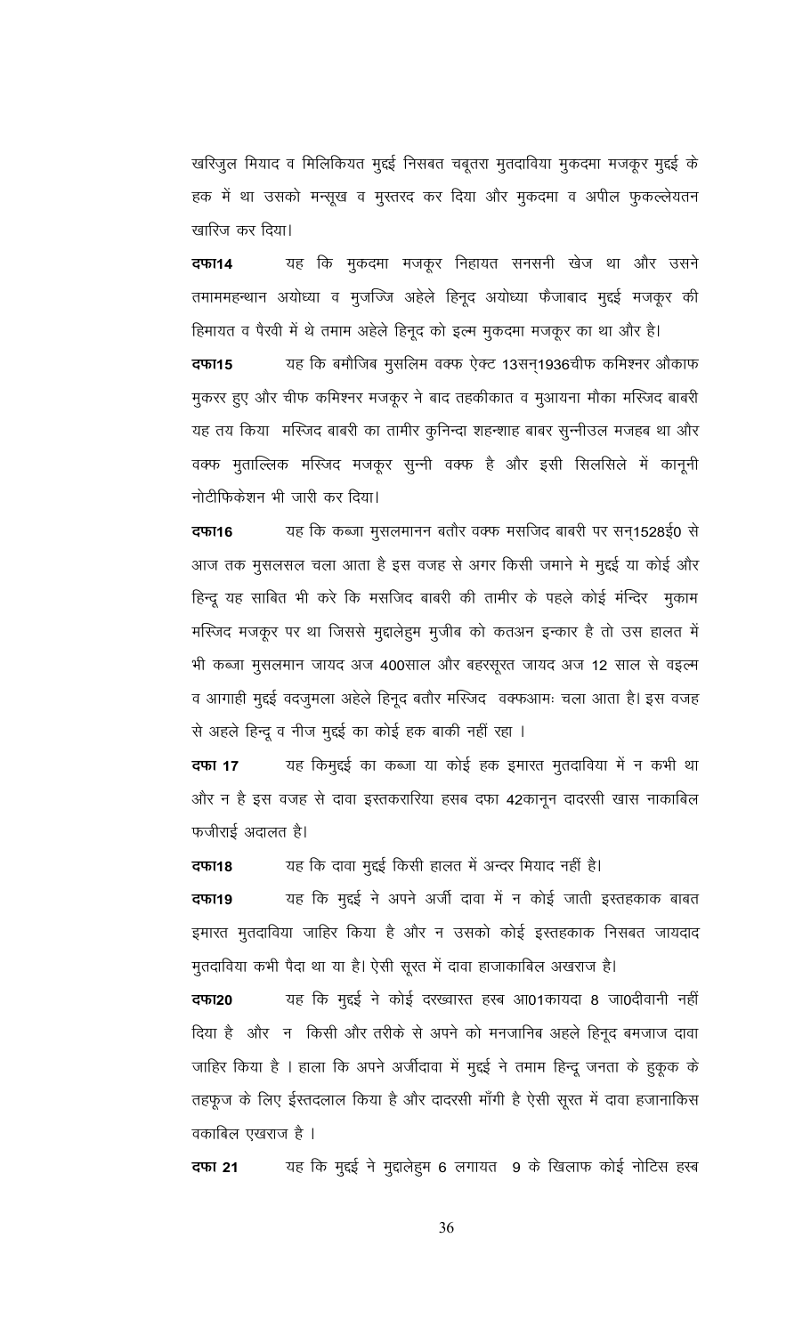खरिजुल मियाद व मिलिकियत मुद्दई निसबत चबूतरा मुतदाविया मुकदमा मजकूर मुद्दई के हक में था उसको मन्सूख व मुस्तरद कर दिया और मुकदमा व अपील फुकल्लेयतन खारिज कर दिया।

**दफा14** यह कि मुकदमा मजकूर निहायत सनसनी खेज था और उसने तमाममहन्थान अयोध्या व मुजज्जि अहेले हिनूद अयोध्या फैजाबाद मुद्दई मजकूर की हिमायत व पैरवी में थे तमाम अहेले हिनूद को इल्म मुकदमा मजकूर का था और है।

**दफा15** यह कि बमौजिब मुसलिम वक्फ ऐक्ट 13सन्1936चीफ कमिश्नर औकाफ मुकरर हुए और चीफ कमिश्नर मजकूर ने बाद तहकीकात व मुआयना मौका मस्जिद बाबरी यह तय किया मस्जिद बाबरी का तामीर कुनिन्दा शहन्शाह बाबर सुन्नीउल मजहब था और वक्फ मुताल्लिक मस्जिद मजकूर सुन्नी वक्फ है और इसी सिलसिले में कानूनी नोटीफिकेशन भी जारी कर दिया।

**दफा16** यह कि कब्जा मुसलमानन बतौर वक्फ मसजिद बाबरी पर सन्1528ई0 से आज तक मुसलसल चला आता है इस वजह से अगर किसी जमाने मे मुद्दई या कोई और हिन्दू यह साबित भी करे कि मसजिद बाबरी की तामीर के पहले कोई मन्दिर मुकाम मस्जिद मजकूर पर था जिससे मुद्दालेहुम मुजीब को कतअन इन्कार है तो उस हालत में भी कब्जा मुसलमान जायद अज 400साल और बहरसूरत जायद अज 12 साल से वइल्म व आगाही मुद्दई वदजुमला अहेले हिनूद बतौर मस्जिद वक्फआमः चला आता है। इस वजह से अहले हिन्दू व नीज मुद्दई का कोई हक बाकी नहीं रहा ।

**दफा 17** यह किमुद्दई का कब्जा या कोई हक इमारत मुतदाविया में न कभी था और न है इस वजह से दावा इस्तकरारिया हसब दफा 42कानून दादरसी खास नाकाबिल फजीराई अदालत है।

**दफा18** यह कि दावा मुद्दई किसी हालत में अन्दर मियाद नहीं है।

**दफा19** यह कि मुद्दई ने अपने अर्जी दावा में न कोई जाती इस्तहकाक बाबत इमारत मुतदाविया जाहिर किया है और न उसको कोई इस्तहकाक निसबत जायदाद मुतदाविया कभी पैदा था या है। ऐसी सूरत में दावा हाजाकाबिल अखराज है।

**दफा20** यह कि मुद्दई ने कोई दरख्वास्त हस्ब आ01कायदा 8 जा0दीवानी नहीं दिया है और न किसी और तरीके से अपने को मनजानिब अहले हिनूद बमजाज दावा जाहिर किया है । हाला कि अपने अर्जीदावा में मुद्दई ने तमाम हिन्दू जनता के हुकूक के तहफूज के लिए ईस्तदलाल किया है और दादरसी माँगी है ऐसी सूरत में दावा हजानाकिस वकाबिल एखराज है ।

**दफा 21** यह कि मुद्दई ने मुद्दालेहुम 6 लगायत 9 के खिलाफ कोई नोटिस हस्ब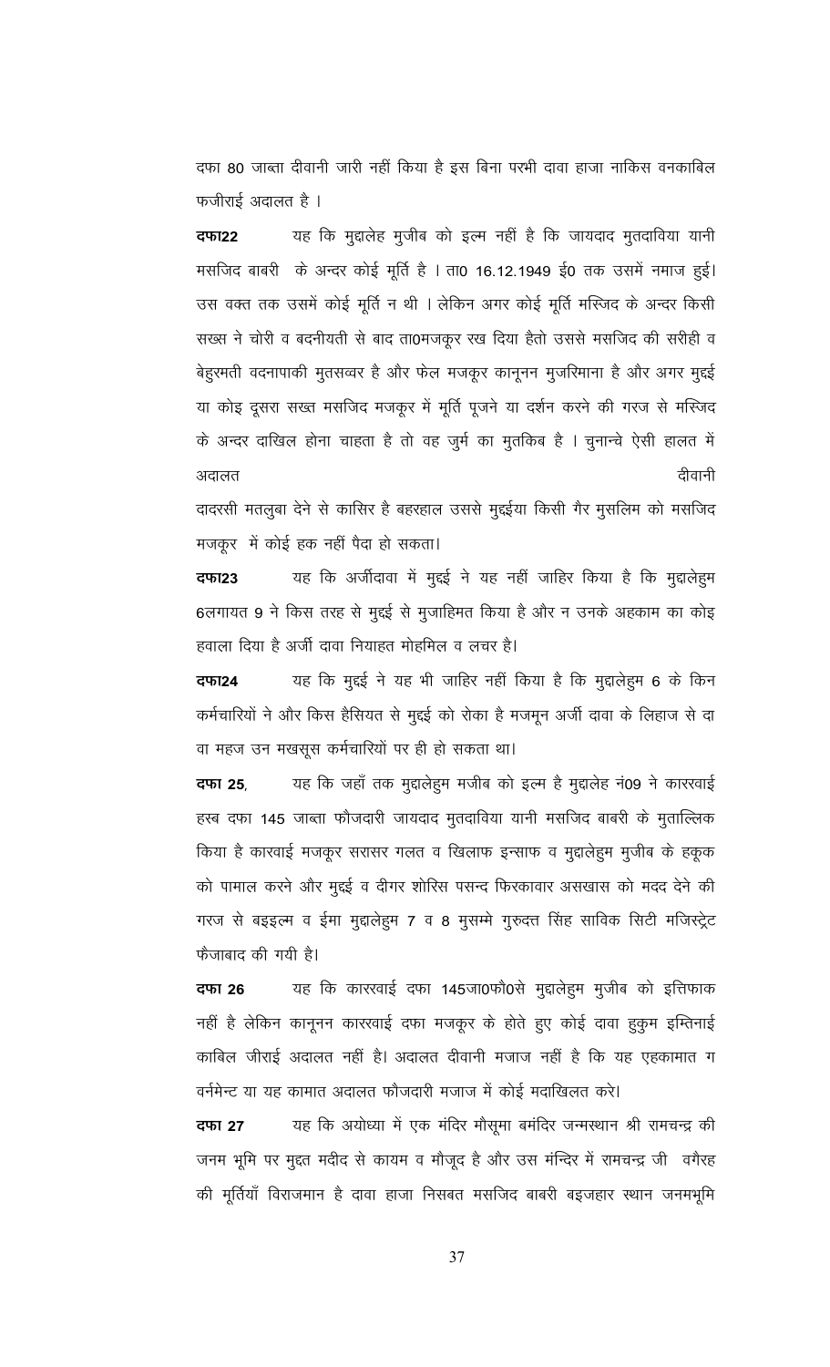दफा 80 जाब्ता दीवानी जारी नहीं किया है इस बिना परभी दावा हाजा नाकिस वनकाबिल फजीराई अदालत है ।

**दफा22** यह कि मुद्दालेह मुजीब को इल्म नहीं है कि जायदाद मुतदाविया यानी मसजिद बाबरी के अन्दर कोई मूर्ति है । ता0 16.12.1949 ई0 तक उसमें नमाज हुई। उस वक्त तक उसमें कोई मूर्ति न थी । लेकिन अगर कोई मूर्ति मस्जिद के अन्दर किसी सख्स ने चोरी व बदनीयती से बाद ता0मजकूर रख दिया हैतो उससे मसजिद की सरीही व बेहुरमती वदनापाकी मुतसव्वर है और फेल मजकूर कानूनन मुजरिमाना है और अगर मुद्दई या कोइ दूसरा सख्त मसजिद मजकूर में मूर्ति पूजने या दर्शन करने की गरज से मस्जिद के अन्दर दाखिल होना चाहता है तो वह जुर्म का मुतकिब है । चुनान्चे ऐसी हालत में अदालत दीवानी दादरसी मतलुबा देने से कासिर है बहरहाल उससे मुद्दईया किसी गैर मुसलिम को मसजिद मजकूर में कोई हक नहीं पैदा हो सकता।

**दफा23** यह कि अर्जीदावा में मुद्दई ने यह नहीं जाहिर किया है कि मुद्दालेहुम 6लगायत 9 ने किस तरह से मुद्दई से मुजाहिमत किया है और न उनके अहकाम का कोइ हवाला दिया है अर्जी दावा नियाहत मोहमिल व लचर है।

**दफा24** यह कि मुद्दई ने यह भी जाहिर नहीं किया है कि मुद्दालेहुम 6 के किन कर्मचारियों ने और किस हैसियत से मुद्दई को रोका है मजमून अर्जी दावा के लिहाज से दा वा महज उन मखसूस कर्मचारियों पर ही हो सकता था।

**दफा 25**, यह कि जहाँ तक मुद्दालेहुम मजीब को इल्म है मुद्दालेह नं09 ने काररवाई हस्ब दफा 145 जाब्ता फौजदारी जायदाद मुतदाविया यानी मसजिद बाबरी के मुताल्लिक किया है कारवाई मजकूर सरासर गलत व खिलाफ इन्साफ व मुद्दालेहुम मुजीब के हकूक को पामाल करने और मुद्दई व दीगर शोरिस पसन्द फिरकावार असखास को मदद देने की गरज से बइइल्म व ईमा मुद्दालेहुम 7 व 8 मुसम्मे गुरुदत्त सिंह साबिक सिटी मजिस्ट्रेट फैजाबाद की गयी है।

**दफा 26** यह कि काररवाई दफा 145जा0फौ0से मुद्दालेहुम मुजीब को इत्तिफाक नहीं है लेकिन कानूनन काररवाई दफा मजकूर के होते हुए कोई दावा हुकुम इम्तिनाई काबिल जीराई अदालत नहीं है। अदालत दीवानी मजाज नहीं है कि यह एहकामात ग वर्नमेन्ट या यह कामात अदालत फौजदारी मजाज में कोई मदाखिलत करे।

**दफा 27** यह कि अयोध्या में एक मंदिर मौसूमा बमंदिर जन्मस्थान श्री रामचन्द्र की जनम भूमि पर मुद्दत मदीद से कायम व मौजूद है और उस मन्दिर में रामचन्द्र जी वगैरह की मूर्तियाँ विराजमान है दावा हाजा निसबत मसजिद बाबरी बइजहार स्थान जनमभूमि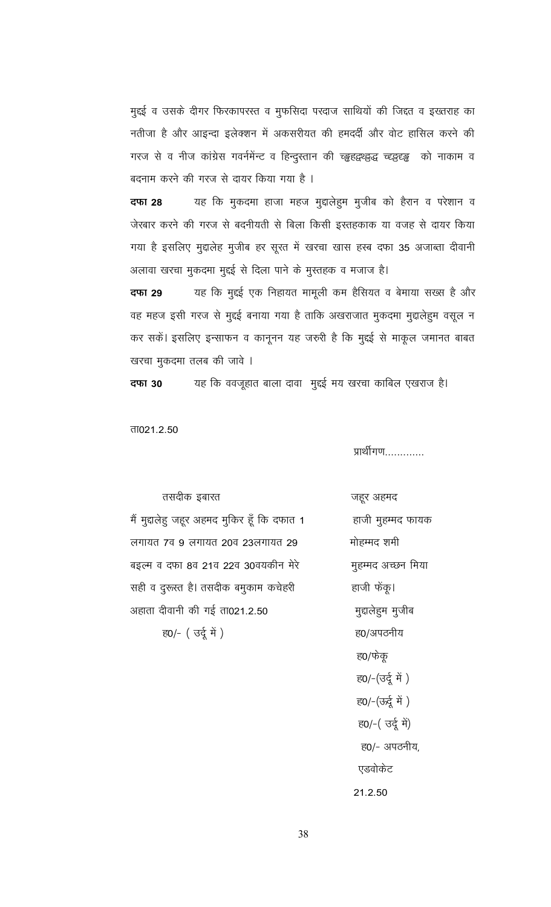मुद्दई व उसके दीगर फिरकापरस्त व मुफसिदा परदाज साथियों की जिद्दत व इख्तराह का नतीजा है और आइन्दा इलेक्शन में अकसरीयत की हमदर्दी और वोट हासिल करने की गरज से व नीज कांग्रेस गवर्नमेंन्ट व हिन्दुस्तान की च्ङ्कद्दह्यद्बद्ध च्द्बद्धङ्क को नाकाम व बदनाम करने की गरज से दायर किया गया है ।

**दफा 28** यह कि मुकदमा हाजा महज मुद्दालेहुम मुजीब को हैरान व परेशान व जेरबार करने की गरज से बदनीयती से बिला किसी इस्तहकाक या वजह से दायर किया गया है इसलिए मुद्दालेह मुजीब हर सूरत में खरचा खास हस्ब दफा 35 अजाब्ता दीवानी अलावा खरचा मुकदमा मुद्दई से दिला पाने के मुस्तहक व मजाज है।

**दफा 29** यह कि मुद्दई एक निहायत मामूली कम हैसियत व बेमाया सख्स है और वह महज इसी गरज से मुद्दई बनाया गया है ताकि अखराजात मुकदमा मुद्दालेहुम वसूल न कर सकें। इसलिए इन्साफन व कानूनन यह जरुरी है कि मुद्दई से माकूल जमानत बाबत खरचा मुकदमा तलब की जावे ।

**दफा 30** यह कि ववजूहात बाला दावा मुद्दई मय खरचा काबिल एखराज है।

ता021.2.50

प्रार्थीगण.............

तसदीक इबारत

मैं मुद्दालेहु जहूर अहमद मुकिर हूँ कि दफात 1 लगायत 7व 9 लगायत 20व 23लगायत 29 बइल्म व दफा 8व 21व 22व 30वयकीन मेरे सही व दुरूस्त है। तसदीक बमुकाम कचेहरी अहाता दीवानी की गई ता021.2.50

ह0/- ( उर्दू में )

जहूर अहमद
हाजी मुहम्मद फायक
मोहम्मद शमी
मुहम्मद अच्छन मिया
हाजी फेंकू।
मुद्दालेहुम मुजीब
ह0/अपठनीय
ह0/फेकू
ह0/-(उर्दू में )
ह0/-(उर्दू में )
ह0/-( उर्दू में)
ह0/- अपठनीय,
एडवोकेट
21.2.50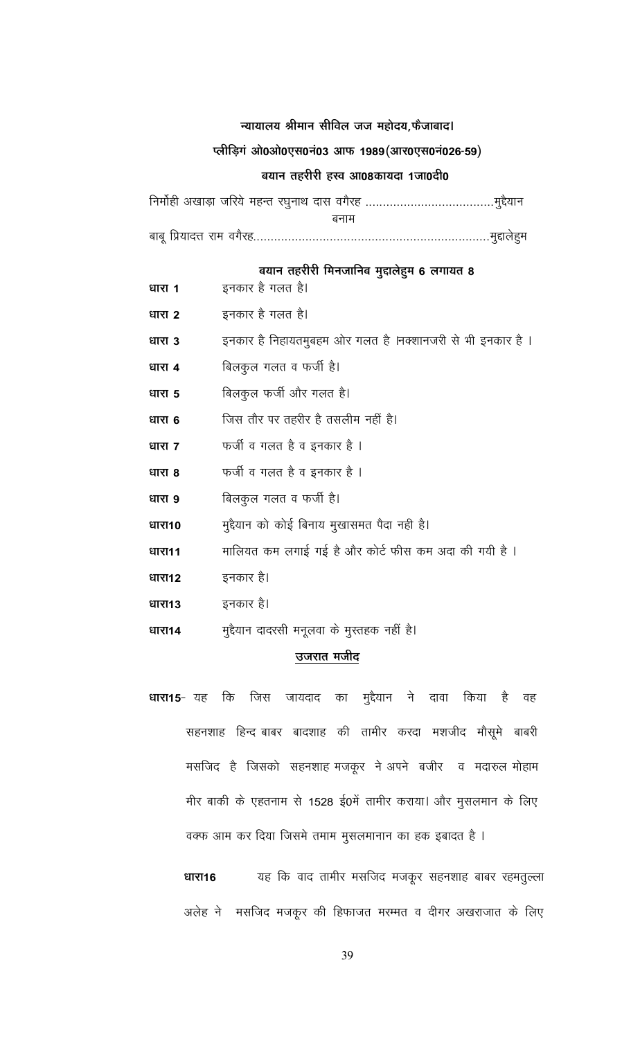**न्यायालय श्रीमान सीविल जज महोदय,फैजाबाद।**

**प्लीड़िगं ओ0ओ0एस0नं03 आफ 1989(आर0एस0नं026-59)**

**बयान तहरीरी हस्व आ08कायदा 1जा0दी0**

निर्मोही अखाड़ा जरिये महन्त रघुनाथ दास वगैरह ....................................मुद्दैयान

बनाम

बाबू प्रियादत्त राम वगैरह...................................................................मुद्दालेहुम

**बयान तहरीरी मिनजानिब मुद्दालेहुम 6 लगायत 8**

**धारा 1** इनकार है गलत है।

**धारा 2** इनकार है गलत है।

**धारा 3** इनकार है निहायतमुबहम ओर गलत है ।नक्शानजरी से भी इनकार है ।

**धारा 4** बिलकुल गलत व फर्जी है।

**धारा 5** बिलकुल फर्जी और गलत है।

**धारा 6** जिस तौर पर तहरीर है तसलीम नहीं है।

**धारा 7** फर्जी व गलत है व इनकार है ।

**धारा 8** फर्जी व गलत है व इनकार है ।

**धारा 9** बिलकुल गलत व फर्जी है।

**धारा10** मुद्दैयान को कोई बिनाय मुखासमत पैदा नही है।

**धारा11** मालियत कम लगाई गई है और कोर्ट फीस कम अदा की गयी है ।

**धारा12** इनकार है।

**धारा13** इनकार है।

**धारा14** मुद्दैयान दादरसी मनूलवा के मुस्तहक नहीं है।

**उजरात मजीद**

**धारा15**- यह कि जिस जायदाद का मुद्दैयान ने दावा किया है वह सहनशाह हिन्द बाबर बादशाह की तामीर करदा मशजीद मौसूमे बाबरी मसजिद है जिसको सहनशाह मजकूर ने अपने बजीर व मदारुल मोहाम मीर बाकी के एहतनाम से 1528 ई0में तामीर कराया। और मुसलमान के लिए वक्फ आम कर दिया जिसमे तमाम मुसलमानान का हक इबादत है ।

**धारा16** यह कि वाद तामीर मसजिद मजकूर सहनशाह बाबर रहमतुल्ला अलेह ने मसजिद मजकूर की हिफाजत मरम्मत व दीगर अखराजात के लिए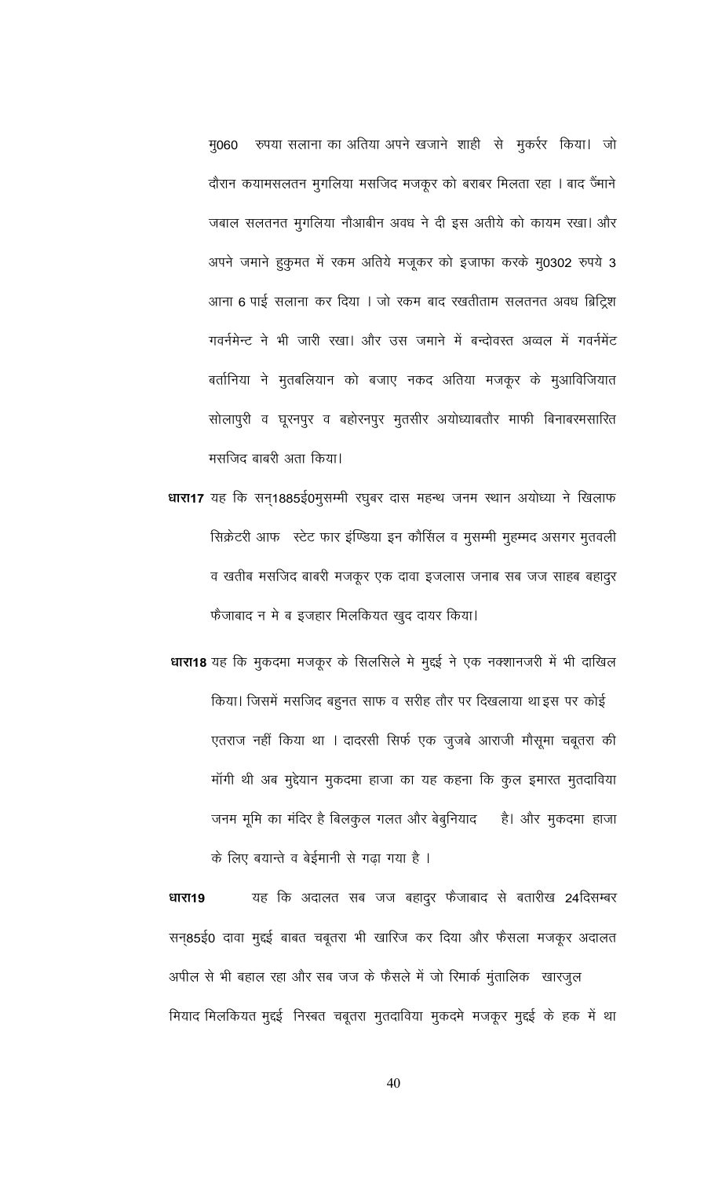मु060 रुपया सलाना का अतिया अपने खजाने शाही से मुकर्रर किया। जो दौरान कयामसलतन मुगलिया मसजिद मजकूर को बराबर मिलता रहा । बाद जैंमाने जबाल सलतनत मुगलिया नौआबीन अवध ने दी इस अतीये को कायम रखा। और अपने जमाने हुकुमत में रकम अतिये मजूकर को इजाफा करके मु0302 रुपये 3 आना 6 पाई सलाना कर दिया । जो रकम बाद रखतीताम सलतनत अवध ब्रिट्रिश गवर्नमेन्ट ने भी जारी रखा। और उस जमाने में बन्दोवस्त अव्वल में गवर्नमेंट बर्तानिया ने मुतबलियान को बजाए नकद अतिया मजकूर के मुआविजियात सोलापुरी व घूरनपुर व बहोरनपुर मुतसीर अयोध्याबतौर माफी बिनाबरमसारित मसजिद बाबरी अता किया।

**धारा17** यह कि सन्1885ई0मुसम्मी रघुबर दास महन्थ जनम स्थान अयोध्या ने खिलाफ सिक्रेटरी आफ स्टेट फार इंण्डिया इन कौसिंल व मुसम्मी मुहम्मद असगर मुतवली व खतीब मसजिद बाबरी मजकूर एक दावा इजलास जनाब सब जज साहब बहादुर फैजाबाद न मे ब इजहार मिलकियत खुद दायर किया।

**धारा18** यह कि मुकदमा मजकूर के सिलसिले मे मुद्दई ने एक नक्शानजरी में भी दाखिल किया। जिसमें मसजिद बहुनत साफ व सरीह तौर पर दिखलाया था इस पर कोई एतराज नहीं किया था । दादरसी सिर्फ एक जुजबे आराजी मौसूमा चबूतरा की मॉगी थी अब मुद्देयान मुकदमा हाजा का यह कहना कि कुल इमारत मुतदाविया जनम भूमि का मंदिर है बिलकुल गलत और बेबुनियाद है। और मुकदमा हाजा के लिए बयान्ते व बेईमानी से गढ़ा गया है ।

**धारा19** यह कि अदालत सब जज बहादुर फैजाबाद से बतारीख 24दिसम्बर सन्85ई0 दावा मुद्दई बाबत चबूतरा भी खारिज कर दिया और फैसला मजकूर अदालत अपील से भी बहाल रहा और सब जज के फैसले में जो रिमार्क मुंतालिक खारजुल मियाद मिलकियत मुद्दई निस्बत चबूतरा मुतदाविया मुकदमे मजकूर मुद्दई के हक में था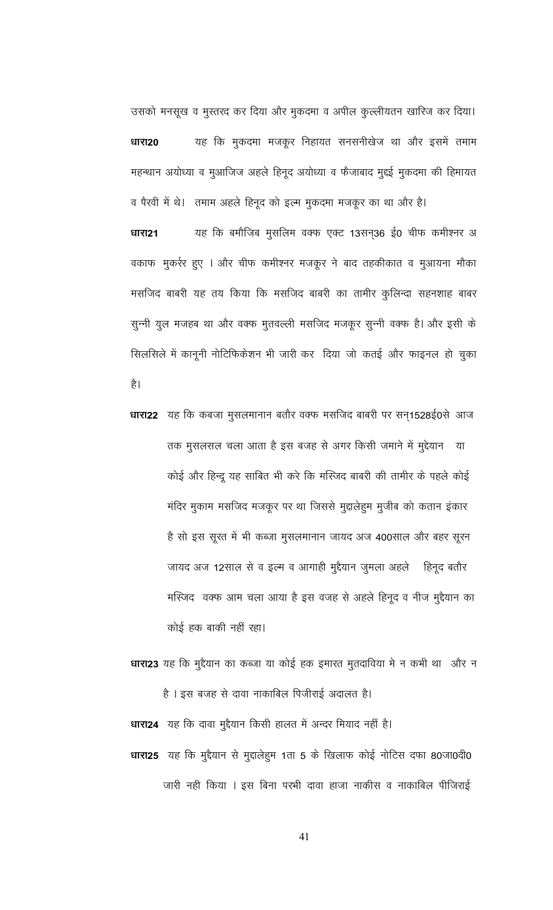उसको मनसूख व मुस्तरद कर दिया और मुकदमा व अपील कुल्लीयतन खारिज कर दिया।

**धारा20** यह कि मुकदमा मजकूर निहायत सनसनीखेज था और इसमें तमाम महन्थान अयोध्या व मुआजिज अहले हिनूद अयोध्या व फैजाबाद मुद्दई मुकदमा की हिमायत व पैरवी में थे। तमाम अहले हिनूद को इल्म मुकदमा मजकूर का था और है।

**धारा21** यह कि बमौजिब मुसलिम वक्फ एक्ट 13सन्36 ई0 चीफ कमीश्नर अ वकाफ मुकर्रर हुए । और चीफ कमीश्नर मजकूर ने बाद तहकीकात व मुआयना मौका मसजिद बाबरी यह तय किया कि मसजिद बाबरी का तामीर कुलिन्दा सहनशाह बाबर सुन्नी युल मजहब था और वक्फ मुतवल्ली मसजिद मजकूर सुन्नी वक्फ है। और इसी के सिलसिले में कानूनी नोटिफिकेशन भी जारी कर दिया जो कतई और फाइनल हो चुका है।

**धारा22** यह कि कबजा मुसलमानान बतौर वक्फ मसजिद बाबरी पर सन्1528ई0से आज तक मुसलसल चला आता है इस बजह से अगर किसी जमाने में मुद्देयान या कोई और हिन्दू यह साबित भी करे कि मस्जिद बाबरी की तामीर के पहले कोई मंदिर मुकाम मसजिद मजकूर पर था जिससे मुद्दालेहुम मुजीब को कतान इंकार है सो इस सूरत में भी कब्जा मुसलमानान जायद अज 400साल और बहर सूरन जायद अज 12साल से व इल्म व आगाही मुद्देयान जुमला अहले हिनूद बतौर मस्जिद वक्फ आम चला आया है इस वजह से अहले हिनूद व नीज मुद्देयान का कोई हक बाकी नहीं रहा।

**धारा23** यह कि मुद्देयान का कब्जा या कोई हक इमारत मुतदाविया मे न कभी था और न है । इस बजह से दावा नाकाबिल पिजीराई अदालत है।

**धारा24** यह कि दावा मुद्देयान किसी हालत में अन्दर मियाद नहीं है।

**धारा25** यह कि मुद्देयान से मुद्दालेहुम 1ता 5 के खिलाफ कोई नोटिस दफा 80जा0दी0 जारी नही किया । इस बिना परभी दावा हाजा नाकीस व नाकाबिल पीजिराई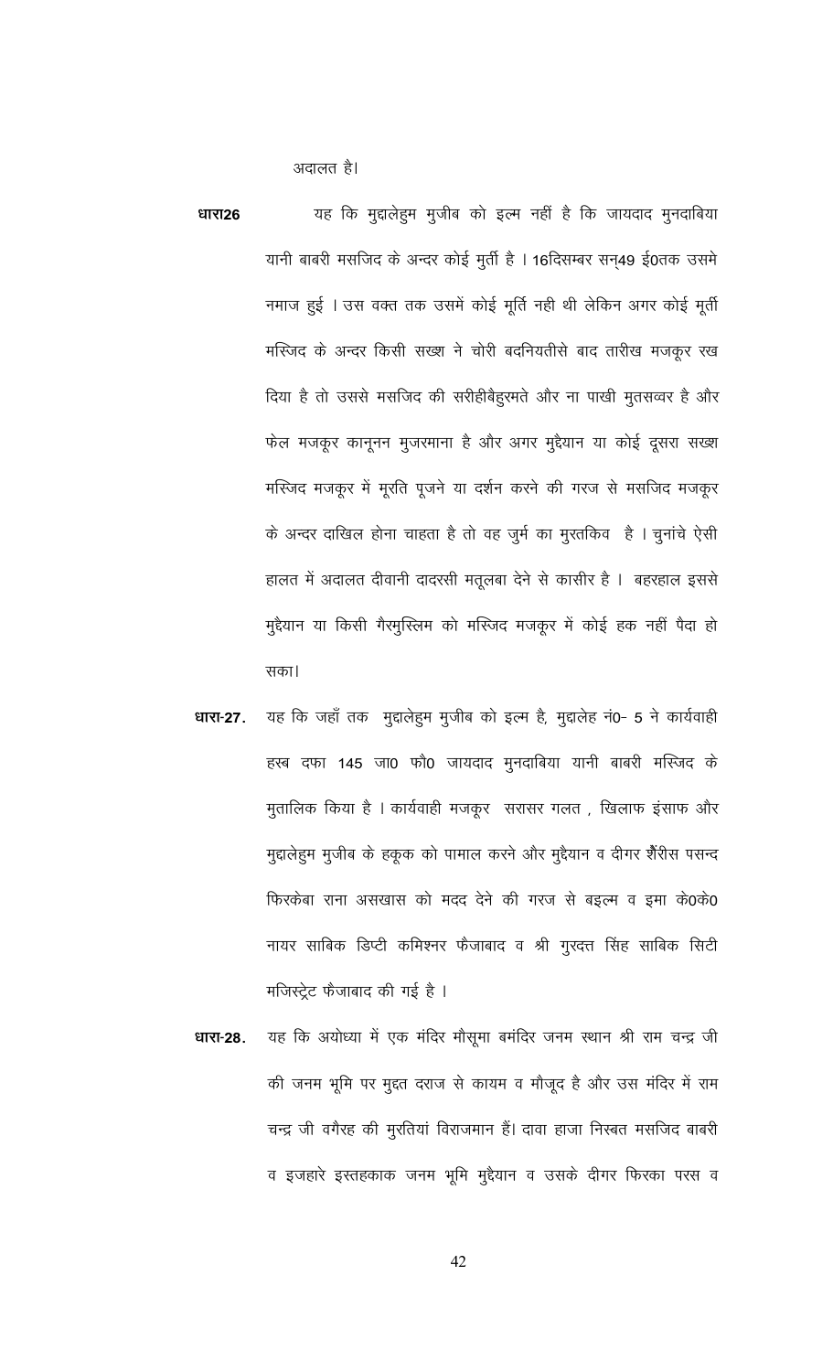अदालत है।

**धारा26** यह कि मुद्दालेहुम मुजीब को इल्म नहीं है कि जायदाद मुनदाबिया यानी बाबरी मसजिद के अन्दर कोई मुर्ती है । 16दिसम्बर सन्49 ई0तक उसमे नमाज हुई । उस वक्त तक उसमें कोई मूर्ति नही थी लेकिन अगर कोई मूर्ती मस्जिद के अन्दर किसी सख्श ने चोरी बदनियतीसे बाद तारीख मजकूर रख दिया है तो उससे मसजिद की सरीहीबैहुरमते और ना पाखी मुतसव्वर है और फेल मजकूर कानूनन मुजरमाना है और अगर मुद्दैयान या कोई दूसरा सख्श मस्जिद मजकूर में मूरति पूजने या दर्शन करने की गरज से मसजिद मजकूर के अन्दर दाखिल होना चाहता है तो वह जुर्म का मुरतकिव है । चुनांचे ऐसी हालत में अदालत दीवानी दादरसी मतूलबा देने से कासीर है । बहरहाल इससे मुद्दैयान या किसी गैरमुस्लिम को मस्जिद मजकूर में कोई हक नहीं पैदा हो सका।

**धारा-27.** यह कि जहाँ तक मुद्दालेहुम मुजीब को इल्म है, मुद्दालेह नं0- 5 ने कार्यवाही हस्ब दफा 145 जा0 फौ0 जायदाद मुनदाबिया यानी बाबरी मस्जिद के मुतालिक किया है । कार्यवाही मजकूर सरासर गलत , खिलाफ इंसाफ और मुद्दालेहुम मुजीब के हकूक को पामाल करने और मुद्दैयान व दीगर शैरीस पसन्द फिरकेबा राना असखास को मदद देने की गरज से बइल्म व इमा के0के0 नायर साबिक डिप्टी कमिश्नर फैजाबाद व श्री गुरदत्त सिंह साबिक सिटी मजिस्ट्रेट फैजाबाद की गई है ।

**धारा-28.** यह कि अयोध्या में एक मंदिर मौसूमा बमंदिर जनम स्थान श्री राम चन्द्र जी की जनम भूमि पर मुद्दत दराज से कायम व मौजूद है और उस मंदिर में राम चन्द्र जी वगैरह की मुरतियां विराजमान हैं। दावा हाजा निस्बत मसजिद बाबरी व इजहारे इस्तहकाक जनम भूमि मुद्दैयान व उसके दीगर फिरका परस व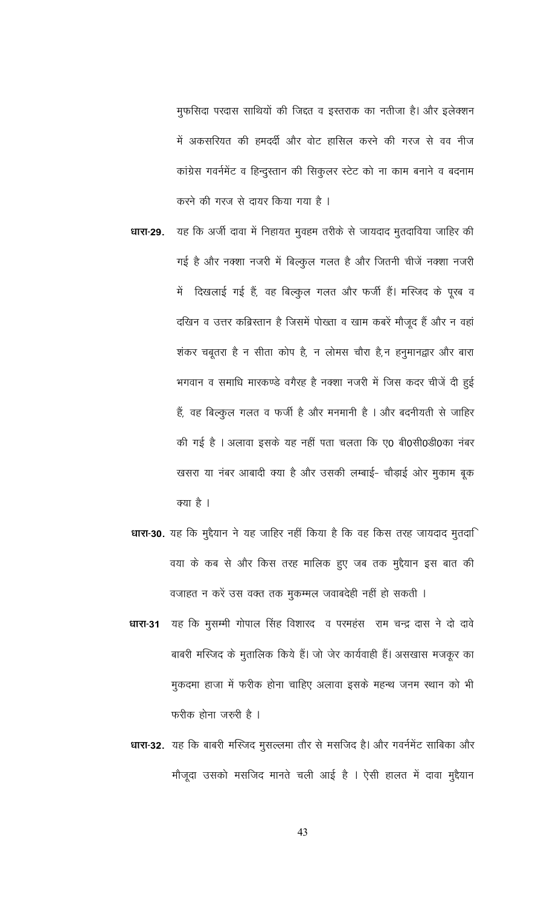मुफसिदा परदास साथियों की जिद्दत व इस्तराक का नतीजा है। और इलेक्शन में अकसरियत की हमदर्दी और वोट हासिल करने की गरज से वव नीज कांग्रेस गवर्नमेंट व हिन्दुस्तान की सिकुलर स्टेट को ना काम बनाने व बदनाम करने की गरज से दायर किया गया है ।

**धारा-29.** यह कि अर्जी दावा में निहायत मुवहम तरीके से जायदाद मुतदाविया जाहिर की गई है और नक्शा नजरी में बिल्कुल गलत है और जितनी चीजें नक्शा नजरी में दिखलाई गई हैं, वह बिल्कुल गलत और फर्जी हैं। मस्जिद के पूरब व दखिन व उत्तर कब्रिस्तान है जिसमें पोख्ता व खाम कबरें मौजूद हैं और न वहां शंकर चबूतरा है न सीता कोप है, न लोमस चौरा है,न हनुमानद्वार और बारा भगवान व समाधि मारकण्डे वगैरह है नक्शा नजरी में जिस कदर चीजें दी हुई हैं, वह बिल्कुल गलत व फर्जी है और मनमानी है । और बदनीयती से जाहिर की गई है । अलावा इसके यह नहीं पता चलता कि ए0 बी0सी0डी0का नंबर खसरा या नंबर आबादी क्या है और उसकी लम्बाई- चौड़ाई ओर मुकाम बूक क्या है ।

**धारा-30.** यह कि मुद्दैयान ने यह जाहिर नहीं किया है कि वह किस तरह जायदाद मुतदाविया के कब से और किस तरह मालिक हुए जब तक मुद्दैयान इस बात की वजाहत न करें उस वक्त तक मुकम्मल जवाबदेही नहीं हो सकती ।

**धारा-31** यह कि मुसम्मी गोपाल सिंह विशारद व परमहंस राम चन्द्र दास ने दो दावे बाबरी मस्जिद के मुतालिक किये हैं। जो जेर कार्यवाही हैं। असखास मजकूर का मुकदमा हाजा में फरीक होना चाहिए अलावा इसके महन्थ जनम स्थान को भी फरीक होना जरुरी है ।

**धारा-32.** यह कि बाबरी मस्जिद मुसल्लमा तौर से मसजिद है। और गवर्नमेंट साबिका और मौजूदा उसको मसजिद मानते चली आई है । ऐसी हालत में दावा मुद्दैयान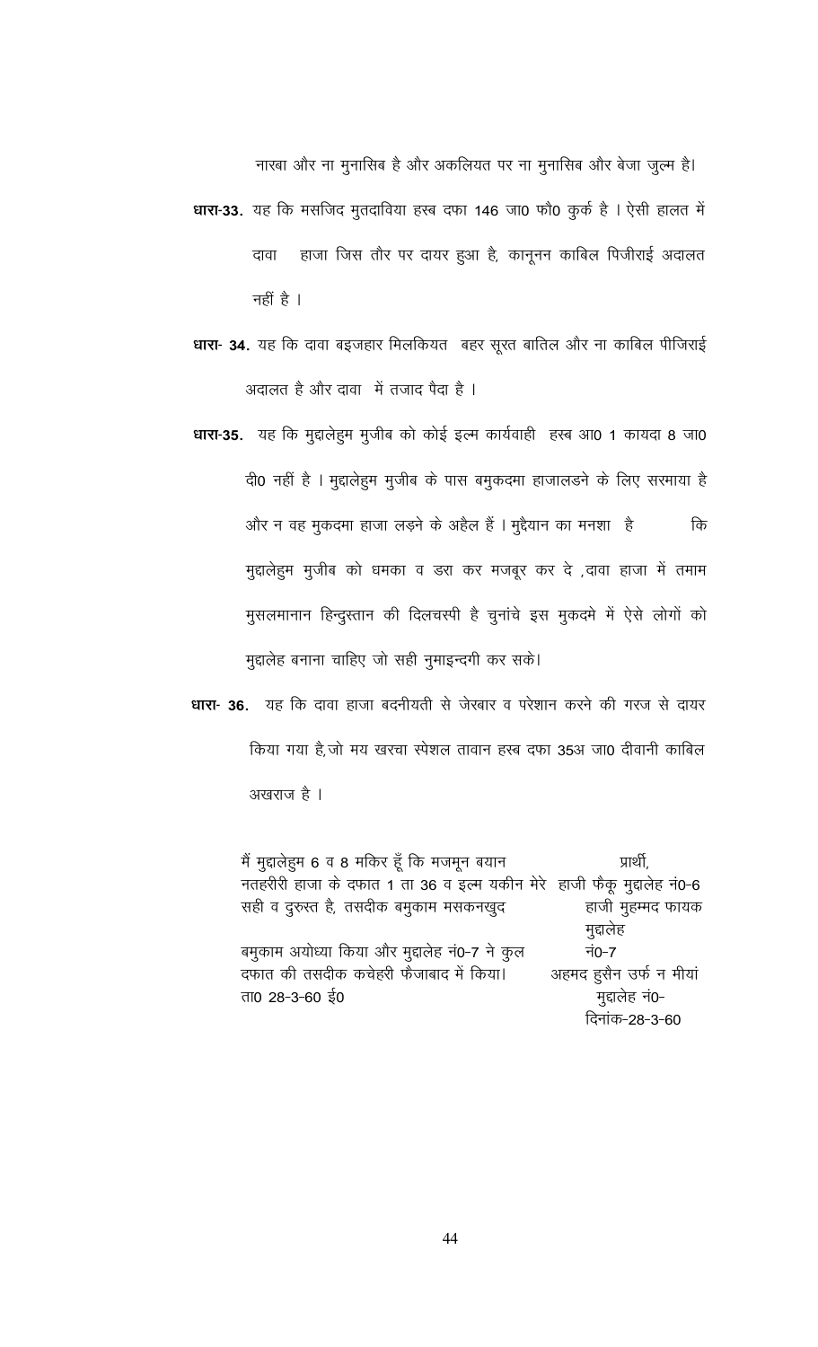नारवा और ना मुनासिब है और अकलियत पर ना मुनासिब और बेजा जुल्म है।

**धारा-33.** यह कि मसजिद मुतदाविया हस्ब दफा 146 जा0 फौ0 कुर्क है । ऐसी हालत में दावा हाजा जिस तौर पर दायर हुआ है, कानूनन काबिल पिजीराई अदालत नहीं है ।

**धारा- 34.** यह कि दावा बइजहार मिलकियत बहर सूरत बातिल और ना काबिल पीजिराई अदालत है और दावा में तजाद पैदा है ।

**धारा-35.** यह कि मुद्दालेहुम मुजीब को कोई इल्म कार्यवाही हस्ब आ0 1 कायदा 8 जा0 दी0 नहीं है । मुद्दालेहुम मुजीब के पास बमुकदमा हाजालड़ने के लिए सरमाया है और न वह मुकदमा हाजा लड़ने के अहैल हैं । मुद्दैयान का मनशा है कि मुद्दालेहुम मुजीब को धमका व डरा कर मजबूर कर दे ,दावा हाजा में तमाम मुसलमानान हिन्दुस्तान की दिलचस्पी है चुनांचे इस मुकदमे में ऐसे लोगों को मुद्दालेह बनाना चाहिए जो सही नुमाइन्दगी कर सके।

**धारा- 36.** यह कि दावा हाजा बदनीयती से जेरबार व परेशान करने की गरज से दायर किया गया है,जो मय खरचा स्पेशल तावान हस्ब दफा 35अ जा0 दीवानी काबिल अखराज है ।

मैं मुद्दालेहुम 6 व 8 मकिर हूँ कि मजमून बयान नतहरीरी हाजा के दफात 1 ता 36 व इल्म यकीन मेरे सही व दुरुस्त है, तसदीक बमुकाम मसकनखुद बमुकाम अयोध्या किया और मुद्दालेह नं0-7 ने कुल दफात की तसदीक कचेहरी फैजाबाद में किया।
ता0 28-3-60 ई0

प्रार्थी,
हाजी फैकू मुद्दालेह नं0-6
हाजी मुहम्मद फायक मुद्दालेह नं0-7
अहमद हुसैन उर्फ न मीयां मुद्दालेह नं0-
दिनांक-28-3-60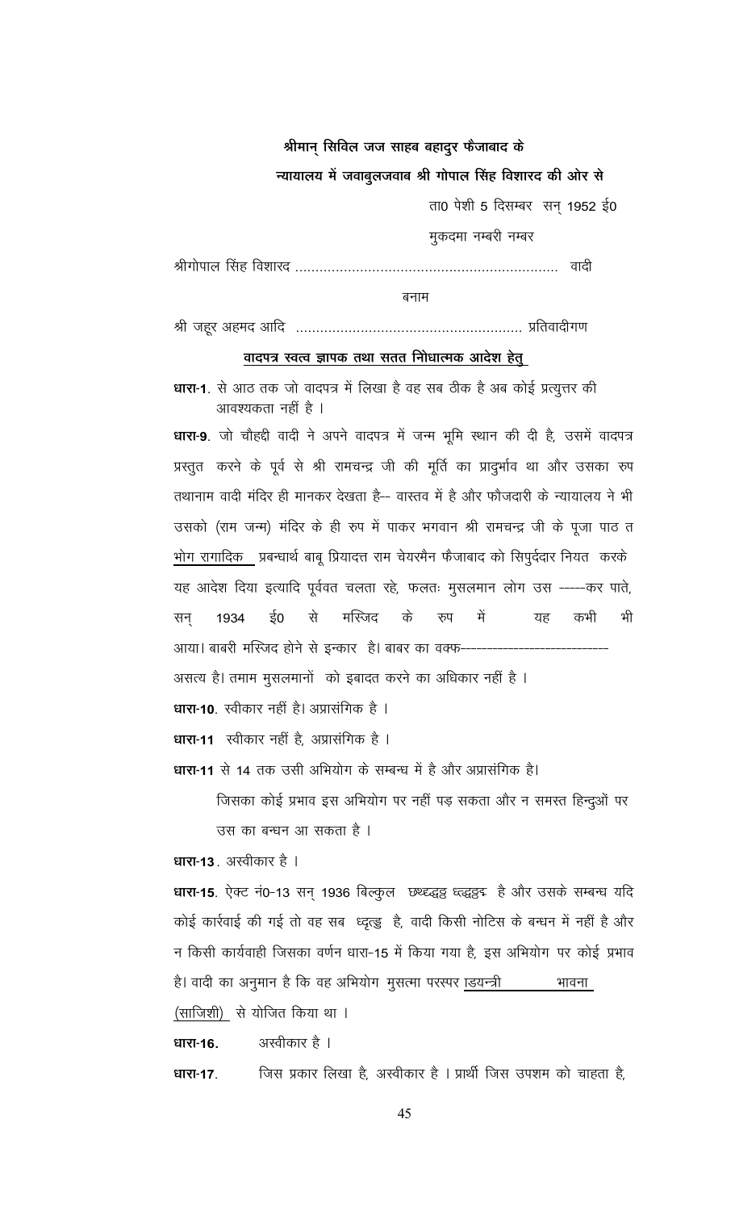**श्रीमान् सिविल जज साहब बहादुर फैजाबाद के**

**न्यायालय में जवाबुलजवाब श्री गोपाल सिंह विशारद की ओर से**

ता0 पेशी 5 दिसम्बर सन् 1952 ई0

मुकदमा नम्बरी नम्बर

श्रीगोपाल सिंह विशारद ................................................................. वादी

बनाम

श्री जहूर अहमद आदि ........................................................ प्रतिवादीगण

**वादपत्र स्वत्व ज्ञापक तथा सतत निोधात्मक आदेश हेतु**

**धारा-1**. से आठ तक जो वादपत्र में लिखा है वह सब ठीक है अब कोई प्रत्युत्तर की आवश्यकता नहीं है ।

**धारा-9**. जो चौहद्दी वादी ने अपने वादपत्र में जन्म भूमि स्थान की दी है, उसमें वादपत्र प्रस्तुत करने के पूर्व से श्री रामचन्द्र जी की मूर्ति का प्रादुर्भाव था और उसका रुप तथानाम वादी मंदिर ही मानकर देखता है-- वास्तव में है और फौजदारी के न्यायालय ने भी उसको (राम जन्म) मंदिर के ही रुप में पाकर भगवान श्री रामचन्द्र जी के पूजा पाठ त भोग रागादिक प्रबन्धार्थ बाबू प्रियादत्त राम चेयरमैन फैजाबाद को सिपुर्ददार नियत करके यह आदेश दिया इत्यादि पूर्ववत चलता रहे, फलतः मुसलमान लोग उस -----कर पाते, सन् 1934 ई0 से मस्जिद के रुप में यह कभी भी आया। बाबरी मस्जिद होने से इन्कार है। बाबर का वक्फ----------------------------- असत्य है। तमाम मुसलमानों को इबादत करने का अधिकार नहीं है ।

**धारा-10**. स्वीकार नहीं है। अप्रासंगिक है ।

**धारा-11** स्वीकार नहीं है, अप्रासंगिक है ।

**धारा-11** से 14 तक उसी अभियोग के सम्बन्ध में है और अप्रासंगिक है।

जिसका कोई प्रभाव इस अभियोग पर नहीं पड़ सकता और न समस्त हिन्दुओं पर उस का बन्धन आ सकता है ।

**धारा-13**. अस्वीकार है ।

**धारा-15**. ऐक्ट नं0-13 सन् 1936 बिल्कुल छ्थ्द्धद्ध ध्द्धद्धद्द है और उसके सम्बन्ध यदि कोई कार्रवाई की गई तो वह सब ध्दृद्धु है, वादी किसी नोटिस के बन्धन में नहीं है और न किसी कार्यवाही जिसका वर्णन धारा-15 में किया गया है, इस अभियोग पर कोई प्रभाव है। वादी का अनुमान है कि वह अभियोग मुसत्मा परस्पर डयन्त्री भावना (साजिशी) से योजित किया था ।

**धारा-16.** अस्वीकार है ।

**धारा-17.** जिस प्रकार लिखा है, अस्वीकार है । प्रार्थी जिस उपशम को चाहता है,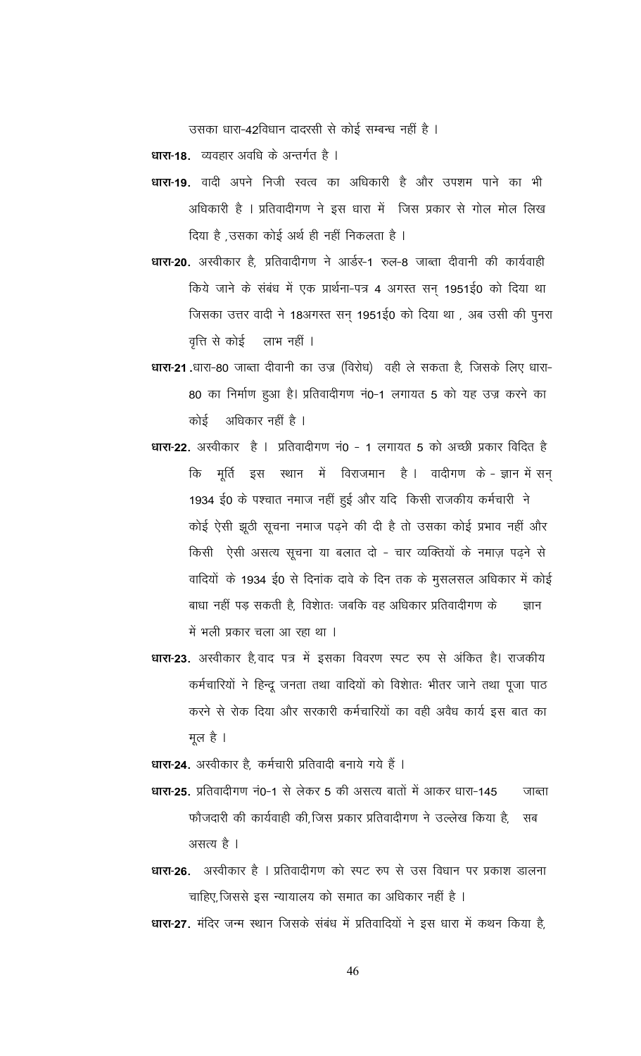उसका धारा-42विधान दादरसी से कोई सम्बन्ध नहीं है ।

**धारा-18.** व्यवहार अवधि के अन्तर्गत है ।

**धारा-19.** वादी अपने निजी स्वत्व का अधिकारी है और उपशम पाने का भी अधिकारी है । प्रतिवादीगण ने इस धारा में जिस प्रकार से गोल मोल लिख दिया है ,उसका कोई अर्थ ही नहीं निकलता है ।

**धारा-20.** अस्वीकार है, प्रतिवादीगण ने आर्डर-1 रुल-8 जाब्ता दीवानी की कार्यवाही किये जाने के संबंध में एक प्रार्थना-पत्र 4 अगस्त सन् 1951ई0 को दिया था जिसका उत्तर वादी ने 18अगस्त सन् 1951ई0 को दिया था , अब उसी की पुनरा वृत्ति से कोई लाभ नहीं ।

**धारा-21** .धारा-80 जाब्ता दीवानी का उज्र (विरोध) वही ले सकता है, जिसके लिए धारा-80 का निर्माण हुआ है। प्रतिवादीगण नं0-1 लगायत 5 को यह उज्र करने का कोई अधिकार नहीं है ।

**धारा-22.** अस्वीकार है । प्रतिवादीगण नं0 - 1 लगायत 5 को अच्छी प्रकार विदित है कि मूर्ति इस स्थान में विराजमान है । वादीगण के - ज्ञान में सन् 1934 ई0 के पश्चात नमाज नहीं हुई और यदि किसी राजकीय कर्मचारी ने कोई ऐसी झूठी सूचना नमाज पढ़ने की दी है तो उसका कोई प्रभाव नहीं और किसी ऐसी असत्य सूचना या बलात दो - चार व्यक्तियों के नमाज़ पढ़ने से वादियों के 1934 ई0 से दिनांक दावे के दिन तक के मुसलसल अधिकार में कोई बाधा नहीं पड़ सकती है, विशेातः जबकि वह अधिकार प्रतिवादीगण के ज्ञान में भली प्रकार चला आ रहा था ।

**धारा-23.** अस्वीकार है,वाद पत्र में इसका विवरण स्पट रुप से अंकित है। राजकीय कर्मचारियों ने हिन्दू जनता तथा वादियों को विशेातः भीतर जाने तथा पूजा पाठ करने से रोक दिया और सरकारी कर्मचारियों का वही अवैध कार्य इस बात का मूल है ।

**धारा-24.** अस्वीकार है, कर्मचारी प्रतिवादी बनाये गये हैं ।

**धारा-25.** प्रतिवादीगण नं0-1 से लेकर 5 की असत्य बातों में आकर धारा-145 जाब्ता फौजदारी की कार्यवाही की,जिस प्रकार प्रतिवादीगण ने उल्लेख किया है, सब असत्य है ।

**धारा-26.** अस्वीकार है । प्रतिवादीगण को स्पट रुप से उस विधान पर प्रकाश डालना चाहिए,जिससे इस न्यायालय को समात का अधिकार नहीं है ।

**धारा-27.** मंदिर जन्म स्थान जिसके संबंध में प्रतिवादियों ने इस धारा में कथन किया है,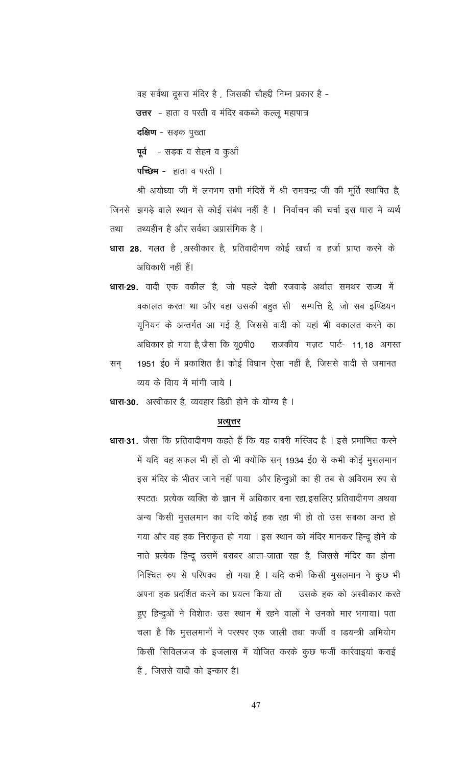वह सर्वथा दूसरा मंदिर है , जिसकी चौहद्दी निम्न प्रकार है -

**उत्तर** - हाता व परती व मंदिर बकब्जे कल्लू महापात्र

**दक्षिण** - सड़क पुख्ता

**पूर्व** - सड़क व सेहन व कुआँ

**पच्छिम** - हाता व परती ।

श्री अयोध्या जी में लगभग सभी मंदिरों में श्री रामचन्द्र जी की मूर्ति स्थापित है, जिनसे झगड़े वाले स्थान से कोई संबंध नहीं है । निर्वाचन की चर्चा इस धारा मे व्यर्थ तथा तथ्यहीन है और सर्वथा अप्रासंगिक है ।

**धारा 28.** गलत है ,अस्वीकार है, प्रतिवादीगण कोई खर्चा व हर्जा प्राप्त करने के अधिकारी नहीं हैं।

**धारा-29.** वादी एक वकील है, जो पहले देशी रजवाड़े अर्थात समथर राज्य में वकालत करता था और वहा उसकी बहुत सी सम्पत्ति है, जो सब इण्डियन यूनियन के अन्तर्गत आ गई है, जिससे वादी को यहां भी वकालत करने का अधिकार हो गया है,जैसा कि यू0पी0 राजकीय गज़ट पार्ट- 11,18 अगस्त सन् 1951 ई0 में प्रकाशित है। कोई विधान ऐसा नहीं है, जिससे वादी से जमानत व्यय के विाय में मांगी जाये ।

**धारा-30.** अस्वीकार है, व्यवहार डिग्री होने के योग्य है ।

## प्रत्युत्तर

**धारा-31.** जैसा कि प्रतिवादीगण कहते हैं कि यह बाबरी मस्जिद है । इसे प्रमाणित करने में यदि वह सफल भी हों तो भी क्योंकि सन् 1934 ई0 से कभी कोई मुसलमान इस मंदिर के भीतर जाने नहीं पाया और हिन्दुओं का ही तब से अविराम रुप से स्पटतः प्रत्येक व्यक्ति के ज्ञान में अधिकार बना रहा,इसलिए प्रतिवादीगण अथवा अन्य किसी मुसलमान का यदि कोई हक रहा भी हो तो उस सबका अन्त हो गया और वह हक निराकृत हो गया । इस स्थान को मंदिर मानकर हिन्दू होने के नाते प्रत्येक हिन्दू उसमें बराबर आता-जाता रहा है, जिससे मंदिर का होना निश्चित रुप से परिपक्व हो गया है । यदि कभी किसी मुसलमान ने कुछ भी अपना हक प्रदर्शित करने का प्रयत्न किया तो उसके हक को अस्वीकार करते हुए हिन्दुओं ने विशेातः उस स्थान में रहने वालों ने उनको मार भगाया। पता चला है कि मुसलमानों ने परस्पर एक जाली तथा फर्जी व ाडयन्त्री अभियोग किसी सिविलजज के इजलास में योजित करके कुछ फर्जी कार्रवाइयां कराई हैं , जिससे वादी को इन्कार है।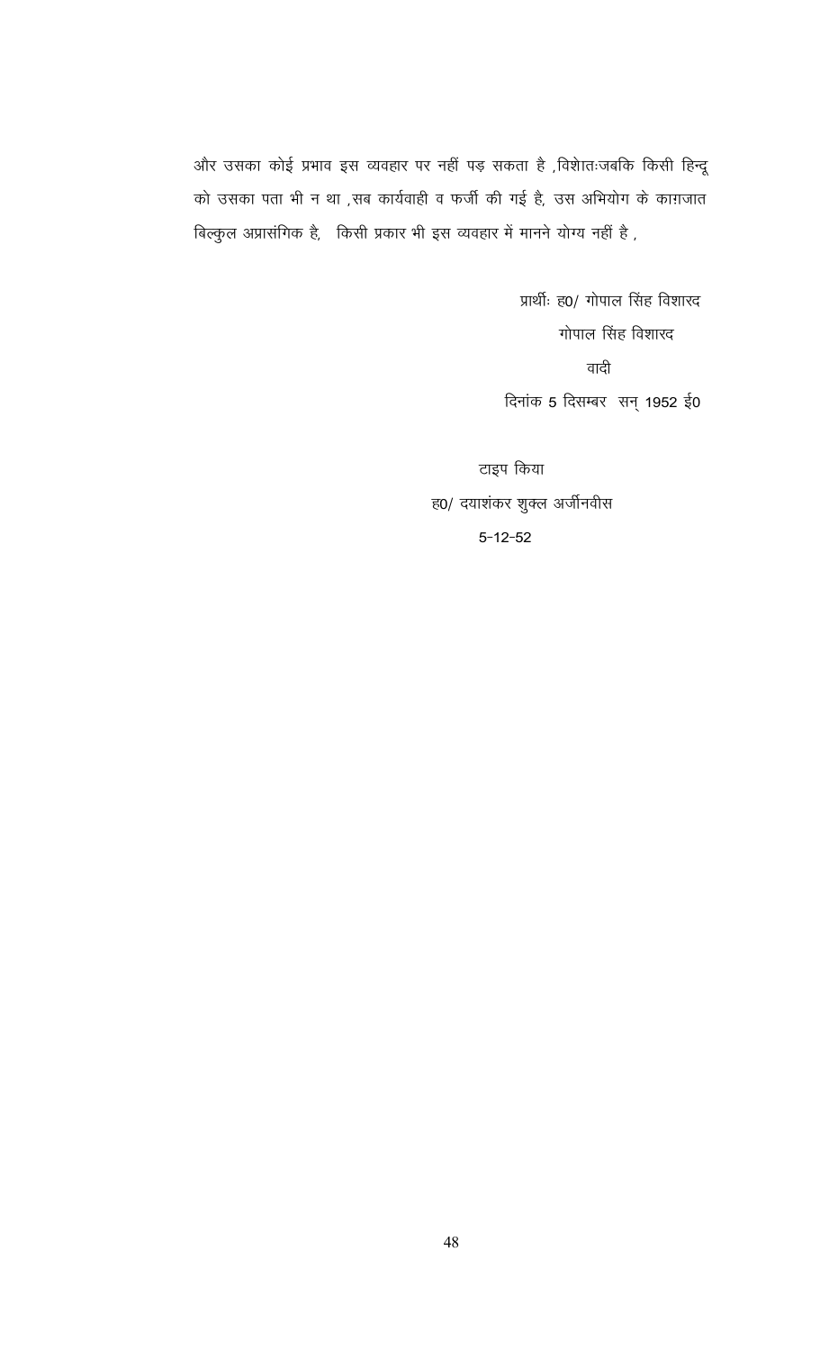और उसका कोई प्रभाव इस व्यवहार पर नहीं पड़ सकता है ,विशेषतःजबकि किसी हिन्दू को उसका पता भी न था ,सब कार्यवाही व फर्जी की गई है, उस अभियोग के काग़जात बिल्कुल अप्रासंगिक है, किसी प्रकार भी इस व्यवहार में मानने योग्य नहीं है ,

प्रार्थीः ह0/ गोपाल सिंह विशारद

गोपाल सिंह विशारद

वादी

दिनांक 5 दिसम्बर सन् 1952 ई0

टाइप किया

ह0/ दयाशंकर शुक्ल अर्जीनवीस

5-12-52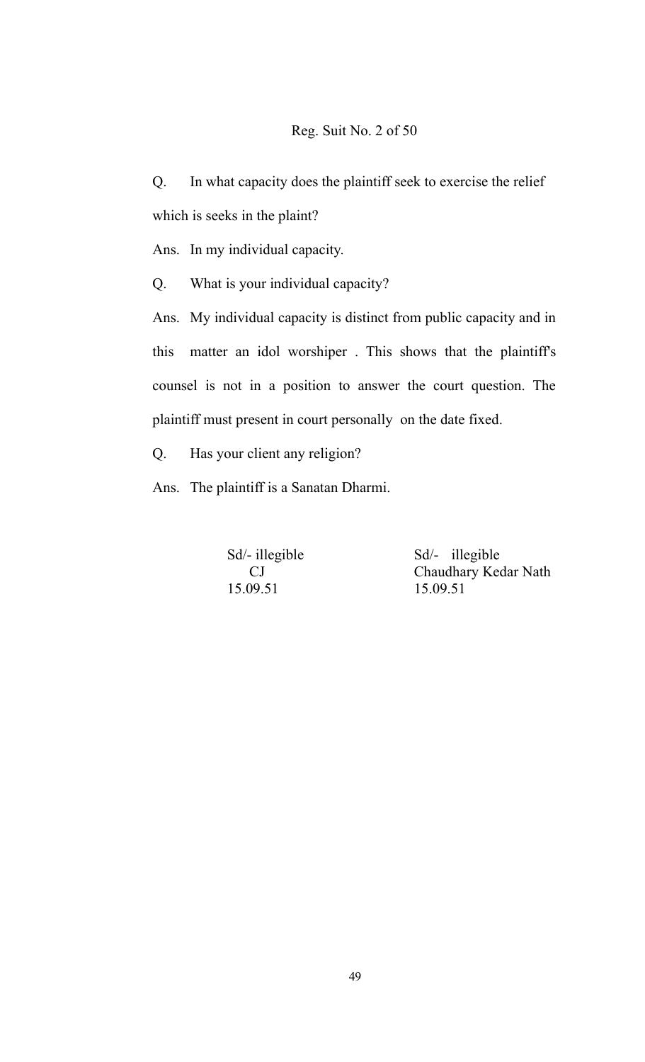Reg. Suit No. 2 of 50

Q. In what capacity does the plaintiff seek to exercise the relief which is seeks in the plaint?

Ans. In my individual capacity.

Q. What is your individual capacity?

Ans. My individual capacity is distinct from public capacity and in this matter an idol worshiper . This shows that the plaintiff's counsel is not in a position to answer the court question. The plaintiff must present in court personally on the date fixed.

Q. Has your client any religion?

Ans. The plaintiff is a Sanatan Dharmi.

Sd/- illegible
CJ
15.09.51

Sd/- illegible
Chaudhary Kedar Nath
15.09.51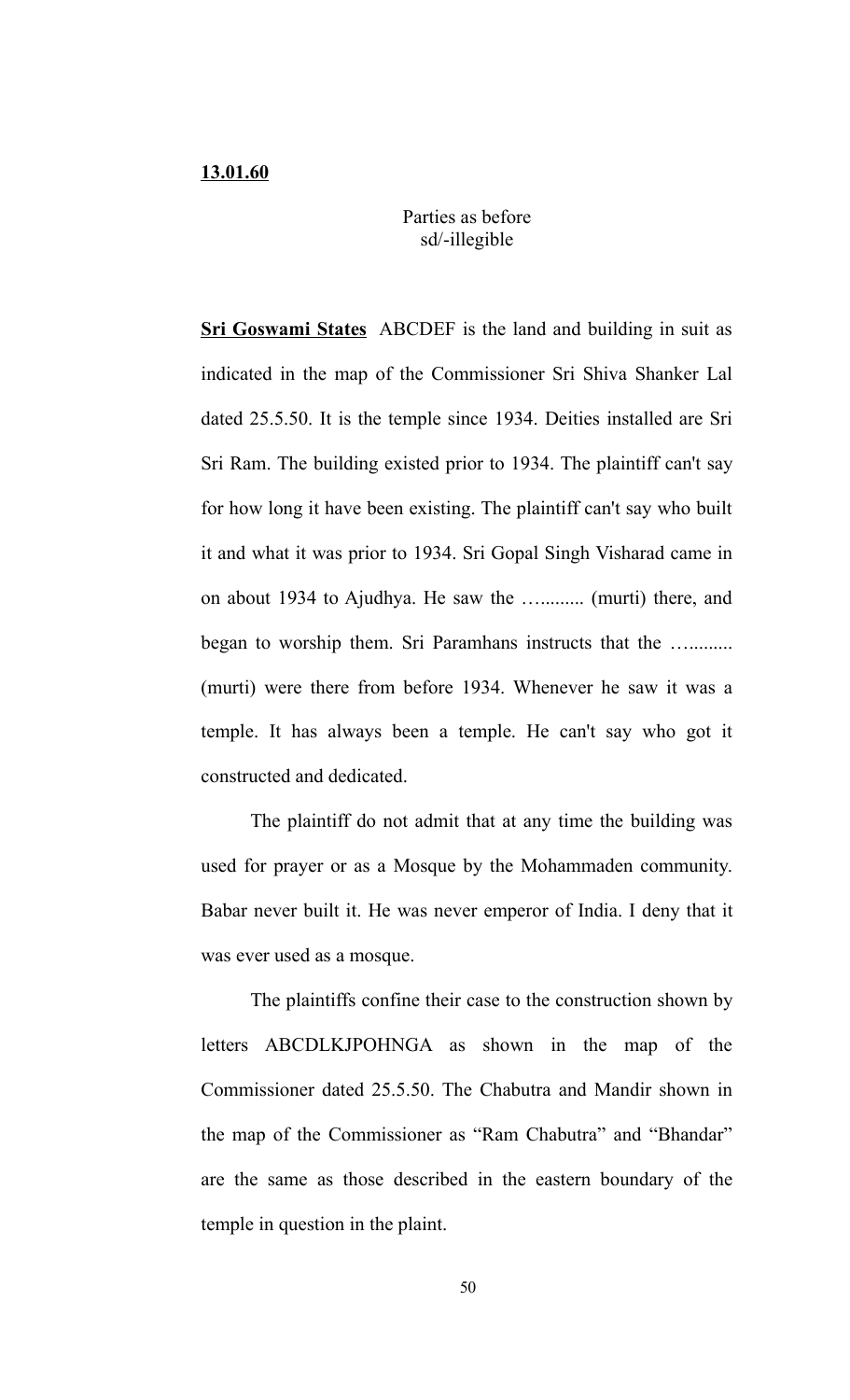**13.01.60**

Parties as before
sd/-illegible

**Sri Goswami States** ABCDEF is the land and building in suit as indicated in the map of the Commissioner Sri Shiva Shanker Lal dated 25.5.50. It is the temple since 1934. Deities installed are Sri Sri Ram. The building existed prior to 1934. The plaintiff can't say for how long it have been existing. The plaintiff can't say who built it and what it was prior to 1934. Sri Gopal Singh Visharad came in on about 1934 to Ajudhya. He saw the …........ (murti) there, and began to worship them. Sri Paramhans instructs that the …........ (murti) were there from before 1934. Whenever he saw it was a temple. It has always been a temple. He can't say who got it constructed and dedicated.

The plaintiff do not admit that at any time the building was used for prayer or as a Mosque by the Mohammaden community. Babar never built it. He was never emperor of India. I deny that it was ever used as a mosque.

The plaintiffs confine their case to the construction shown by letters ABCDLKJPOHNGA as shown in the map of the Commissioner dated 25.5.50. The Chabutra and Mandir shown in the map of the Commissioner as "Ram Chabutra" and "Bhandar" are the same as those described in the eastern boundary of the temple in question in the plaint.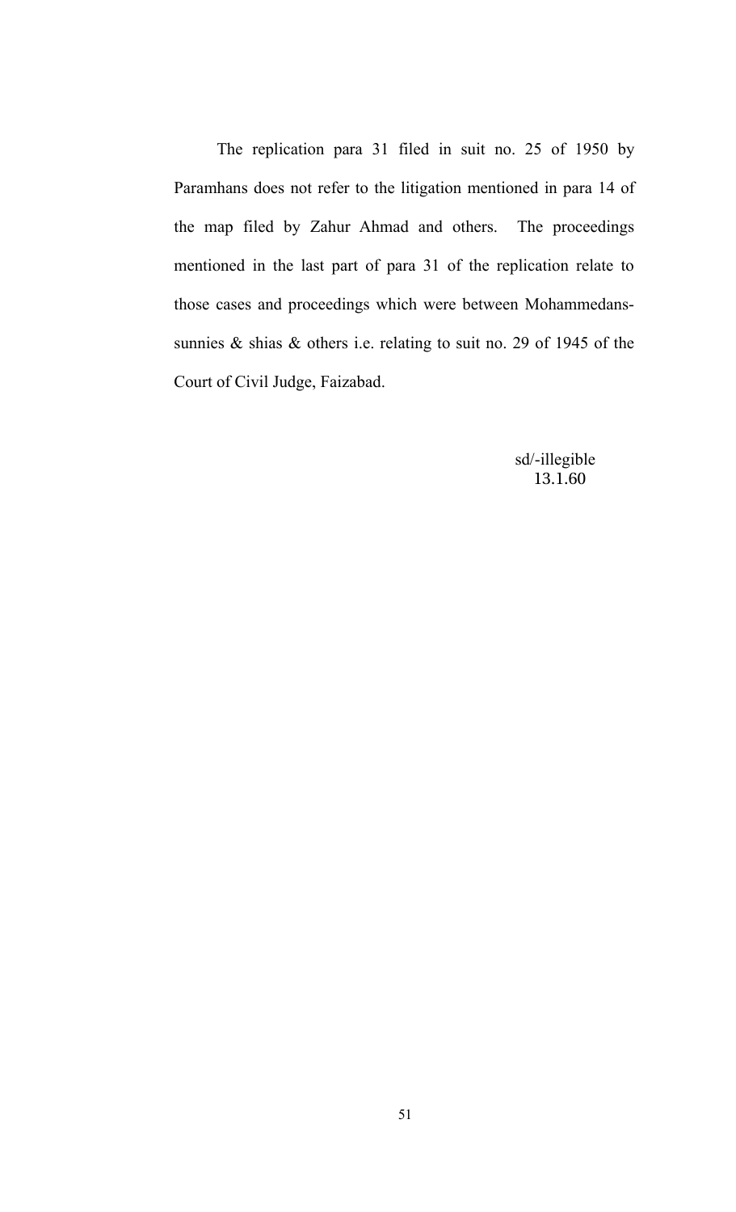The replication para 31 filed in suit no. 25 of 1950 by Paramhans does not refer to the litigation mentioned in para 14 of the map filed by Zahur Ahmad and others. The proceedings mentioned in the last part of para 31 of the replication relate to those cases and proceedings which were between Mohammedans-sunnies & shias & others i.e. relating to suit no. 29 of 1945 of the Court of Civil Judge, Faizabad.

sd/-illegible
13.1.60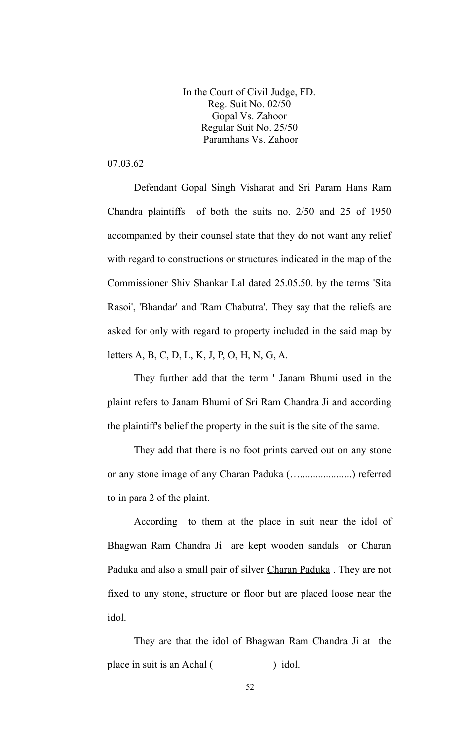In the Court of Civil Judge, FD.
Reg. Suit No. 02/50
Gopal Vs. Zahoor
Regular Suit No. 25/50
Paramhans Vs. Zahoor

07.03.62

Defendant Gopal Singh Visharat and Sri Param Hans Ram Chandra plaintiffs of both the suits no. 2/50 and 25 of 1950 accompanied by their counsel state that they do not want any relief with regard to constructions or structures indicated in the map of the Commissioner Shiv Shankar Lal dated 25.05.50. by the terms 'Sita Rasoi', 'Bhandar' and 'Ram Chabutra'. They say that the reliefs are asked for only with regard to property included in the said map by letters A, B, C, D, L, K, J, P, O, H, N, G, A.

They further add that the term ' Janam Bhumi used in the plaint refers to Janam Bhumi of Sri Ram Chandra Ji and according the plaintiff's belief the property in the suit is the site of the same.

They add that there is no foot prints carved out on any stone or any stone image of any Charan Paduka (…....................) referred to in para 2 of the plaint.

According to them at the place in suit near the idol of Bhagwan Ram Chandra Ji are kept wooden sandals or Charan Paduka and also a small pair of silver Charan Paduka . They are not fixed to any stone, structure or floor but are placed loose near the idol.

They are that the idol of Bhagwan Ram Chandra Ji at the place in suit is an Achal ( ) idol.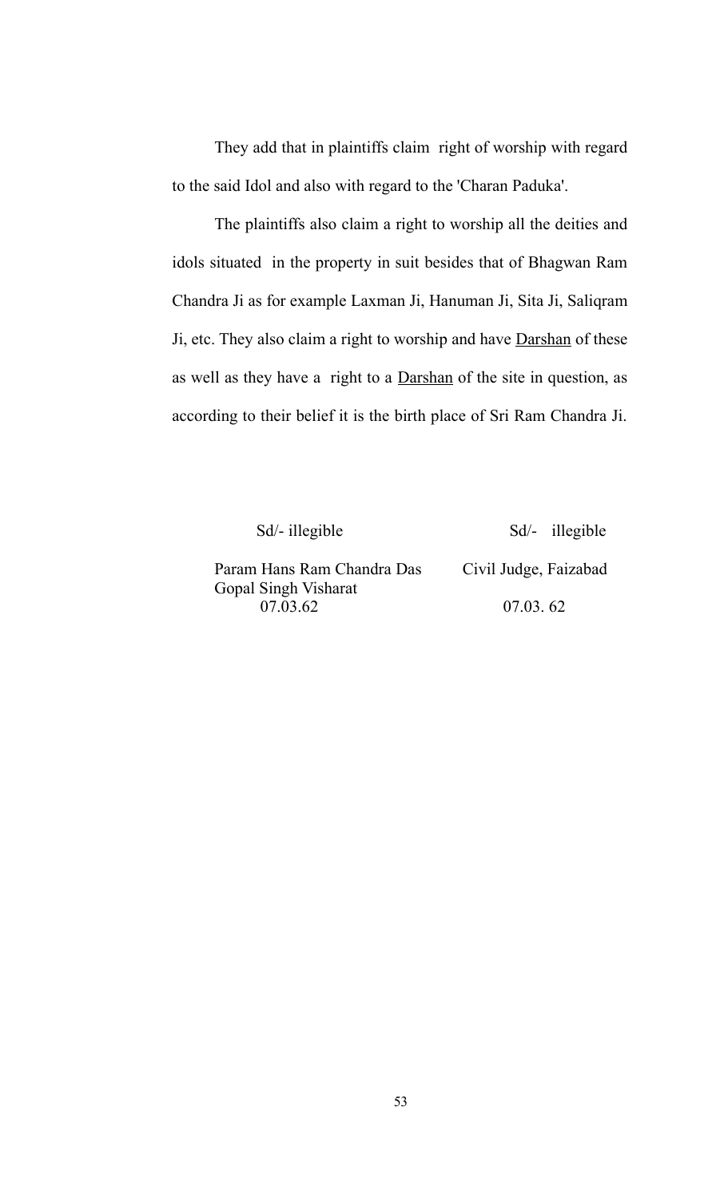They add that in plaintiffs claim right of worship with regard to the said Idol and also with regard to the 'Charan Paduka'.

The plaintiffs also claim a right to worship all the deities and idols situated in the property in suit besides that of Bhagwan Ram Chandra Ji as for example Laxman Ji, Hanuman Ji, Sita Ji, Saliqram Ji, etc. They also claim a right to worship and have <u>Darshan</u> of these as well as they have a right to a <u>Darshan</u> of the site in question, as according to their belief it is the birth place of Sri Ram Chandra Ji.

| Sd/- illegible | Sd/- illegible |
|---|---|
| Param Hans Ram Chandra Das | Civil Judge, Faizabad |
| Gopal Singh Visharat | |
| 07.03.62 | 07.03. 62 |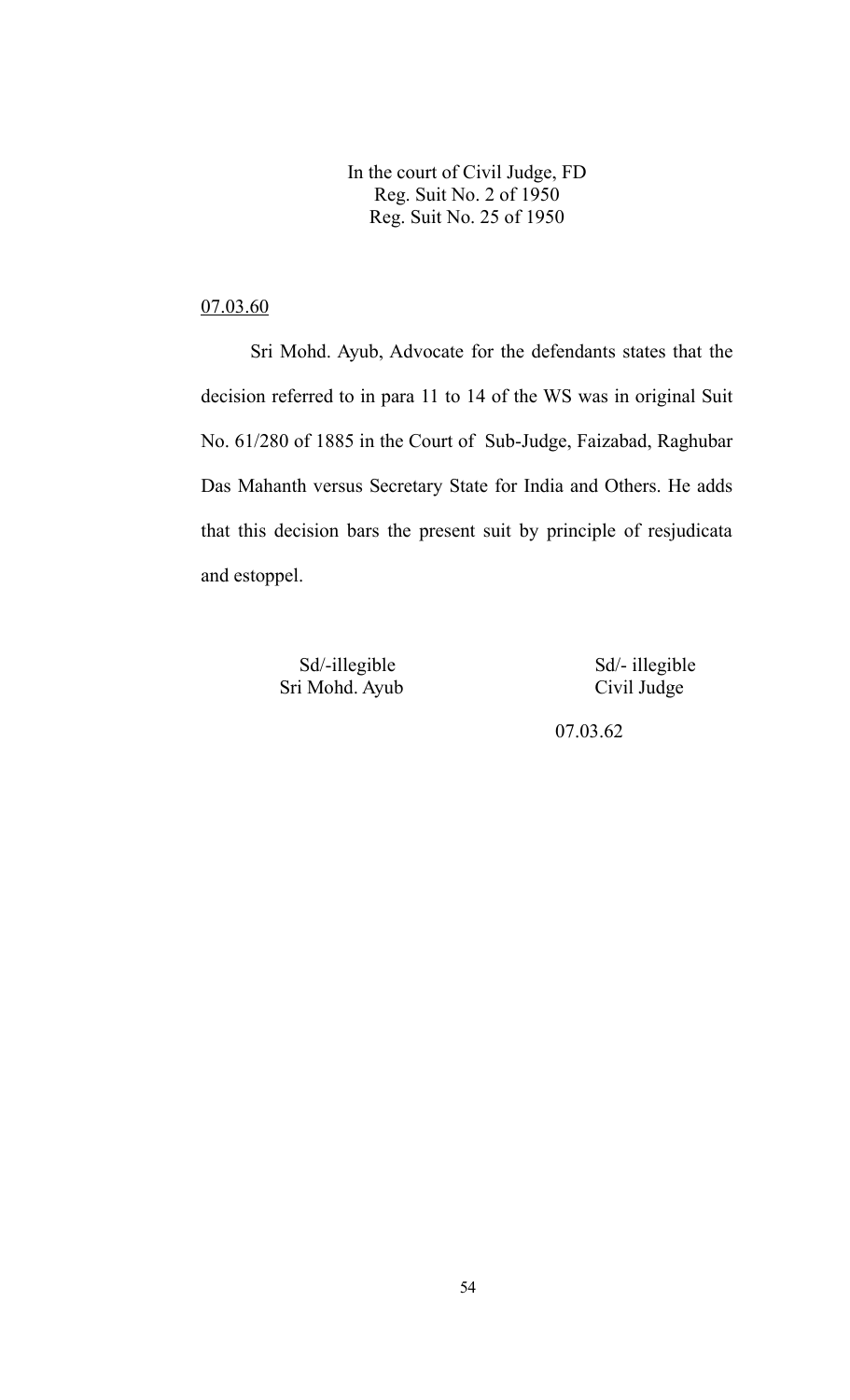In the court of Civil Judge, FD
Reg. Suit No. 2 of 1950
Reg. Suit No. 25 of 1950

07.03.60

Sri Mohd. Ayub, Advocate for the defendants states that the decision referred to in para 11 to 14 of the WS was in original Suit No. 61/280 of 1885 in the Court of Sub-Judge, Faizabad, Raghubar Das Mahanth versus Secretary State for India and Others. He adds that this decision bars the present suit by principle of resjudicata and estoppel.

Sd/-illegible
Sri Mohd. Ayub

Sd/- illegible
Civil Judge

07.03.62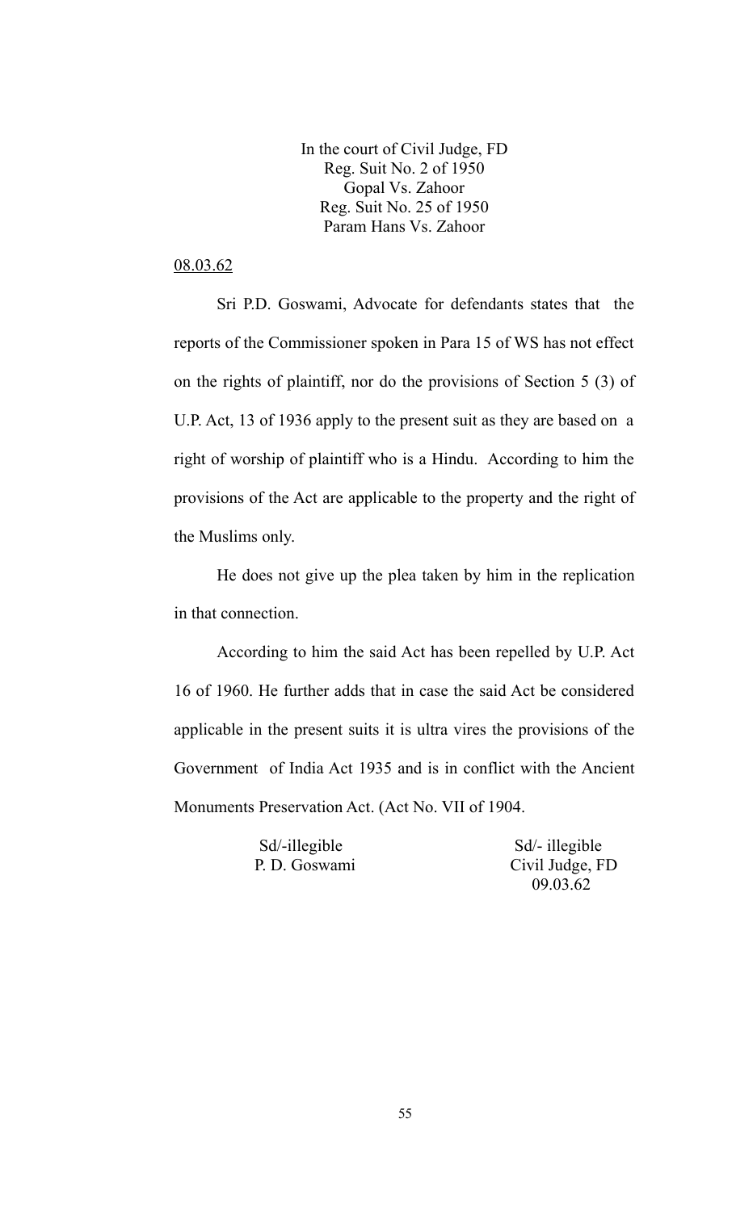In the court of Civil Judge, FD  
Reg. Suit No. 2 of 1950  
Gopal Vs. Zahoor  
Reg. Suit No. 25 of 1950  
Param Hans Vs. Zahoor

08.03.62

Sri P.D. Goswami, Advocate for defendants states that the reports of the Commissioner spoken in Para 15 of WS has not effect on the rights of plaintiff, nor do the provisions of Section 5 (3) of U.P. Act, 13 of 1936 apply to the present suit as they are based on a right of worship of plaintiff who is a Hindu. According to him the provisions of the Act are applicable to the property and the right of the Muslims only.

He does not give up the plea taken by him in the replication in that connection.

According to him the said Act has been repelled by U.P. Act 16 of 1960. He further adds that in case the said Act be considered applicable in the present suits it is ultra vires the provisions of the Government of India Act 1935 and is in conflict with the Ancient Monuments Preservation Act. (Act No. VII of 1904.

Sd/-illegible  
P. D. Goswami

Sd/- illegible  
Civil Judge, FD  
09.03.62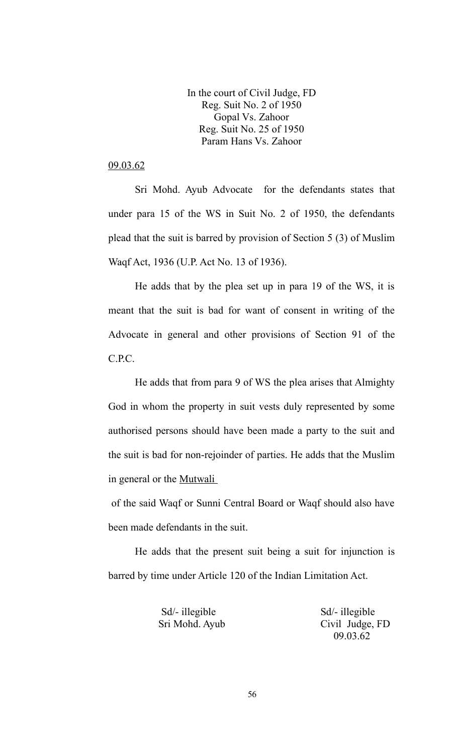In the court of Civil Judge, FD
Reg. Suit No. 2 of 1950
Gopal Vs. Zahoor
Reg. Suit No. 25 of 1950
Param Hans Vs. Zahoor

09.03.62

Sri Mohd. Ayub Advocate for the defendants states that under para 15 of the WS in Suit No. 2 of 1950, the defendants plead that the suit is barred by provision of Section 5 (3) of Muslim Waqf Act, 1936 (U.P. Act No. 13 of 1936).

He adds that by the plea set up in para 19 of the WS, it is meant that the suit is bad for want of consent in writing of the Advocate in general and other provisions of Section 91 of the C.P.C.

He adds that from para 9 of WS the plea arises that Almighty God in whom the property in suit vests duly represented by some authorised persons should have been made a party to the suit and the suit is bad for non-rejoinder of parties. He adds that the Muslim in general or the Mutwali of the said Waqf or Sunni Central Board or Waqf should also have been made defendants in the suit.

He adds that the present suit being a suit for injunction is barred by time under Article 120 of the Indian Limitation Act.

Sd/- illegible
Sri Mohd. Ayub

Sd/- illegible
Civil Judge, FD
09.03.62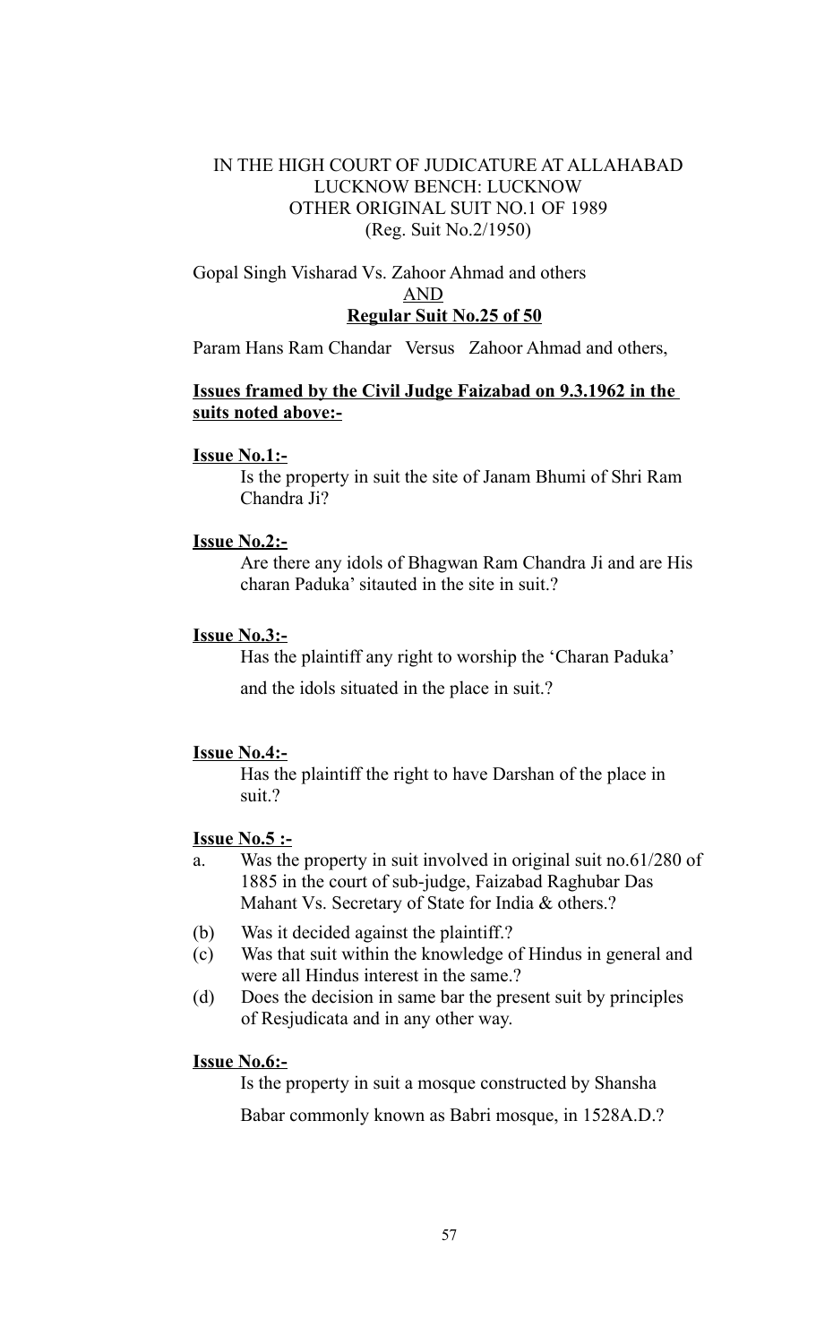IN THE HIGH COURT OF JUDICATURE AT ALLAHABAD
LUCKNOW BENCH: LUCKNOW
OTHER ORIGINAL SUIT NO.1 OF 1989
(Reg. Suit No.2/1950)

Gopal Singh Visharad Vs. Zahoor Ahmad and others

AND

**Regular Suit No.25 of 50**

Param Hans Ram Chandar Versus Zahoor Ahmad and others,

**Issues framed by the Civil Judge Faizabad on 9.3.1962 in the suits noted above:-**

**Issue No.1:-**

Is the property in suit the site of Janam Bhumi of Shri Ram Chandra Ji?

**Issue No.2:-**

Are there any idols of Bhagwan Ram Chandra Ji and are His charan Paduka' sitauted in the site in suit.?

**Issue No.3:-**

Has the plaintiff any right to worship the 'Charan Paduka' and the idols situated in the place in suit.?

**Issue No.4:-**

Has the plaintiff the right to have Darshan of the place in suit.?

**Issue No.5 :-**

a. Was the property in suit involved in original suit no.61/280 of 1885 in the court of sub-judge, Faizabad Raghubar Das Mahant Vs. Secretary of State for India & others.?

(b) Was it decided against the plaintiff.?

(c) Was that suit within the knowledge of Hindus in general and were all Hindus interest in the same.?

(d) Does the decision in same bar the present suit by principles of Resjudicata and in any other way.

**Issue No.6:-**

Is the property in suit a mosque constructed by Shansha Babar commonly known as Babri mosque, in 1528A.D.?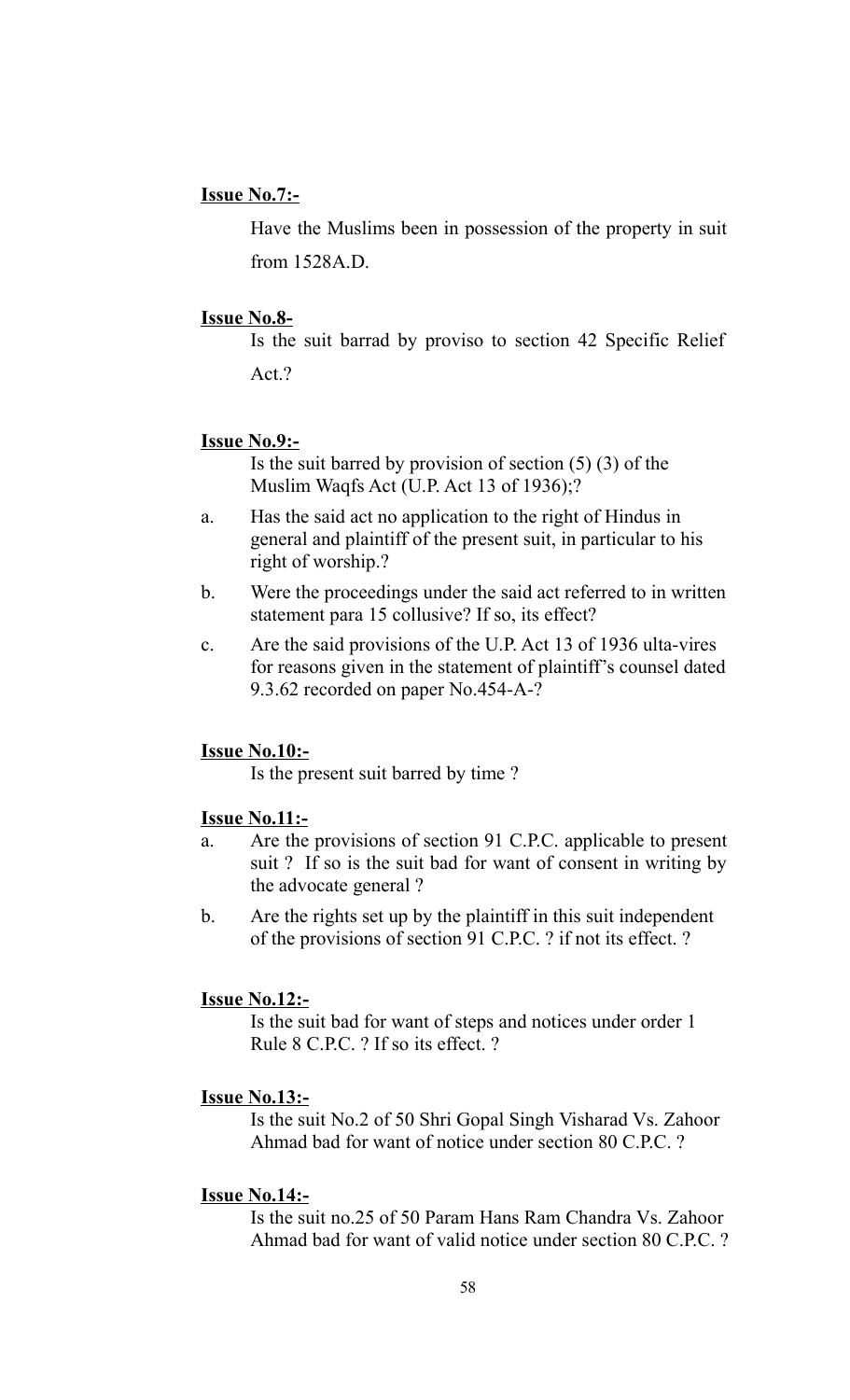**Issue No.7:-**

Have the Muslims been in possession of the property in suit from 1528A.D.

**Issue No.8-**

Is the suit barrad by proviso to section 42 Specific Relief Act.?

**Issue No.9:-**

Is the suit barred by provision of section (5) (3) of the Muslim Waqfs Act (U.P. Act 13 of 1936);?

a. Has the said act no application to the right of Hindus in general and plaintiff of the present suit, in particular to his right of worship.?

b. Were the proceedings under the said act referred to in written statement para 15 collusive? If so, its effect?

c. Are the said provisions of the U.P. Act 13 of 1936 ulta-vires for reasons given in the statement of plaintiff's counsel dated 9.3.62 recorded on paper No.454-A-?

**Issue No.10:-**

Is the present suit barred by time ?

**Issue No.11:-**

a. Are the provisions of section 91 C.P.C. applicable to present suit ? If so is the suit bad for want of consent in writing by the advocate general ?

b. Are the rights set up by the plaintiff in this suit independent of the provisions of section 91 C.P.C. ? if not its effect. ?

**Issue No.12:-**

Is the suit bad for want of steps and notices under order 1 Rule 8 C.P.C. ? If so its effect. ?

**Issue No.13:-**

Is the suit No.2 of 50 Shri Gopal Singh Visharad Vs. Zahoor Ahmad bad for want of notice under section 80 C.P.C. ?

**Issue No.14:-**

Is the suit no.25 of 50 Param Hans Ram Chandra Vs. Zahoor Ahmad bad for want of valid notice under section 80 C.P.C. ?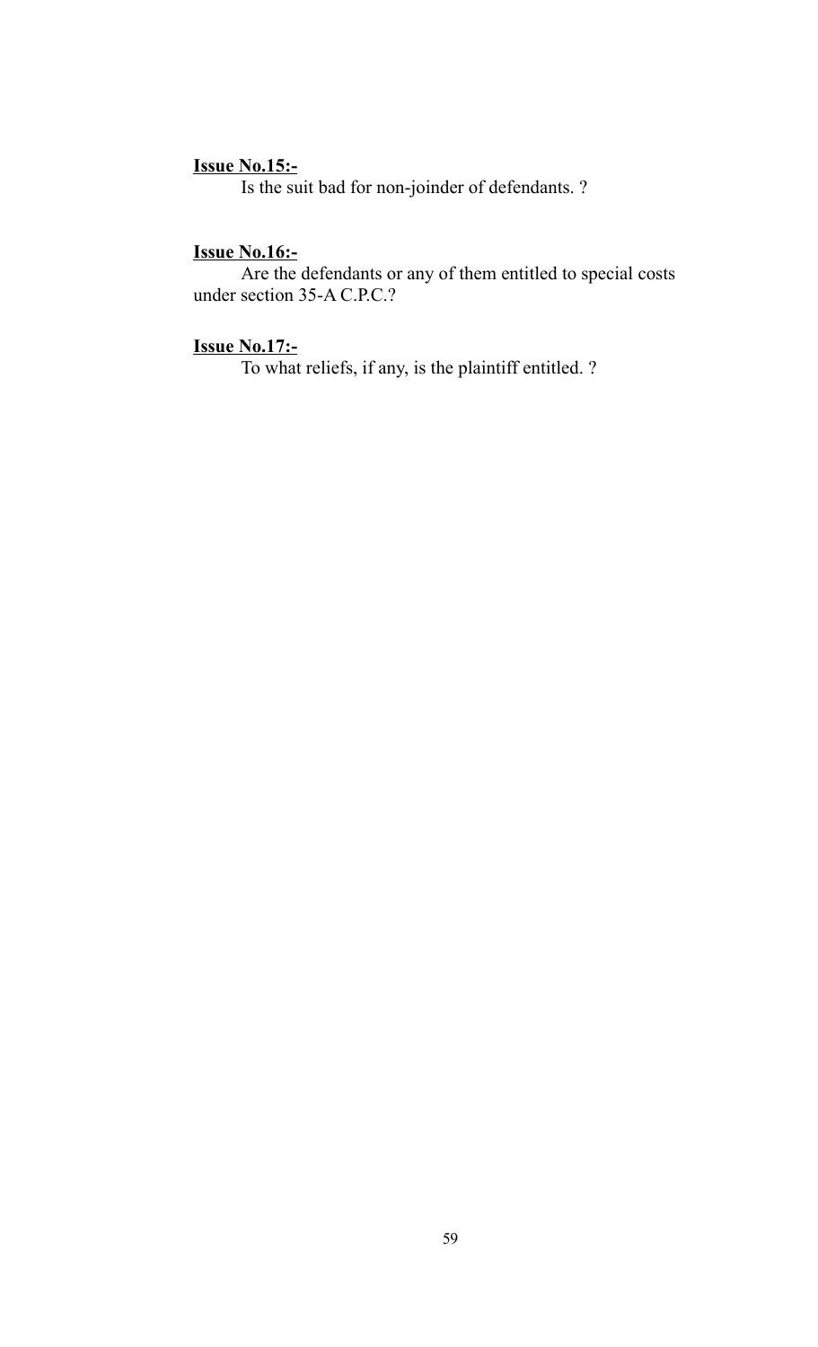**Issue No.15:-**

Is the suit bad for non-joinder of defendants. ?

**Issue No.16:-**

Are the defendants or any of them entitled to special costs under section 35-A C.P.C.?

**Issue No.17:-**

To what reliefs, if any, is the plaintiff entitled. ?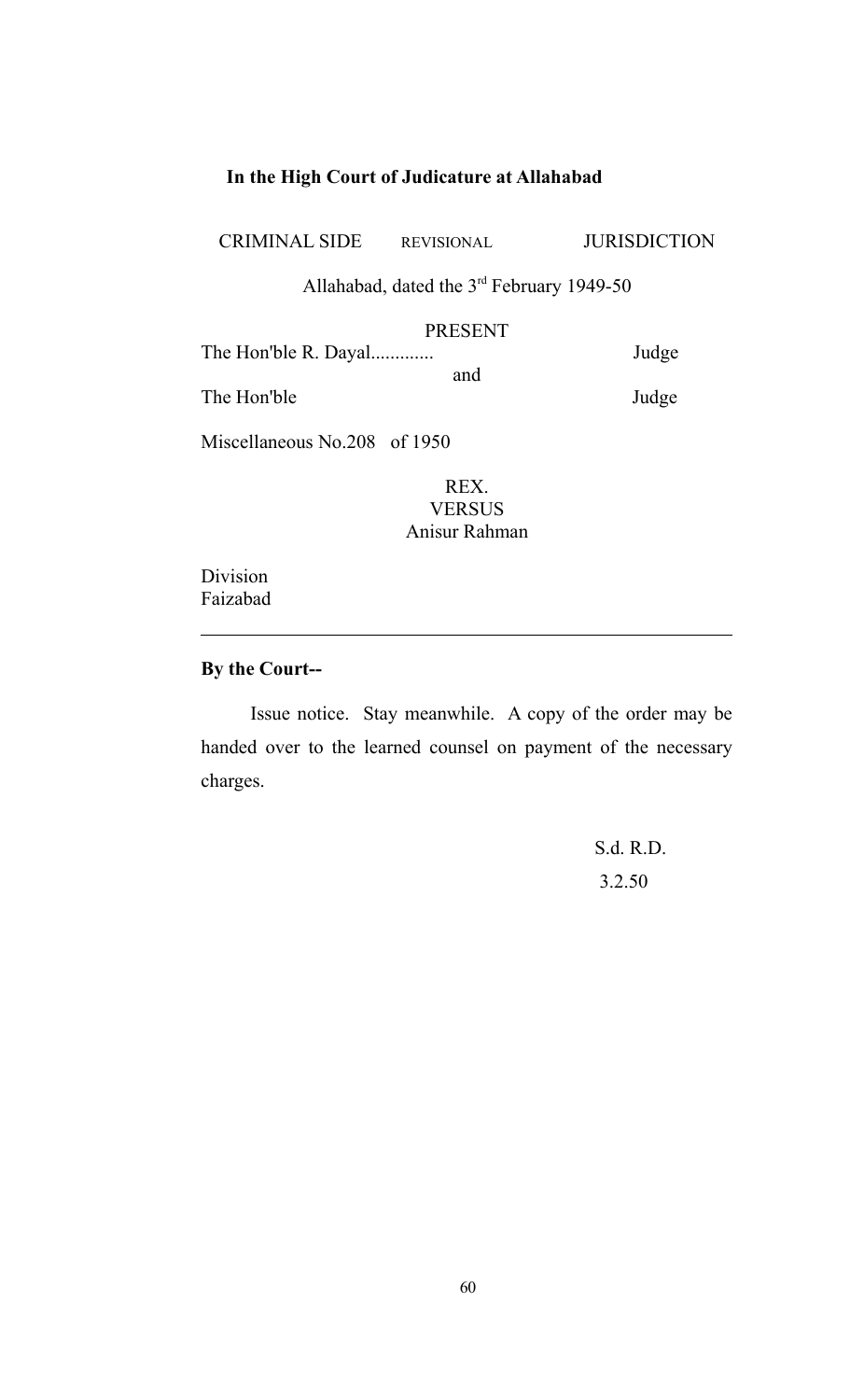**In the High Court of Judicature at Allahabad**

CRIMINAL SIDE REVISIONAL JURISDICTION

Allahabad, dated the 3rd February 1949-50

PRESENT

The Hon'ble R. Dayal............. Judge

and

The Hon'ble Judge

Miscellaneous No.208 of 1950

REX.
VERSUS
Anisur Rahman

Division
Faizabad

---

**By the Court--**

Issue notice. Stay meanwhile. A copy of the order may be handed over to the learned counsel on payment of the necessary charges.

S.d. R.D.
3.2.50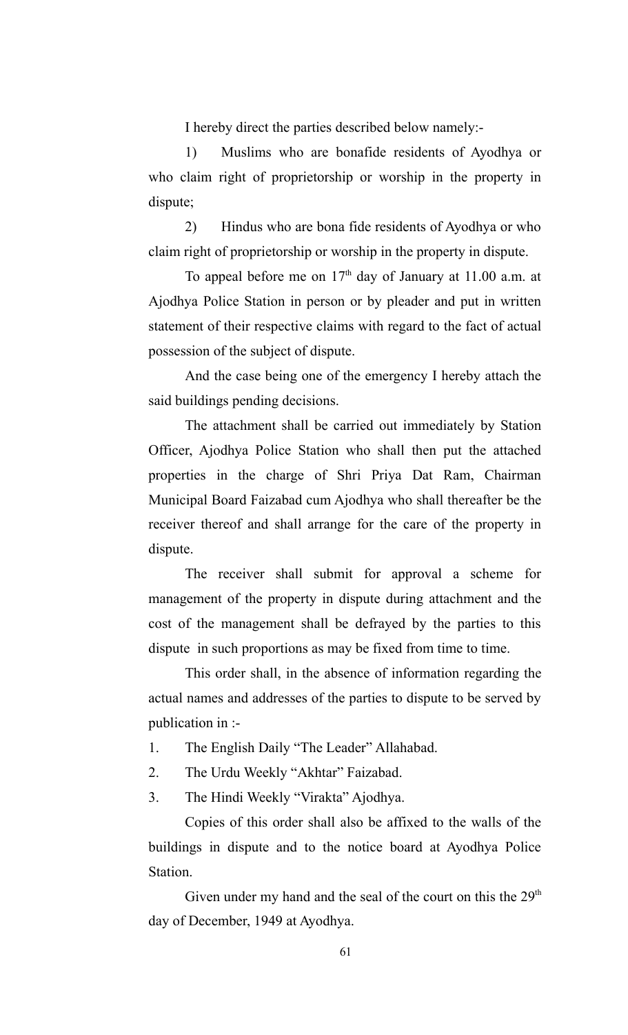I hereby direct the parties described below namely:-

1) Muslims who are bonafide residents of Ayodhya or who claim right of proprietorship or worship in the property in dispute;

2) Hindus who are bona fide residents of Ayodhya or who claim right of proprietorship or worship in the property in dispute.

To appeal before me on 17th day of January at 11.00 a.m. at Ajodhya Police Station in person or by pleader and put in written statement of their respective claims with regard to the fact of actual possession of the subject of dispute.

And the case being one of the emergency I hereby attach the said buildings pending decisions.

The attachment shall be carried out immediately by Station Officer, Ajodhya Police Station who shall then put the attached properties in the charge of Shri Priya Dat Ram, Chairman Municipal Board Faizabad cum Ajodhya who shall thereafter be the receiver thereof and shall arrange for the care of the property in dispute.

The receiver shall submit for approval a scheme for management of the property in dispute during attachment and the cost of the management shall be defrayed by the parties to this dispute in such proportions as may be fixed from time to time.

This order shall, in the absence of information regarding the actual names and addresses of the parties to dispute to be served by publication in :-

1. The English Daily "The Leader" Allahabad.
2. The Urdu Weekly "Akhtar" Faizabad.
3. The Hindi Weekly "Virakta" Ajodhya.

Copies of this order shall also be affixed to the walls of the buildings in dispute and to the notice board at Ayodhya Police Station.

Given under my hand and the seal of the court on this the 29th day of December, 1949 at Ayodhya.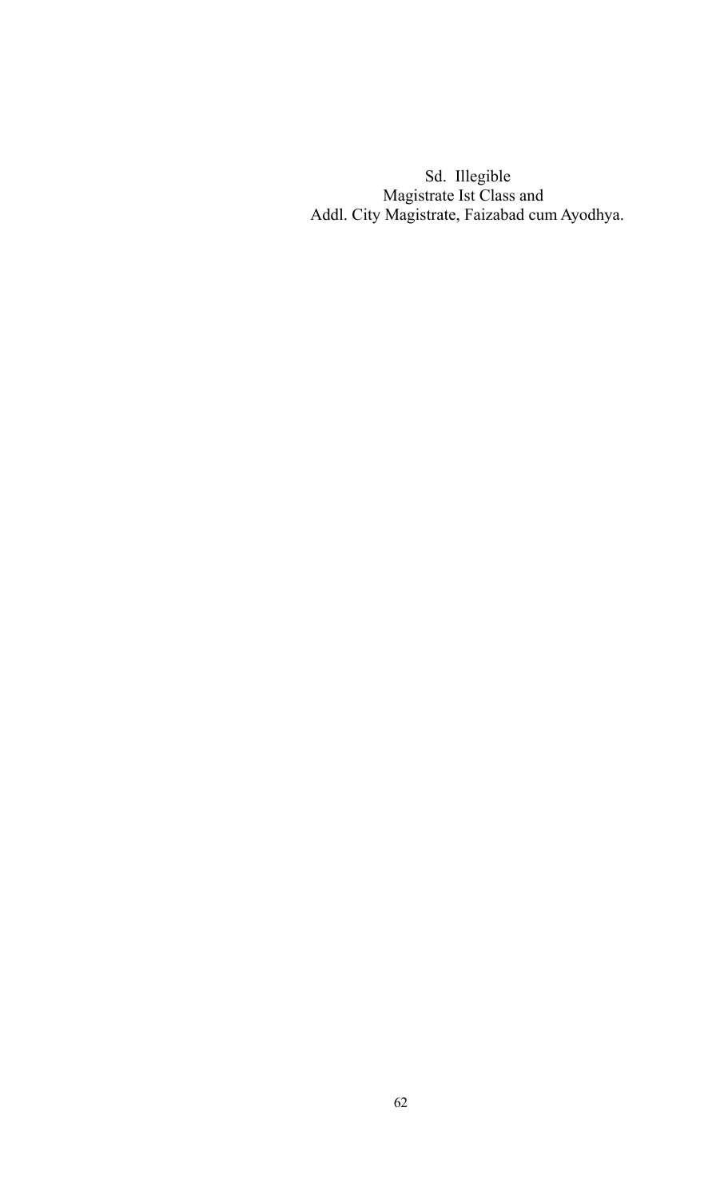Sd. Illegible

Magistrate Ist Class and

Addl. City Magistrate, Faizabad cum Ayodhya.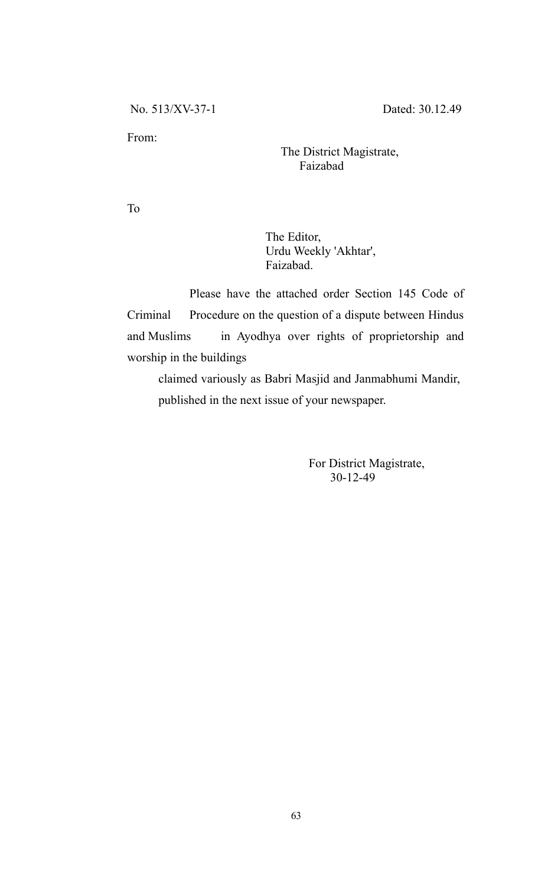No. 513/XV-37-1 Dated: 30.12.49

From:

The District Magistrate,
Faizabad

To

The Editor,
Urdu Weekly 'Akhtar',
Faizabad.

Please have the attached order Section 145 Code of Criminal Procedure on the question of a dispute between Hindus and Muslims in Ayodhya over rights of proprietorship and worship in the buildings claimed variously as Babri Masjid and Janmabhumi Mandir, published in the next issue of your newspaper.

For District Magistrate,
30-12-49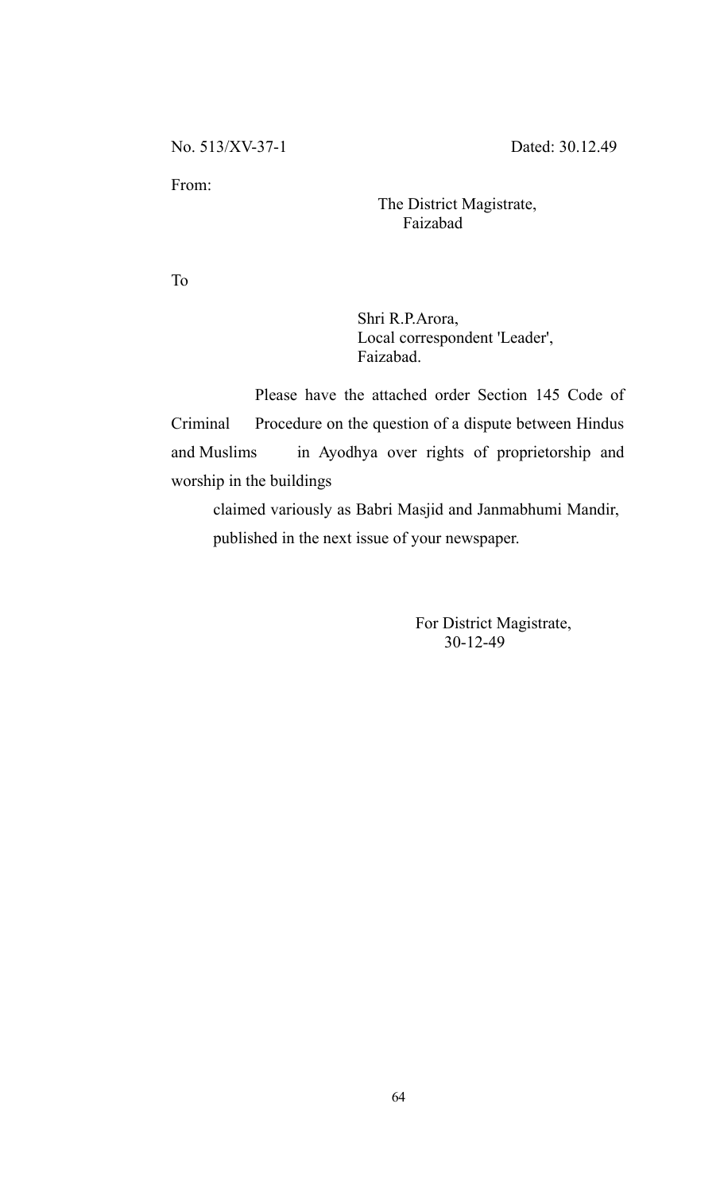No. 513/XV-37-1 Dated: 30.12.49

From:

The District Magistrate,
Faizabad

To

Shri R.P.Arora,
Local correspondent 'Leader',
Faizabad.

Please have the attached order Section 145 Code of Criminal Procedure on the question of a dispute between Hindus and Muslims in Ayodhya over rights of proprietorship and worship in the buildings claimed variously as Babri Masjid and Janmabhumi Mandir, published in the next issue of your newspaper.

For District Magistrate,
30-12-49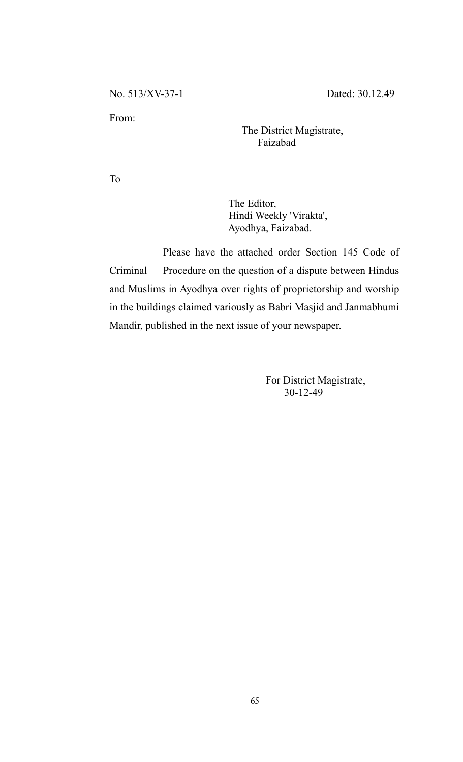No. 513/XV-37-1 Dated: 30.12.49

From:

The District Magistrate,
Faizabad

To

The Editor,
Hindi Weekly 'Virakta',
Ayodhya, Faizabad.

Please have the attached order Section 145 Code of Criminal Procedure on the question of a dispute between Hindus and Muslims in Ayodhya over rights of proprietorship and worship in the buildings claimed variously as Babri Masjid and Janmabhumi Mandir, published in the next issue of your newspaper.

For District Magistrate,
30-12-49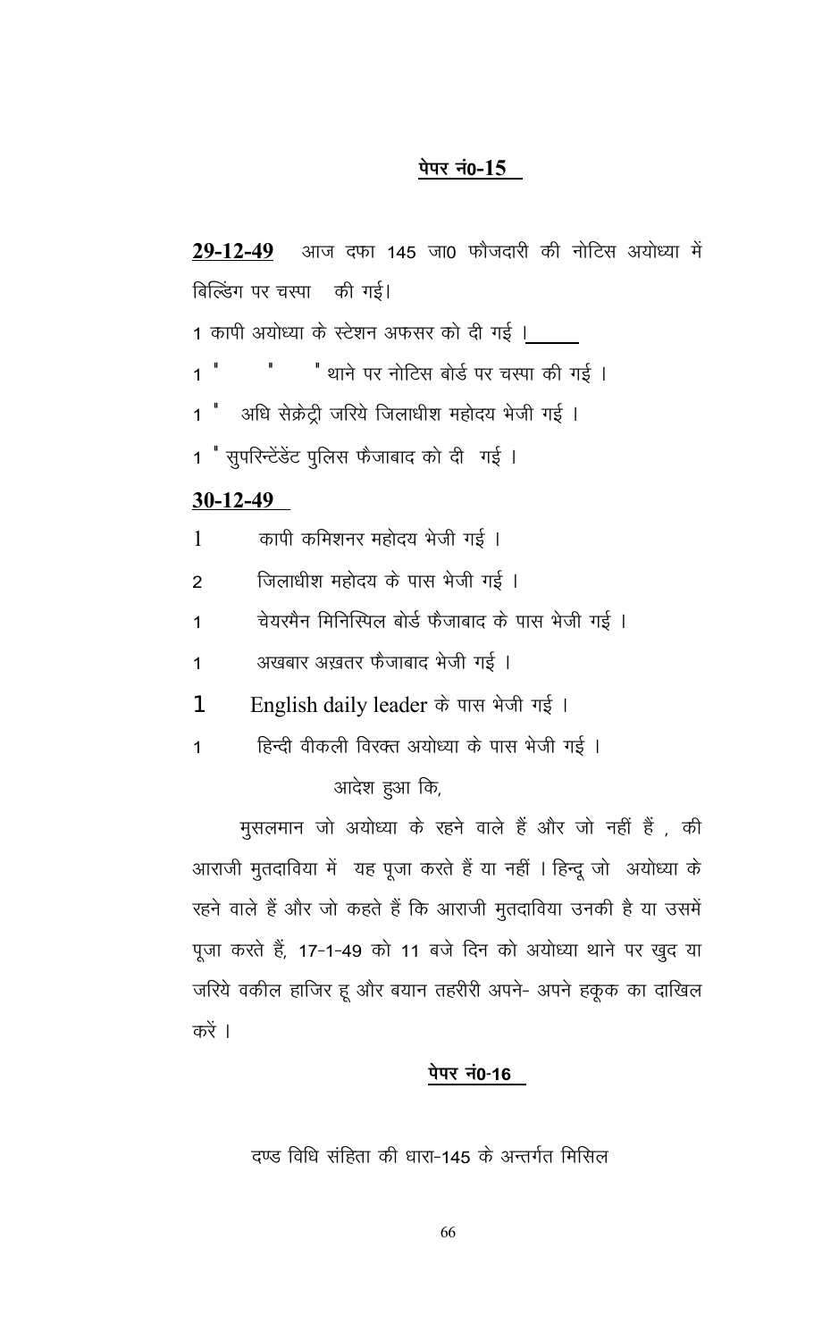**पेपर नं0-15**

**29-12-49** आज दफा 145 जा0 फौजदारी की नोटिस अयोध्या में बिल्डिंग पर चस्पा की गई।

1 कापी अयोध्या के स्टेशन अफसर को दी गई ।

1 " " " थाने पर नोटिस बोर्ड पर चस्पा की गई ।

1 " अधि सेक्रेट्री जरिये जिलाधीश महोदय भेजी गई ।

1 " सुपरिन्टेंडेंट पुलिस फैजाबाद को दी गई ।

**30-12-49**

1 कापी कमिशनर महोदय भेजी गई ।

2 जिलाधीश महोदय के पास भेजी गई ।

1 चेयरमैन मिनिस्पिल बोर्ड फैजाबाद के पास भेजी गई ।

1 अखबार अख़तर फैजाबाद भेजी गई ।

1 English daily leader के पास भेजी गई ।

1 हिन्दी वीकली विरक्त अयोध्या के पास भेजी गई ।

आदेश हुआ कि,

मुसलमान जो अयोध्या के रहने वाले हैं और जो नहीं हैं , की आराजी मुतदाविया में यह पूजा करते हैं या नहीं । हिन्दू जो अयोध्या के रहने वाले हैं और जो कहते हैं कि आराजी मुतदाविया उनकी है या उसमें पूजा करते हैं, 17-1-49 को 11 बजे दिन को अयोध्या थाने पर खुद या जरिये वकील हाजिर हू और बयान तहरीरी अपने- अपने हकूक का दाखिल करें ।

**पेपर नं0-16**

दण्ड विधि संहिता की धारा-145 के अन्तर्गत मिसिल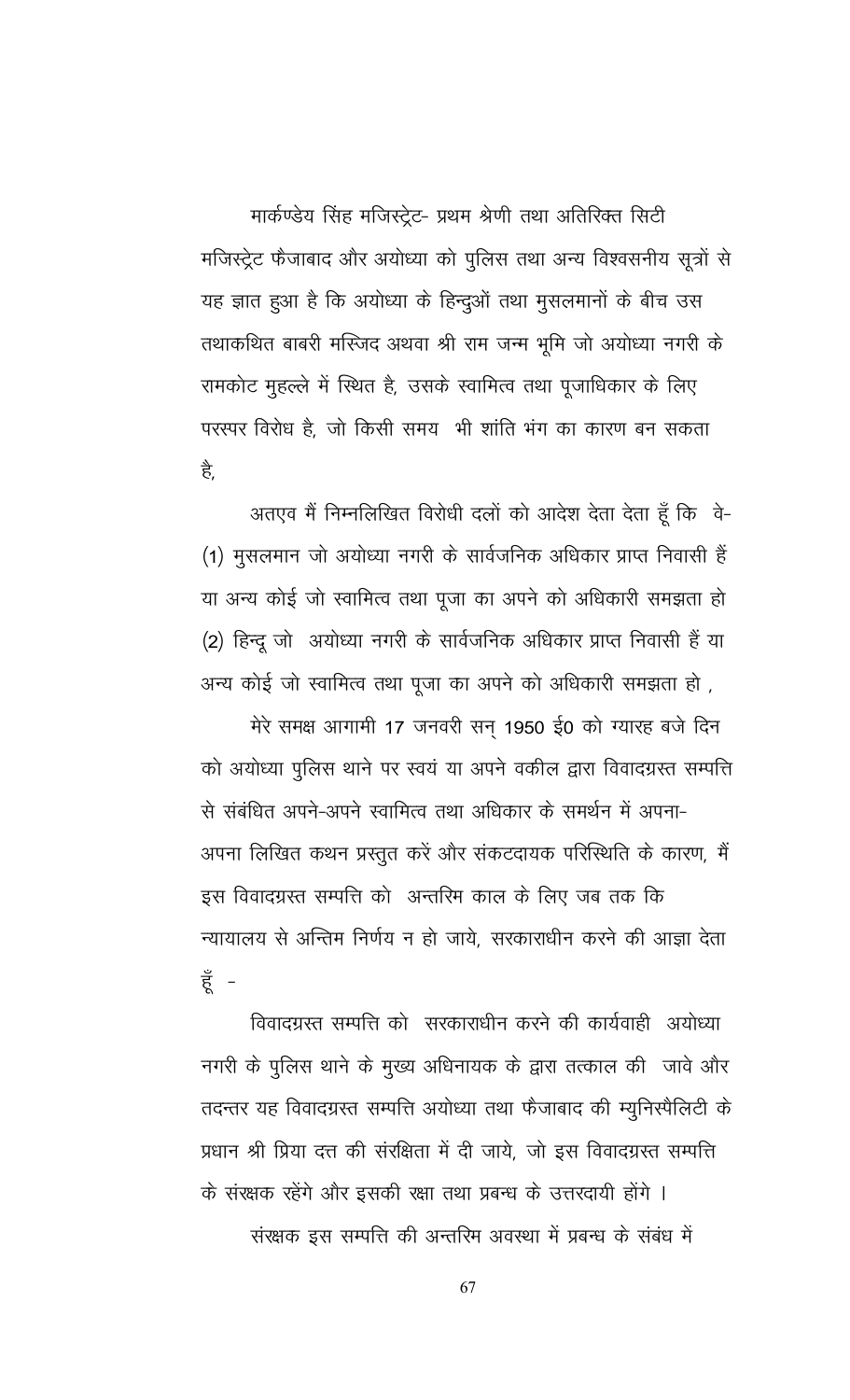मार्कण्डेय सिंह मजिस्ट्रेट- प्रथम श्रेणी तथा अतिरिक्त सिटी मजिस्ट्रेट फैजाबाद और अयोध्या को पुलिस तथा अन्य विश्वसनीय सूत्रों से यह ज्ञात हुआ है कि अयोध्या के हिन्दुओं तथा मुसलमानों के बीच उस तथाकथित बाबरी मस्जिद अथवा श्री राम जन्म भूमि जो अयोध्या नगरी के रामकोट मुहल्ले में स्थित है, उसके स्वामित्व तथा पूजाधिकार के लिए परस्पर विरोध है, जो किसी समय भी शांति भंग का कारण बन सकता है,

अतएव मैं निम्नलिखित विरोधी दलों को आदेश देता देता हूँ कि वे-
(1) मुसलमान जो अयोध्या नगरी के सार्वजनिक अधिकार प्राप्त निवासी हैं या अन्य कोई जो स्वामित्व तथा पूजा का अपने को अधिकारी समझता हो
(2) हिन्दू जो अयोध्या नगरी के सार्वजनिक अधिकार प्राप्त निवासी हैं या अन्य कोई जो स्वामित्व तथा पूजा का अपने को अधिकारी समझता हो ,

मेरे समक्ष आगामी 17 जनवरी सन् 1950 ई0 को ग्यारह बजे दिन को अयोध्या पुलिस थाने पर स्वयं या अपने वकील द्वारा विवादग्रस्त सम्पत्ति से संबंधित अपने-अपने स्वामित्व तथा अधिकार के समर्थन में अपना-अपना लिखित कथन प्रस्तुत करें और संकटदायक परिस्थिति के कारण, मैं इस विवादग्रस्त सम्पत्ति को अन्तरिम काल के लिए जब तक कि न्यायालय से अन्तिम निर्णय न हो जाये, सरकाराधीन करने की आज्ञा देता हूँ -

विवादग्रस्त सम्पत्ति को सरकाराधीन करने की कार्यवाही अयोध्या नगरी के पुलिस थाने के मुख्य अधिनायक के द्वारा तत्काल की जावे और तदन्तर यह विवादग्रस्त सम्पत्ति अयोध्या तथा फैजाबाद की म्युनिस्पैलिटी के प्रधान श्री प्रिया दत्त की संरक्षिता में दी जाये, जो इस विवादग्रस्त सम्पत्ति के संरक्षक रहेंगे और इसकी रक्षा तथा प्रबन्ध के उत्तरदायी होंगे ।

संरक्षक इस सम्पत्ति की अन्तरिम अवस्था में प्रबन्ध के संबंध में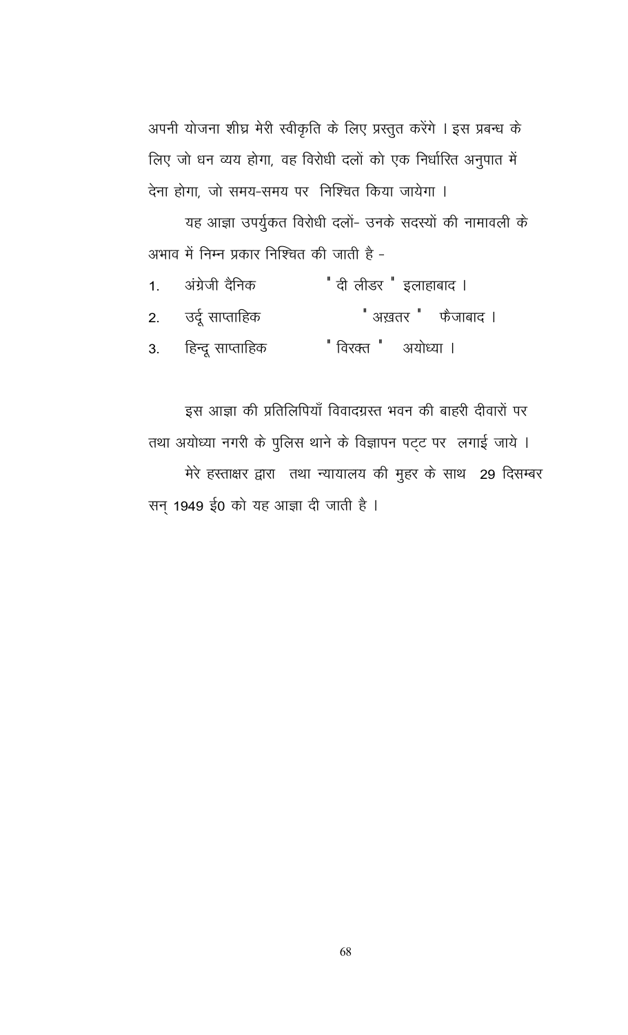अपनी योजना शीघ्र मेरी स्वीकृति के लिए प्रस्तुत करेंगे । इस प्रबन्ध के लिए जो धन व्यय होगा, वह विरोधी दलों को एक निर्धारित अनुपात में देना होगा, जो समय-समय पर निश्चित किया जायेगा ।

यह आज्ञा उपर्युकत विरोधी दलों- उनके सदस्यों की नामावली के अभाव में निम्न प्रकार निश्चित की जाती है -

1. अंग्रेजी दैनिक " दी लीडर " इलाहाबाद ।
2. उर्दू साप्ताहिक " अख़तर " फैजाबाद ।
3. हिन्दू साप्ताहिक " विरक्त " अयोध्या ।

इस आज्ञा की प्रतिलिपियाँ विवादग्रस्त भवन की बाहरी दीवारों पर तथा अयोध्या नगरी के पुलिस थाने के विज्ञापन पट्ट पर लगाई जाये ।

मेरे हस्ताक्षर द्वारा तथा न्यायालय की मुहर के साथ 29 दिसम्बर सन् 1949 ई0 को यह आज्ञा दी जाती है ।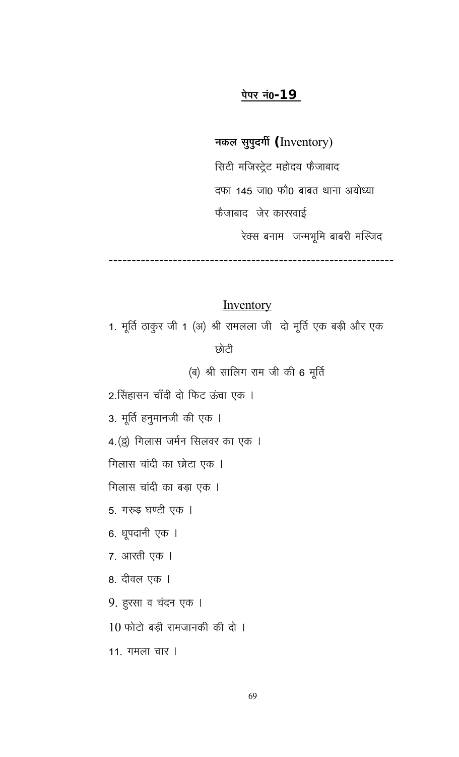**पेपर नं0-19**

**नकल सुपुदर्गी (Inventory)**

सिटी मजिस्ट्रेट महोदय फैजाबाद

दफा 145 जा0 फौ0 बाबत थाना अयोध्या

फैजाबाद जेर काररवाई

रेक्स बनाम जन्मभूमि बाबरी मस्जिद

---

## Inventory

1. मूर्ति ठाकुर जी 1 (अ) श्री रामलला जी दो मूर्ति एक बड़ी और एक छोटी

   (ब) श्री सालिग राम जी की 6 मूर्ति

2. सिंहासन चाँदी दो फिट ऊंचा एक ।

3. मूर्ति हनुमानजी की एक ।

4. (ड़) गिलास जर्मन सिलवर का एक ।

   गिलास चांदी का छोटा एक ।

   गिलास चांदी का बड़ा एक ।

5. गरुड़ घण्टी एक ।

6. धूपदानी एक ।

7. आरती एक ।

8. दीवल एक ।

9. हुरसा व चंदन एक ।

10. फोटो बड़ी रामजानकी की दो ।

11. गमला चार ।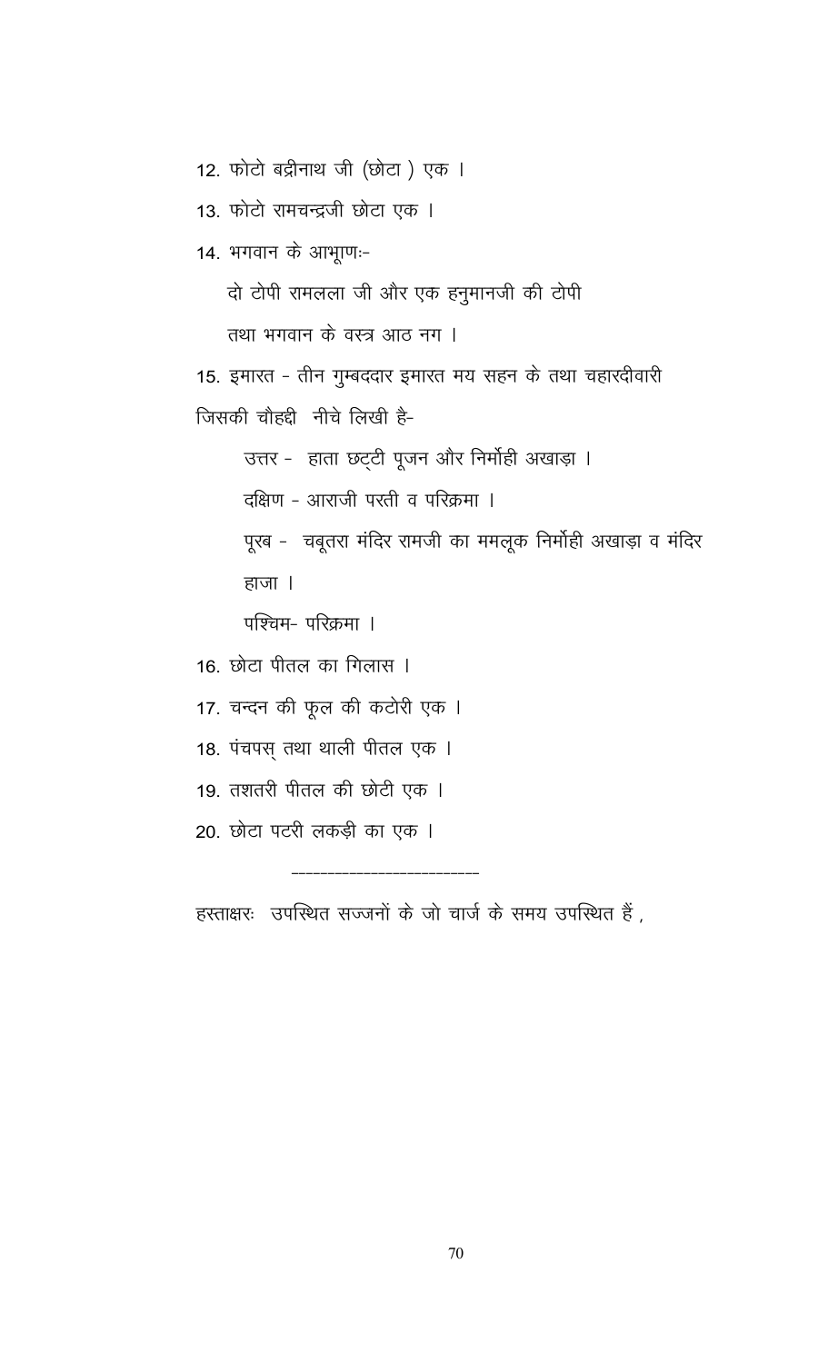12. फोटो बद्रीनाथ जी (छोटा ) एक ।

13. फोटो रामचन्द्रजी छोटा एक ।

14. भगवान के आभूणः-

    दो टोपी रामलला जी और एक हनुमानजी की टोपी

    तथा भगवान के वस्त्र आठ नग ।

15. इमारत - तीन गुम्बददार इमारत मय सहन के तथा चहारदीवारी जिसकी चौहद्दी नीचे लिखी है-

    उत्तर - हाता छट्टी पूजन और निर्मोही अखाड़ा ।

    दक्षिण - आराजी परती व परिक्रमा ।

    पूरब - चबूतरा मंदिर रामजी का ममलूक निर्मोही अखाड़ा व मंदिर हाजा ।

    पश्चिम- परिक्रमा ।

16. छोटा पीतल का गिलास ।

17. चन्दन की फूल की कटोरी एक ।

18. पंचपस् तथा थाली पीतल एक ।

19. तशतरी पीतल की छोटी एक ।

20. छोटा पटरी लकड़ी का एक ।

---

हस्ताक्षरः उपस्थित सज्जनों के जो चार्ज के समय उपस्थित हैं ,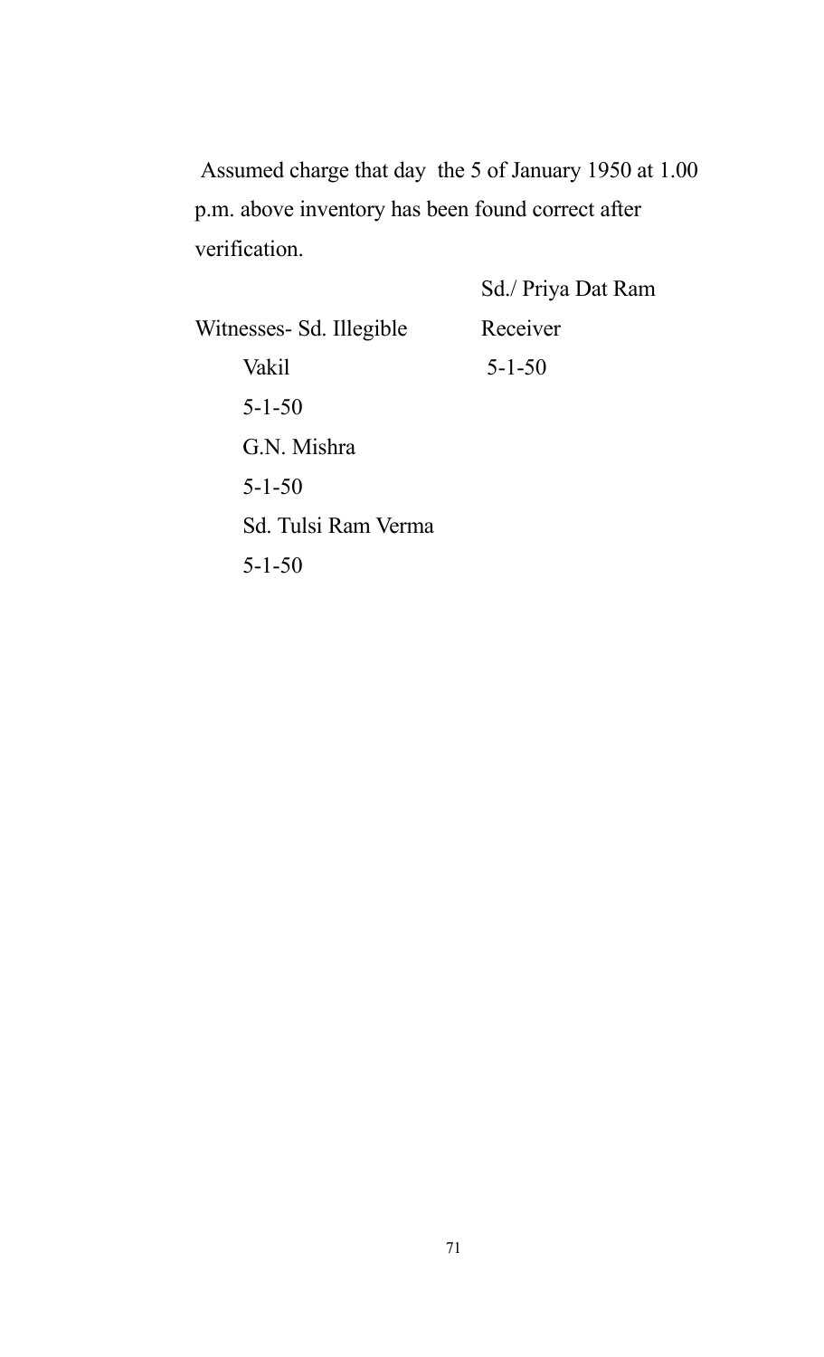Assumed charge that day the 5 of January 1950 at 1.00 p.m. above inventory has been found correct after verification.

Sd./ Priya Dat Ram
Receiver
5-1-50

Witnesses- Sd. Illegible
Vakil
5-1-50
G.N. Mishra
5-1-50
Sd. Tulsi Ram Verma
5-1-50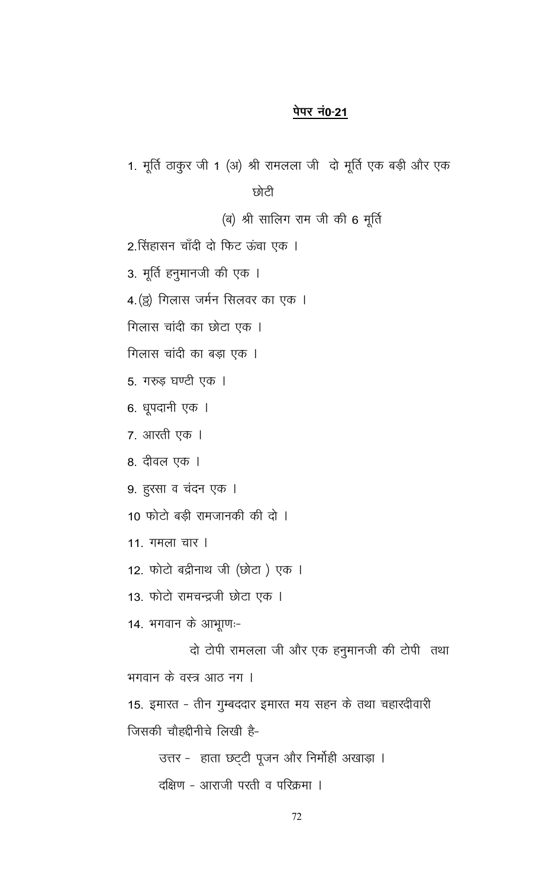**पेपर नं0-21**

1. मूर्ति ठाकुर जी 1 (अ) श्री रामलला जी दो मूर्ति एक बड़ी और एक छोटी

   (ब) श्री सालिग राम जी की 6 मूर्ति

2. सिंहासन चाँदी दो फिट ऊंचा एक ।

3. मूर्ति हनुमानजी की एक ।

4. (इ) गिलास जर्मन सिलवर का एक ।

गिलास चांदी का छोटा एक ।

गिलास चांदी का बड़ा एक ।

5. गरुड़ घण्टी एक ।

6. धूपदानी एक ।

7. आरती एक ।

8. दीवल एक ।

9. हुरसा व चंदन एक ।

10 फोटो बड़ी रामजानकी की दो ।

11. गमला चार ।

12. फोटो बद्रीनाथ जी (छोटा ) एक ।

13. फोटो रामचन्द्रजी छोटा एक ।

14. भगवान के आभूाणः-

दो टोपी रामलला जी और एक हनुमानजी की टोपी तथा भगवान के वस्त्र आठ नग ।

15. इमारत - तीन गुम्बददार इमारत मय सहन के तथा चहारदीवारी जिसकी चौहद्दीनीचे लिखी है-

उत्तर - हाता छट्टी पूजन और निर्मोही अखाड़ा ।

दक्षिण - आराजी परती व परिक्रमा ।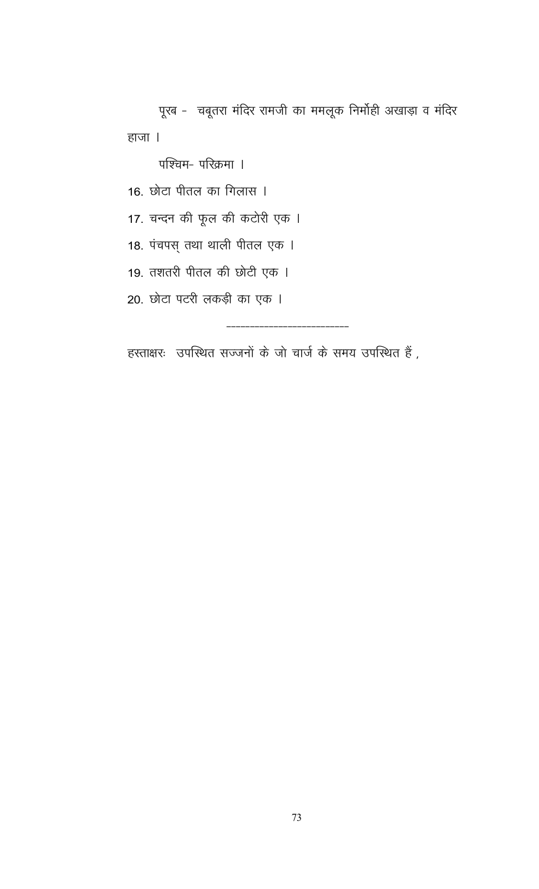पूरब - चबूतरा मंदिर रामजी का ममलूक निर्मोही अखाड़ा व मंदिर हाजा ।

पश्चिम- परिक्रमा ।

16. छोटा पीतल का गिलास ।
17. चन्दन की फूल की कटोरी एक ।
18. पंचपस् तथा थाली पीतल एक ।
19. तशतरी पीतल की छोटी एक ।
20. छोटा पटरी लकड़ी का एक ।

---------------------------

हस्ताक्षरः उपस्थित सज्जनों के जो चार्ज के समय उपस्थित हैं ,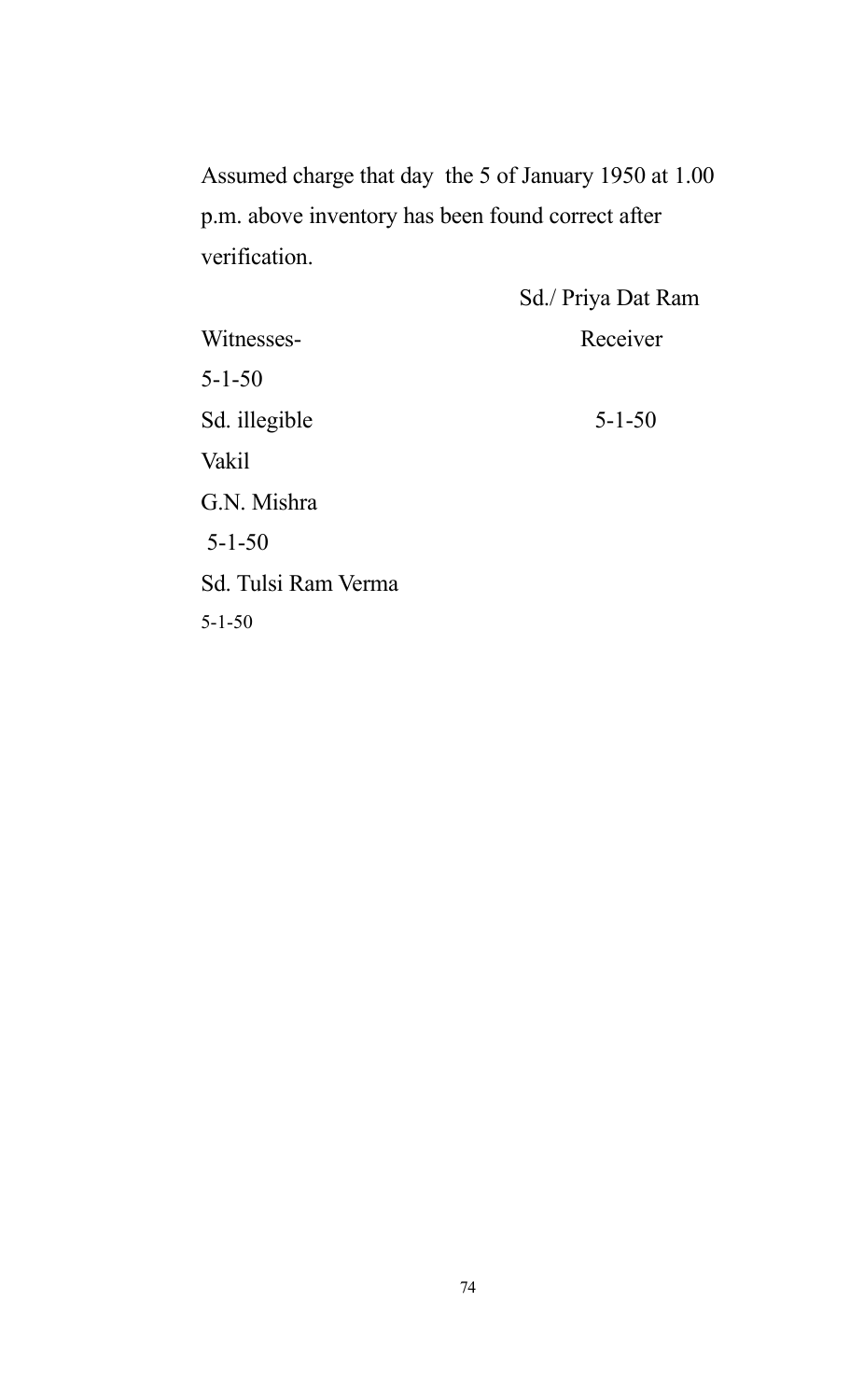Assumed charge that day the 5 of January 1950 at 1.00 p.m. above inventory has been found correct after verification.

Sd./ Priya Dat Ram

Receiver

5-1-50

Witnesses-

5-1-50

Sd. illegible

Vakil

G.N. Mishra

5-1-50

Sd. Tulsi Ram Verma

5-1-50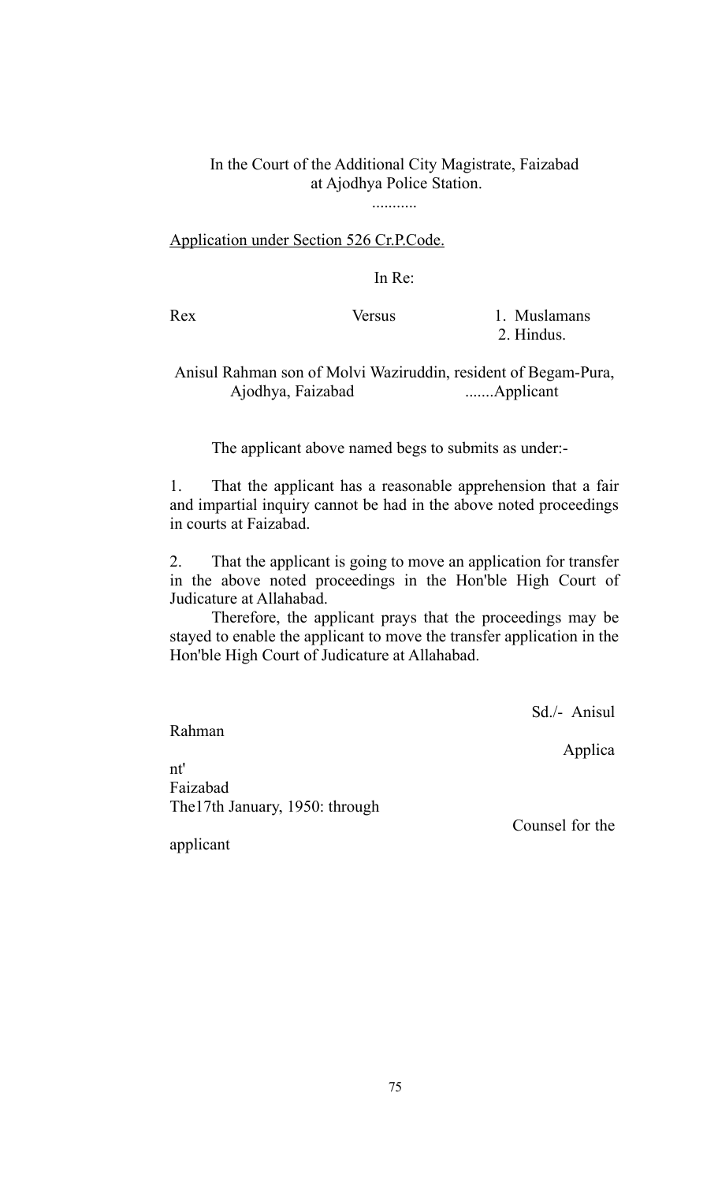In the Court of the Additional City Magistrate, Faizabad
at Ajodhya Police Station.

...........

Application under Section 526 Cr.P.Code.

In Re:

Rex Versus 1. Muslamans
2. Hindus.

Anisul Rahman son of Molvi Waziruddin, resident of Begam-Pura, Ajodhya, Faizabad .......Applicant

The applicant above named begs to submits as under:-

1. That the applicant has a reasonable apprehension that a fair and impartial inquiry cannot be had in the above noted proceedings in courts at Faizabad.

2. That the applicant is going to move an application for transfer in the above noted proceedings in the Hon'ble High Court of Judicature at Allahabad.

Therefore, the applicant prays that the proceedings may be stayed to enable the applicant to move the transfer application in the Hon'ble High Court of Judicature at Allahabad.

Sd./- Anisul Rahman

Applicant'

Faizabad

The17th January, 1950: through

Counsel for the applicant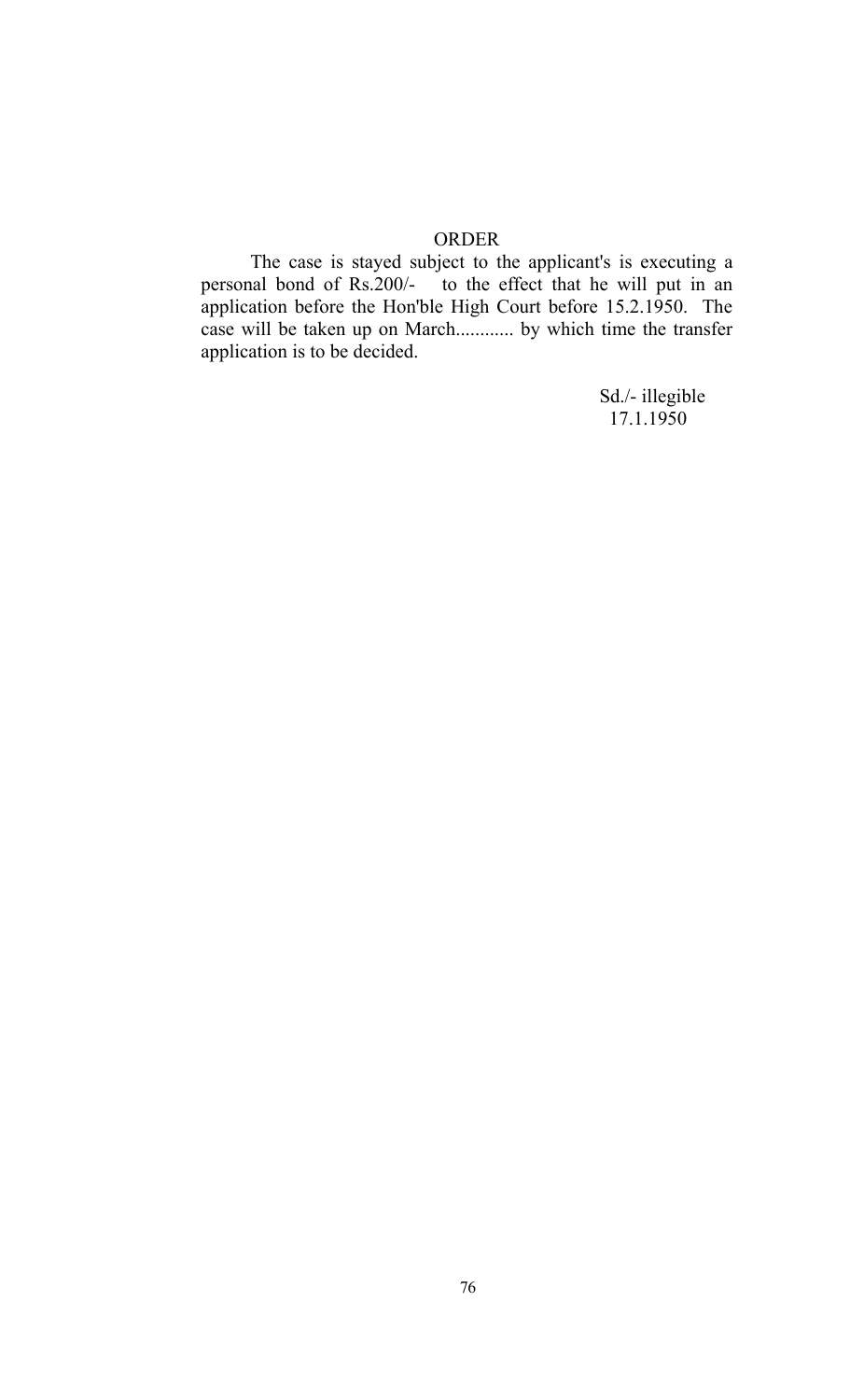ORDER

The case is stayed subject to the applicant's is executing a personal bond of Rs.200/- to the effect that he will put in an application before the Hon'ble High Court before 15.2.1950. The case will be taken up on March............ by which time the transfer application is to be decided.

Sd./- illegible
17.1.1950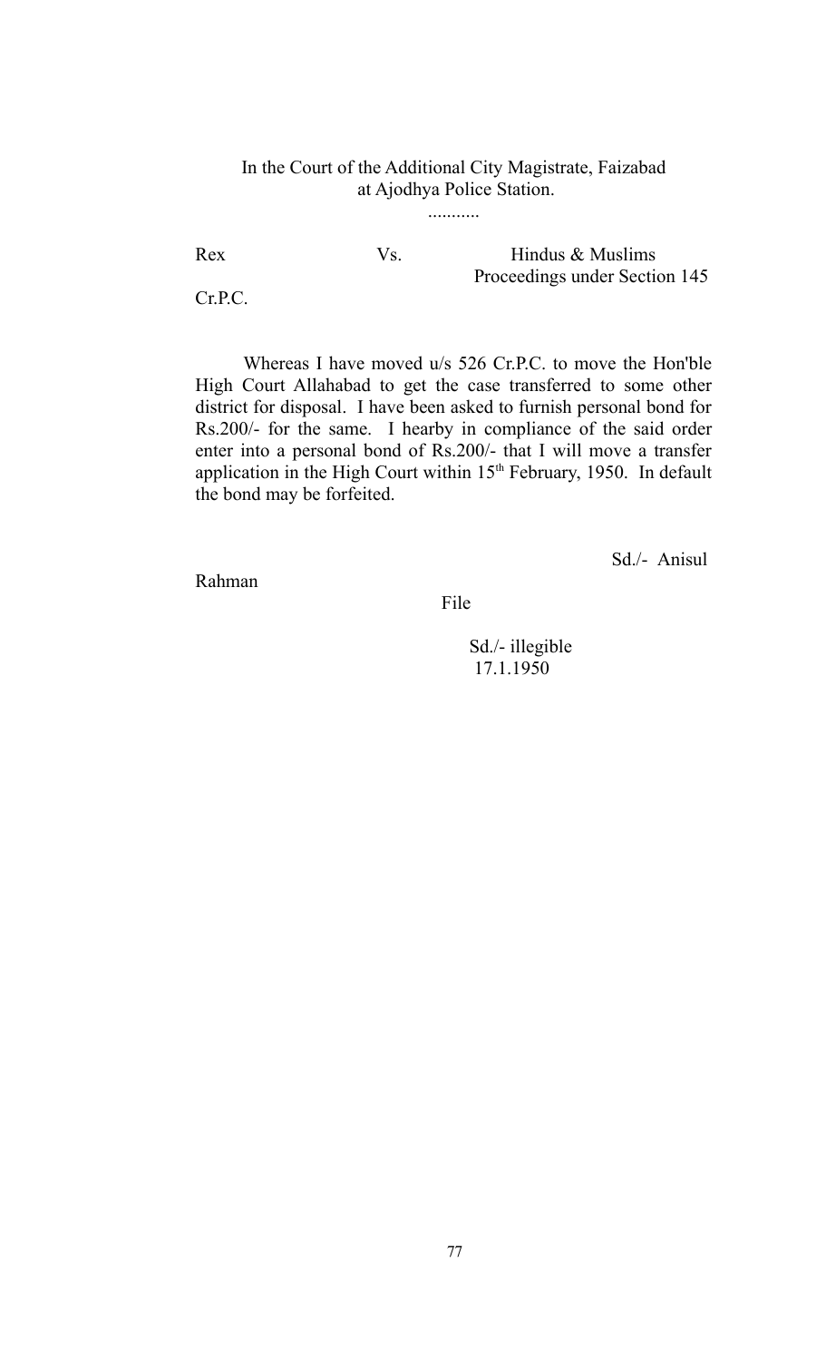In the Court of the Additional City Magistrate, Faizabad
at Ajodhya Police Station.

...........

Rex Vs. Hindus & Muslims
Proceedings under Section 145 Cr.P.C.

Whereas I have moved u/s 526 Cr.P.C. to move the Hon'ble High Court Allahabad to get the case transferred to some other district for disposal. I have been asked to furnish personal bond for Rs.200/- for the same. I hearby in compliance of the said order enter into a personal bond of Rs.200/- that I will move a transfer application in the High Court within 15th February, 1950. In default the bond may be forfeited.

Sd./- Anisul Rahman

File

Sd./- illegible
17.1.1950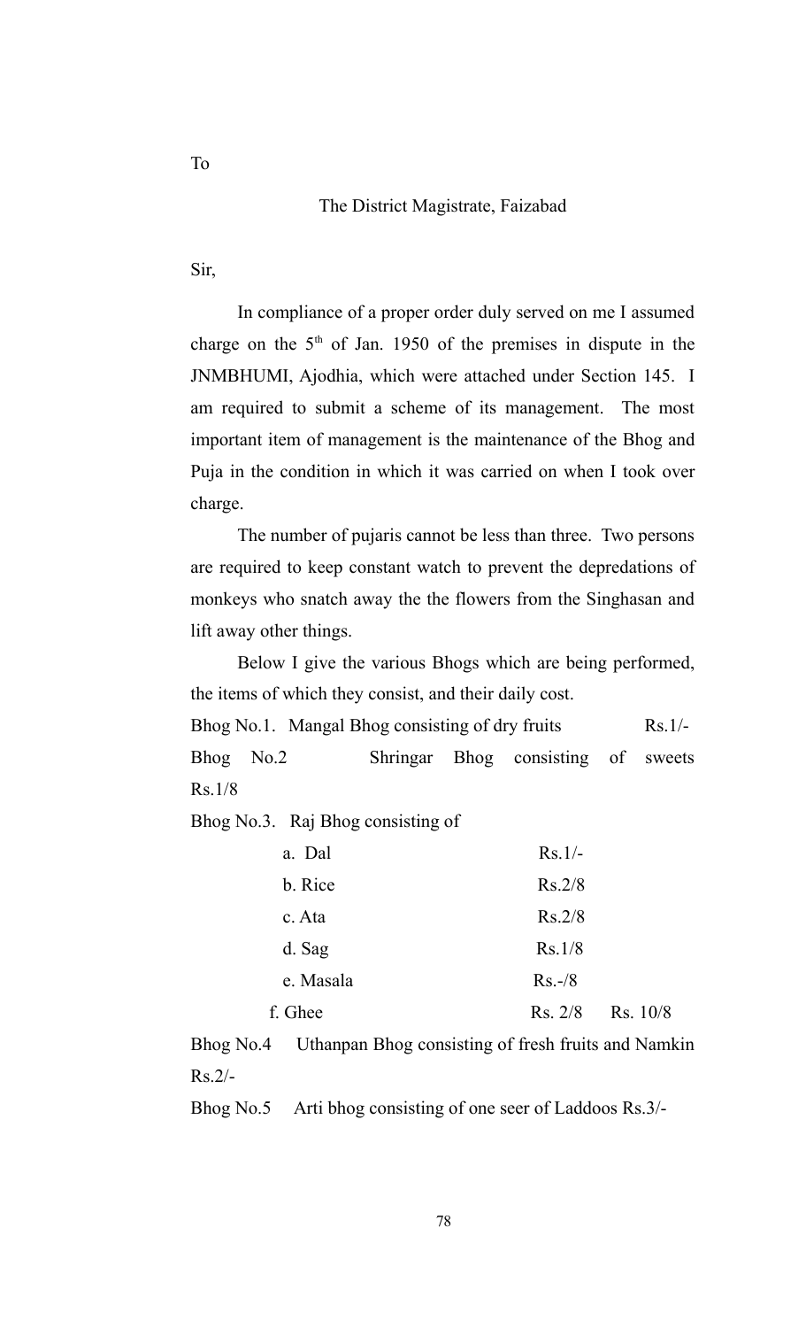To

The District Magistrate, Faizabad

Sir,

In compliance of a proper order duly served on me I assumed charge on the 5th of Jan. 1950 of the premises in dispute in the JNMBHUMI, Ajodhia, which were attached under Section 145. I am required to submit a scheme of its management. The most important item of management is the maintenance of the Bhog and Puja in the condition in which it was carried on when I took over charge.

The number of pujaris cannot be less than three. Two persons are required to keep constant watch to prevent the depredations of monkeys who snatch away the the flowers from the Singhasan and lift away other things.

Below I give the various Bhogs which are being performed, the items of which they consist, and their daily cost.

Bhog No.1. Mangal Bhog consisting of dry fruits Rs.1/-

Bhog No.2 Shringar Bhog consisting of sweets Rs.1/8

Bhog No.3. Raj Bhog consisting of

| | | |
|---|---|---|
| a. Dal | Rs.1/- | |
| b. Rice | Rs.2/8 | |
| c. Ata | Rs.2/8 | |
| d. Sag | Rs.1/8 | |
| e. Masala | Rs.-/8 | |
| f. Ghee | Rs. 2/8 | Rs. 10/8 |

Bhog No.4 Uthanpan Bhog consisting of fresh fruits and Namkin Rs.2/-

Bhog No.5 Arti bhog consisting of one seer of Laddoos Rs.3/-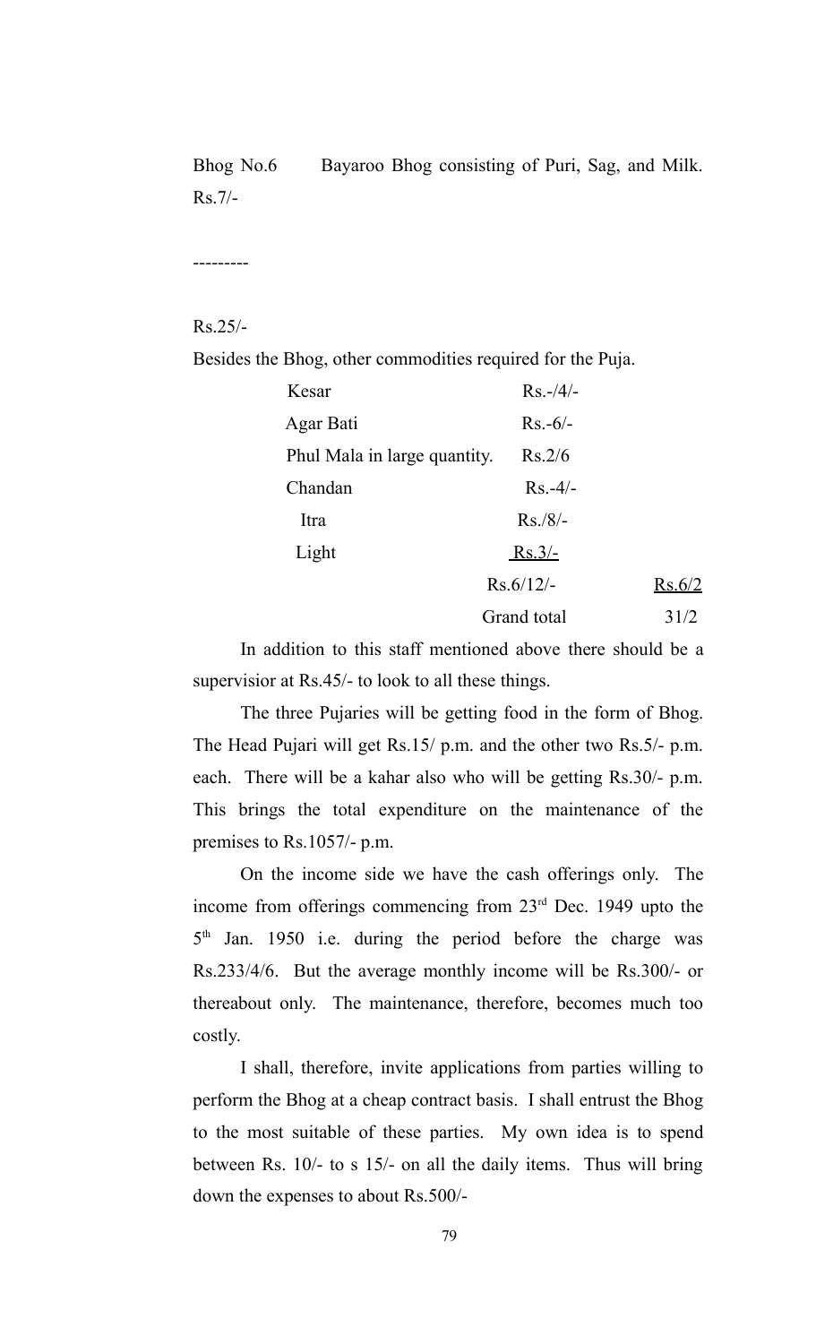Bhog No.6 Bayaroo Bhog consisting of Puri, Sag, and Milk. Rs.7/-

---------

Rs.25/-

Besides the Bhog, other commodities required for the Puja.

| | | |
|---|---|---|
| Kesar | Rs.-/4/- | |
| Agar Bati | Rs.-6/- | |
| Phul Mala in large quantity. | Rs.2/6 | |
| Chandan | Rs.-4/- | |
| Itra | Rs./8/- | |
| Light | Rs.3/- | |
| | Rs.6/12/- | Rs.6/2 |
| | Grand total | 31/2 |

In addition to this staff mentioned above there should be a supervisior at Rs.45/- to look to all these things.

The three Pujaries will be getting food in the form of Bhog. The Head Pujari will get Rs.15/ p.m. and the other two Rs.5/- p.m. each. There will be a kahar also who will be getting Rs.30/- p.m. This brings the total expenditure on the maintenance of the premises to Rs.1057/- p.m.

On the income side we have the cash offerings only. The income from offerings commencing from 23rd Dec. 1949 upto the 5th Jan. 1950 i.e. during the period before the charge was Rs.233/4/6. But the average monthly income will be Rs.300/- or thereabout only. The maintenance, therefore, becomes much too costly.

I shall, therefore, invite applications from parties willing to perform the Bhog at a cheap contract basis. I shall entrust the Bhog to the most suitable of these parties. My own idea is to spend between Rs. 10/- to s 15/- on all the daily items. Thus will bring down the expenses to about Rs.500/-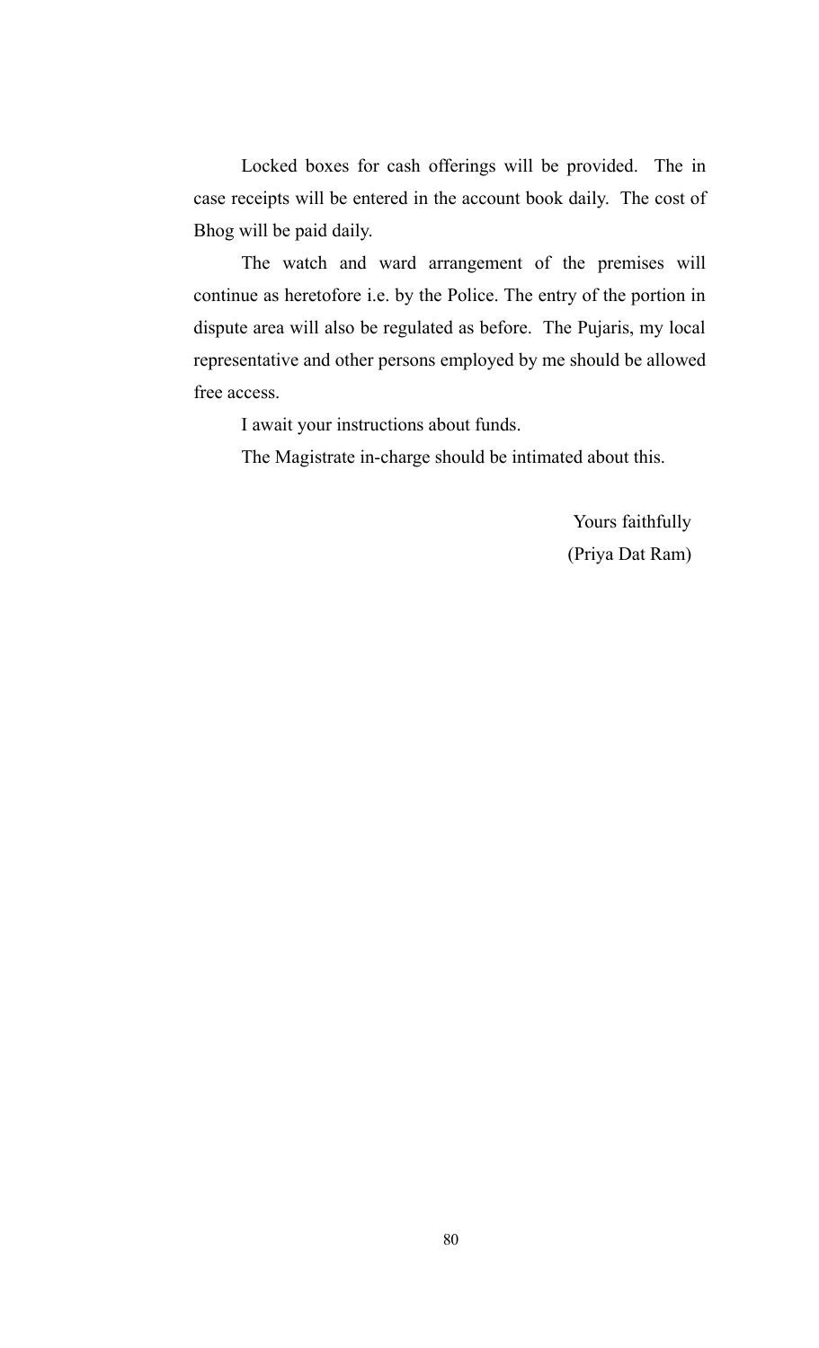Locked boxes for cash offerings will be provided. The in case receipts will be entered in the account book daily. The cost of Bhog will be paid daily.

The watch and ward arrangement of the premises will continue as heretofore i.e. by the Police. The entry of the portion in dispute area will also be regulated as before. The Pujaris, my local representative and other persons employed by me should be allowed free access.

I await your instructions about funds.

The Magistrate in-charge should be intimated about this.

Yours faithfully
(Priya Dat Ram)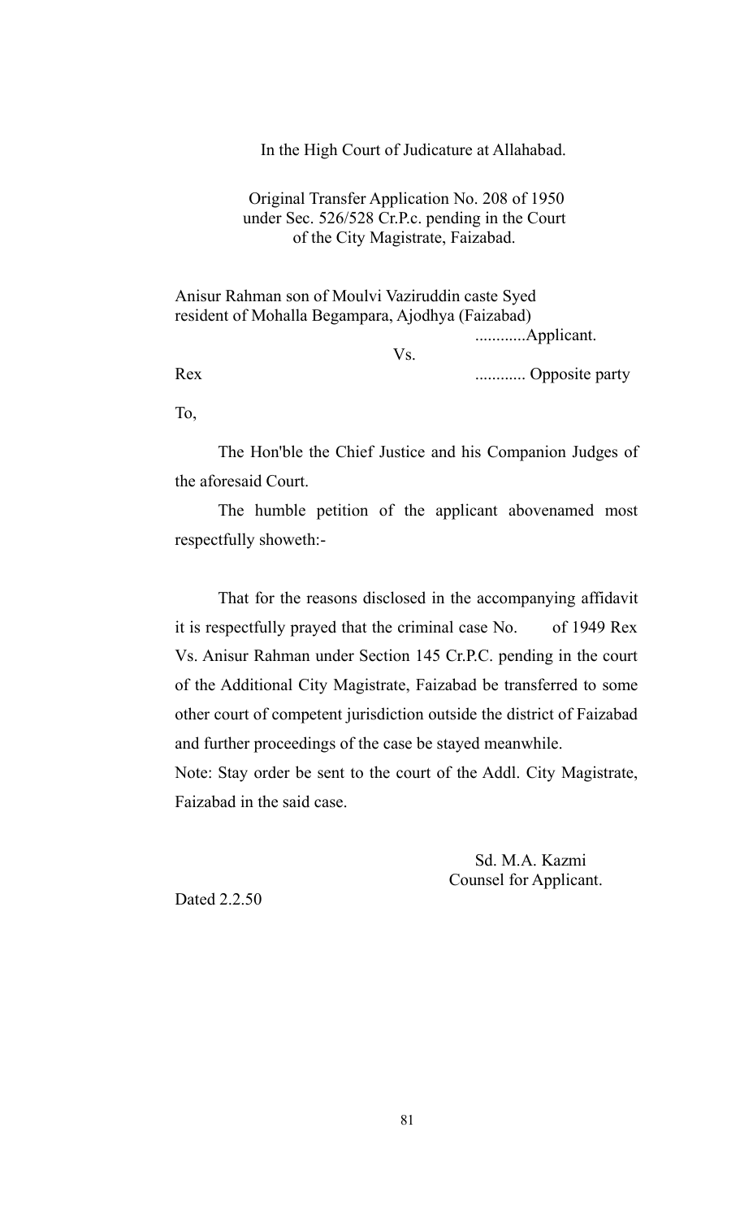In the High Court of Judicature at Allahabad.

Original Transfer Application No. 208 of 1950 under Sec. 526/528 Cr.P.c. pending in the Court of the City Magistrate, Faizabad.

Anisur Rahman son of Moulvi Vaziruddin caste Syed resident of Mohalla Begampara, Ajodhya (Faizabad)

............Applicant.

Vs.

Rex ............ Opposite party

To,

The Hon'ble the Chief Justice and his Companion Judges of the aforesaid Court.

The humble petition of the applicant abovenamed most respectfully showeth:-

That for the reasons disclosed in the accompanying affidavit it is respectfully prayed that the criminal case No. of 1949 Rex Vs. Anisur Rahman under Section 145 Cr.P.C. pending in the court of the Additional City Magistrate, Faizabad be transferred to some other court of competent jurisdiction outside the district of Faizabad and further proceedings of the case be stayed meanwhile.

Note: Stay order be sent to the court of the Addl. City Magistrate, Faizabad in the said case.

Sd. M.A. Kazmi
Counsel for Applicant.

Dated 2.2.50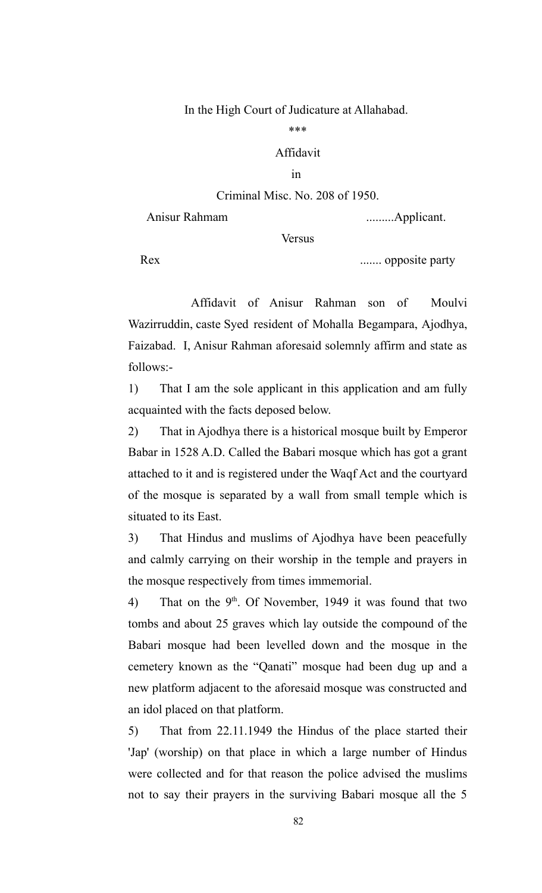In the High Court of Judicature at Allahabad.

***

Affidavit

in

Criminal Misc. No. 208 of 1950.

Anisur Rahmam .........Applicant.

Versus

Rex ....... opposite party

Affidavit of Anisur Rahman son of Moulvi Wazirruddin, caste Syed resident of Mohalla Begampara, Ajodhya, Faizabad. I, Anisur Rahman aforesaid solemnly affirm and state as follows:-

1) That I am the sole applicant in this application and am fully acquainted with the facts deposed below.

2) That in Ajodhya there is a historical mosque built by Emperor Babar in 1528 A.D. Called the Babari mosque which has got a grant attached to it and is registered under the Waqf Act and the courtyard of the mosque is separated by a wall from small temple which is situated to its East.

3) That Hindus and muslims of Ajodhya have been peacefully and calmly carrying on their worship in the temple and prayers in the mosque respectively from times immemorial.

4) That on the 9th. Of November, 1949 it was found that two tombs and about 25 graves which lay outside the compound of the Babari mosque had been levelled down and the mosque in the cemetery known as the "Qanati" mosque had been dug up and a new platform adjacent to the aforesaid mosque was constructed and an idol placed on that platform.

5) That from 22.11.1949 the Hindus of the place started their 'Jap' (worship) on that place in which a large number of Hindus were collected and for that reason the police advised the muslims not to say their prayers in the surviving Babari mosque all the 5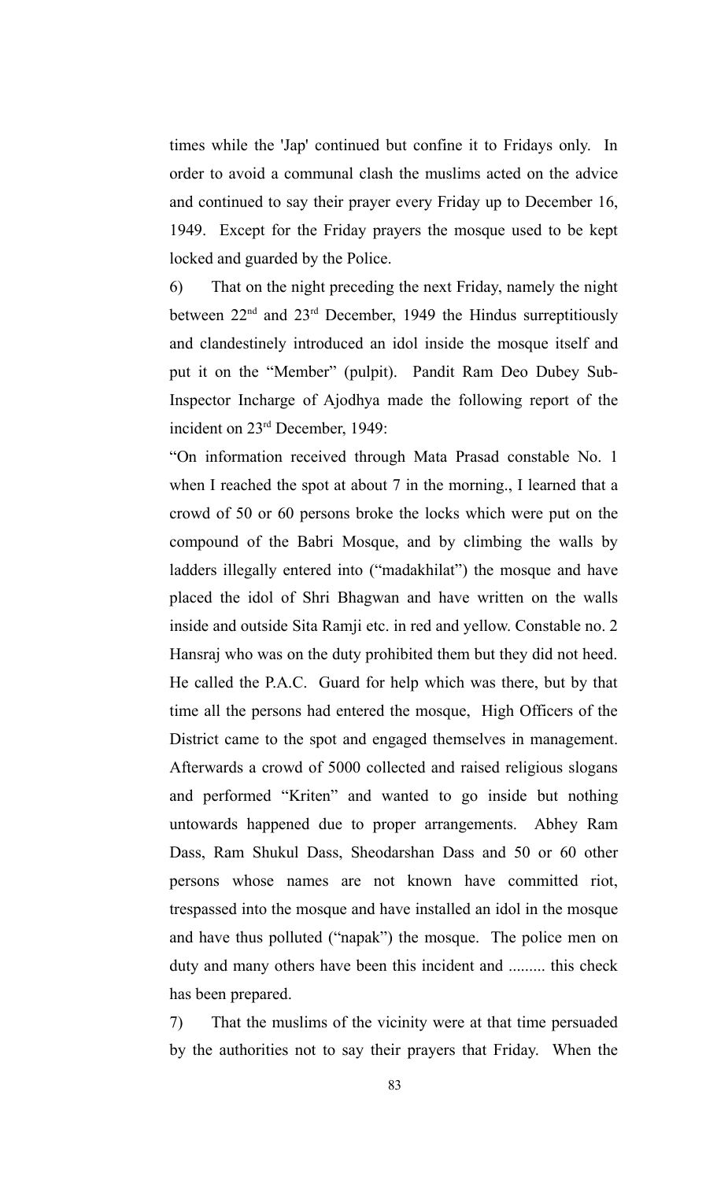times while the 'Jap' continued but confine it to Fridays only. In order to avoid a communal clash the muslims acted on the advice and continued to say their prayer every Friday up to December 16, 1949. Except for the Friday prayers the mosque used to be kept locked and guarded by the Police.

6) That on the night preceding the next Friday, namely the night between 22nd and 23rd December, 1949 the Hindus surreptitiously and clandestinely introduced an idol inside the mosque itself and put it on the "Member" (pulpit). Pandit Ram Deo Dubey Sub-Inspector Incharge of Ajodhya made the following report of the incident on 23rd December, 1949:

"On information received through Mata Prasad constable No. 1 when I reached the spot at about 7 in the morning., I learned that a crowd of 50 or 60 persons broke the locks which were put on the compound of the Babri Mosque, and by climbing the walls by ladders illegally entered into ("madakhilat") the mosque and have placed the idol of Shri Bhagwan and have written on the walls inside and outside Sita Ramji etc. in red and yellow. Constable no. 2 Hansraj who was on the duty prohibited them but they did not heed. He called the P.A.C. Guard for help which was there, but by that time all the persons had entered the mosque, High Officers of the District came to the spot and engaged themselves in management. Afterwards a crowd of 5000 collected and raised religious slogans and performed "Kriten" and wanted to go inside but nothing untowards happened due to proper arrangements. Abhey Ram Dass, Ram Shukul Dass, Sheodarshan Dass and 50 or 60 other persons whose names are not known have committed riot, trespassed into the mosque and have installed an idol in the mosque and have thus polluted ("napak") the mosque. The police men on duty and many others have been this incident and ......... this check has been prepared.

7) That the muslims of the vicinity were at that time persuaded by the authorities not to say their prayers that Friday. When the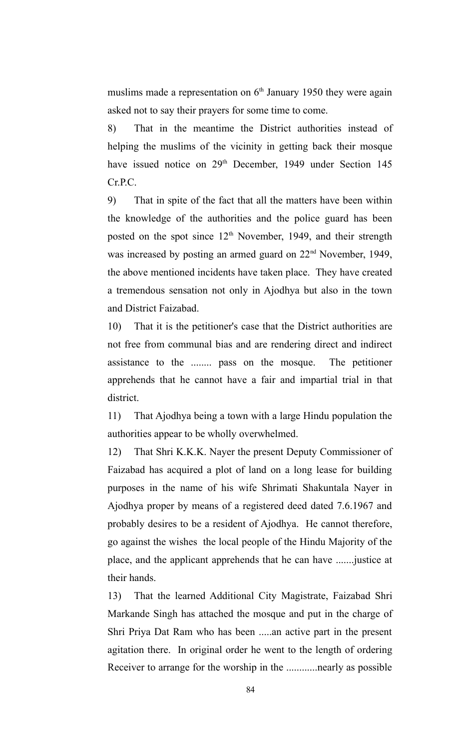muslims made a representation on 6th January 1950 they were again asked not to say their prayers for some time to come.

8) That in the meantime the District authorities instead of helping the muslims of the vicinity in getting back their mosque have issued notice on 29th December, 1949 under Section 145 Cr.P.C.

9) That in spite of the fact that all the matters have been within the knowledge of the authorities and the police guard has been posted on the spot since 12th November, 1949, and their strength was increased by posting an armed guard on 22nd November, 1949, the above mentioned incidents have taken place. They have created a tremendous sensation not only in Ajodhya but also in the town and District Faizabad.

10) That it is the petitioner's case that the District authorities are not free from communal bias and are rendering direct and indirect assistance to the ........ pass on the mosque. The petitioner apprehends that he cannot have a fair and impartial trial in that district.

11) That Ajodhya being a town with a large Hindu population the authorities appear to be wholly overwhelmed.

12) That Shri K.K.K. Nayer the present Deputy Commissioner of Faizabad has acquired a plot of land on a long lease for building purposes in the name of his wife Shrimati Shakuntala Nayer in Ajodhya proper by means of a registered deed dated 7.6.1967 and probably desires to be a resident of Ajodhya. He cannot therefore, go against the wishes the local people of the Hindu Majority of the place, and the applicant apprehends that he can have .......justice at their hands.

13) That the learned Additional City Magistrate, Faizabad Shri Markande Singh has attached the mosque and put in the charge of Shri Priya Dat Ram who has been .....an active part in the present agitation there. In original order he went to the length of ordering Receiver to arrange for the worship in the ............nearly as possible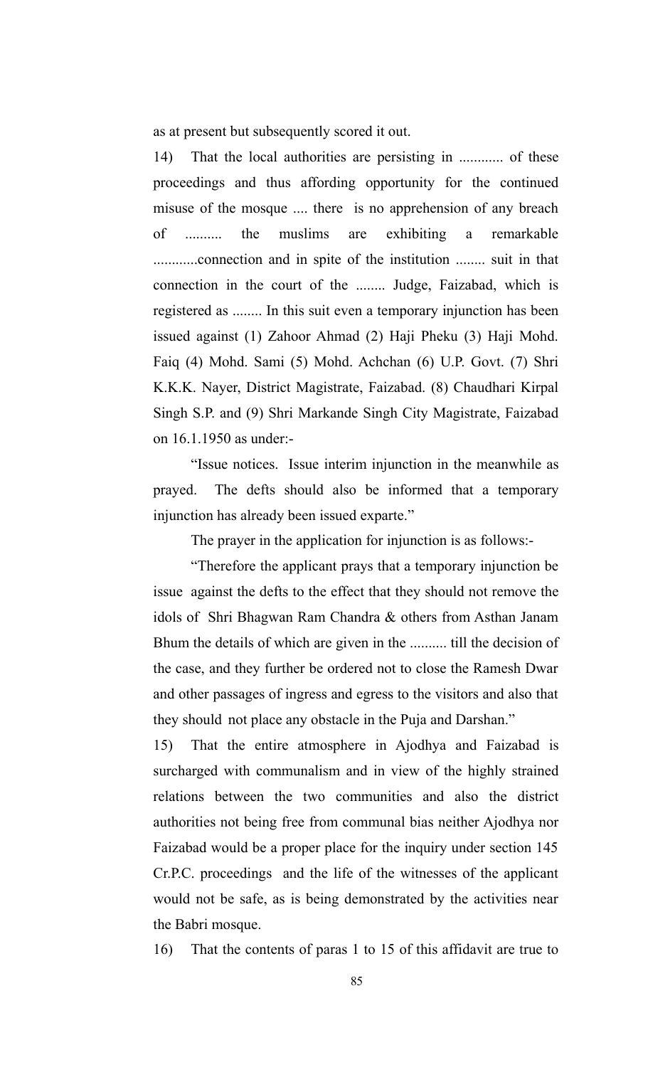as at present but subsequently scored it out.

14) That the local authorities are persisting in ............ of these proceedings and thus affording opportunity for the continued misuse of the mosque .... there is no apprehension of any breach of .......... the muslims are exhibiting a remarkable ............connection and in spite of the institution ........ suit in that connection in the court of the ........ Judge, Faizabad, which is registered as ........ In this suit even a temporary injunction has been issued against (1) Zahoor Ahmad (2) Haji Pheku (3) Haji Mohd. Faiq (4) Mohd. Sami (5) Mohd. Achchan (6) U.P. Govt. (7) Shri K.K.K. Nayer, District Magistrate, Faizabad. (8) Chaudhari Kirpal Singh S.P. and (9) Shri Markande Singh City Magistrate, Faizabad on 16.1.1950 as under:-

"Issue notices. Issue interim injunction in the meanwhile as prayed. The defts should also be informed that a temporary injunction has already been issued exparte."

The prayer in the application for injunction is as follows:-

"Therefore the applicant prays that a temporary injunction be issue against the defts to the effect that they should not remove the idols of Shri Bhagwan Ram Chandra & others from Asthan Janam Bhum the details of which are given in the .......... till the decision of the case, and they further be ordered not to close the Ramesh Dwar and other passages of ingress and egress to the visitors and also that they should not place any obstacle in the Puja and Darshan."

15) That the entire atmosphere in Ajodhya and Faizabad is surcharged with communalism and in view of the highly strained relations between the two communities and also the district authorities not being free from communal bias neither Ajodhya nor Faizabad would be a proper place for the inquiry under section 145 Cr.P.C. proceedings and the life of the witnesses of the applicant would not be safe, as is being demonstrated by the activities near the Babri mosque.

16) That the contents of paras 1 to 15 of this affidavit are true to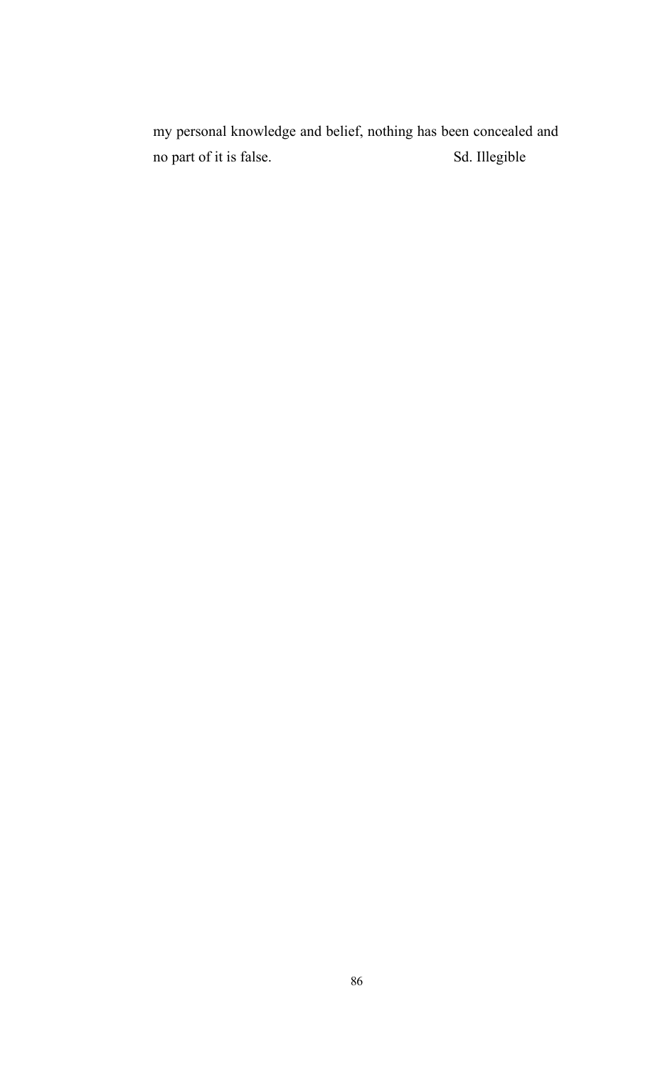my personal knowledge and belief, nothing has been concealed and no part of it is false.                                        Sd. Illegible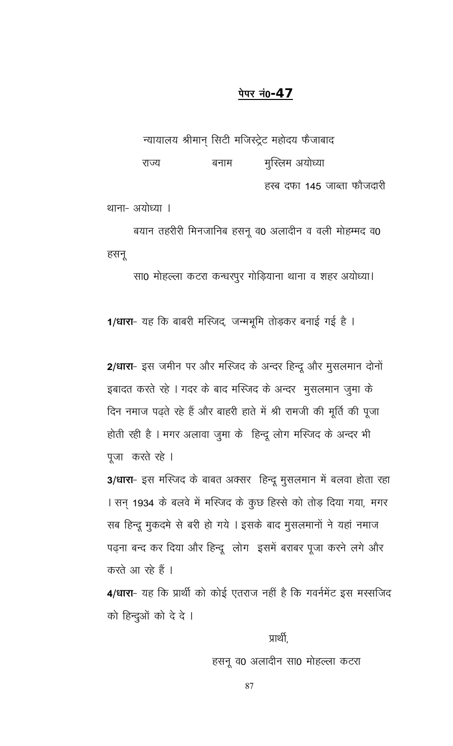## पेपर नं0-47

न्यायालय श्रीमान् सिटी मजिस्ट्रेट महोदय फैजाबाद

राज्य बनाम मुस्लिम अयोध्या

हस्ब दफा 145 जाब्ता फौजदारी

थाना- अयोध्या ।

बयान तहरीरी मिनजानिब हसनू व0 अलादीन व वली मोहम्मद व0 हसनू

सा0 मोहल्ला कटरा कन्धरपुर गोड़ियाना थाना व शहर अयोध्या।

**1/धारा**- यह कि बाबरी मस्जिद, जन्मभूमि तोड़कर बनाई गई है ।

**2/धारा**- इस जमीन पर और मस्जिद के अन्दर हिन्दू और मुसलमान दोनों इबादत करते रहे । गदर के बाद मस्जिद के अन्दर मुसलमान जुमा के दिन नमाज पढ़ते रहे हैं और बाहरी हाते में श्री रामजी की मूर्ति की पूजा होती रही है । मगर अलावा जुमा के हिन्दू लोग मस्जिद के अन्दर भी पूजा करते रहे ।

**3/धारा**- इस मस्जिद के बाबत अक्सर हिन्दू मुसलमान में बलवा होता रहा । सन् 1934 के बलवे में मस्जिद के कुछ हिस्से को तोड़ दिया गया, मगर सब हिन्दू मुकदमे से बरी हो गये । इसके बाद मुसलमानों ने यहां नमाज पढ़ना बन्द कर दिया और हिन्दू लोग इसमें बराबर पूजा करने लगे और करते आ रहे हैं ।

**4/धारा**- यह कि प्रार्थी को कोई एतराज नहीं है कि गवर्नमेंट इस मस्सजिद को हिन्दुओं को दे दे ।

प्रार्थी,

हसनू व0 अलादीन सा0 मोहल्ला कटरा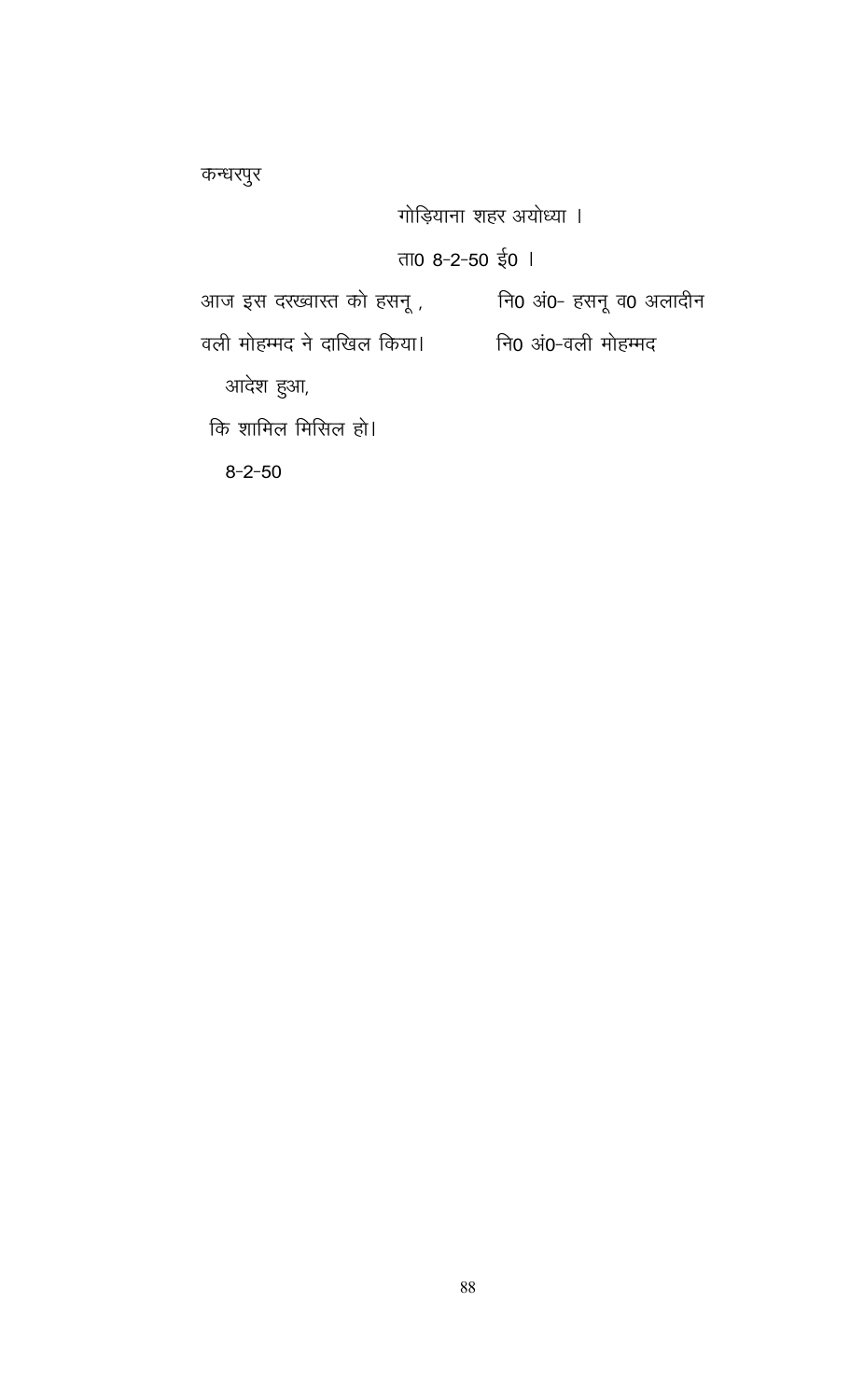कन्धरपुर

गोड़ियाना शहर अयोध्या ।

ता0 8-2-50 ई0 ।

आज इस दरख्वास्त को हसनू , वली मोहम्मद ने दाखिल किया।

नि0 अं0- हसनू व0 अलादीन

नि0 अं0-वली मोहम्मद

आदेश हुआ,

कि शामिल मिसिल हो।

8-2-50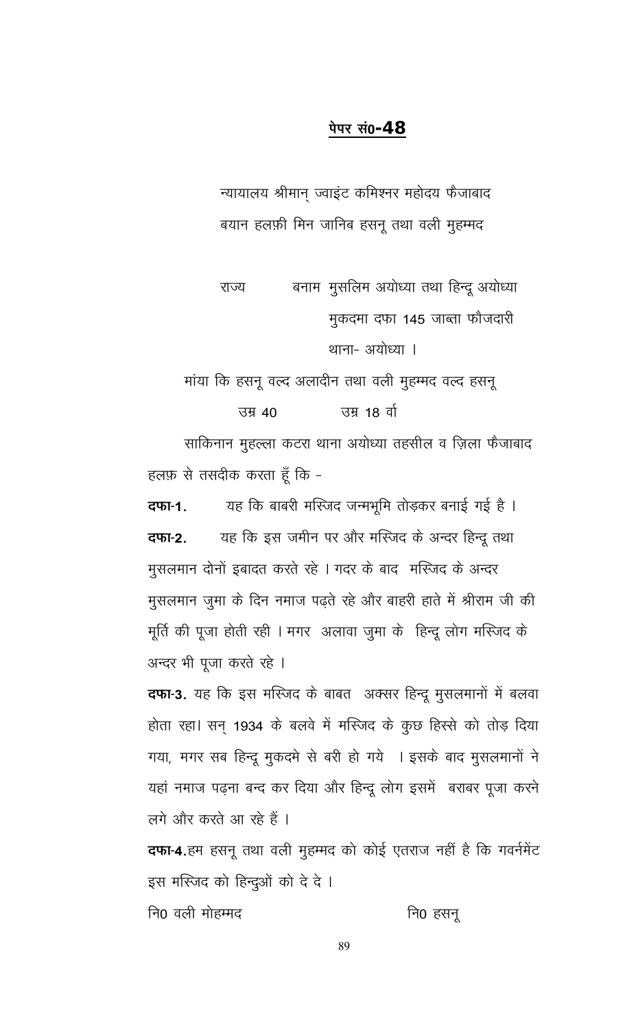## पेपर सं0-48

न्यायालय श्रीमान् ज्वाइंट कमिश्नर महोदय फैजाबाद
बयान हलफ़ी मिन जानिब हसनू तथा वली मुहम्मद

राज्य बनाम मुसलिम अयोध्या तथा हिन्दू अयोध्या
मुकदमा दफा 145 जाब्ता फौजदारी
थाना- अयोध्या ।

मांया कि हसनू वल्द अलादीन तथा वली मुहम्मद वल्द हसनू
उम्र 40 उम्र 18 वॉ

साकिनान मुहल्ला कटरा थाना अयोध्या तहसील व ज़िला फैजाबाद हलफ़ से तसदीक करता हूँ कि -

**दफा-1.** यह कि बाबरी मस्जिद जन्मभूमि तोड़कर बनाई गई है ।

**दफा-2.** यह कि इस जमीन पर और मस्जिद के अन्दर हिन्दू तथा मुसलमान दोनों इबादत करते रहे । गदर के बाद मस्जिद के अन्दर मुसलमान जुमा के दिन नमाज पढ़ते रहे और बाहरी हाते में श्रीराम जी की मूर्ति की पूजा होती रही । मगर अलावा जुमा के हिन्दू लोग मस्जिद के अन्दर भी पूजा करते रहे ।

**दफा-3.** यह कि इस मस्जिद के बाबत अक्सर हिन्दू मुसलमानों में बलवा होता रहा। सन् 1934 के बलवे में मस्जिद के कुछ हिस्से को तोड़ दिया गया, मगर सब हिन्दू मुकदमे से बरी हो गये । इसके बाद मुसलमानों ने यहां नमाज पढ़ना बन्द कर दिया और हिन्दू लोग इसमें बराबर पूजा करने लगे और करते आ रहे हैं ।

**दफा-4.** हम हसनू तथा वली मुहम्मद को कोई एतराज नहीं है कि गवर्नमेंट इस मस्जिद को हिन्दुओं को दे दे ।

नि0 वली मोहम्मद नि0 हसनू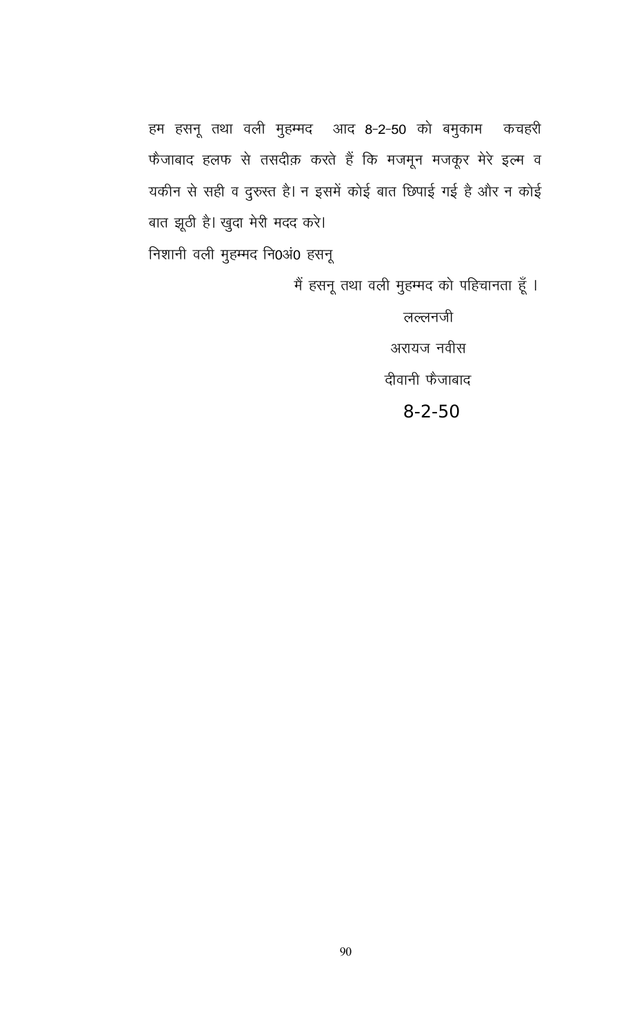हम हसनू तथा वली मुहम्मद आद 8-2-50 को बमुकाम कचहरी फैजाबाद हलफ से तसदीक़ करते हैं कि मजमून मजकूर मेरे इल्म व यकीन से सही व दुरुस्त है। न इसमें कोई बात छिपाई गई है और न कोई बात झूठी है। खुदा मेरी मदद करे।

निशानी वली मुहम्मद नि0अं0 हसनू

मैं हसनू तथा वली मुहम्मद को पहिचानता हूँ ।

लल्लनजी

अरायज नवीस

दीवानी फैजाबाद

8-2-50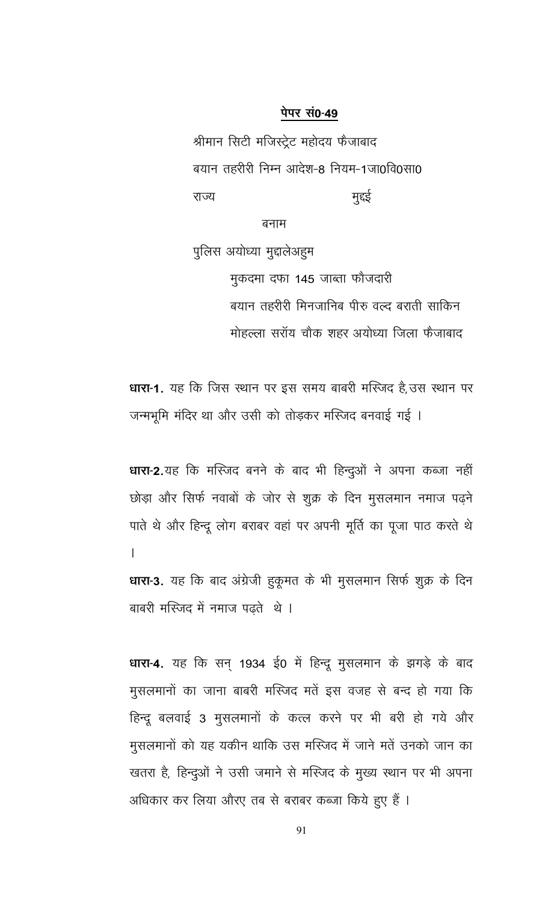**पेपर सं0-49**

श्रीमान सिटी मजिस्ट्रेट महोदय फैजाबाद

बयान तहरीरी निम्न आदेश-8 नियम-1जा0वि0सा0

राज्य मुद्दई

बनाम

पुलिस अयोध्या मुद्दालेअहुम

मुकदमा दफा 145 जाब्ता फौजदारी

बयान तहरीरी मिनजानिब पीरु वल्द बराती साकिन मोहल्ला सरॉय चौक शहर अयोध्या जिला फैजाबाद

**धारा-1.** यह कि जिस स्थान पर इस समय बाबरी मस्जिद है,उस स्थान पर जन्मभूमि मंदिर था और उसी को तोड़कर मस्जिद बनवाई गई ।

**धारा-2.**यह कि मस्जिद बनने के बाद भी हिन्दुओं ने अपना कब्जा नहीं छोड़ा और सिर्फ नवाबों के जोर से शुक्र के दिन मुसलमान नमाज पढ़ने पाते थे और हिन्दू लोग बराबर वहां पर अपनी मूर्ति का पूजा पाठ करते थे ।

**धारा-3.** यह कि बाद अंग्रेजी हुकूमत के भी मुसलमान सिर्फ शुक्र के दिन बाबरी मस्जिद में नमाज पढ़ते थे ।

**धारा-4.** यह कि सन् 1934 ई0 में हिन्दू मुसलमान के झगड़े के बाद मुसलमानों का जाना बाबरी मस्जिद मतें इस वजह से बन्द हो गया कि हिन्दू बलवाई 3 मुसलमानों के कत्ल करने पर भी बरी हो गये और मुसलमानों को यह यकीन थाकि उस मस्जिद में जाने मतें उनको जान का खतरा है, हिन्दुओं ने उसी जमाने से मस्जिद के मुख्य स्थान पर भी अपना अधिकार कर लिया औरए तब से बराबर कब्जा किये हुए हैं ।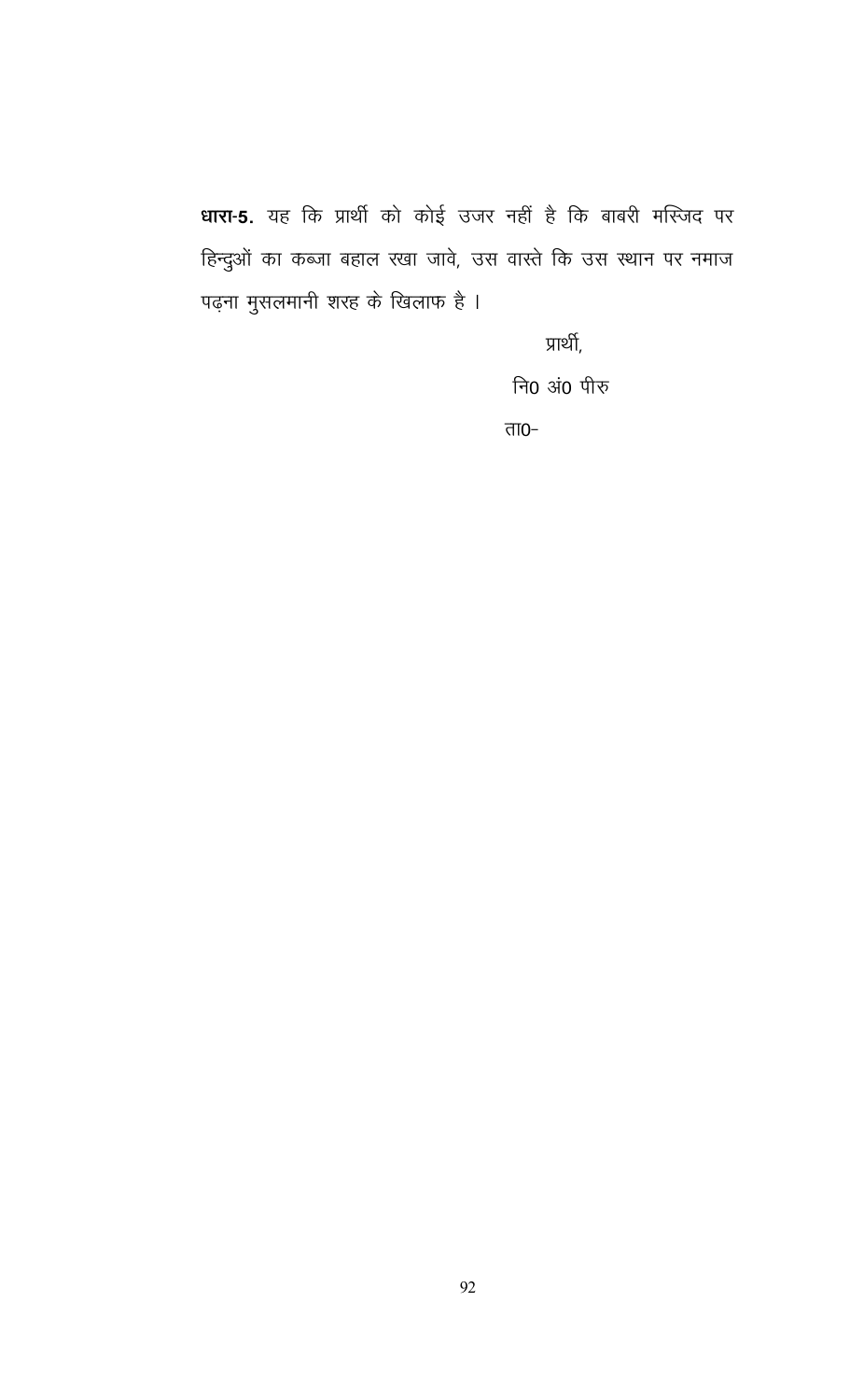**धारा-5.** यह कि प्रार्थी को कोई उजर नहीं है कि बाबरी मस्जिद पर हिन्दुओं का कब्जा बहाल रखा जावे, उस वास्ते कि उस स्थान पर नमाज पढ़ना मुसलमानी शरह के खिलाफ है ।

प्रार्थी,

नि0 अं0 पीरु

ता0-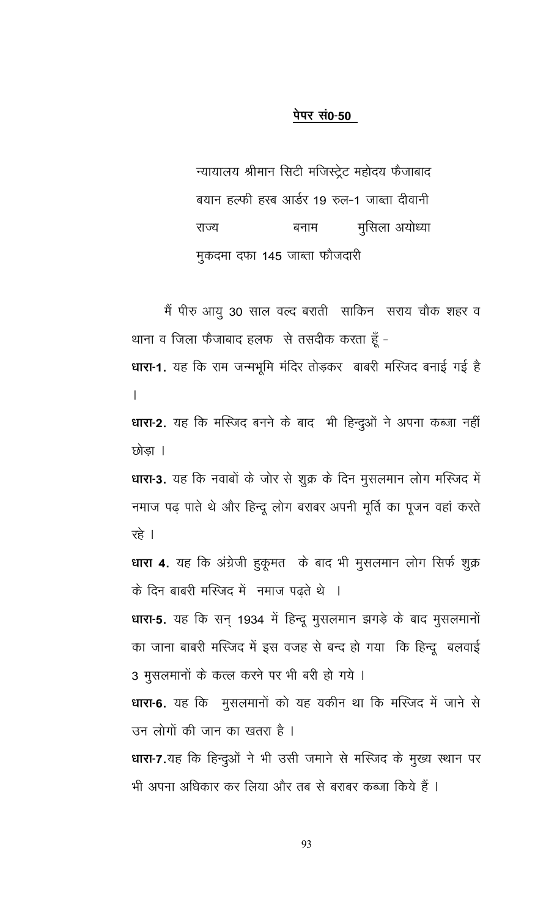**पेपर सं0-50**

न्यायालय श्रीमान सिटी मजिस्ट्रेट महोदय फैजाबाद
बयान हल्फी हस्ब आर्डर 19 रुल-1 जाब्ता दीवानी
राज्य बनाम मुसिला अयोध्या
मुकदमा दफा 145 जाब्ता फौजदारी

मैं पीरु आयु 30 साल वल्द बराती साकिन सराय चौक शहर व थाना व जिला फैजाबाद हलफ से तसदीक करता हूँ -

**धारा-1.** यह कि राम जन्मभूमि मंदिर तोड़कर बाबरी मस्जिद बनाई गई है ।

**धारा-2.** यह कि मस्जिद बनने के बाद भी हिन्दुओं ने अपना कब्जा नहीं छोड़ा ।

**धारा-3.** यह कि नवाबों के जोर से शुक्र के दिन मुसलमान लोग मस्जिद में नमाज पढ़ पाते थे और हिन्दू लोग बराबर अपनी मूर्ति का पूजन वहां करते रहे ।

**धारा 4.** यह कि अंग्रेजी हुकूमत के बाद भी मुसलमान लोग सिर्फ शुक्र के दिन बाबरी मस्जिद में नमाज पढ़ते थे ।

**धारा-5.** यह कि सन् 1934 में हिन्दू मुसलमान झगड़े के बाद मुसलमानों का जाना बाबरी मस्जिद में इस वजह से बन्द हो गया कि हिन्दू बलवाई 3 मुसलमानों के कत्ल करने पर भी बरी हो गये ।

**धारा-6.** यह कि मुसलमानों को यह यकीन था कि मस्जिद में जाने से उन लोगों की जान का खतरा है ।

**धारा-7.** यह कि हिन्दुओं ने भी उसी जमाने से मस्जिद के मुख्य स्थान पर भी अपना अधिकार कर लिया और तब से बराबर कब्जा किये हैं ।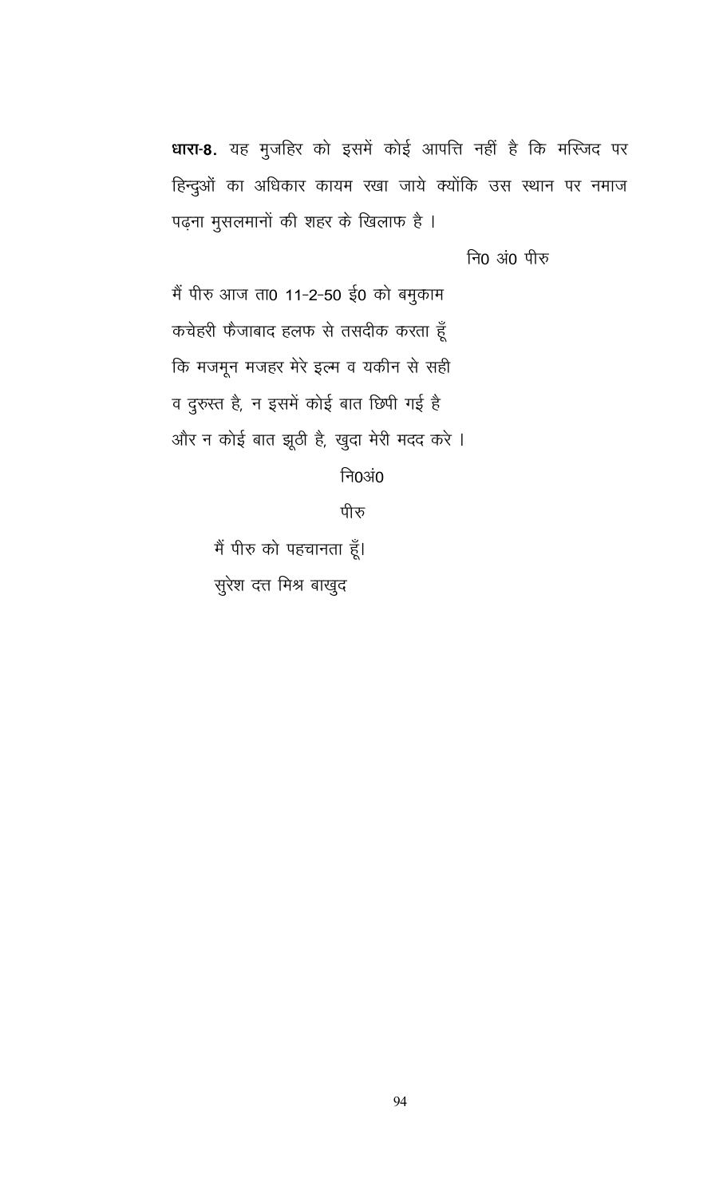**धारा-8.** यह मुजहिर को इसमें कोई आपत्ति नहीं है कि मस्जिद पर हिन्दुओं का अधिकार कायम रखा जाये क्योंकि उस स्थान पर नमाज पढ़ना मुसलमानों की शहर के खिलाफ है ।

नि0 अं0 पीरु

मैं पीरु आज ता0 11-2-50 ई0 को बमुकाम
कचेहरी फैजाबाद हलफ से तसदीक करता हूँ
कि मजमून मजहर मेरे इल्म व यकीन से सही
व दुरुस्त है, न इसमें कोई बात छिपी गई है
और न कोई बात झूठी है, खुदा मेरी मदद करे ।

नि0अं0

पीरु

मैं पीरु को पहचानता हूँ।

सुरेश दत्त मिश्र बाखुद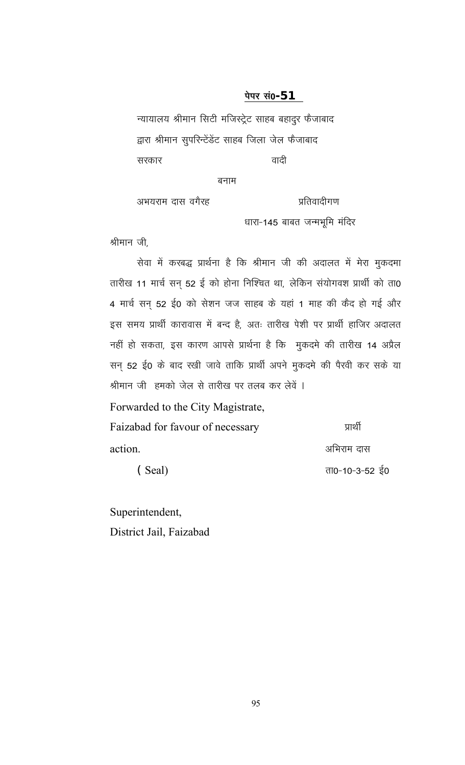**पेपर सं0-51**

न्यायालय श्रीमान सिटी मजिस्ट्रेट साहब बहादुर फैजाबाद

द्वारा श्रीमान सुपरिन्टेंडेंट साहब जिला जेल फैजाबाद

सरकार वादी

बनाम

अभयराम दास वगैरह प्रतिवादीगण

धारा-145 बाबत जन्मभूमि मंदिर

श्रीमान जी,

सेवा में करबद्ध प्रार्थना है कि श्रीमान जी की अदालत में मेरा मुकदमा तारीख 11 मार्च सन् 52 ई को होना निश्चित था, लेकिन संयोगवश प्रार्थी को ता0 4 मार्च सन् 52 ई0 को सेशन जज साहब के यहां 1 माह की कैद हो गई और इस समय प्रार्थी कारावास में बन्द है, अतः तारीख पेशी पर प्रार्थी हाजिर अदालत नहीं हो सकता, इस कारण आपसे प्रार्थना है कि मुकदमे की तारीख 14 अप्रैल सन् 52 ई0 के बाद रखी जावे ताकि प्रार्थी अपने मुकदमे की पैरवी कर सके या श्रीमान जी हमको जेल से तारीख पर तलब कर लेवें ।

Forwarded to the City Magistrate, Faizabad for favour of necessary action.

( Seal)

Superintendent,
District Jail, Faizabad

प्रार्थी

अभिराम दास

ता0-10-3-52 ई0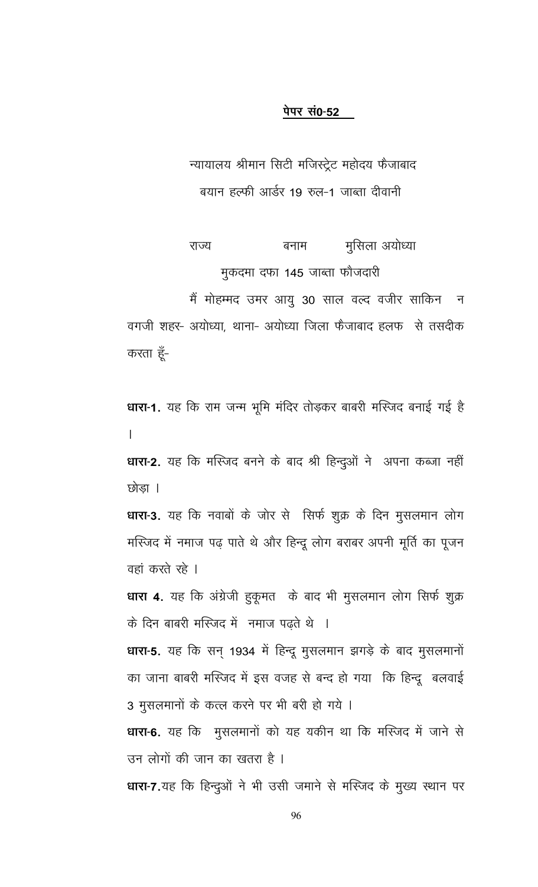<u>**पेपर सं0-52**</u>

न्यायालय श्रीमान सिटी मजिस्ट्रेट महोदय फैजाबाद

बयान हल्फी आर्डर 19 रुल-1 जाब्ता दीवानी

राज्य बनाम मुसिला अयोध्या

मुकदमा दफा 145 जाब्ता फौजदारी

मैं मोहम्मद उमर आयु 30 साल वल्द वजीर साकिन नवगजी शहर- अयोध्या, थाना- अयोध्या जिला फैजाबाद हलफ से तसदीक करता हूँ-

**धारा-1.** यह कि राम जन्म भूमि मंदिर तोड़कर बाबरी मस्जिद बनाई गई है ।

**धारा-2.** यह कि मस्जिद बनने के बाद श्री हिन्दुओं ने अपना कब्जा नहीं छोड़ा ।

**धारा-3.** यह कि नवाबों के जोर से सिर्फ शुक्र के दिन मुसलमान लोग मस्जिद में नमाज पढ़ पाते थे और हिन्दू लोग बराबर अपनी मूर्ति का पूजन वहां करते रहे ।

**धारा 4.** यह कि अंग्रेजी हुकूमत के बाद भी मुसलमान लोग सिर्फ शुक्र के दिन बाबरी मस्जिद में नमाज पढ़ते थे ।

**धारा-5.** यह कि सन् 1934 में हिन्दू मुसलमान झगड़े के बाद मुसलमानों का जाना बाबरी मस्जिद में इस वजह से बन्द हो गया कि हिन्दू बलवाई 3 मुसलमानों के कत्ल करने पर भी बरी हो गये ।

**धारा-6.** यह कि मुसलमानों को यह यकीन था कि मस्जिद में जाने से उन लोगों की जान का खतरा है ।

**धारा-7.** यह कि हिन्दुओं ने भी उसी जमाने से मस्जिद के मुख्य स्थान पर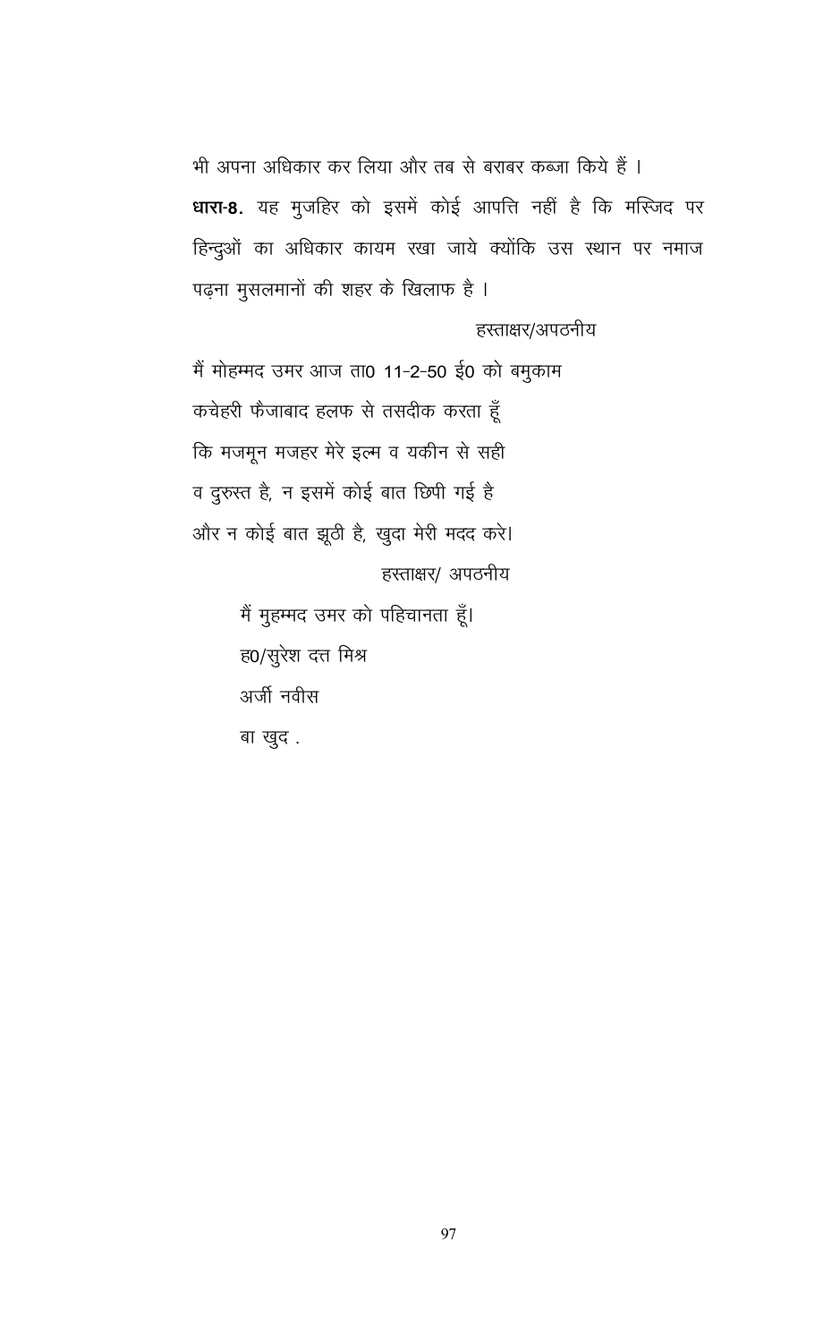भी अपना अधिकार कर लिया और तब से बराबर कब्जा किये हैं ।

**धारा-8.** यह मुजहिर को इसमें कोई आपत्ति नहीं है कि मस्जिद पर हिन्दुओं का अधिकार कायम रखा जाये क्योंकि उस स्थान पर नमाज पढ़ना मुसलमानों की शहर के खिलाफ है ।

हस्ताक्षर/अपठनीय

मैं मोहम्मद उमर आज ता0 11-2-50 ई0 को बमुकाम
कचेहरी फैजाबाद हलफ से तसदीक करता हूँ
कि मजमून मजहर मेरे इल्म व यकीन से सही
व दुरुस्त है, न इसमें कोई बात छिपी गई है
और न कोई बात झूठी है, खुदा मेरी मदद करे।

हस्ताक्षर/ अपठनीय

मैं मुहम्मद उमर को पहिचानता हूँ।
ह0/सुरेश दत्त मिश्र
अर्जी नवीस
बा खुद .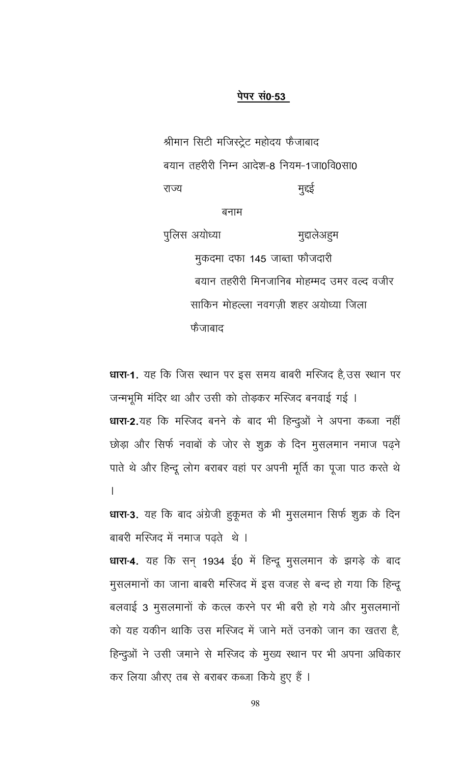**पेपर सं0-53**

श्रीमान सिटी मजिस्ट्रेट महोदय फैजाबाद

बयान तहरीरी निम्न आदेश-8 नियम-1जा0वि0सा0

राज्य मुद्दई

बनाम

पुलिस अयोध्या मुद्दालेअहुम

मुकदमा दफा 145 जाब्ता फौजदारी

बयान तहरीरी मिनजानिब मोहम्मद उमर वल्द वजीर साकिन मोहल्ला नवगज़ी शहर अयोध्या जिला फैजाबाद

**धारा-1.** यह कि जिस स्थान पर इस समय बाबरी मस्जिद है,उस स्थान पर जन्मभूमि मंदिर था और उसी को तोड़कर मस्जिद बनवाई गई ।

**धारा-2.**यह कि मस्जिद बनने के बाद भी हिन्दुओं ने अपना कब्जा नहीं छोड़ा और सिर्फ नवाबों के जोर से शुक्र के दिन मुसलमान नमाज पढ़ने पाते थे और हिन्दू लोग बराबर वहां पर अपनी मूर्ति का पूजा पाठ करते थे ।

**धारा-3.** यह कि बाद अंग्रेजी हुकूमत के भी मुसलमान सिर्फ शुक्र के दिन बाबरी मस्जिद में नमाज पढ़ते थे ।

**धारा-4.** यह कि सन् 1934 ई0 में हिन्दू मुसलमान के झगड़े के बाद मुसलमानों का जाना बाबरी मस्जिद में इस वजह से बन्द हो गया कि हिन्दू बलवाई 3 मुसलमानों के कत्ल करने पर भी बरी हो गये और मुसलमानों को यह यकीन थाकि उस मस्जिद में जाने मतें उनको जान का खतरा है, हिन्दुओं ने उसी जमाने से मस्जिद के मुख्य स्थान पर भी अपना अधिकार कर लिया औरए तब से बराबर कब्जा किये हुए हैं ।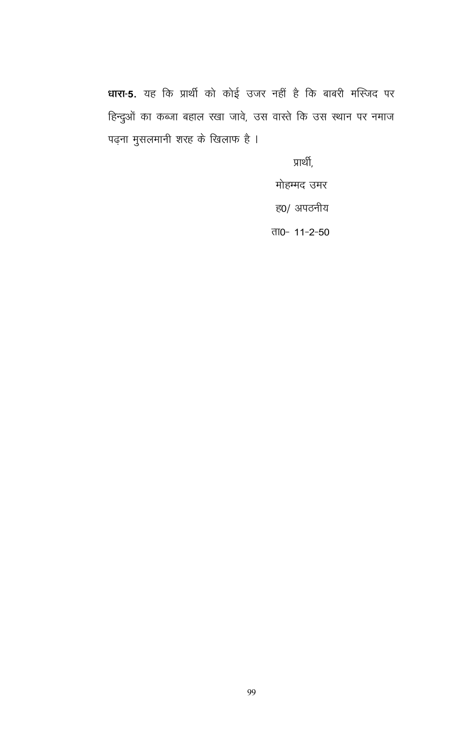**धारा-5.** यह कि प्रार्थी को कोई उजर नहीं है कि बाबरी मस्जिद पर हिन्दुओं का कब्जा बहाल रखा जावे, उस वास्ते कि उस स्थान पर नमाज पढ़ना मुसलमानी शरह के खिलाफ है ।

प्रार्थी,

मोहम्मद उमर

ह0/ अपठनीय

ता0- 11-2-50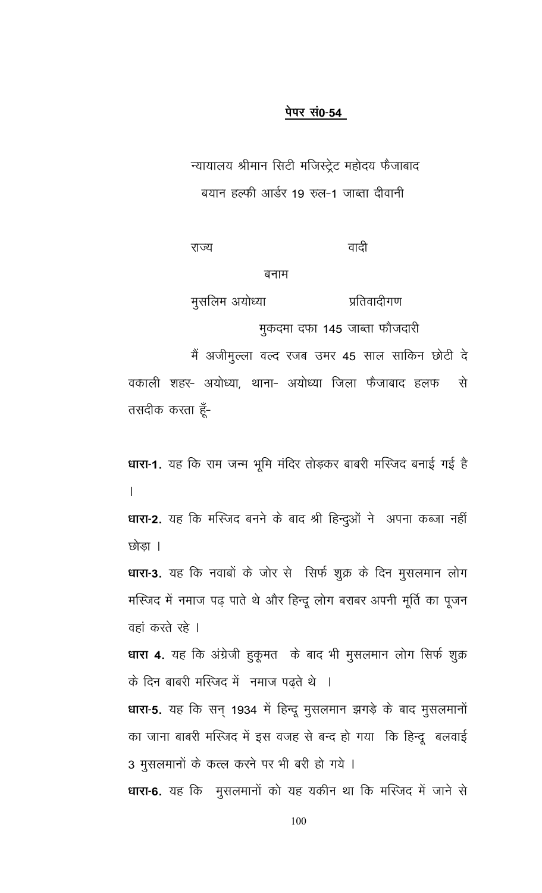**पेपर सं0-54**

न्यायालय श्रीमान सिटी मजिस्ट्रेट महोदय फैजाबाद

बयान हल्फी आर्डर 19 रुल-1 जाब्ता दीवानी

राज्य — वादी

बनाम

मुसलिम अयोध्या — प्रतिवादीगण

मुकदमा दफा 145 जाब्ता फौजदारी

मैं अजीमुल्ला वल्द रजब उमर 45 साल साकिन छोटी देवकाली शहर- अयोध्या, थाना- अयोध्या जिला फैजाबाद हलफ से तसदीक करता हूँ-

**धारा-1.** यह कि राम जन्म भूमि मंदिर तोड़कर बाबरी मस्जिद बनाई गई है ।

**धारा-2.** यह कि मस्जिद बनने के बाद श्री हिन्दुओं ने अपना कब्जा नहीं छोड़ा ।

**धारा-3.** यह कि नवाबों के जोर से सिर्फ शुक्र के दिन मुसलमान लोग मस्जिद में नमाज पढ़ पाते थे और हिन्दू लोग बराबर अपनी मूर्ति का पूजन वहां करते रहे ।

**धारा 4.** यह कि अंग्रेजी हुकूमत के बाद भी मुसलमान लोग सिर्फ शुक्र के दिन बाबरी मस्जिद में नमाज पढ़ते थे ।

**धारा-5.** यह कि सन् 1934 में हिन्दू मुसलमान झगड़े के बाद मुसलमानों का जाना बाबरी मस्जिद में इस वजह से बन्द हो गया कि हिन्दू बलवाई 3 मुसलमानों के कत्ल करने पर भी बरी हो गये ।

**धारा-6.** यह कि मुसलमानों को यह यकीन था कि मस्जिद में जाने से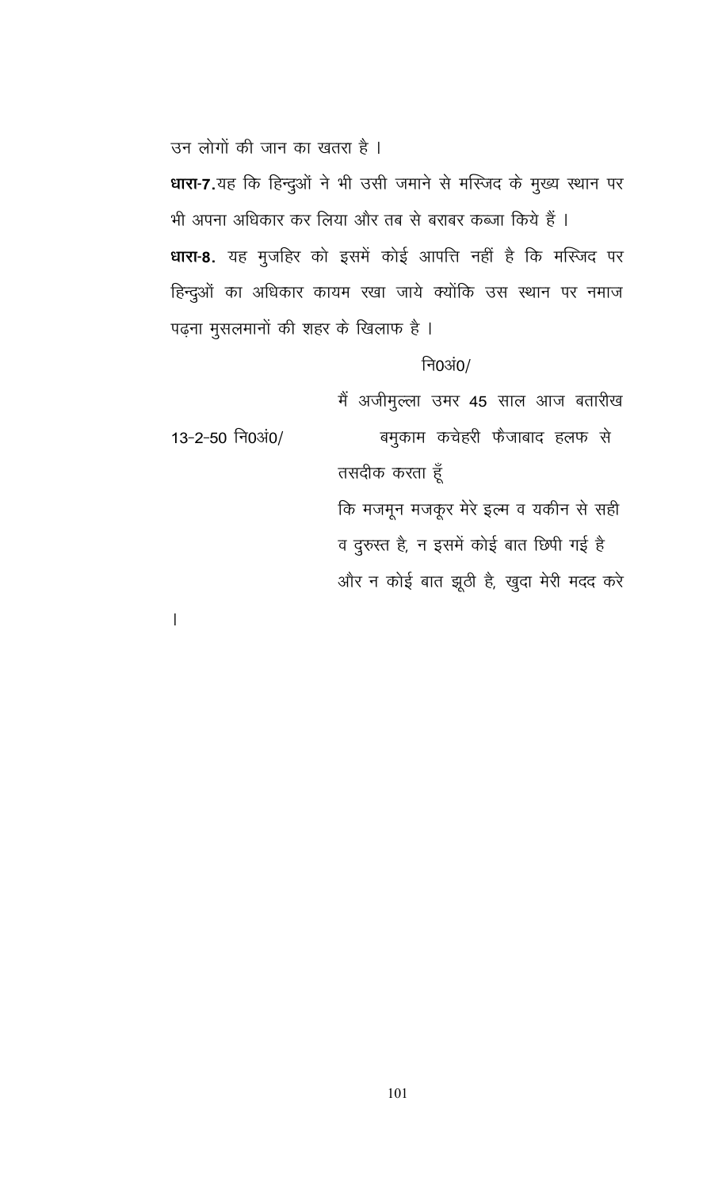उन लोगों की जान का खतरा है ।

**धारा-7.**यह कि हिन्दुओं ने भी उसी जमाने से मस्जिद के मुख्य स्थान पर भी अपना अधिकार कर लिया और तब से बराबर कब्जा किये हैं ।

**धारा-8.** यह मुजहिर को इसमें कोई आपत्ति नहीं है कि मस्जिद पर हिन्दुओं का अधिकार कायम रखा जाये क्योंकि उस स्थान पर नमाज पढ़ना मुसलमानों की शहर के खिलाफ है ।

नि0अं0/

मैं अजीमुल्ला उमर 45 साल आज बतारीख

13-2-50 नि0अं0/ बमुकाम कचेहरी फैजाबाद हलफ से तसदीक करता हूँ

कि मजमून मजकूर मेरे इल्म व यकीन से सही व दुरुस्त है, न इसमें कोई बात छिपी गई है और न कोई बात झूठी है, खुदा मेरी मदद करे ।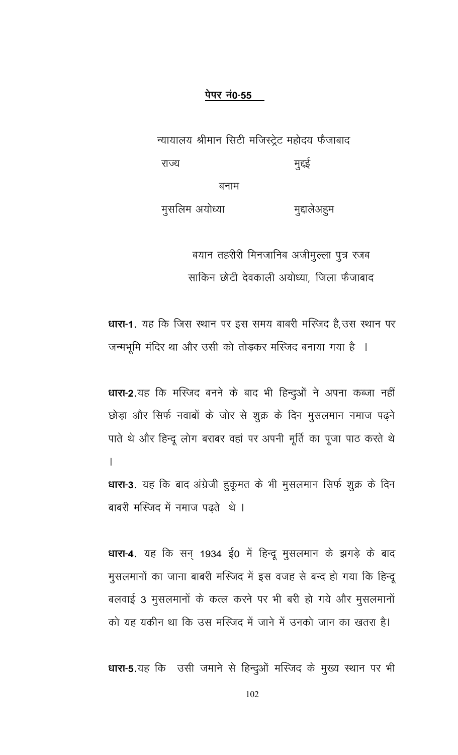**पेपर नं0-55**

न्यायालय श्रीमान सिटी मजिस्ट्रेट महोदय फैजाबाद

राज्य मुद्दई

बनाम

मुसलिम अयोध्या मुद्दालेअहुम

बयान तहरीरी मिनजानिब अजीमुल्ला पुत्र रजब
साकिन छोटी देवकाली अयोध्या, जिला फैजाबाद

**धारा-1.** यह कि जिस स्थान पर इस समय बाबरी मस्जिद है,उस स्थान पर जन्मभूमि मंदिर था और उसी को तोड़कर मस्जिद बनाया गया है ।

**धारा-2.**यह कि मस्जिद बनने के बाद भी हिन्दुओं ने अपना कब्जा नहीं छोड़ा और सिर्फ नवाबों के जोर से शुक्र के दिन मुसलमान नमाज पढ़ने पाते थे और हिन्दू लोग बराबर वहां पर अपनी मूर्ति का पूजा पाठ करते थे ।

**धारा-3.** यह कि बाद अंग्रेजी हुकूमत के भी मुसलमान सिर्फ शुक्र के दिन बाबरी मस्जिद में नमाज पढ़ते थे ।

**धारा-4.** यह कि सन् 1934 ई0 में हिन्दू मुसलमान के झगड़े के बाद मुसलमानों का जाना बाबरी मस्जिद में इस वजह से बन्द हो गया कि हिन्दू बलवाई 3 मुसलमानों के कत्ल करने पर भी बरी हो गये और मुसलमानों को यह यकीन था कि उस मस्जिद में जाने में उनको जान का खतरा है।

**धारा-5.**यह कि उसी जमाने से हिन्दुओं मस्जिद के मुख्य स्थान पर भी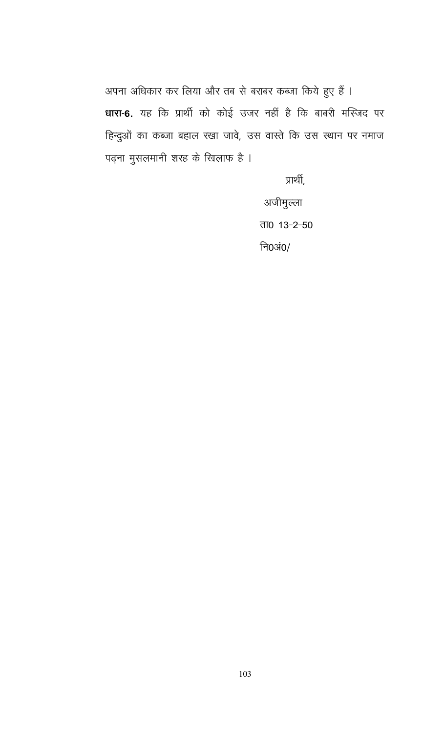अपना अधिकार कर लिया और तब से बराबर कब्जा किये हुए हैं ।

**धारा-6.** यह कि प्रार्थी को कोई उजर नहीं है कि बाबरी मस्जिद पर हिन्दुओं का कब्जा बहाल रखा जावे, उस वास्ते कि उस स्थान पर नमाज पढ़ना मुसलमानी शरह के खिलाफ है ।

प्रार्थी,

अजीमुल्ला

ता0 13-2-50

नि0अं0/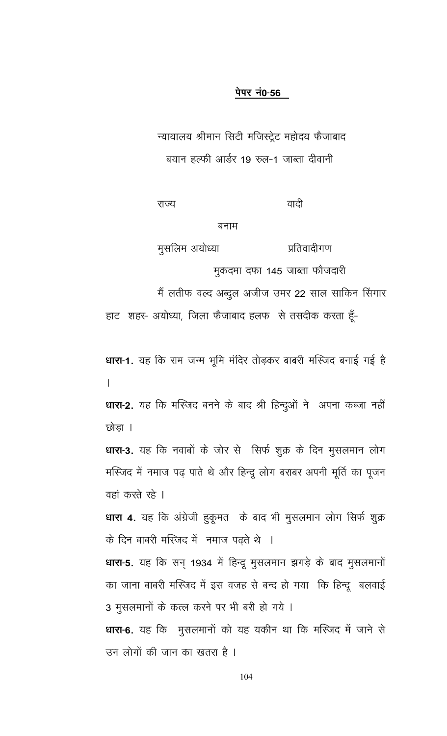**पेपर नं0-56**

न्यायालय श्रीमान सिटी मजिस्ट्रेट महोदय फैजाबाद

बयान हल्फी आर्डर 19 रुल-1 जाब्ता दीवानी

राज्य वादी

बनाम

मुसलिम अयोध्या प्रतिवादीगण

मुकदमा दफा 145 जाब्ता फौजदारी

मैं लतीफ वल्द अब्दुल अजीज उमर 22 साल साकिन सिंगार हाट शहर- अयोध्या, जिला फैजाबाद हलफ से तसदीक करता हूँ-

**धारा-1.** यह कि राम जन्म भूमि मंदिर तोड़कर बाबरी मस्जिद बनाई गई है ।

**धारा-2.** यह कि मस्जिद बनने के बाद श्री हिन्दुओं ने अपना कब्जा नहीं छोड़ा ।

**धारा-3.** यह कि नवाबों के जोर से सिर्फ शुक्र के दिन मुसलमान लोग मस्जिद में नमाज पढ़ पाते थे और हिन्दू लोग बराबर अपनी मूर्ति का पूजन वहां करते रहे ।

**धारा 4.** यह कि अंग्रेजी हुकूमत के बाद भी मुसलमान लोग सिर्फ शुक्र के दिन बाबरी मस्जिद में नमाज पढ़ते थे ।

**धारा-5.** यह कि सन् 1934 में हिन्दू मुसलमान झगड़े के बाद मुसलमानों का जाना बाबरी मस्जिद में इस वजह से बन्द हो गया कि हिन्दू बलवाई 3 मुसलमानों के कत्ल करने पर भी बरी हो गये ।

**धारा-6.** यह कि मुसलमानों को यह यकीन था कि मस्जिद में जाने से उन लोगों की जान का खतरा है ।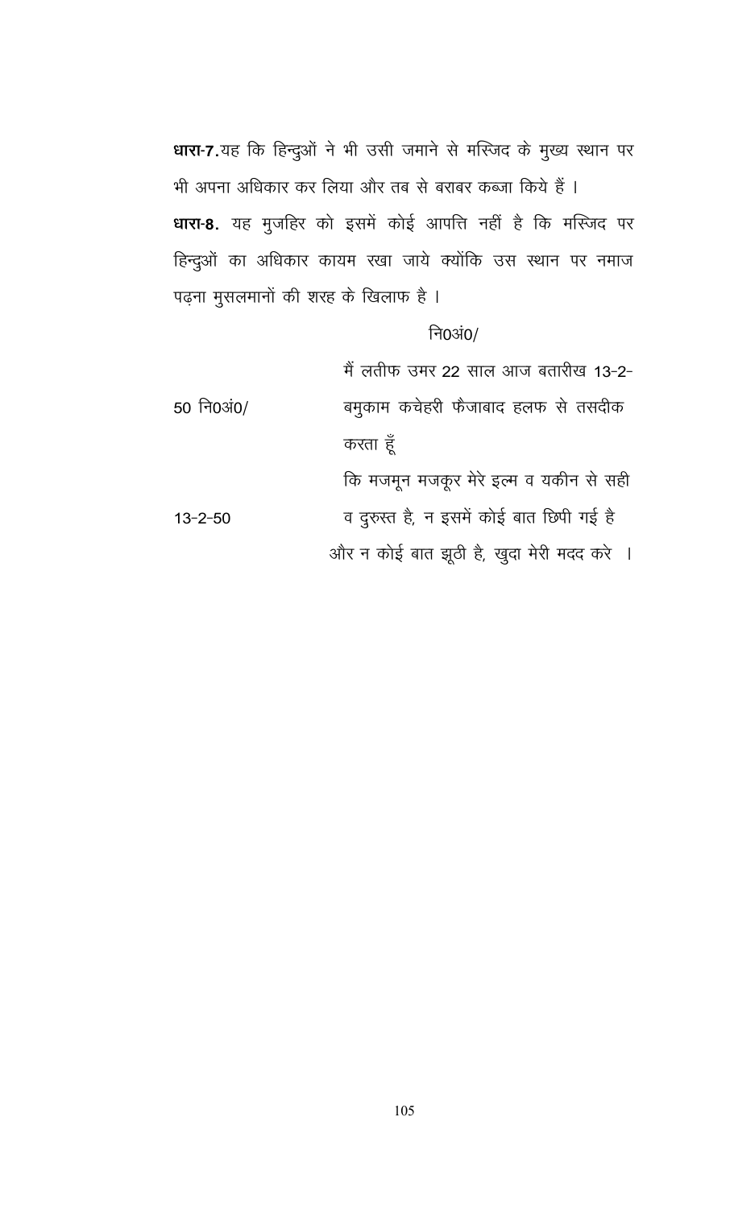**धारा-7.** यह कि हिन्दुओं ने भी उसी जमाने से मस्जिद के मुख्य स्थान पर भी अपना अधिकार कर लिया और तब से बराबर कब्जा किये हैं ।

**धारा-8.** यह मुजहिर को इसमें कोई आपत्ति नहीं है कि मस्जिद पर हिन्दुओं का अधिकार कायम रखा जाये क्योंकि उस स्थान पर नमाज पढ़ना मुसलमानों की शरह के खिलाफ है ।

नि0अं0/

मैं लतीफ उमर 22 साल आज बतारीख 13-2-50 बमुकाम कचेहरी फैजाबाद हलफ से तसदीक करता हूँ

नि0अं0/

कि मजमून मजकूर मेरे इल्म व यकीन से सही व दुरुस्त है, न इसमें कोई बात छिपी गई है और न कोई बात झूठी है, खुदा मेरी मदद करे ।

13-2-50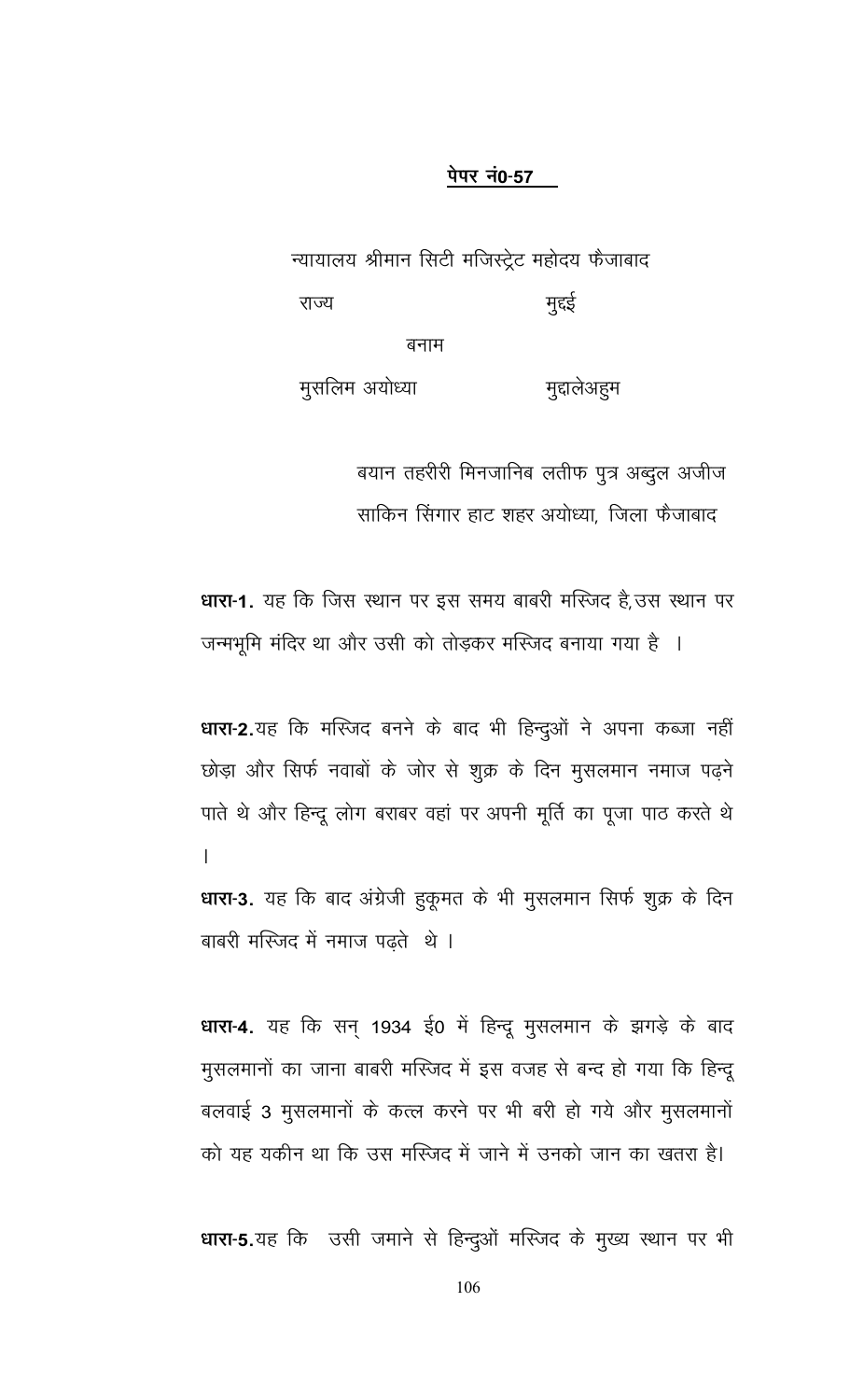<u>पेपर नं0-57</u>

न्यायालय श्रीमान सिटी मजिस्ट्रेट महोदय फैजाबाद

राज्य मुद्दई

बनाम

मुसलिम अयोध्या मुद्दालेअहुम

बयान तहरीरी मिनजानिब लतीफ पुत्र अब्दुल अजीज साकिन सिंगार हाट शहर अयोध्या, जिला फैजाबाद

**धारा-1.** यह कि जिस स्थान पर इस समय बाबरी मस्जिद है,उस स्थान पर जन्मभूमि मंदिर था और उसी को तोड़कर मस्जिद बनाया गया है ।

**धारा-2.**यह कि मस्जिद बनने के बाद भी हिन्दुओं ने अपना कब्जा नहीं छोड़ा और सिर्फ नवाबों के जोर से शुक्र के दिन मुसलमान नमाज पढ़ने पाते थे और हिन्दू लोग बराबर वहां पर अपनी मूर्ति का पूजा पाठ करते थे ।

**धारा-3.** यह कि बाद अंग्रेजी हुकूमत के भी मुसलमान सिर्फ शुक्र के दिन बाबरी मस्जिद में नमाज पढ़ते थे ।

**धारा-4.** यह कि सन् 1934 ई0 में हिन्दू मुसलमान के झगड़े के बाद मुसलमानों का जाना बाबरी मस्जिद में इस वजह से बन्द हो गया कि हिन्दू बलवाई 3 मुसलमानों के कत्ल करने पर भी बरी हो गये और मुसलमानों को यह यकीन था कि उस मस्जिद में जाने में उनको जान का खतरा है।

**धारा-5.**यह कि उसी जमाने से हिन्दुओं मस्जिद के मुख्य स्थान पर भी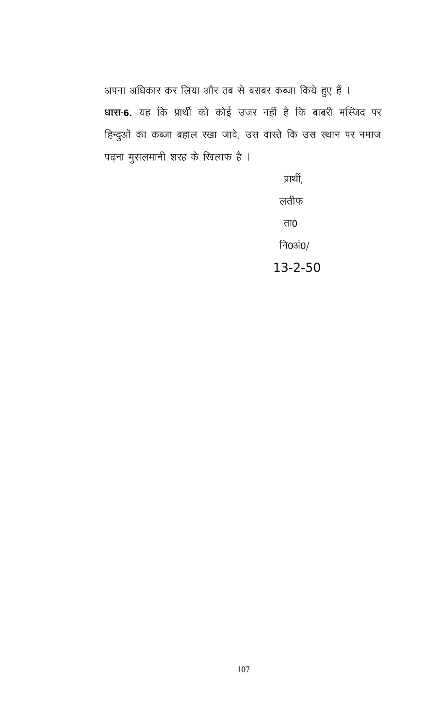अपना अधिकार कर लिया और तब से बराबर कब्जा किये हुए हैं ।

**धारा-6.** यह कि प्रार्थी को कोई उजर नहीं है कि बाबरी मस्जिद पर हिन्दुओं का कब्जा बहाल रखा जावे, उस वास्ते कि उस स्थान पर नमाज पढ़ना मुसलमानी शरह के खिलाफ है ।

प्रार्थी,

लतीफ

ता0

नि0अं0/

13-2-50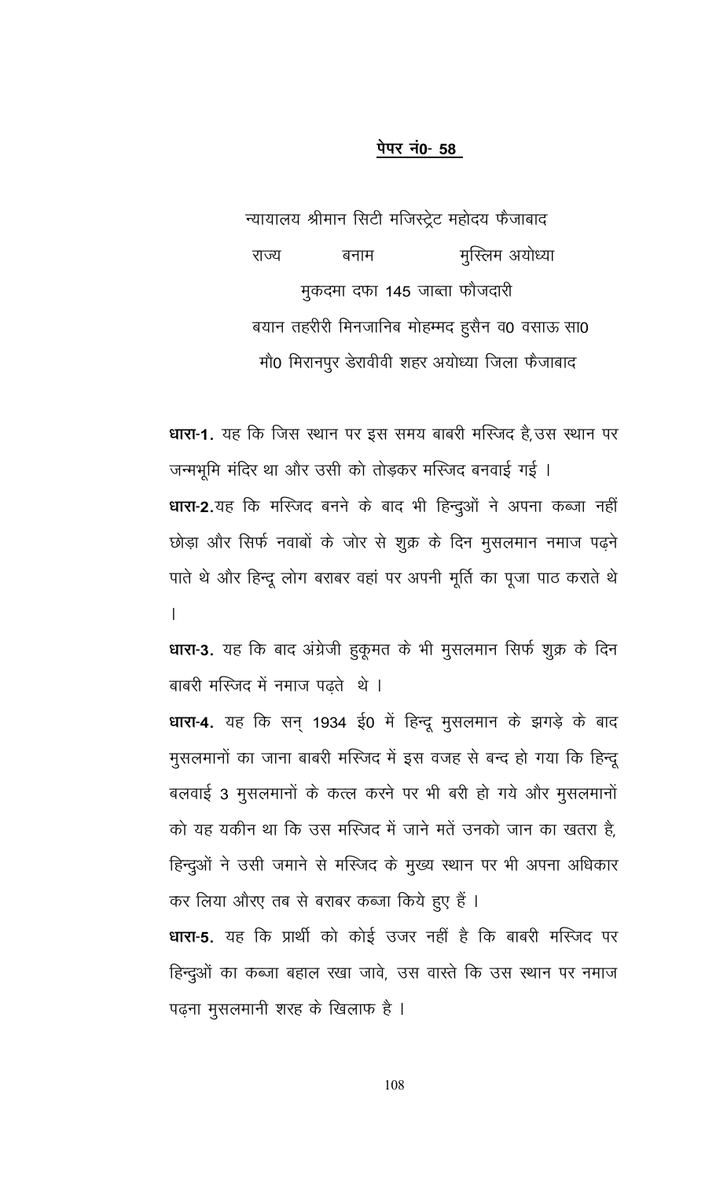**पेपर नं0- 58**

न्यायालय श्रीमान सिटी मजिस्ट्रेट महोदय फैजाबाद

राज्य बनाम मुस्लिम अयोध्या

मुकदमा दफा 145 जाब्ता फौजदारी

बयान तहरीरी मिनजानिब मोहम्मद हुसैन व0 वसाऊ सा0

मौ0 मिरानपुर डेरावीवी शहर अयोध्या जिला फैजाबाद

**धारा-1.** यह कि जिस स्थान पर इस समय बाबरी मस्जिद है,उस स्थान पर जन्मभूमि मंदिर था और उसी को तोड़कर मस्जिद बनवाई गई ।

**धारा-2.**यह कि मस्जिद बनने के बाद भी हिन्दुओं ने अपना कब्जा नहीं छोड़ा और सिर्फ नवाबों के जोर से शुक्र के दिन मुसलमान नमाज पढ़ने पाते थे और हिन्दू लोग बराबर वहां पर अपनी मूर्ति का पूजा पाठ कराते थे ।

**धारा-3.** यह कि बाद अंग्रेजी हुकूमत के भी मुसलमान सिर्फ शुक्र के दिन बाबरी मस्जिद में नमाज पढ़ते थे ।

**धारा-4.** यह कि सन् 1934 ई0 में हिन्दू मुसलमान के झगड़े के बाद मुसलमानों का जाना बाबरी मस्जिद में इस वजह से बन्द हो गया कि हिन्दू बलवाई 3 मुसलमानों के कत्ल करने पर भी बरी हो गये और मुसलमानों को यह यकीन था कि उस मस्जिद में जाने मतें उनको जान का खतरा है, हिन्दुओं ने उसी जमाने से मस्जिद के मुख्य स्थान पर भी अपना अधिकार कर लिया औरए तब से बराबर कब्जा किये हुए हैं ।

**धारा-5.** यह कि प्रार्थी को कोई उजर नहीं है कि बाबरी मस्जिद पर हिन्दुओं का कब्जा बहाल रखा जावे, उस वास्ते कि उस स्थान पर नमाज पढ़ना मुसलमानी शरह के खिलाफ है ।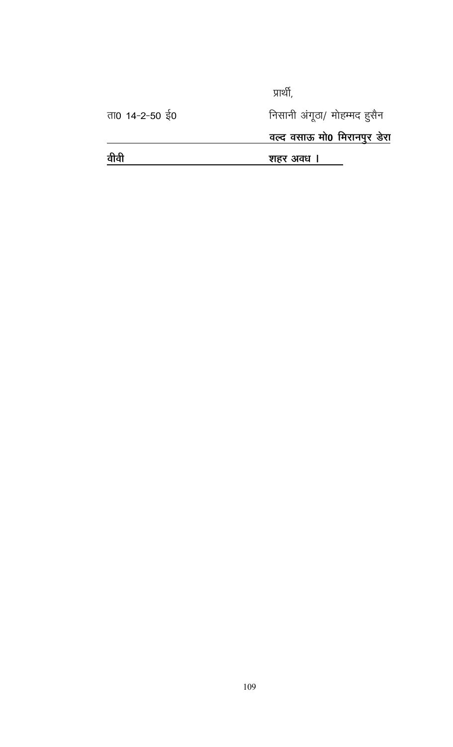प्रार्थी,

ता0 14-2-50 ई0 निसानी अंगूठा/ मोहम्मद हुसैन

**वल्द वसाऊ मो0 मिरानपुर डेरा**

**वीवी** **शहर अवध ।**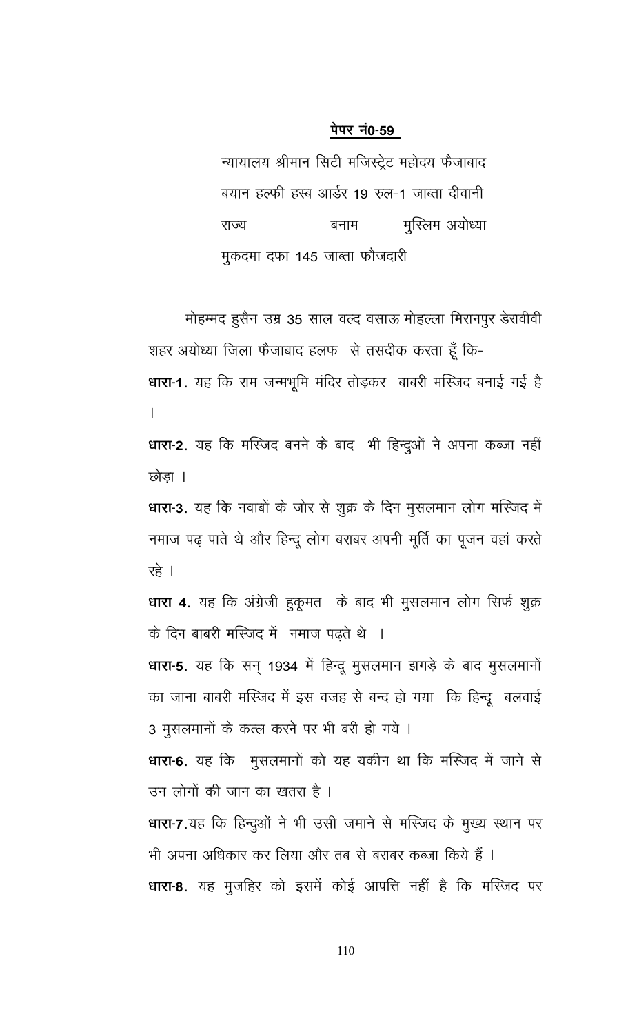**पेपर नं0-59**

न्यायालय श्रीमान सिटी मजिस्ट्रेट महोदय फैजाबाद
बयान हल्फी हस्ब आर्डर 19 रुल-1 जाब्ता दीवानी
राज्य बनाम मुस्लिम अयोध्या
मुकदमा दफा 145 जाब्ता फौजदारी

मोहम्मद हुसैन उम्र 35 साल वल्द वसाऊ मोहल्ला मिरानपुर डेरावीवी शहर अयोध्या जिला फैजाबाद हलफ से तसदीक करता हूँ कि-

**धारा-1.** यह कि राम जन्मभूमि मंदिर तोड़कर बाबरी मस्जिद बनाई गई है ।

**धारा-2.** यह कि मस्जिद बनने के बाद भी हिन्दुओं ने अपना कब्जा नहीं छोड़ा ।

**धारा-3.** यह कि नवाबों के जोर से शुक्र के दिन मुसलमान लोग मस्जिद में नमाज पढ़ पाते थे और हिन्दू लोग बराबर अपनी मूर्ति का पूजन वहां करते रहे ।

**धारा 4.** यह कि अंग्रेजी हुकूमत के बाद भी मुसलमान लोग सिर्फ शुक्र के दिन बाबरी मस्जिद में नमाज पढ़ते थे ।

**धारा-5.** यह कि सन् 1934 में हिन्दू मुसलमान झगड़े के बाद मुसलमानों का जाना बाबरी मस्जिद में इस वजह से बन्द हो गया कि हिन्दू बलवाई 3 मुसलमानों के कत्ल करने पर भी बरी हो गये ।

**धारा-6.** यह कि मुसलमानों को यह यकीन था कि मस्जिद में जाने से उन लोगों की जान का खतरा है ।

**धारा-7.** यह कि हिन्दुओं ने भी उसी जमाने से मस्जिद के मुख्य स्थान पर भी अपना अधिकार कर लिया और तब से बराबर कब्जा किये हैं ।

**धारा-8.** यह मुजहिर को इसमें कोई आपत्ति नहीं है कि मस्जिद पर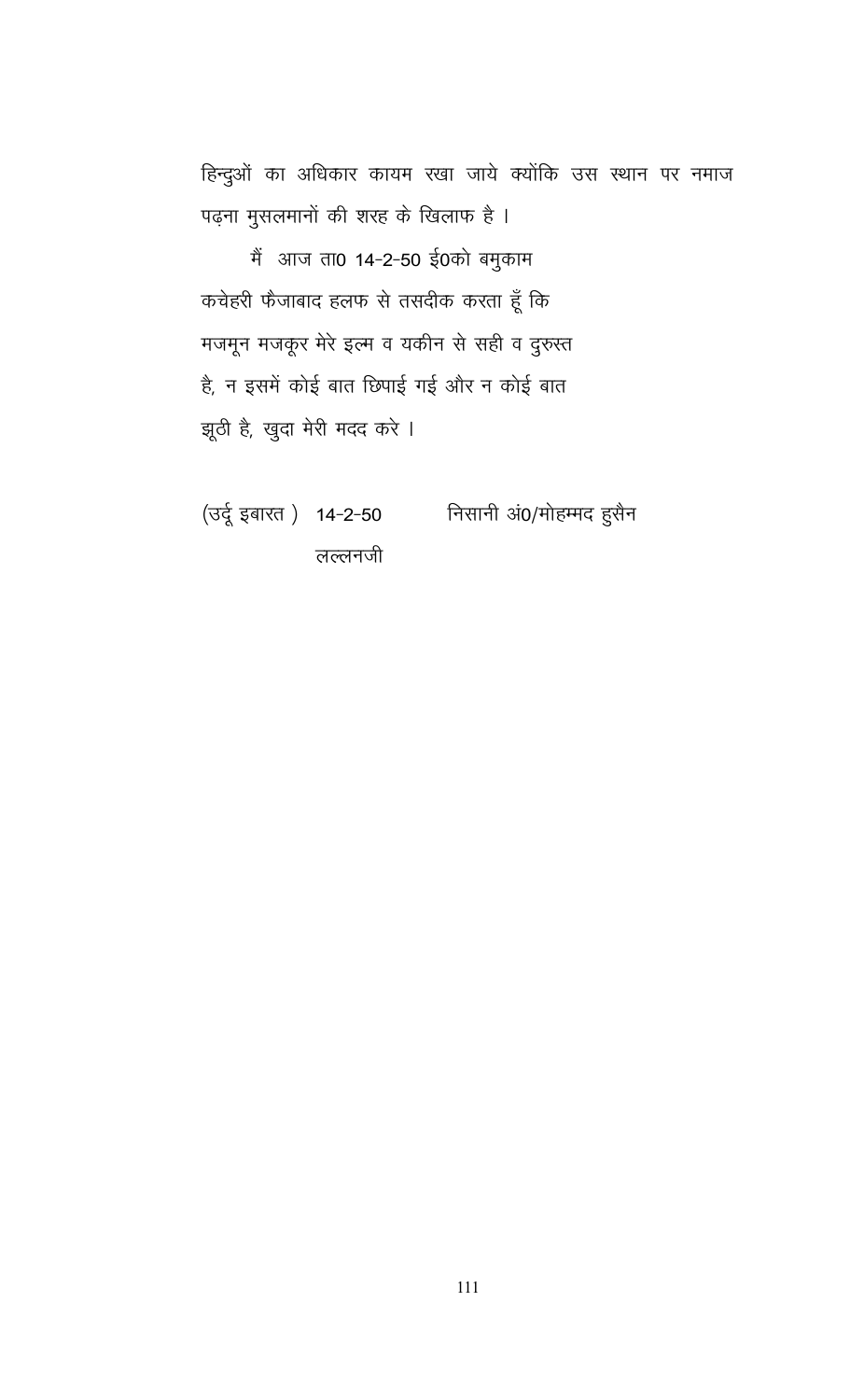हिन्दुओं का अधिकार कायम रखा जाये क्योंकि उस स्थान पर नमाज पढ़ना मुसलमानों की शरह के खिलाफ है ।

मैं आज ता0 14-2-50 ई0को बमुकाम कचेहरी फैजाबाद हलफ से तसदीक करता हूँ कि मजमून मजकूर मेरे इल्म व यकीन से सही व दुरुस्त है, न इसमें कोई बात छिपाई गई और न कोई बात झूठी है, खुदा मेरी मदद करे ।

(उर्दू इबारत ) 14-2-50 निसानी अं0/मोहम्मद हुसैन

लल्लनजी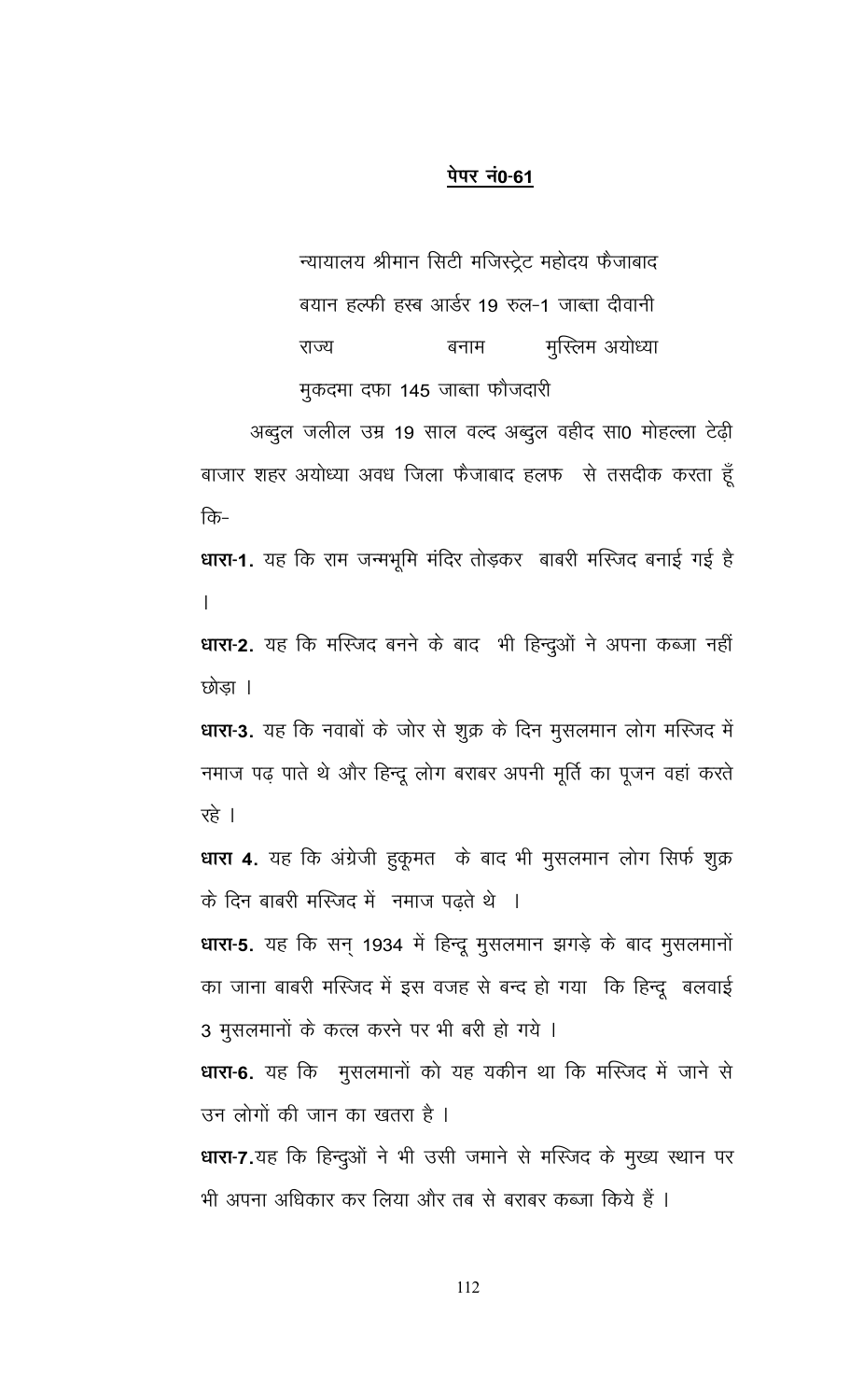**<u>पेपर नं0-61</u>**

न्यायालय श्रीमान सिटी मजिस्ट्रेट महोदय फैजाबाद

बयान हल्फी हस्ब आर्डर 19 रुल-1 जाब्ता दीवानी

राज्य बनाम मुस्लिम अयोध्या

मुकदमा दफा 145 जाब्ता फौजदारी

अब्दुल जलील उम्र 19 साल वल्द अब्दुल वहीद सा0 मोहल्ला टेढ़ी बाजार शहर अयोध्या अवध जिला फैजाबाद हलफ से तसदीक करता हूँ कि-

**धारा-1.** यह कि राम जन्मभूमि मंदिर तोड़कर बाबरी मस्जिद बनाई गई है ।

**धारा-2.** यह कि मस्जिद बनने के बाद भी हिन्दुओं ने अपना कब्जा नहीं छोड़ा ।

**धारा-3.** यह कि नवाबों के जोर से शुक्र के दिन मुसलमान लोग मस्जिद में नमाज पढ़ पाते थे और हिन्दू लोग बराबर अपनी मूर्ति का पूजन वहां करते रहे ।

**धारा 4.** यह कि अंग्रेजी हुकूमत के बाद भी मुसलमान लोग सिर्फ शुक्र के दिन बाबरी मस्जिद में नमाज पढ़ते थे ।

**धारा-5.** यह कि सन् 1934 में हिन्दू मुसलमान झगड़े के बाद मुसलमानों का जाना बाबरी मस्जिद में इस वजह से बन्द हो गया कि हिन्दू बलवाई 3 मुसलमानों के कत्ल करने पर भी बरी हो गये ।

**धारा-6.** यह कि मुसलमानों को यह यकीन था कि मस्जिद में जाने से उन लोगों की जान का खतरा है ।

**धारा-7.** यह कि हिन्दुओं ने भी उसी जमाने से मस्जिद के मुख्य स्थान पर भी अपना अधिकार कर लिया और तब से बराबर कब्जा किये हैं ।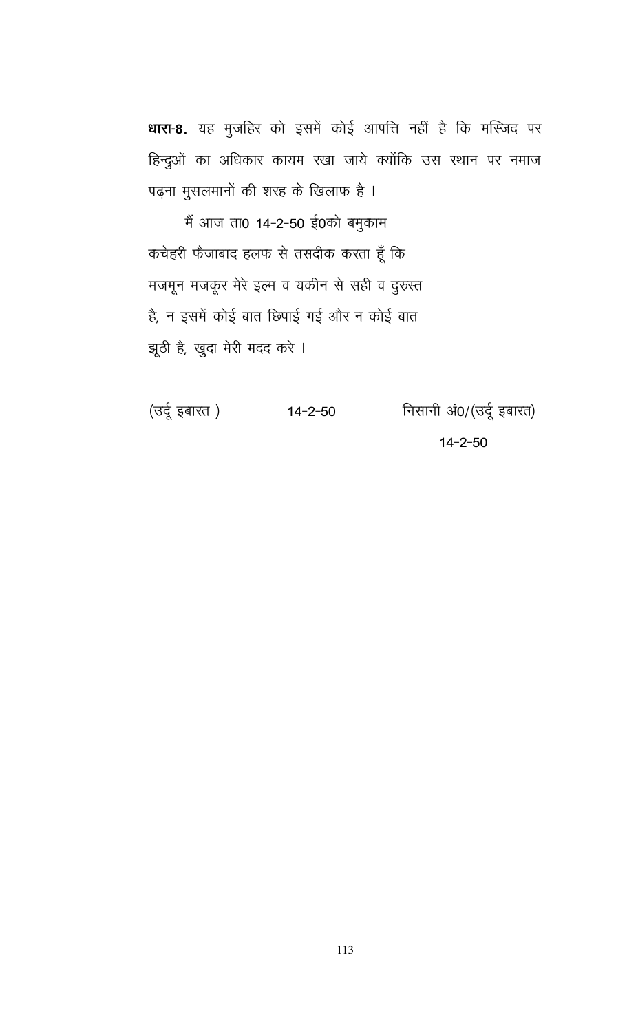**धारा-8.** यह मुजहिर को इसमें कोई आपत्ति नहीं है कि मस्जिद पर हिन्दुओं का अधिकार कायम रखा जाये क्योंकि उस स्थान पर नमाज पढ़ना मुसलमानों की शरह के खिलाफ है ।

मैं आज ता0 14-2-50 ई0को बमुकाम कचेहरी फैजाबाद हलफ से तसदीक करता हूँ कि मजमून मजकूर मेरे इल्म व यकीन से सही व दुरुस्त है, न इसमें कोई बात छिपाई गई और न कोई बात झूठी है, खुदा मेरी मदद करे ।

(उर्दू इबारत )　　　14-2-50　　　निसानी अं0/(उर्दू इबारत)

14-2-50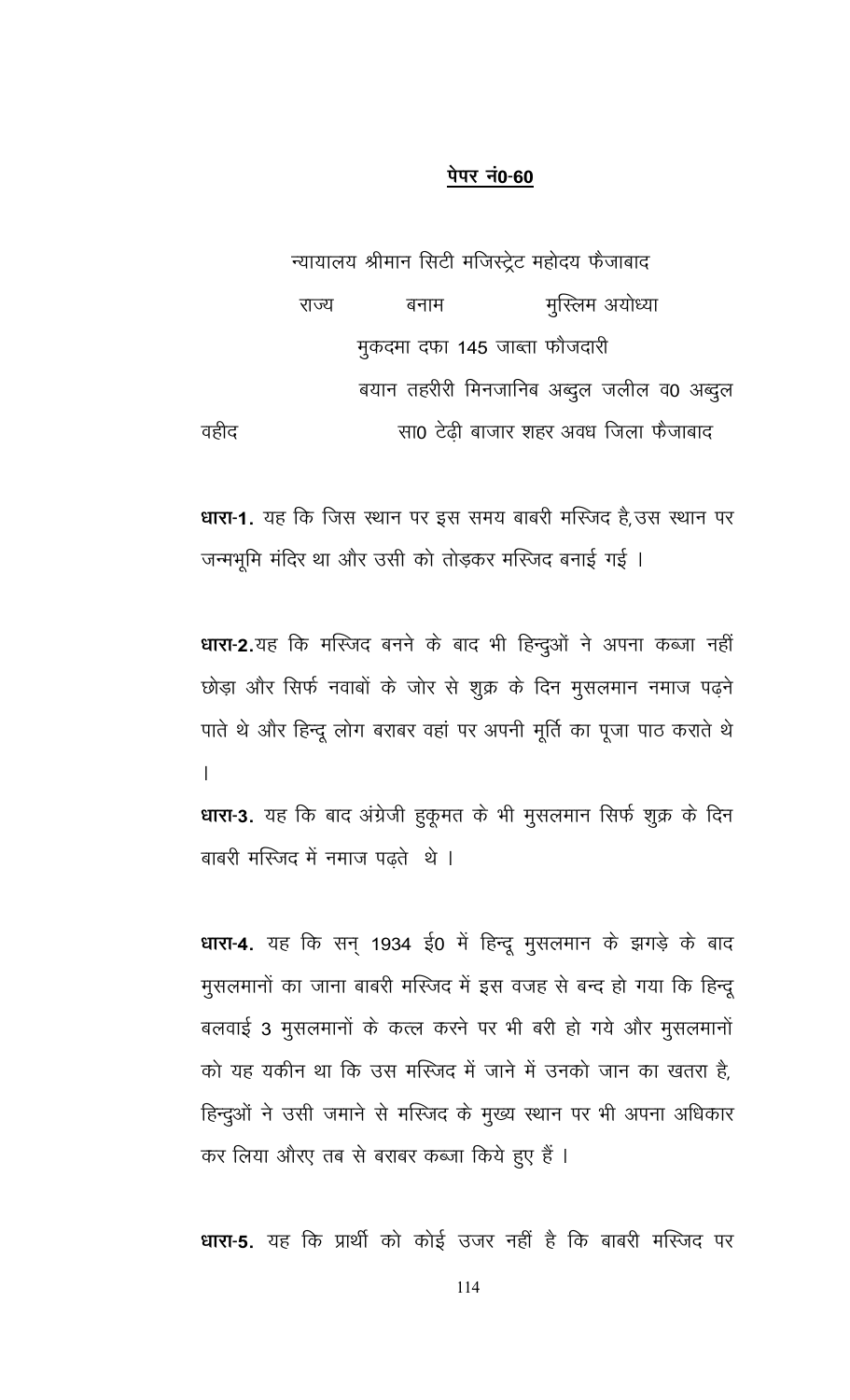**पेपर नं0-60**

न्यायालय श्रीमान सिटी मजिस्ट्रेट महोदय फैजाबाद

राज्य बनाम मुस्लिम अयोध्या

मुकदमा दफा 145 जाब्ता फौजदारी

बयान तहरीरी मिनजानिब अब्दुल जलील व0 अब्दुल वहीद सा0 टेढ़ी बाजार शहर अवध जिला फैजाबाद

**धारा-1.** यह कि जिस स्थान पर इस समय बाबरी मस्जिद है, उस स्थान पर जन्मभूमि मंदिर था और उसी को तोड़कर मस्जिद बनाई गई ।

**धारा-2.** यह कि मस्जिद बनने के बाद भी हिन्दुओं ने अपना कब्जा नहीं छोड़ा और सिर्फ नवाबों के जोर से शुक्र के दिन मुसलमान नमाज पढ़ने पाते थे और हिन्दू लोग बराबर वहां पर अपनी मूर्ति का पूजा पाठ कराते थे ।

**धारा-3.** यह कि बाद अंग्रेजी हुकूमत के भी मुसलमान सिर्फ शुक्र के दिन बाबरी मस्जिद में नमाज पढ़ते थे ।

**धारा-4.** यह कि सन् 1934 ई0 में हिन्दू मुसलमान के झगड़े के बाद मुसलमानों का जाना बाबरी मस्जिद में इस वजह से बन्द हो गया कि हिन्दू बलवाई 3 मुसलमानों के कत्ल करने पर भी बरी हो गये और मुसलमानों को यह यकीन था कि उस मस्जिद में जाने में उनको जान का खतरा है, हिन्दुओं ने उसी जमाने से मस्जिद के मुख्य स्थान पर भी अपना अधिकार कर लिया औरए तब से बराबर कब्जा किये हुए हैं ।

**धारा-5.** यह कि प्रार्थी को कोई उजर नहीं है कि बाबरी मस्जिद पर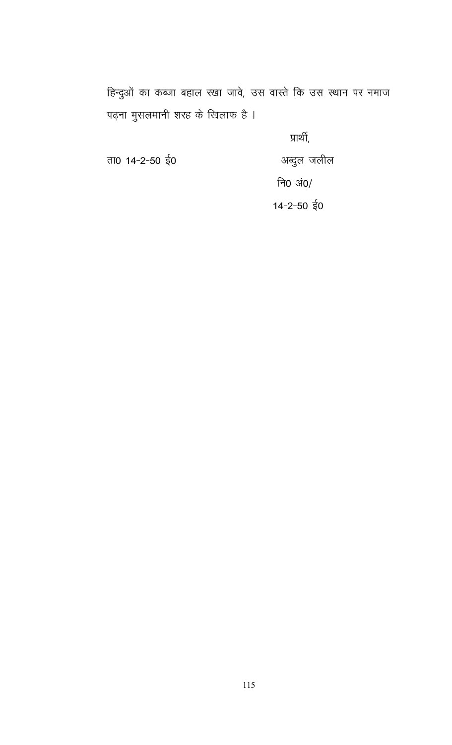हिन्दुओं का कब्जा बहाल रखा जावे, उस वास्ते कि उस स्थान पर नमाज पढ़ना मुसलमानी शरह के खिलाफ है ।

प्रार्थी,

ता0 14-2-50 ई0

अब्दुल जलील

नि0 अं0/

14-2-50 ई0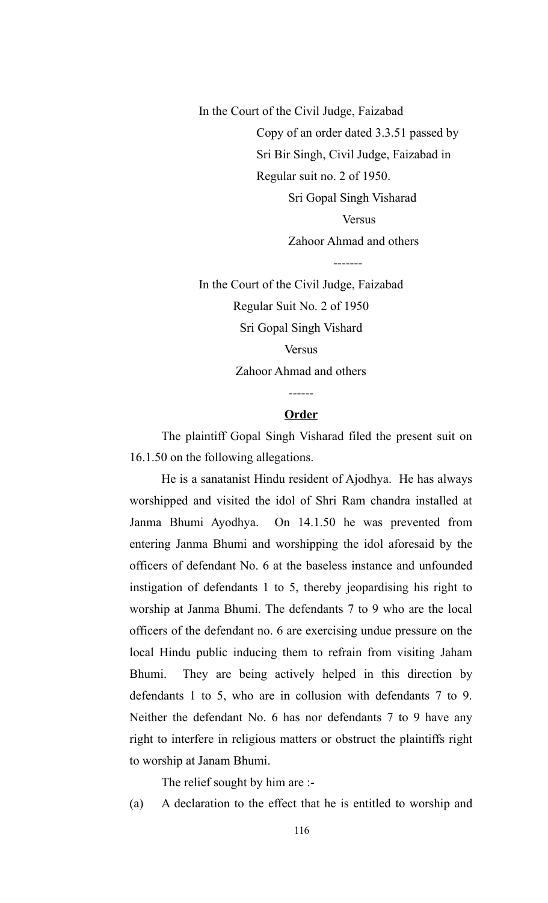In the Court of the Civil Judge, Faizabad

Copy of an order dated 3.3.51 passed by Sri Bir Singh, Civil Judge, Faizabad in Regular suit no. 2 of 1950.

Sri Gopal Singh Visharad

Versus

Zahoor Ahmad and others

-------

In the Court of the Civil Judge, Faizabad

Regular Suit No. 2 of 1950

Sri Gopal Singh Vishard

Versus

Zahoor Ahmad and others

------

**Order**

The plaintiff Gopal Singh Visharad filed the present suit on 16.1.50 on the following allegations.

He is a sanatanist Hindu resident of Ajodhya. He has always worshipped and visited the idol of Shri Ram chandra installed at Janma Bhumi Ayodhya. On 14.1.50 he was prevented from entering Janma Bhumi and worshipping the idol aforesaid by the officers of defendant No. 6 at the baseless instance and unfounded instigation of defendants 1 to 5, thereby jeopardising his right to worship at Janma Bhumi. The defendants 7 to 9 who are the local officers of the defendant no. 6 are exercising undue pressure on the local Hindu public inducing them to refrain from visiting Jaham Bhumi. They are being actively helped in this direction by defendants 1 to 5, who are in collusion with defendants 7 to 9. Neither the defendant No. 6 has nor defendants 7 to 9 have any right to interfere in religious matters or obstruct the plaintiffs right to worship at Janam Bhumi.

The relief sought by him are :-

(a) A declaration to the effect that he is entitled to worship and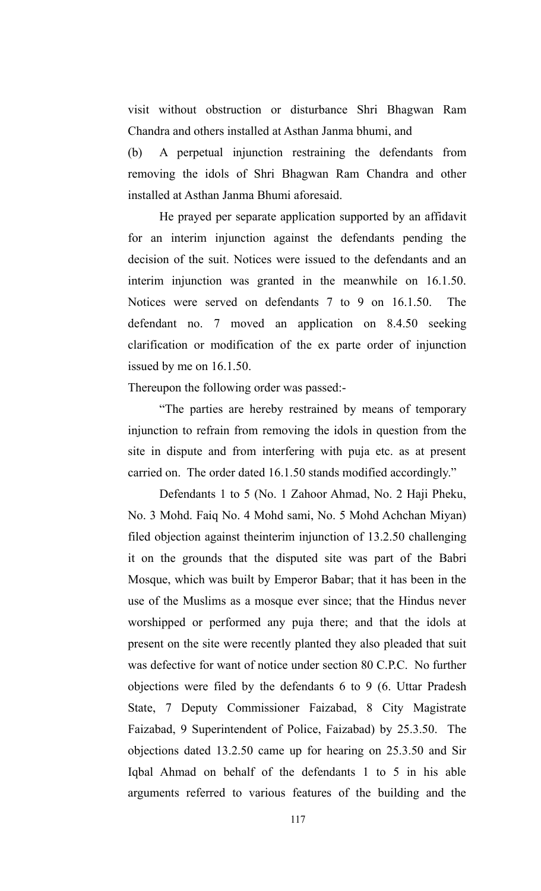visit without obstruction or disturbance Shri Bhagwan Ram Chandra and others installed at Asthan Janma bhumi, and

(b) A perpetual injunction restraining the defendants from removing the idols of Shri Bhagwan Ram Chandra and other installed at Asthan Janma Bhumi aforesaid.

He prayed per separate application supported by an affidavit for an interim injunction against the defendants pending the decision of the suit. Notices were issued to the defendants and an interim injunction was granted in the meanwhile on 16.1.50. Notices were served on defendants 7 to 9 on 16.1.50. The defendant no. 7 moved an application on 8.4.50 seeking clarification or modification of the ex parte order of injunction issued by me on 16.1.50.

Thereupon the following order was passed:-

"The parties are hereby restrained by means of temporary injunction to refrain from removing the idols in question from the site in dispute and from interfering with puja etc. as at present carried on. The order dated 16.1.50 stands modified accordingly."

Defendants 1 to 5 (No. 1 Zahoor Ahmad, No. 2 Haji Pheku, No. 3 Mohd. Faiq No. 4 Mohd sami, No. 5 Mohd Achchan Miyan) filed objection against theinterim injunction of 13.2.50 challenging it on the grounds that the disputed site was part of the Babri Mosque, which was built by Emperor Babar; that it has been in the use of the Muslims as a mosque ever since; that the Hindus never worshipped or performed any puja there; and that the idols at present on the site were recently planted they also pleaded that suit was defective for want of notice under section 80 C.P.C. No further objections were filed by the defendants 6 to 9 (6. Uttar Pradesh State, 7 Deputy Commissioner Faizabad, 8 City Magistrate Faizabad, 9 Superintendent of Police, Faizabad) by 25.3.50. The objections dated 13.2.50 came up for hearing on 25.3.50 and Sir Iqbal Ahmad on behalf of the defendants 1 to 5 in his able arguments referred to various features of the building and the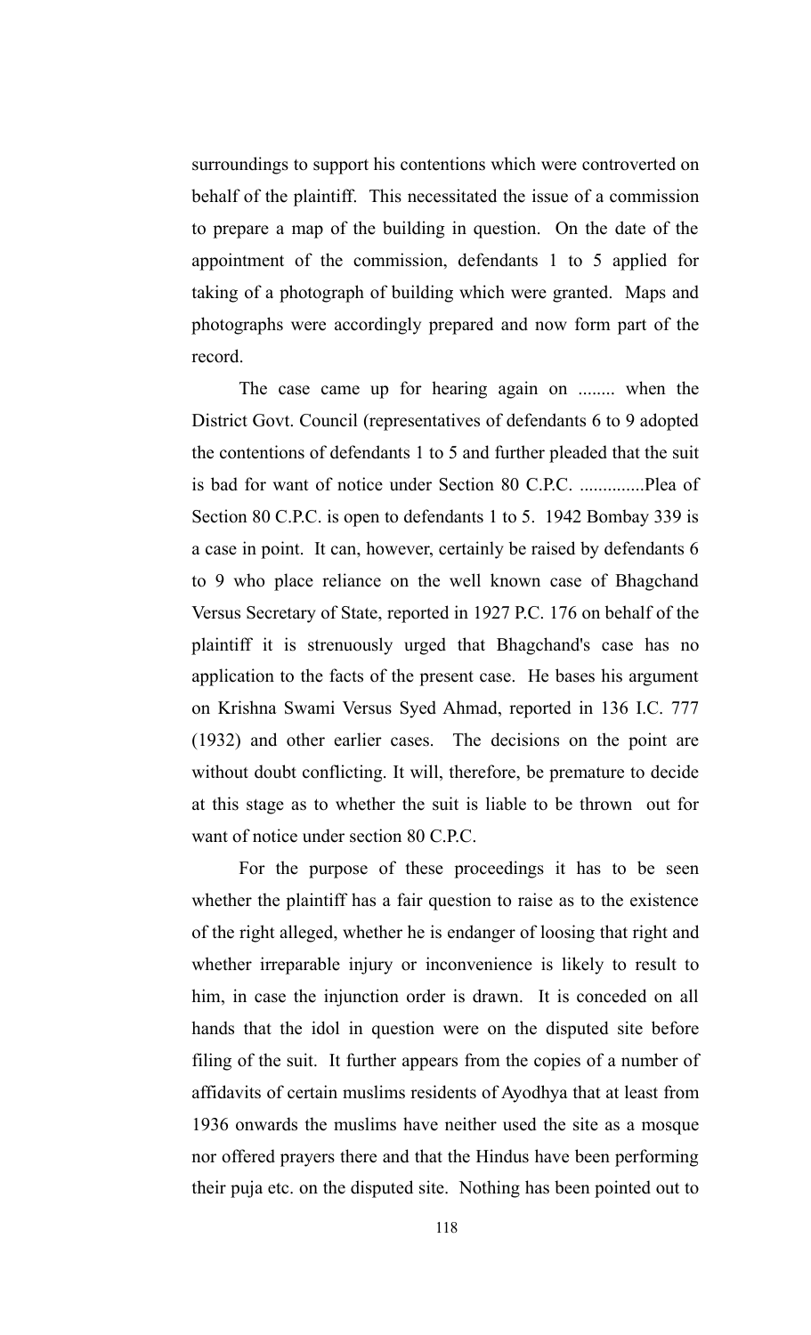surroundings to support his contentions which were controverted on behalf of the plaintiff. This necessitated the issue of a commission to prepare a map of the building in question. On the date of the appointment of the commission, defendants 1 to 5 applied for taking of a photograph of building which were granted. Maps and photographs were accordingly prepared and now form part of the record.

The case came up for hearing again on ........ when the District Govt. Council (representatives of defendants 6 to 9 adopted the contentions of defendants 1 to 5 and further pleaded that the suit is bad for want of notice under Section 80 C.P.C. ..............Plea of Section 80 C.P.C. is open to defendants 1 to 5. 1942 Bombay 339 is a case in point. It can, however, certainly be raised by defendants 6 to 9 who place reliance on the well known case of Bhagchand Versus Secretary of State, reported in 1927 P.C. 176 on behalf of the plaintiff it is strenuously urged that Bhagchand's case has no application to the facts of the present case. He bases his argument on Krishna Swami Versus Syed Ahmad, reported in 136 I.C. 777 (1932) and other earlier cases. The decisions on the point are without doubt conflicting. It will, therefore, be premature to decide at this stage as to whether the suit is liable to be thrown out for want of notice under section 80 C.P.C.

For the purpose of these proceedings it has to be seen whether the plaintiff has a fair question to raise as to the existence of the right alleged, whether he is endanger of loosing that right and whether irreparable injury or inconvenience is likely to result to him, in case the injunction order is drawn. It is conceded on all hands that the idol in question were on the disputed site before filing of the suit. It further appears from the copies of a number of affidavits of certain muslims residents of Ayodhya that at least from 1936 onwards the muslims have neither used the site as a mosque nor offered prayers there and that the Hindus have been performing their puja etc. on the disputed site. Nothing has been pointed out to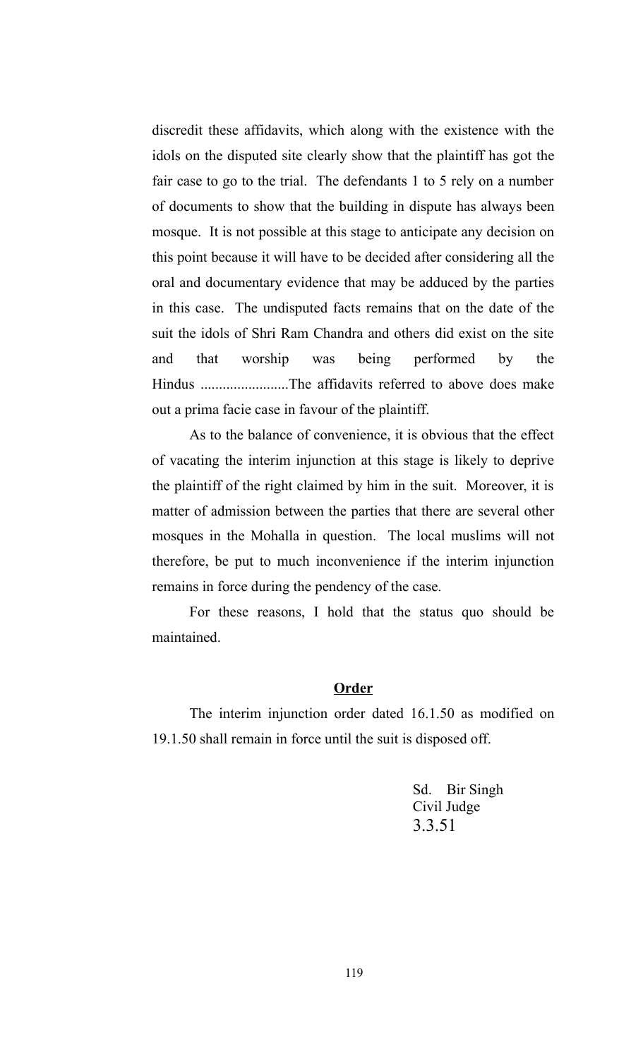discredit these affidavits, which along with the existence with the idols on the disputed site clearly show that the plaintiff has got the fair case to go to the trial. The defendants 1 to 5 rely on a number of documents to show that the building in dispute has always been mosque. It is not possible at this stage to anticipate any decision on this point because it will have to be decided after considering all the oral and documentary evidence that may be adduced by the parties in this case. The undisputed facts remains that on the date of the suit the idols of Shri Ram Chandra and others did exist on the site and that worship was being performed by the Hindus ........................The affidavits referred to above does make out a prima facie case in favour of the plaintiff.

As to the balance of convenience, it is obvious that the effect of vacating the interim injunction at this stage is likely to deprive the plaintiff of the right claimed by him in the suit. Moreover, it is matter of admission between the parties that there are several other mosques in the Mohalla in question. The local muslims will not therefore, be put to much inconvenience if the interim injunction remains in force during the pendency of the case.

For these reasons, I hold that the status quo should be maintained.

**Order**

The interim injunction order dated 16.1.50 as modified on 19.1.50 shall remain in force until the suit is disposed off.

Sd. Bir Singh
Civil Judge
3.3.51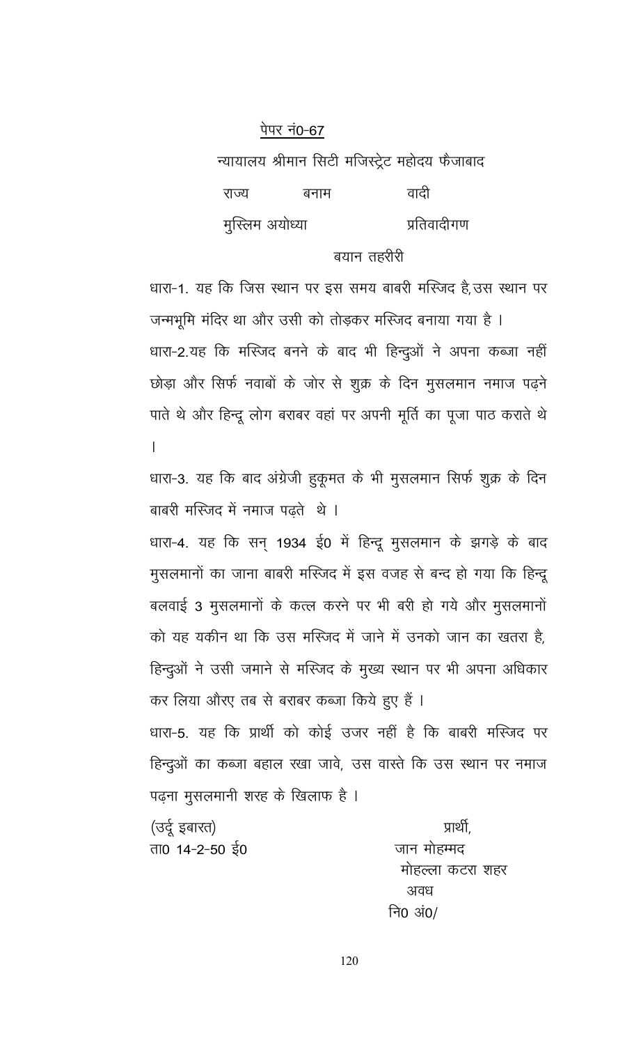<u>पेपर नं0-67</u>

न्यायालय श्रीमान सिटी मजिस्ट्रेट महोदय फैजाबाद

राज्य बनाम वादी

मुस्लिम अयोध्या प्रतिवादीगण

बयान तहरीरी

धारा-1. यह कि जिस स्थान पर इस समय बाबरी मस्जिद है,उस स्थान पर जन्मभूमि मंदिर था और उसी को तोड़कर मस्जिद बनाया गया है ।

धारा-2.यह कि मस्जिद बनने के बाद भी हिन्दुओं ने अपना कब्जा नहीं छोड़ा और सिर्फ नवाबों के जोर से शुक्र के दिन मुसलमान नमाज पढ़ने पाते थे और हिन्दू लोग बराबर वहां पर अपनी मूर्ति का पूजा पाठ कराते थे ।

धारा-3. यह कि बाद अंग्रेजी हुकूमत के भी मुसलमान सिर्फ शुक्र के दिन बाबरी मस्जिद में नमाज पढ़ते थे ।

धारा-4. यह कि सन् 1934 ई0 में हिन्दू मुसलमान के झगड़े के बाद मुसलमानों का जाना बाबरी मस्जिद में इस वजह से बन्द हो गया कि हिन्दू बलवाई 3 मुसलमानों के कत्ल करने पर भी बरी हो गये और मुसलमानों को यह यकीन था कि उस मस्जिद में जाने में उनको जान का खतरा है, हिन्दुओं ने उसी जमाने से मस्जिद के मुख्य स्थान पर भी अपना अधिकार कर लिया औरए तब से बराबर कब्जा किये हुए हैं ।

धारा-5. यह कि प्रार्थी को कोई उजर नहीं है कि बाबरी मस्जिद पर हिन्दुओं का कब्जा बहाल रखा जावे, उस वास्ते कि उस स्थान पर नमाज पढ़ना मुसलमानी शरह के खिलाफ है ।

(उर्दू इबारत)
ता0 14-2-50 ई0

प्रार्थी,
जान मोहम्मद
मोहल्ला कटरा शहर
अवध
नि0 अं0/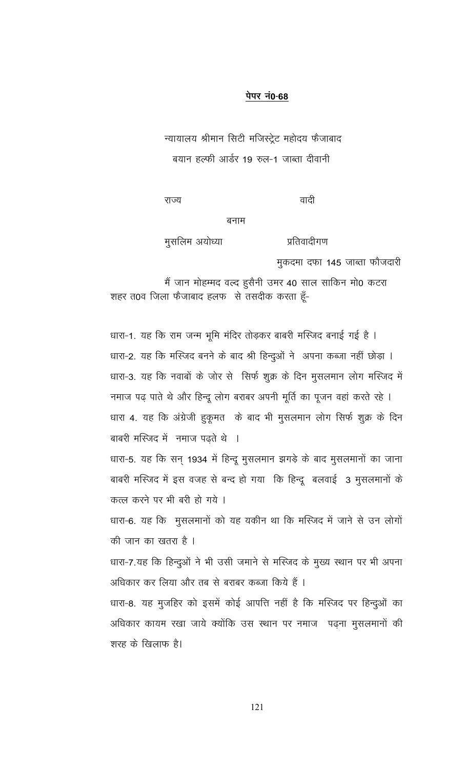**पेपर नं0-68**

न्यायालय श्रीमान सिटी मजिस्ट्रेट महोदय फैजाबाद

बयान हल्फी आर्डर 19 रुल-1 जाब्ता दीवानी

राज्य वादी

बनाम

मुसलिम अयोध्या प्रतिवादीगण

मुकदमा दफा 145 जाब्ता फौजदारी

मैं जान मोहम्मद वल्द हुसैनी उमर 40 साल साकिन मो0 कटरा शहर त0व जिला फैजाबाद हलफ से तसदीक करता हूँ-

धारा-1. यह कि राम जन्म भूमि मंदिर तोड़कर बाबरी मस्जिद बनाई गई है ।

धारा-2. यह कि मस्जिद बनने के बाद श्री हिन्दुओं ने अपना कब्जा नहीं छोड़ा ।

धारा-3. यह कि नवाबों के जोर से सिर्फ शुक्र के दिन मुसलमान लोग मस्जिद में नमाज पढ़ पाते थे और हिन्दू लोग बराबर अपनी मूर्ति का पूजन वहां करते रहे ।

धारा 4. यह कि अंग्रेजी हुकूमत के बाद भी मुसलमान लोग सिर्फ शुक्र के दिन बाबरी मस्जिद में नमाज पढ़ते थे ।

धारा-5. यह कि सन् 1934 में हिन्दू मुसलमान झगड़े के बाद मुसलमानों का जाना बाबरी मस्जिद में इस वजह से बन्द हो गया कि हिन्दू बलवाई 3 मुसलमानों के कत्ल करने पर भी बरी हो गये ।

धारा-6. यह कि मुसलमानों को यह यकीन था कि मस्जिद में जाने से उन लोगों की जान का खतरा है ।

धारा-7. यह कि हिन्दुओं ने भी उसी जमाने से मस्जिद के मुख्य स्थान पर भी अपना अधिकार कर लिया और तब से बराबर कब्जा किये हैं ।

धारा-8. यह मुजहिर को इसमें कोई आपत्ति नहीं है कि मस्जिद पर हिन्दुओं का अधिकार कायम रखा जाये क्योंकि उस स्थान पर नमाज पढ़ना मुसलमानों की शरह के खिलाफ है।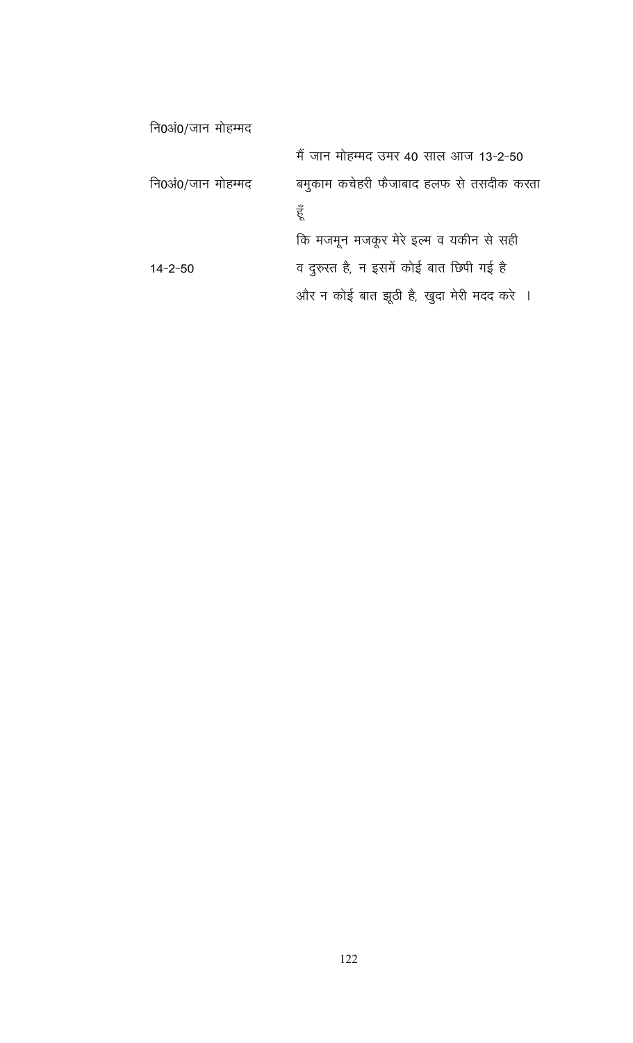नि0अं0/जान मोहम्मद

मैं जान मोहम्मद उमर 40 साल आज 13-2-50

नि0अं0/जान मोहम्मद

बमुकाम कचेहरी फैजाबाद हलफ से तसदीक करता हूँ

कि मजमून मजकूर मेरे इल्म व यकीन से सही

14-2-50

व दुरुस्त है, न इसमें कोई बात छिपी गई है और न कोई बात झूठी है, खुदा मेरी मदद करे ।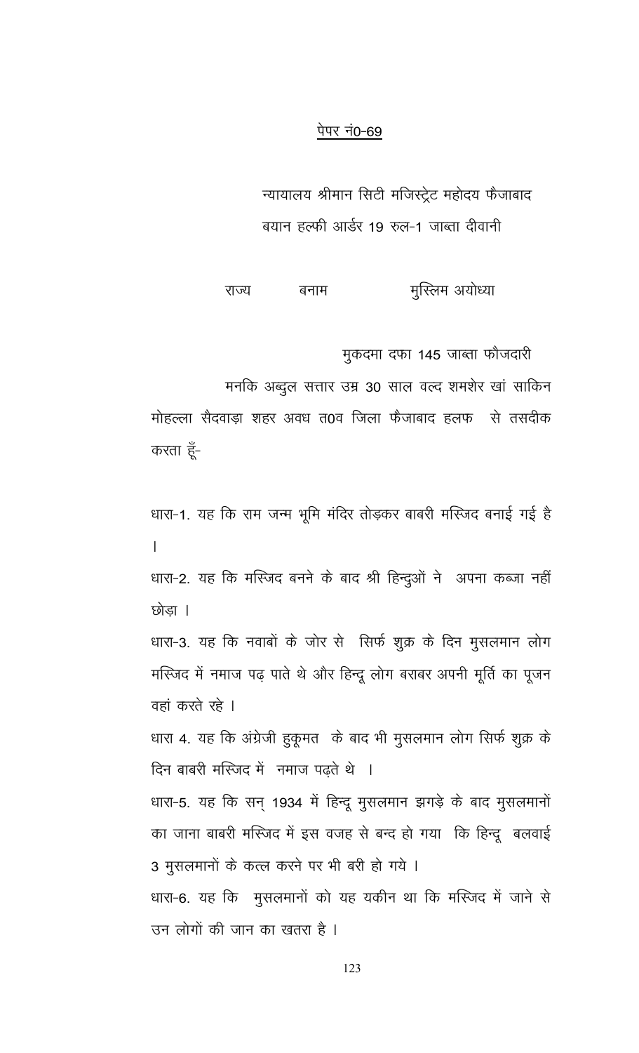पेपर नं0-69

न्यायालय श्रीमान सिटी मजिस्ट्रेट महोदय फैजाबाद

बयान हल्फी आर्डर 19 रुल-1 जाब्ता दीवानी

राज्य बनाम मुस्लिम अयोध्या

मुकदमा दफा 145 जाब्ता फौजदारी

मनकि अब्दुल सत्तार उम्र 30 साल वल्द शमशेर खां साकिन मोहल्ला सैदवाड़ा शहर अवध त0व जिला फैजाबाद हलफ से तसदीक करता हूँ-

धारा-1. यह कि राम जन्म भूमि मंदिर तोड़कर बाबरी मस्जिद बनाई गई है।

धारा-2. यह कि मस्जिद बनने के बाद श्री हिन्दुओं ने अपना कब्जा नहीं छोड़ा।

धारा-3. यह कि नवाबों के जोर से सिर्फ शुक्र के दिन मुसलमान लोग मस्जिद में नमाज पढ़ पाते थे और हिन्दू लोग बराबर अपनी मूर्ति का पूजन वहां करते रहे।

धारा 4. यह कि अंग्रेजी हुकूमत के बाद भी मुसलमान लोग सिर्फ शुक्र के दिन बाबरी मस्जिद में नमाज पढ़ते थे।

धारा-5. यह कि सन् 1934 में हिन्दू मुसलमान झगड़े के बाद मुसलमानों का जाना बाबरी मस्जिद में इस वजह से बन्द हो गया कि हिन्दू बलवाई 3 मुसलमानों के कत्ल करने पर भी बरी हो गये।

धारा-6. यह कि मुसलमानों को यह यकीन था कि मस्जिद में जाने से उन लोगों की जान का खतरा है।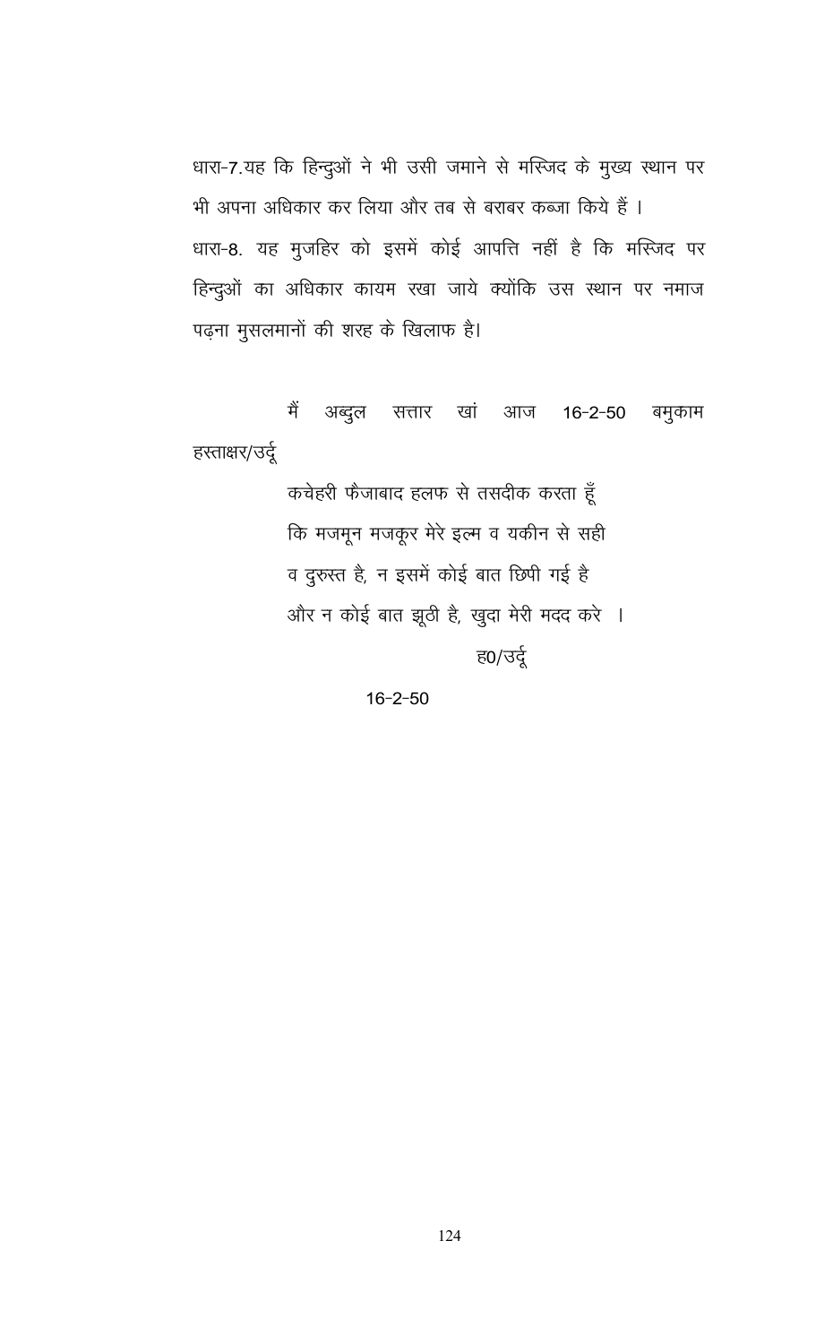धारा-7.यह कि हिन्दुओं ने भी उसी जमाने से मस्जिद के मुख्य स्थान पर भी अपना अधिकार कर लिया और तब से बराबर कब्जा किये हैं ।

धारा-8. यह मुजहिर को इसमें कोई आपत्ति नहीं है कि मस्जिद पर हिन्दुओं का अधिकार कायम रखा जाये क्योंकि उस स्थान पर नमाज पढ़ना मुसलमानों की शरह के खिलाफ है।

मैं अब्दुल सत्तार खां आज 16-2-50 बमुकाम

हस्ताक्षर/उर्दू

कचेहरी फैजाबाद हलफ से तसदीक करता हूँ
कि मजमून मजकूर मेरे इल्म व यकीन से सही
व दुरुस्त है, न इसमें कोई बात छिपी गई है
और न कोई बात झूठी है, खुदा मेरी मदद करे ।

ह0/उर्दू

16-2-50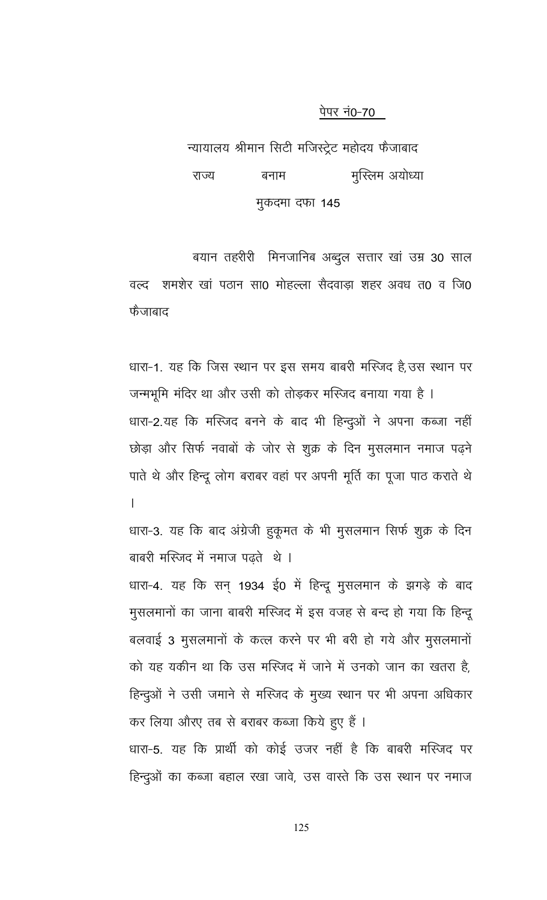पेपर नं0-70

न्यायालय श्रीमान सिटी मजिस्ट्रेट महोदय फैजाबाद

राज्य बनाम मुस्लिम अयोध्या

मुकदमा दफा 145

बयान तहरीरी मिनजानिब अब्दुल सत्तार खां उम्र 30 साल वल्द शमशेर खां पठान सा0 मोहल्ला सैदवाड़ा शहर अवध त0 व जि0 फैजाबाद

धारा-1. यह कि जिस स्थान पर इस समय बाबरी मस्जिद है, उस स्थान पर जन्मभूमि मंदिर था और उसी को तोड़कर मस्जिद बनाया गया है ।

धारा-2. यह कि मस्जिद बनने के बाद भी हिन्दुओं ने अपना कब्जा नहीं छोड़ा और सिर्फ नवाबों के जोर से शुक्र के दिन मुसलमान नमाज पढ़ने पाते थे और हिन्दू लोग बराबर वहां पर अपनी मूर्ति का पूजा पाठ कराते थे ।

धारा-3. यह कि बाद अंग्रेजी हुकूमत के भी मुसलमान सिर्फ शुक्र के दिन बाबरी मस्जिद में नमाज पढ़ते थे ।

धारा-4. यह कि सन् 1934 ई0 में हिन्दू मुसलमान के झगड़े के बाद मुसलमानों का जाना बाबरी मस्जिद में इस वजह से बन्द हो गया कि हिन्दू बलवाई 3 मुसलमानों के कत्ल करने पर भी बरी हो गये और मुसलमानों को यह यकीन था कि उस मस्जिद में जाने में उनको जान का खतरा है, हिन्दुओं ने उसी जमाने से मस्जिद के मुख्य स्थान पर भी अपना अधिकार कर लिया औरए तब से बराबर कब्जा किये हुए हैं ।

धारा-5. यह कि प्रार्थी को कोई उजर नहीं है कि बाबरी मस्जिद पर हिन्दुओं का कब्जा बहाल रखा जावे, उस वास्ते कि उस स्थान पर नमाज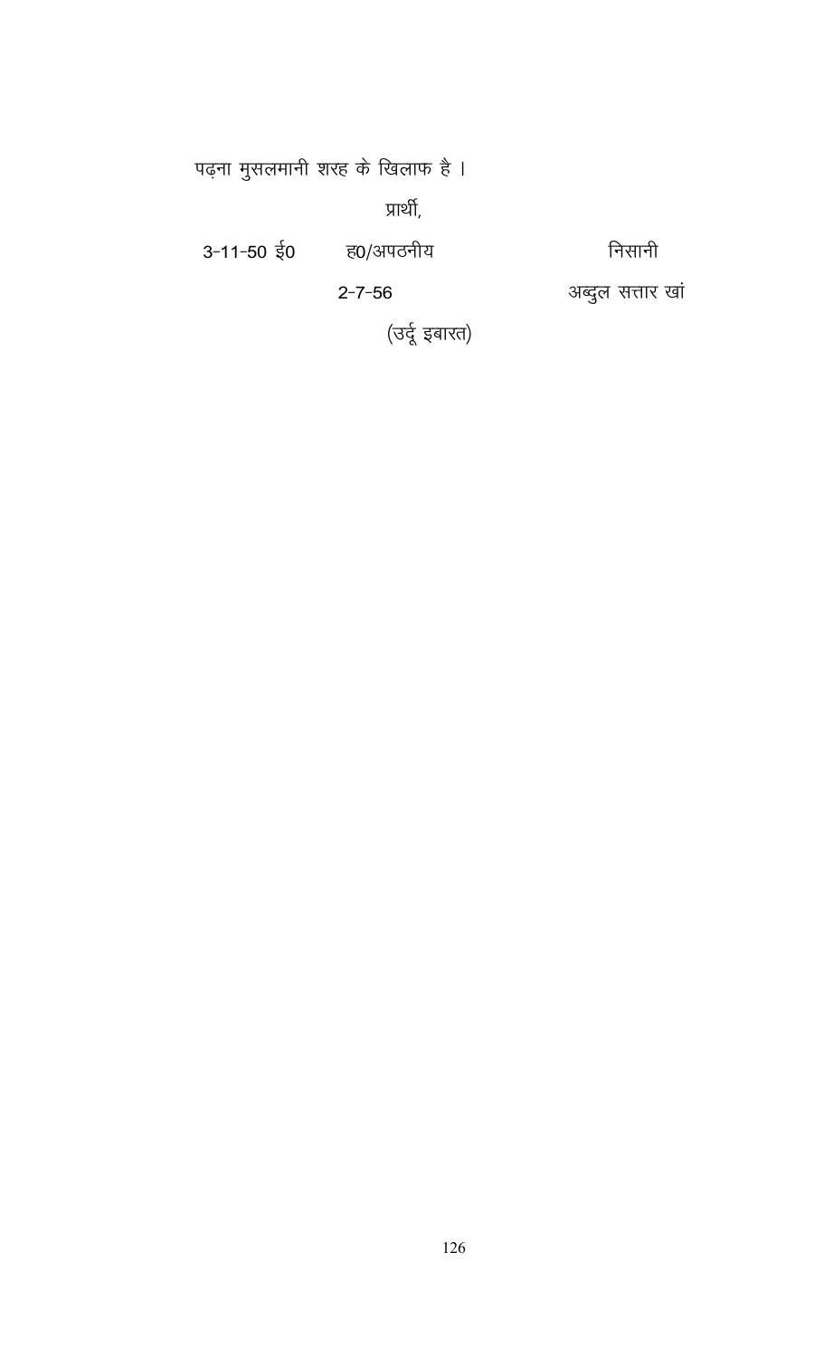पढ़ना मुसलमानी शरह के खिलाफ है ।

प्रार्थी,

3-11-50 ई0 &nbsp;&nbsp;&nbsp;&nbsp; ह0/अपठनीय &nbsp;&nbsp;&nbsp;&nbsp; निसानी

2-7-56 &nbsp;&nbsp;&nbsp;&nbsp; अब्दुल सत्तार खां

(उर्दू इबारत)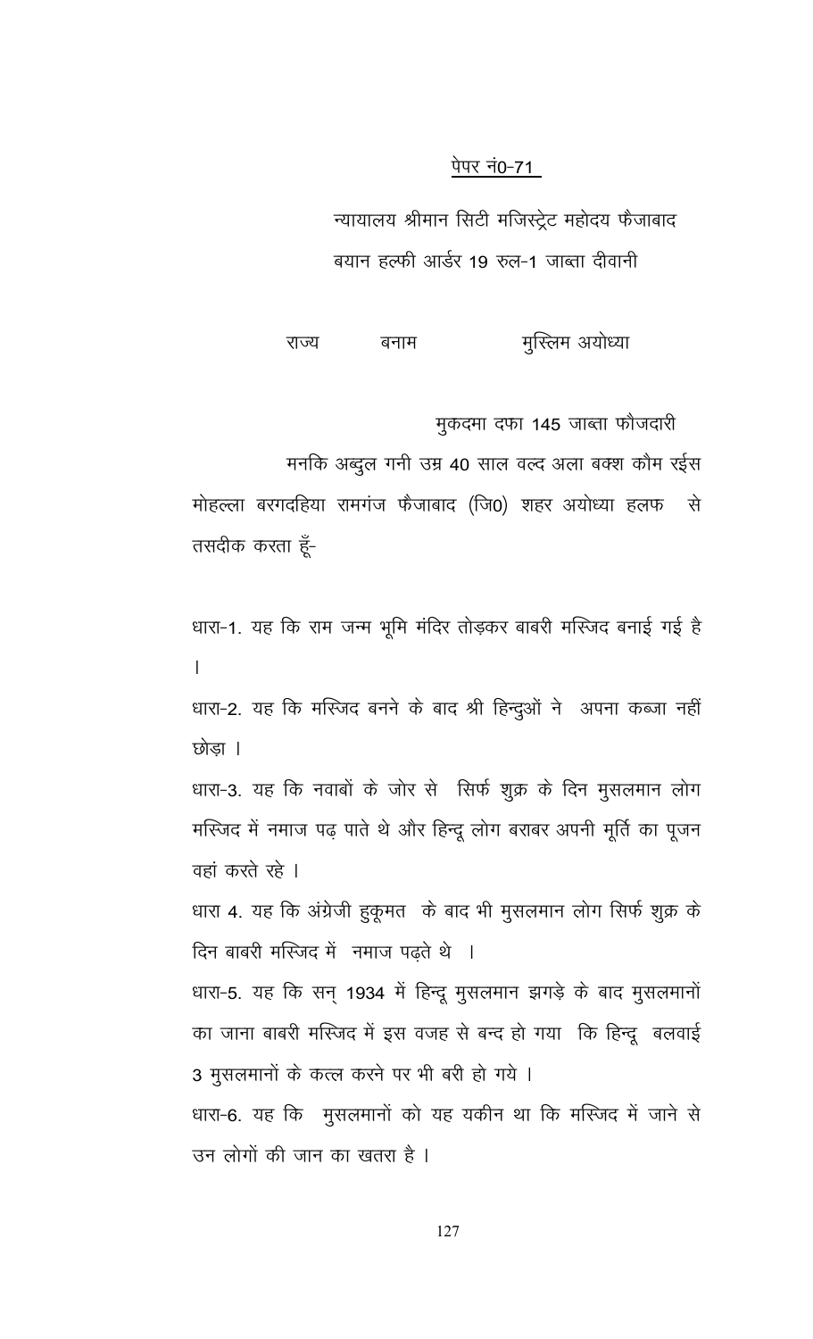<u>पेपर नं0-71</u>

न्यायालय श्रीमान सिटी मजिस्ट्रेट महोदय फैजाबाद

बयान हल्फी आर्डर 19 रुल-1 जाब्ता दीवानी

राज्य बनाम मुस्लिम अयोध्या

मुकदमा दफा 145 जाब्ता फौजदारी

मनकि अब्दुल गनी उम्र 40 साल वल्द अला बक्श कौम रईस मोहल्ला बरगदहिया रामगंज फैजाबाद (जि0) शहर अयोध्या हलफ से तसदीक करता हूँ-

धारा-1. यह कि राम जन्म भूमि मंदिर तोड़कर बाबरी मस्जिद बनाई गई है ।

धारा-2. यह कि मस्जिद बनने के बाद श्री हिन्दुओं ने अपना कब्जा नहीं छोड़ा ।

धारा-3. यह कि नवाबों के जोर से सिर्फ शुक्र के दिन मुसलमान लोग मस्जिद में नमाज पढ़ पाते थे और हिन्दू लोग बराबर अपनी मूर्ति का पूजन वहां करते रहे ।

धारा 4. यह कि अंग्रेजी हुकूमत के बाद भी मुसलमान लोग सिर्फ शुक्र के दिन बाबरी मस्जिद में नमाज पढ़ते थे ।

धारा-5. यह कि सन् 1934 में हिन्दू मुसलमान झगड़े के बाद मुसलमानों का जाना बाबरी मस्जिद में इस वजह से बन्द हो गया कि हिन्दू बलवाई 3 मुसलमानों के कत्ल करने पर भी बरी हो गये ।

धारा-6. यह कि मुसलमानों को यह यकीन था कि मस्जिद में जाने से उन लोगों की जान का खतरा है ।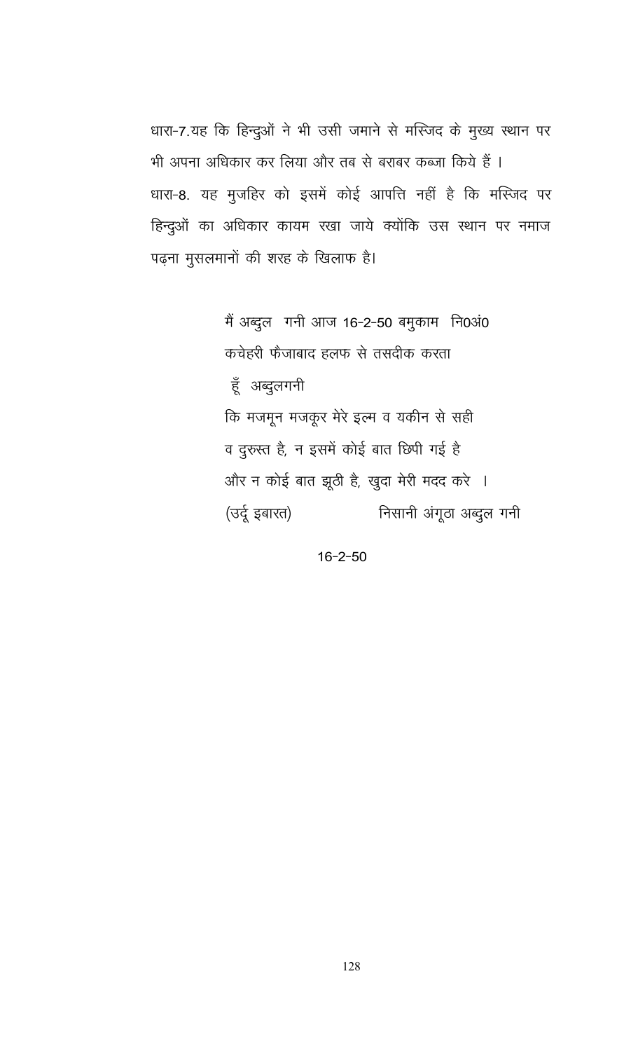धारा-7.यह कि हिन्दुओं ने भी उसी जमाने से मस्जिद के मुख्य स्थान पर भी अपना अधिकार कर लिया और तब से बराबर कब्जा किये हैं ।

धारा-8. यह मुजहिर को इसमें कोई आपत्ति नहीं है कि मस्जिद पर हिन्दुओं का अधिकार कायम रखा जाये क्योंकि उस स्थान पर नमाज पढ़ना मुसलमानों की शरह के खिलाफ है।

मैं अब्दुल गनी आज 16-2-50 बमुकाम नि0अं0 कचेहरी फैजाबाद हलफ से तसदीक करता हूँ अब्दुलगनी

कि मजमून मजकूर मेरे इल्म व यकीन से सही व दुरुस्त है, न इसमें कोई बात छिपी गई है और न कोई बात झूठी है, खुदा मेरी मदद करे ।

(उर्दू इबारत) निसानी अंगूठा अब्दुल गनी

16-2-50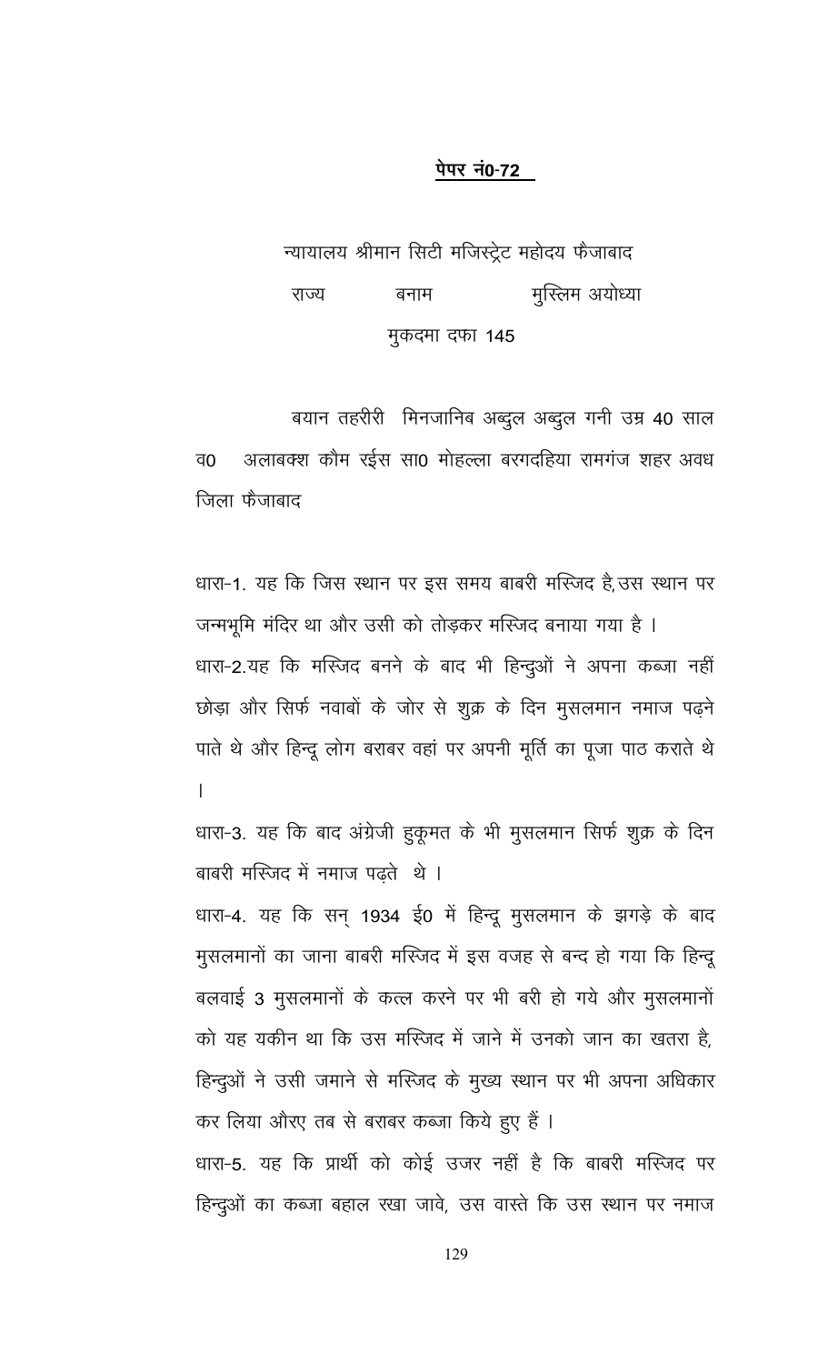**पेपर नं0-72**

न्यायालय श्रीमान सिटी मजिस्ट्रेट महोदय फैजाबाद

राज्य बनाम मुस्लिम अयोध्या

मुकदमा दफा 145

बयान तहरीरी मिनजानिब अब्दुल अब्दुल गनी उम्र 40 साल व0 अलाबक्श कौम रईस सा0 मोहल्ला बरगदहिया रामगंज शहर अवध जिला फैजाबाद

धारा-1. यह कि जिस स्थान पर इस समय बाबरी मस्जिद है,उस स्थान पर जन्मभूमि मंदिर था और उसी को तोड़कर मस्जिद बनाया गया है ।

धारा-2.यह कि मस्जिद बनने के बाद भी हिन्दुओं ने अपना कब्जा नहीं छोड़ा और सिर्फ नवाबों के जोर से शुक्र के दिन मुसलमान नमाज पढ़ने पाते थे और हिन्दू लोग बराबर वहां पर अपनी मूर्ति का पूजा पाठ कराते थे ।

धारा-3. यह कि बाद अंग्रेजी हुकूमत के भी मुसलमान सिर्फ शुक्र के दिन बाबरी मस्जिद में नमाज पढ़ते थे ।

धारा-4. यह कि सन् 1934 ई0 में हिन्दू मुसलमान के झगड़े के बाद मुसलमानों का जाना बाबरी मस्जिद में इस वजह से बन्द हो गया कि हिन्दू बलवाई 3 मुसलमानों के कत्ल करने पर भी बरी हो गये और मुसलमानों को यह यकीन था कि उस मस्जिद में जाने में उनको जान का खतरा है, हिन्दुओं ने उसी जमाने से मस्जिद के मुख्य स्थान पर भी अपना अधिकार कर लिया औरए तब से बराबर कब्जा किये हुए हैं ।

धारा-5. यह कि प्रार्थी को कोई उजर नहीं है कि बाबरी मस्जिद पर हिन्दुओं का कब्जा बहाल रखा जावे, उस वास्ते कि उस स्थान पर नमाज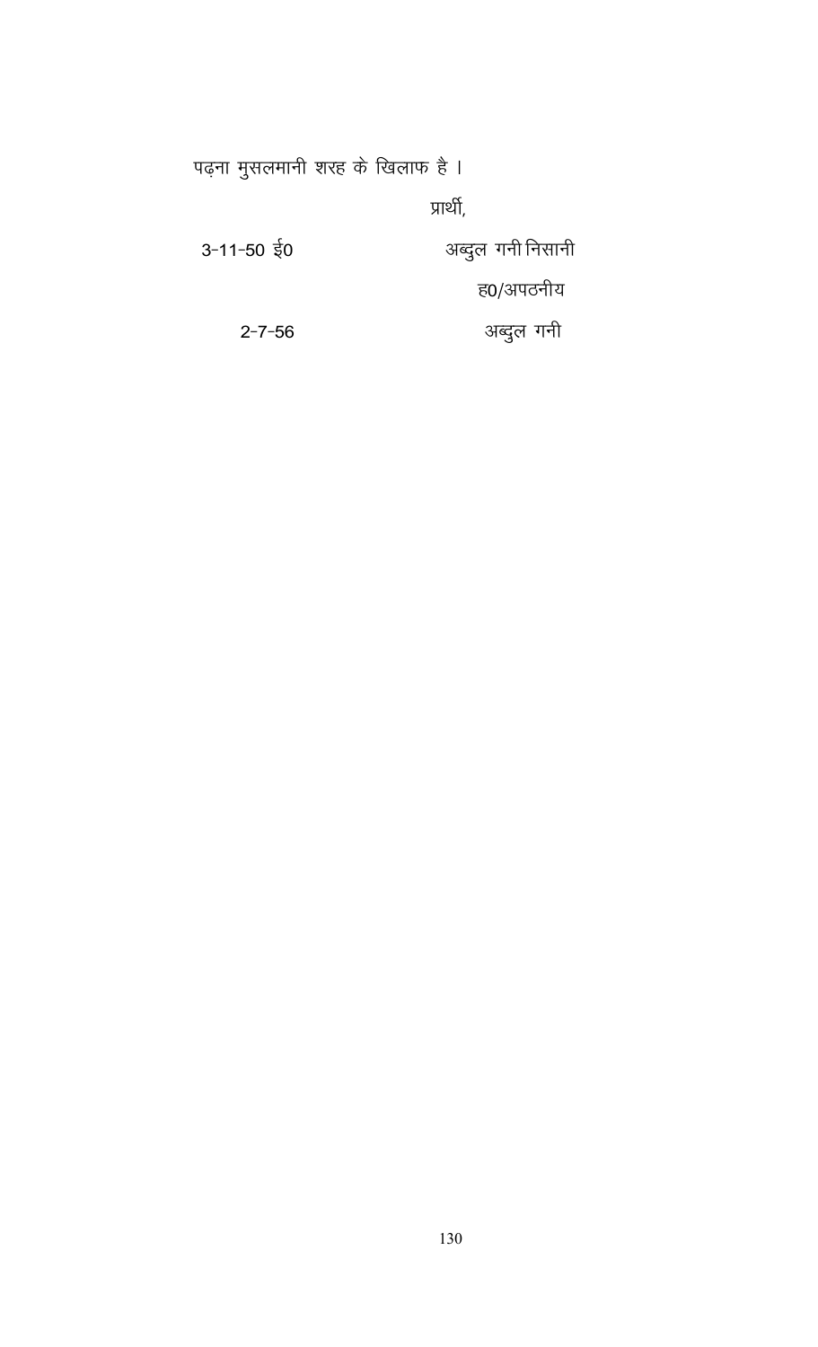पढ़ना मुसलमानी शरह के खिलाफ है ।

प्रार्थी,

3-11-50 ई0 अब्दुल गनी निसानी

ह0/अपठनीय

2-7-56 अब्दुल गनी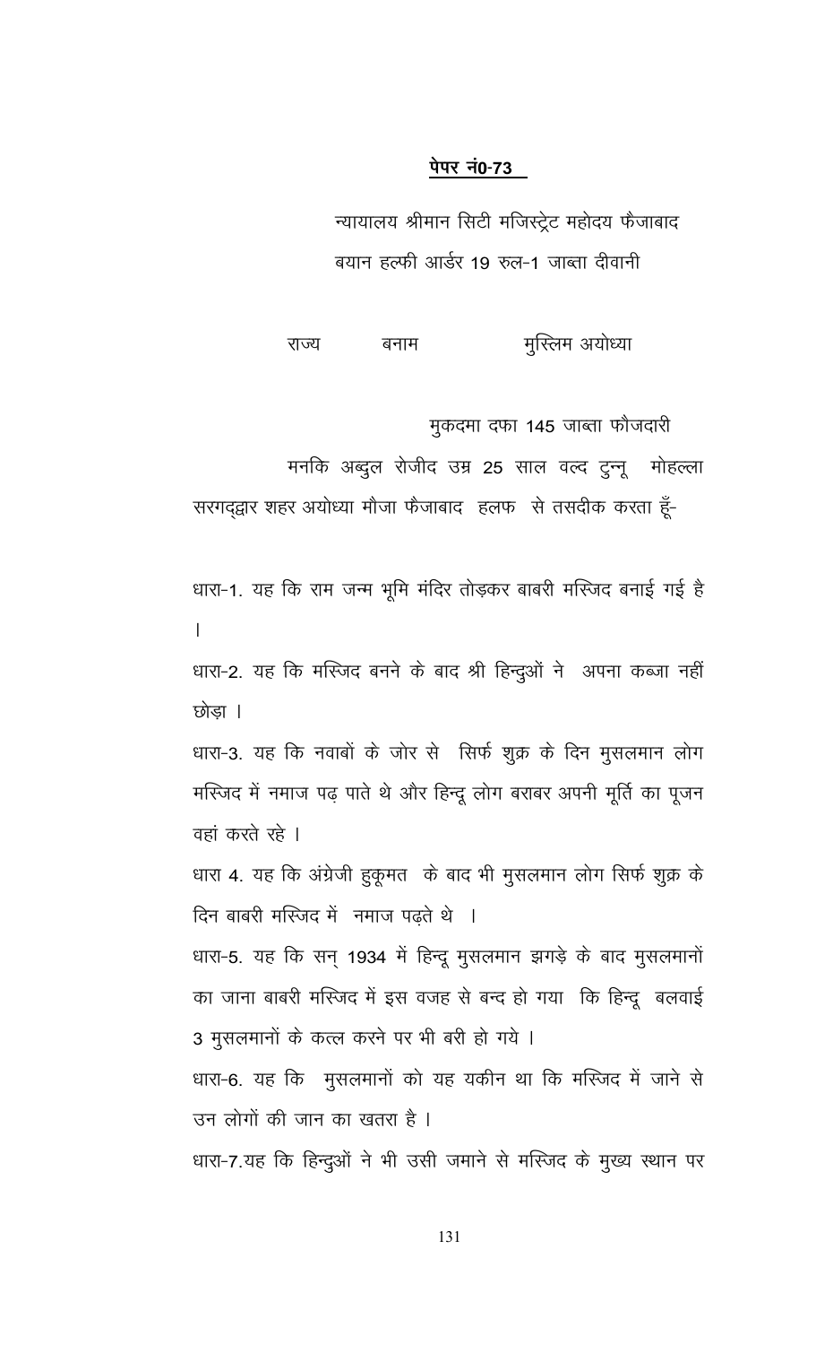**पेपर नं0-73**

न्यायालय श्रीमान सिटी मजिस्ट्रेट महोदय फैजाबाद

बयान हल्फी आर्डर 19 रुल-1 जाब्ता दीवानी

राज्य बनाम मुस्लिम अयोध्या

मुकदमा दफा 145 जाब्ता फौजदारी

मनकि अब्दुल रोजीद उम्र 25 साल वल्द टुन्नू मोहल्ला सरगद्द्वार शहर अयोध्या मौजा फैजाबाद हलफ से तसदीक करता हूँ-

धारा-1. यह कि राम जन्म भूमि मंदिर तोड़कर बाबरी मस्जिद बनाई गई है ।

धारा-2. यह कि मस्जिद बनने के बाद श्री हिन्दुओं ने अपना कब्जा नहीं छोड़ा ।

धारा-3. यह कि नवाबों के जोर से सिर्फ शुक्र के दिन मुसलमान लोग मस्जिद में नमाज पढ़ पाते थे और हिन्दू लोग बराबर अपनी मूर्ति का पूजन वहां करते रहे ।

धारा 4. यह कि अंग्रेजी हुकूमत के बाद भी मुसलमान लोग सिर्फ शुक्र के दिन बाबरी मस्जिद में नमाज पढ़ते थे ।

धारा-5. यह कि सन् 1934 में हिन्दू मुसलमान झगड़े के बाद मुसलमानों का जाना बाबरी मस्जिद में इस वजह से बन्द हो गया कि हिन्दू बलवाई 3 मुसलमानों के कत्ल करने पर भी बरी हो गये ।

धारा-6. यह कि मुसलमानों को यह यकीन था कि मस्जिद में जाने से उन लोगों की जान का खतरा है ।

धारा-7.यह कि हिन्दुओं ने भी उसी जमाने से मस्जिद के मुख्य स्थान पर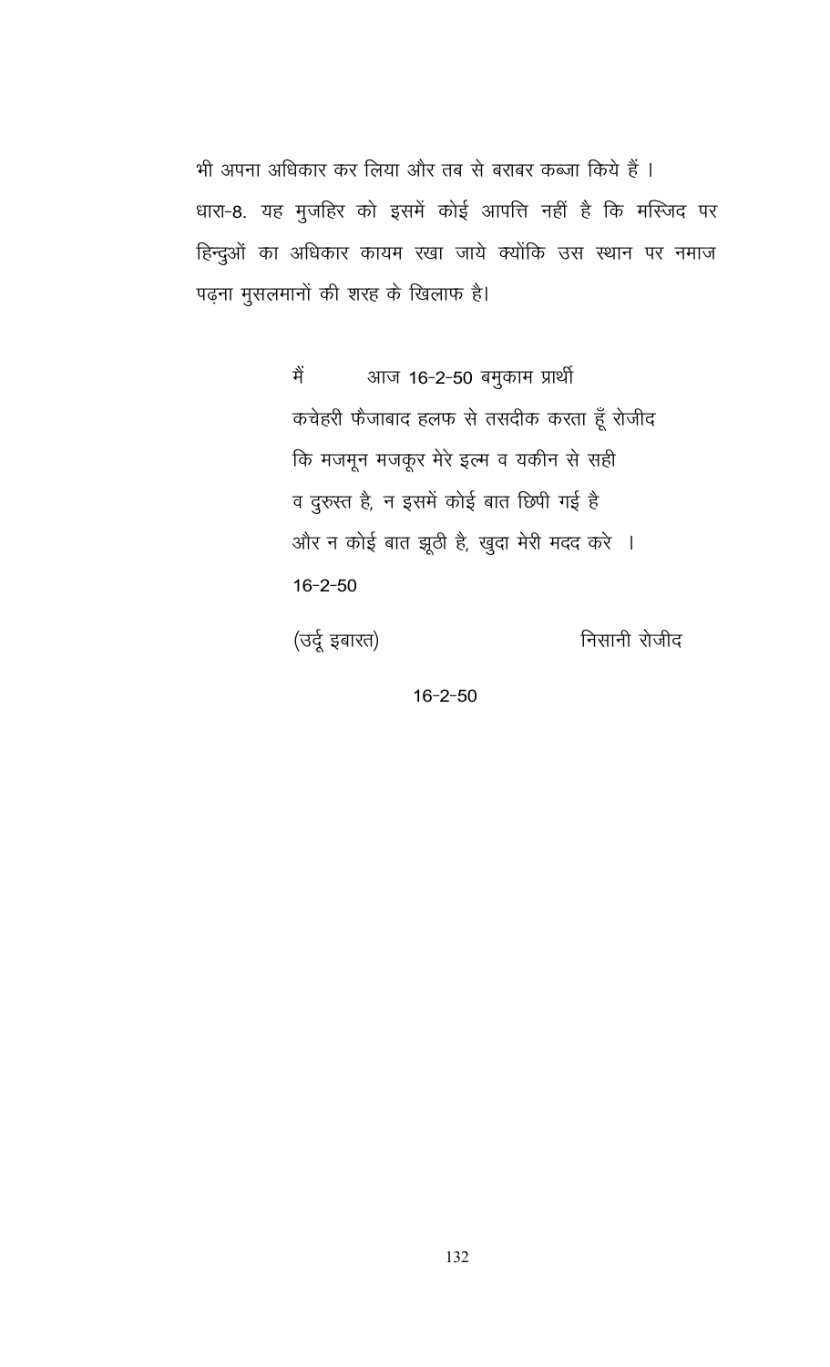भी अपना अधिकार कर लिया और तब से बराबर कब्जा किये हैं ।

धारा-8. यह मुजहिर को इसमें कोई आपत्ति नहीं है कि मस्जिद पर हिन्दुओं का अधिकार कायम रखा जाये क्योंकि उस स्थान पर नमाज पढ़ना मुसलमानों की शरह के खिलाफ है।

मैं आज 16-2-50 बमुकाम प्रार्थी कचेहरी फैजाबाद हलफ से तसदीक करता हूँ रोजीद कि मजमून मजकूर मेरे इल्म व यकीन से सही व दुरुस्त है, न इसमें कोई बात छिपी गई है और न कोई बात झूठी है, खुदा मेरी मदद करे ।

16-2-50

(उर्दू इबारत) निसानी रोजीद

16-2-50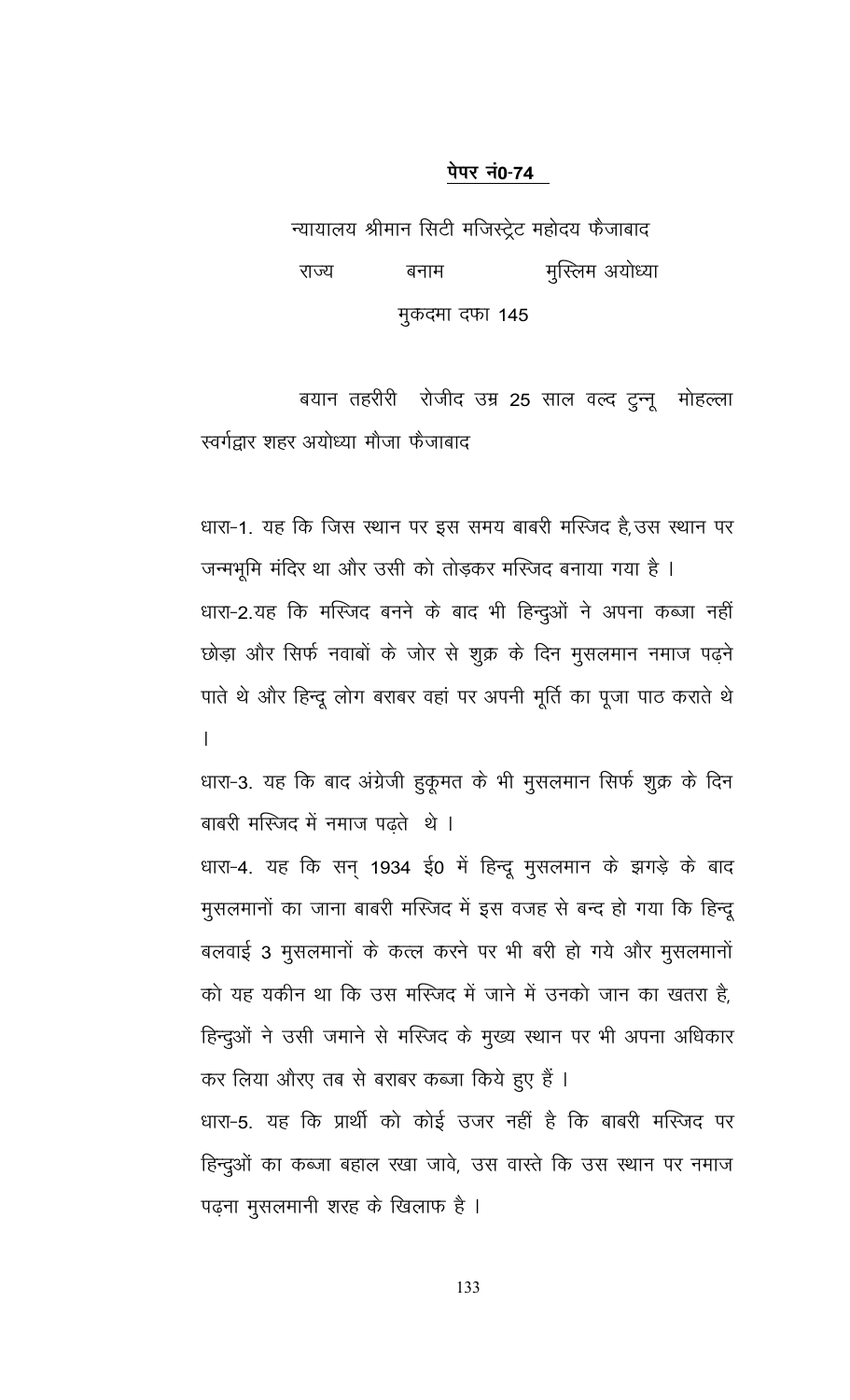**पेपर नं0-74**

न्यायालय श्रीमान सिटी मजिस्ट्रेट महोदय फैजाबाद

राज्य बनाम मुस्लिम अयोध्या

मुकदमा दफा 145

बयान तहरीरी रोजीद उम्र 25 साल वल्द टुन्नू मोहल्ला स्वर्गद्वार शहर अयोध्या मौजा फैजाबाद

धारा-1. यह कि जिस स्थान पर इस समय बाबरी मस्जिद है, उस स्थान पर जन्मभूमि मंदिर था और उसी को तोड़कर मस्जिद बनाया गया है ।

धारा-2. यह कि मस्जिद बनने के बाद भी हिन्दुओं ने अपना कब्जा नहीं छोड़ा और सिर्फ नवाबों के जोर से शुक्र के दिन मुसलमान नमाज पढ़ने पाते थे और हिन्दू लोग बराबर वहां पर अपनी मूर्ति का पूजा पाठ कराते थे ।

धारा-3. यह कि बाद अंग्रेजी हुकूमत के भी मुसलमान सिर्फ शुक्र के दिन बाबरी मस्जिद में नमाज पढ़ते थे ।

धारा-4. यह कि सन् 1934 ई0 में हिन्दू मुसलमान के झगड़े के बाद मुसलमानों का जाना बाबरी मस्जिद में इस वजह से बन्द हो गया कि हिन्दू बलवाई 3 मुसलमानों के कत्ल करने पर भी बरी हो गये और मुसलमानों को यह यकीन था कि उस मस्जिद में जाने में उनको जान का खतरा है, हिन्दुओं ने उसी जमाने से मस्जिद के मुख्य स्थान पर भी अपना अधिकार कर लिया औरए तब से बराबर कब्जा किये हुए हैं ।

धारा-5. यह कि प्रार्थी को कोई उजर नहीं है कि बाबरी मस्जिद पर हिन्दुओं का कब्जा बहाल रखा जावे, उस वास्ते कि उस स्थान पर नमाज पढ़ना मुसलमानी शरह के खिलाफ है ।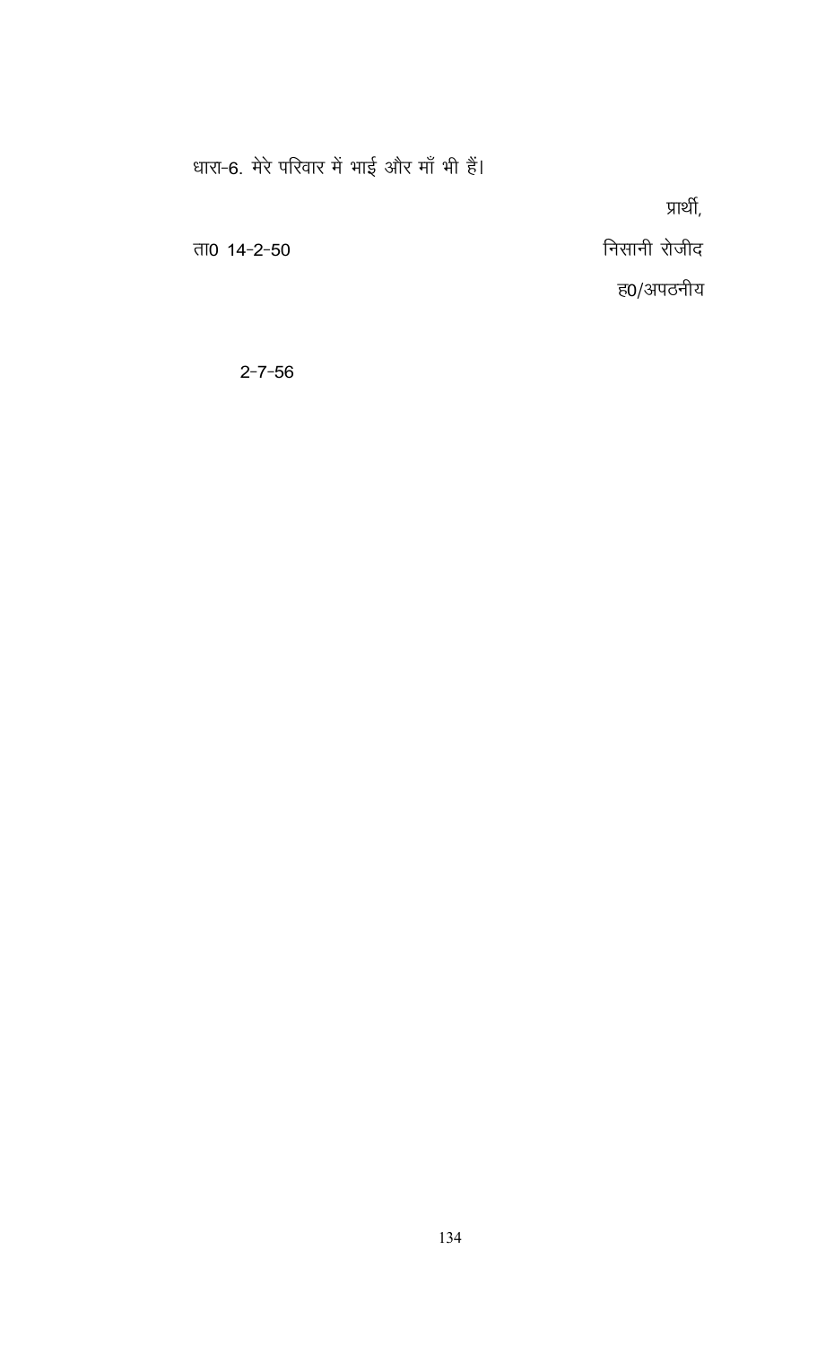धारा-6. मेरे परिवार में भाई और माँ भी हैं।

प्रार्थी,

ता0 14-2-50

निसानी रोजीद

ह0/अपठनीय

2-7-56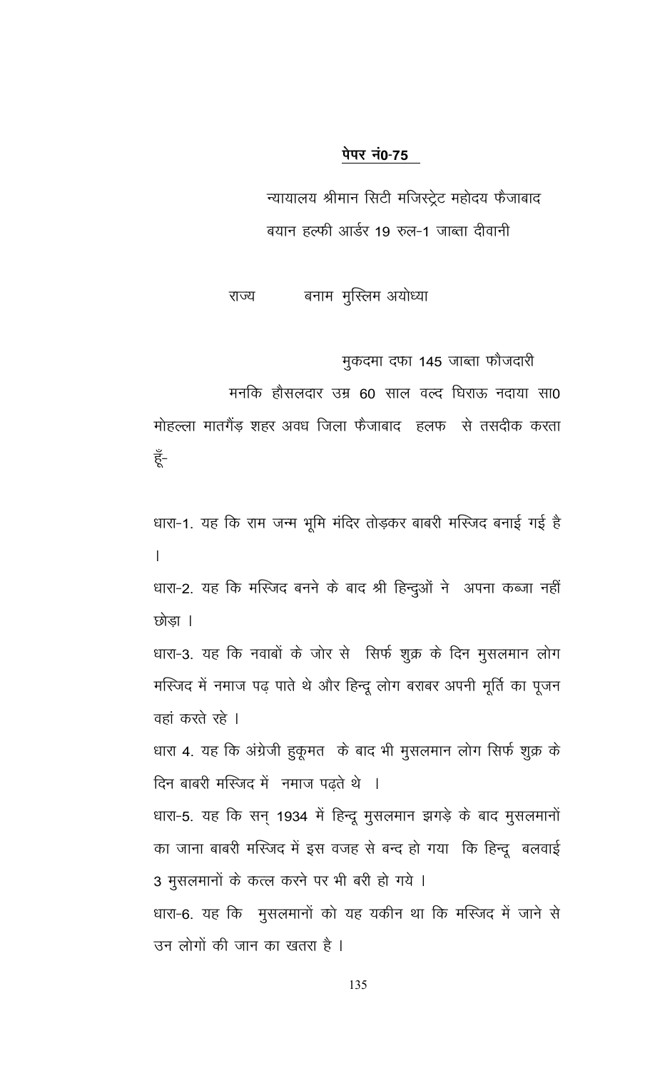**पेपर नं0-75**

न्यायालय श्रीमान सिटी मजिस्ट्रेट महोदय फैजाबाद

बयान हल्फी आर्डर 19 रुल-1 जाब्ता दीवानी

राज्य बनाम मुस्लिम अयोध्या

मुकदमा दफा 145 जाब्ता फौजदारी

मनकि हौसलदार उम्र 60 साल वल्द घिराऊ नदाया सा0 मोहल्ला मातगैंड़ शहर अवध जिला फैजाबाद हलफ से तसदीक करता हूँ-

धारा-1. यह कि राम जन्म भूमि मंदिर तोड़कर बाबरी मस्जिद बनाई गई है।

धारा-2. यह कि मस्जिद बनने के बाद श्री हिन्दुओं ने अपना कब्जा नहीं छोड़ा।

धारा-3. यह कि नवाबों के जोर से सिर्फ शुक्र के दिन मुसलमान लोग मस्जिद में नमाज पढ़ पाते थे और हिन्दू लोग बराबर अपनी मूर्ति का पूजन वहां करते रहे।

धारा 4. यह कि अंग्रेजी हुकूमत के बाद भी मुसलमान लोग सिर्फ शुक्र के दिन बाबरी मस्जिद में नमाज पढ़ते थे।

धारा-5. यह कि सन् 1934 में हिन्दू मुसलमान झगड़े के बाद मुसलमानों का जाना बाबरी मस्जिद में इस वजह से बन्द हो गया कि हिन्दू बलवाई 3 मुसलमानों के कत्ल करने पर भी बरी हो गये।

धारा-6. यह कि मुसलमानों को यह यकीन था कि मस्जिद में जाने से उन लोगों की जान का खतरा है।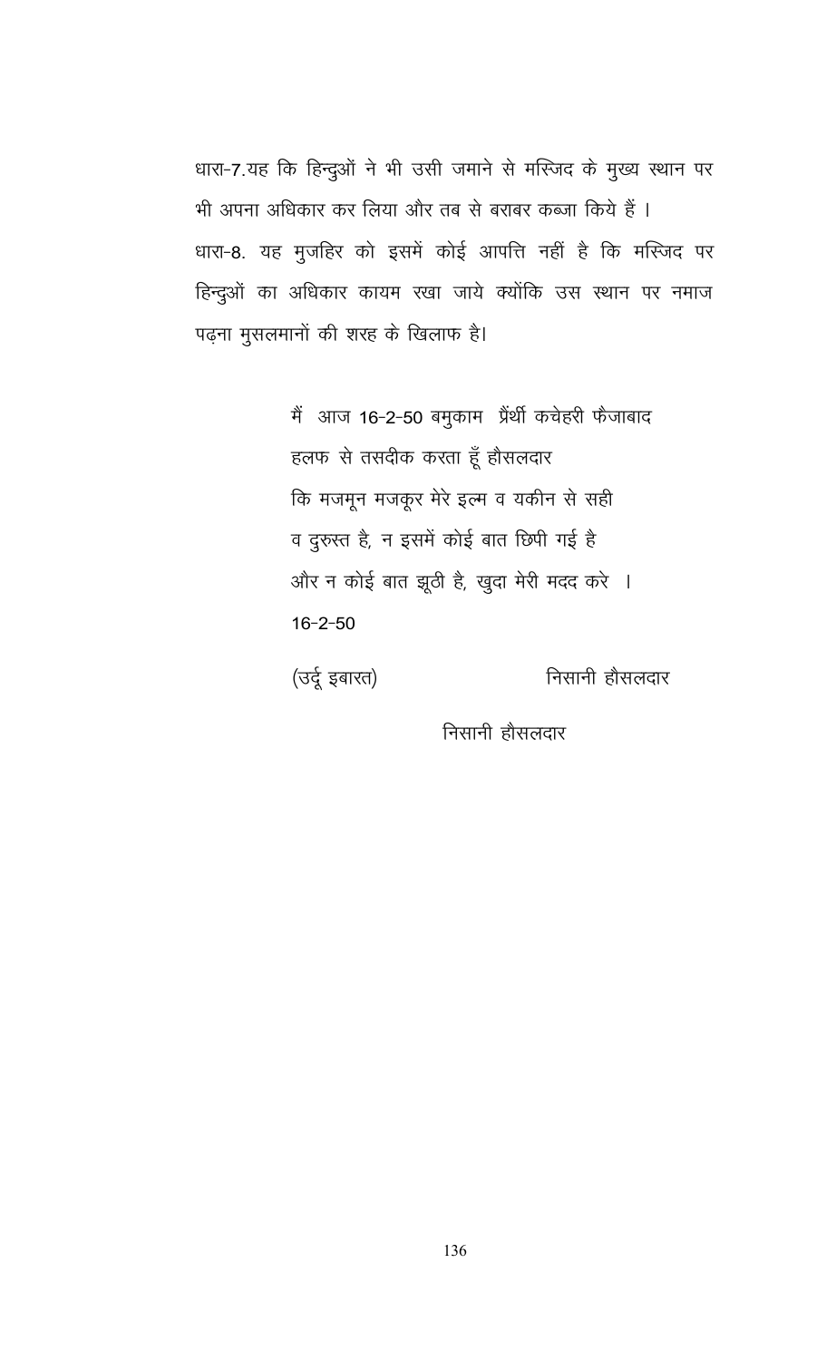धारा-7.यह कि हिन्दुओं ने भी उसी जमाने से मस्जिद के मुख्य स्थान पर भी अपना अधिकार कर लिया और तब से बराबर कब्जा किये हैं ।

धारा-8. यह मुजहिर को इसमें कोई आपत्ति नहीं है कि मस्जिद पर हिन्दुओं का अधिकार कायम रखा जाये क्योंकि उस स्थान पर नमाज पढ़ना मुसलमानों की शरह के खिलाफ है।

मैं आज 16-2-50 बमुकाम प्रैंर्थी कचेहरी फैजाबाद
हलफ से तसदीक करता हूँ हौसलदार
कि मजमून मजकूर मेरे इल्म व यकीन से सही
व दुरुस्त है, न इसमें कोई बात छिपी गई है
और न कोई बात झूठी है, खुदा मेरी मदद करे ।

16-2-50

(उर्दू इबारत) निसानी हौसलदार

निसानी हौसलदार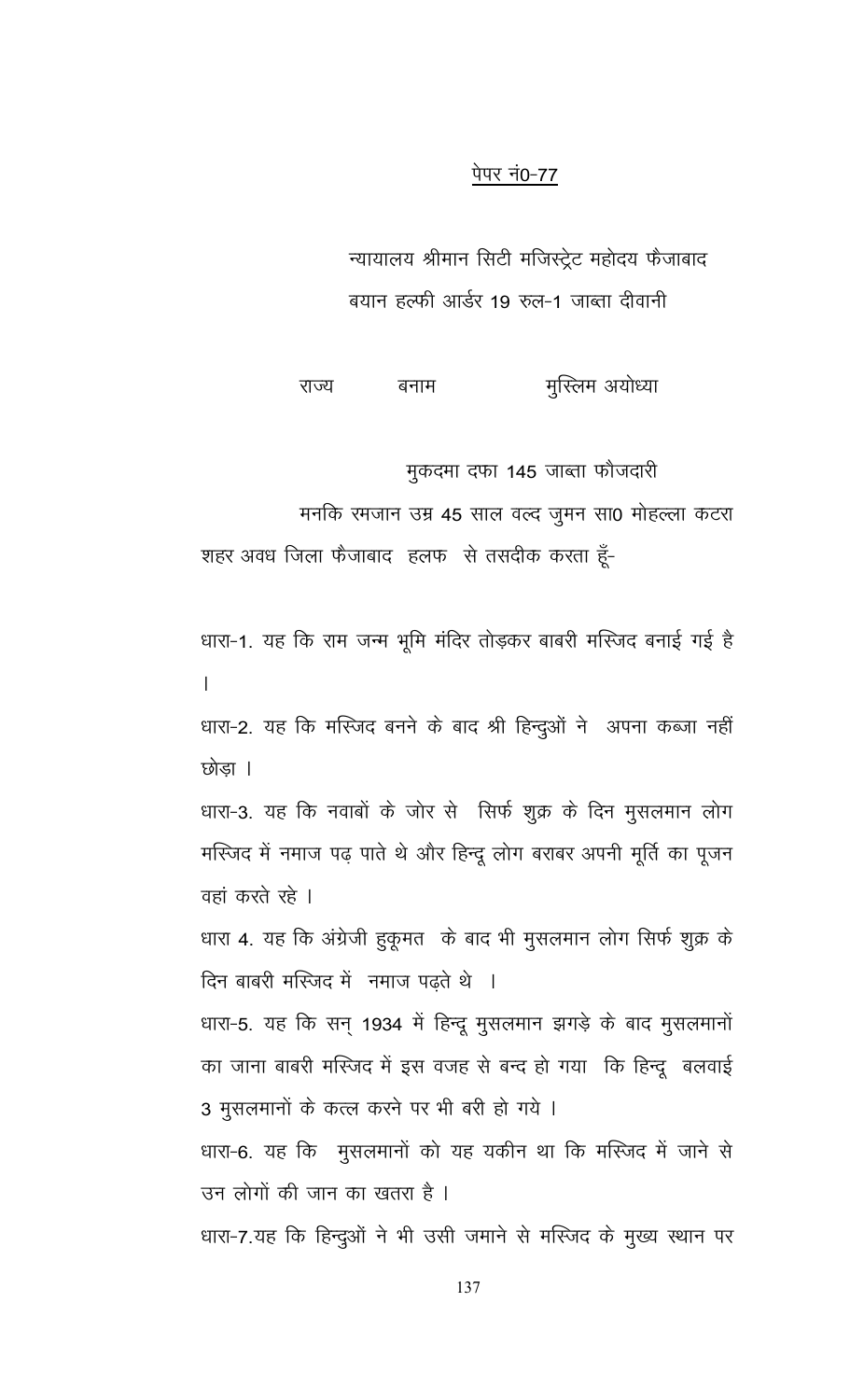<u>पेपर नं0-77</u>

न्यायालय श्रीमान सिटी मजिस्ट्रेट महोदय फैजाबाद

बयान हल्फी आर्डर 19 रुल-1 जाब्ता दीवानी

राज्य बनाम मुस्लिम अयोध्या

मुकदमा दफा 145 जाब्ता फौजदारी

मनकि रमजान उम्र 45 साल वल्द जुमन सा0 मोहल्ला कटरा शहर अवध जिला फैजाबाद हलफ से तसदीक करता हूँ-

धारा-1. यह कि राम जन्म भूमि मंदिर तोड़कर बाबरी मस्जिद बनाई गई है ।

धारा-2. यह कि मस्जिद बनने के बाद श्री हिन्दुओं ने अपना कब्जा नहीं छोड़ा ।

धारा-3. यह कि नवाबों के जोर से सिर्फ शुक्र के दिन मुसलमान लोग मस्जिद में नमाज पढ़ पाते थे और हिन्दू लोग बराबर अपनी मूर्ति का पूजन वहां करते रहे ।

धारा 4. यह कि अंग्रेजी हुकूमत के बाद भी मुसलमान लोग सिर्फ शुक्र के दिन बाबरी मस्जिद में नमाज पढ़ते थे ।

धारा-5. यह कि सन् 1934 में हिन्दू मुसलमान झगड़े के बाद मुसलमानों का जाना बाबरी मस्जिद में इस वजह से बन्द हो गया कि हिन्दू बलवाई 3 मुसलमानों के कत्ल करने पर भी बरी हो गये ।

धारा-6. यह कि मुसलमानों को यह यकीन था कि मस्जिद में जाने से उन लोगों की जान का खतरा है ।

धारा-7.यह कि हिन्दुओं ने भी उसी जमाने से मस्जिद के मुख्य स्थान पर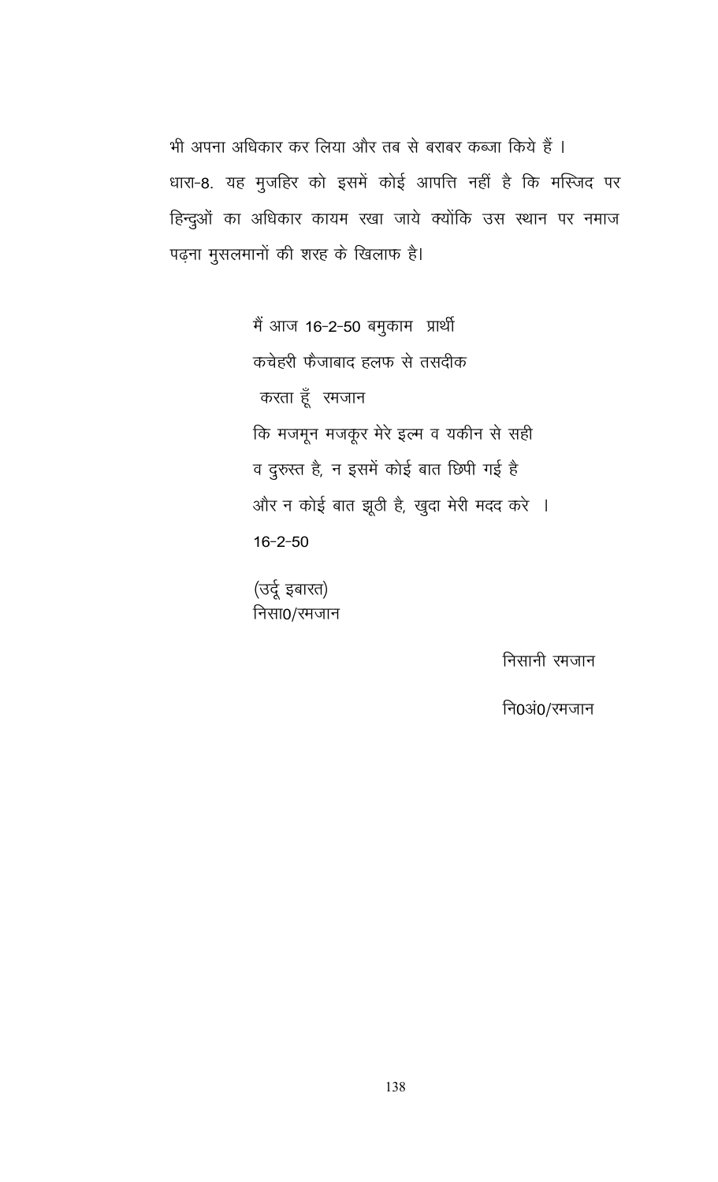भी अपना अधिकार कर लिया और तब से बराबर कब्जा किये हैं ।

धारा-8. यह मुजहिर को इसमें कोई आपत्ति नहीं है कि मस्जिद पर हिन्दुओं का अधिकार कायम रखा जाये क्योंकि उस स्थान पर नमाज पढ़ना मुसलमानों की शरह के खिलाफ है।

मैं आज 16-2-50 बमुकाम प्रार्थी
कचेहरी फैजाबाद हलफ से तसदीक
करता हूँ रमजान
कि मजमून मजकूर मेरे इल्म व यकीन से सही
व दुरुस्त है, न इसमें कोई बात छिपी गई है
और न कोई बात झूठी है, खुदा मेरी मदद करे ।
16-2-50

(उर्दू इबारत)
निसा0/रमजान

निसानी रमजान

नि0अं0/रमजान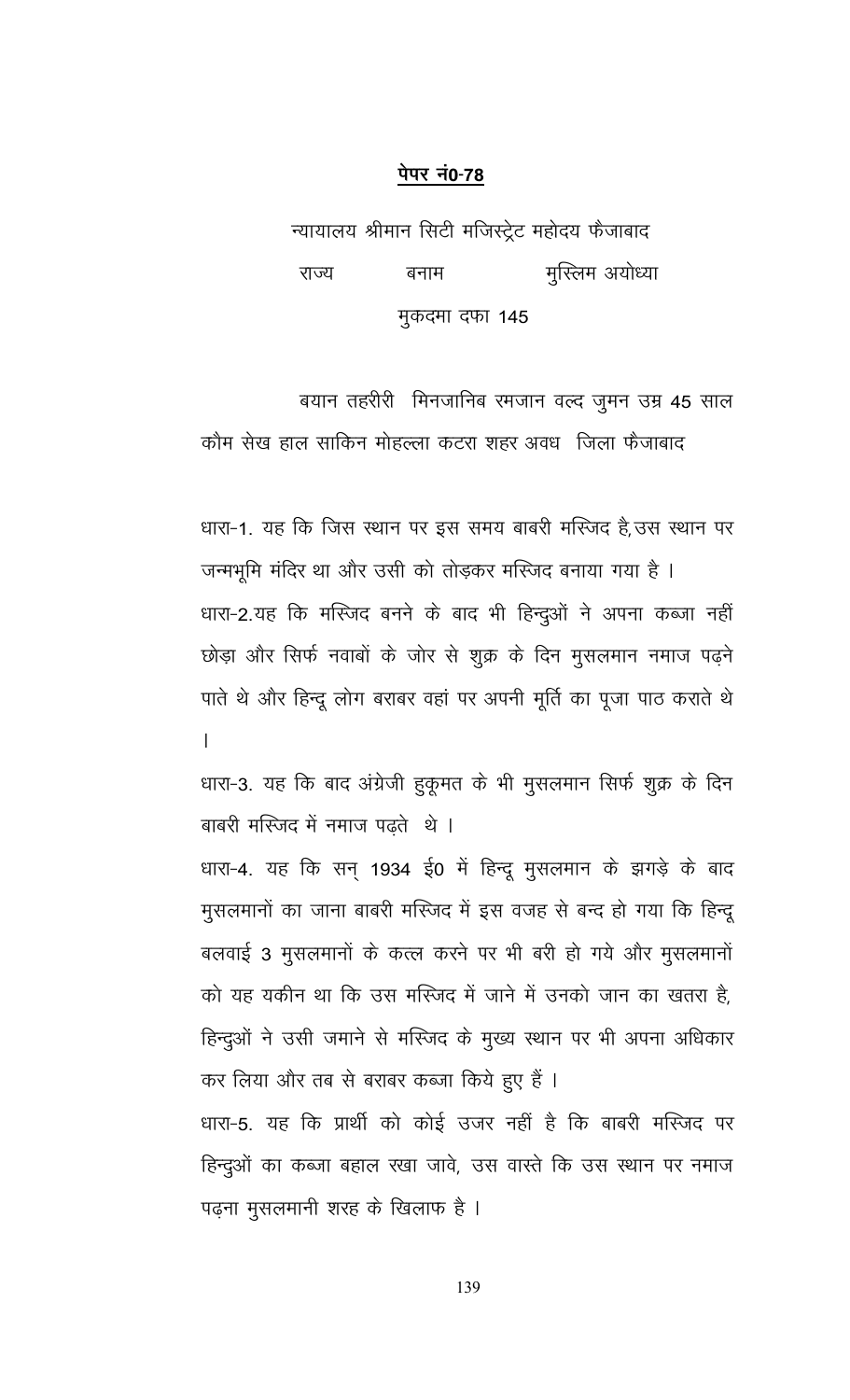**पेपर नं0-78**

न्यायालय श्रीमान सिटी मजिस्ट्रेट महोदय फैजाबाद

राज्य बनाम मुस्लिम अयोध्या

मुकदमा दफा 145

बयान तहरीरी मिनजानिब रमजान वल्द जुमन उम्र 45 साल कौम सेख हाल साकिन मोहल्ला कटरा शहर अवध जिला फैजाबाद

धारा-1. यह कि जिस स्थान पर इस समय बाबरी मस्जिद है, उस स्थान पर जन्मभूमि मंदिर था और उसी को तोड़कर मस्जिद बनाया गया है ।

धारा-2. यह कि मस्जिद बनने के बाद भी हिन्दुओं ने अपना कब्जा नहीं छोड़ा और सिर्फ नवाबों के जोर से शुक्र के दिन मुसलमान नमाज पढ़ने पाते थे और हिन्दू लोग बराबर वहां पर अपनी मूर्ति का पूजा पाठ कराते थे ।

धारा-3. यह कि बाद अंग्रेजी हुकूमत के भी मुसलमान सिर्फ शुक्र के दिन बाबरी मस्जिद में नमाज पढ़ते थे ।

धारा-4. यह कि सन् 1934 ई0 में हिन्दू मुसलमान के झगड़े के बाद मुसलमानों का जाना बाबरी मस्जिद में इस वजह से बन्द हो गया कि हिन्दू बलवाई 3 मुसलमानों के कत्ल करने पर भी बरी हो गये और मुसलमानों को यह यकीन था कि उस मस्जिद में जाने में उनको जान का खतरा है, हिन्दुओं ने उसी जमाने से मस्जिद के मुख्य स्थान पर भी अपना अधिकार कर लिया और तब से बराबर कब्जा किये हुए हैं ।

धारा-5. यह कि प्रार्थी को कोई उजर नहीं है कि बाबरी मस्जिद पर हिन्दुओं का कब्जा बहाल रखा जावे, उस वास्ते कि उस स्थान पर नमाज पढ़ना मुसलमानी शरह के खिलाफ है ।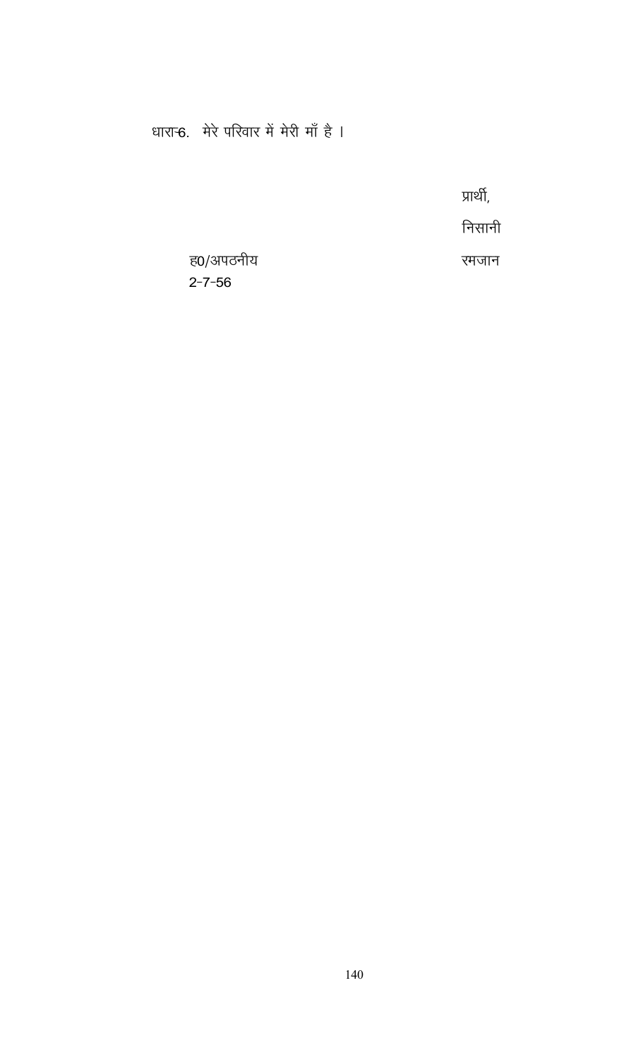धारा-6. मेरे परिवार में मेरी माँ है ।

प्रार्थी,

निसानी

ह0/अपठनीय

2-7-56

रमजान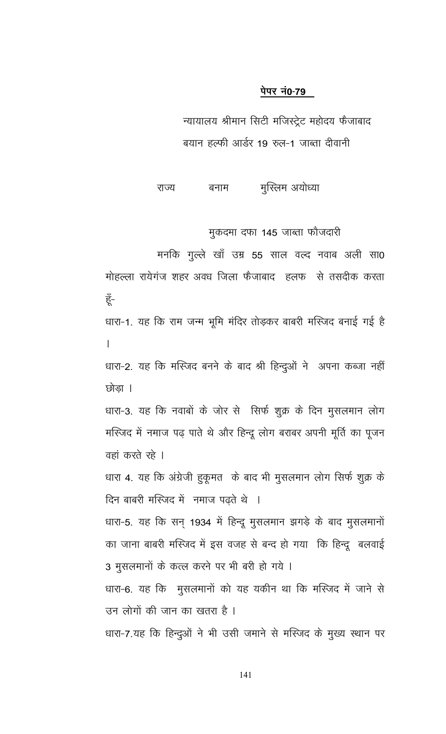**पेपर नं0-79**

न्यायालय श्रीमान सिटी मजिस्ट्रेट महोदय फैजाबाद

बयान हल्फी आर्डर 19 रुल-1 जाब्ता दीवानी

राज्य बनाम मुस्लिम अयोध्या

मुकदमा दफा 145 जाब्ता फौजदारी

मनकि गुल्ले खाँ उम्र 55 साल वल्द नवाब अली सा0 मोहल्ला रायेगंज शहर अवध जिला फैजाबाद हलफ से तसदीक करता हूँ-

धारा-1. यह कि राम जन्म भूमि मंदिर तोड़कर बाबरी मस्जिद बनाई गई है ।

धारा-2. यह कि मस्जिद बनने के बाद श्री हिन्दुओं ने अपना कब्जा नहीं छोड़ा ।

धारा-3. यह कि नवाबों के जोर से सिर्फ शुक्र के दिन मुसलमान लोग मस्जिद में नमाज पढ़ पाते थे और हिन्दू लोग बराबर अपनी मूर्ति का पूजन वहां करते रहे ।

धारा 4. यह कि अंग्रेजी हुकूमत के बाद भी मुसलमान लोग सिर्फ शुक्र के दिन बाबरी मस्जिद में नमाज पढ़ते थे ।

धारा-5. यह कि सन् 1934 में हिन्दू मुसलमान झगड़े के बाद मुसलमानों का जाना बाबरी मस्जिद में इस वजह से बन्द हो गया कि हिन्दू बलवाई 3 मुसलमानों के कत्ल करने पर भी बरी हो गये ।

धारा-6. यह कि मुसलमानों को यह यकीन था कि मस्जिद में जाने से उन लोगों की जान का खतरा है ।

धारा-7.यह कि हिन्दुओं ने भी उसी जमाने से मस्जिद के मुख्य स्थान पर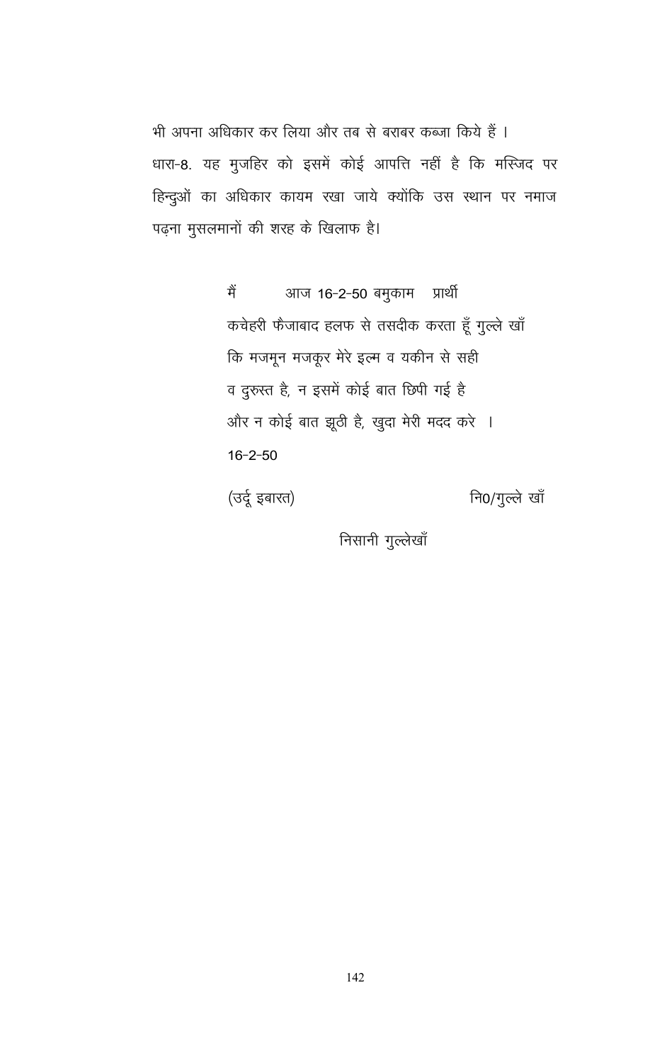भी अपना अधिकार कर लिया और तब से बराबर कब्जा किये हैं ।

धारा-8. यह मुजहिर को इसमें कोई आपत्ति नहीं है कि मस्जिद पर हिन्दुओं का अधिकार कायम रखा जाये क्योंकि उस स्थान पर नमाज पढ़ना मुसलमानों की शरह के खिलाफ है।

मैं आज 16-2-50 बमुकाम प्रार्थी
कचेहरी फैजाबाद हलफ से तसदीक करता हूँ गुल्ले खाँ
कि मजमून मजकूर मेरे इल्म व यकीन से सही
व दुरुस्त है, न इसमें कोई बात छिपी गई है
और न कोई बात झूठी है, खुदा मेरी मदद करे ।
16-2-50

(उर्दू इबारत) नि0/गुल्ले खाँ

निसानी गुल्लेखाँ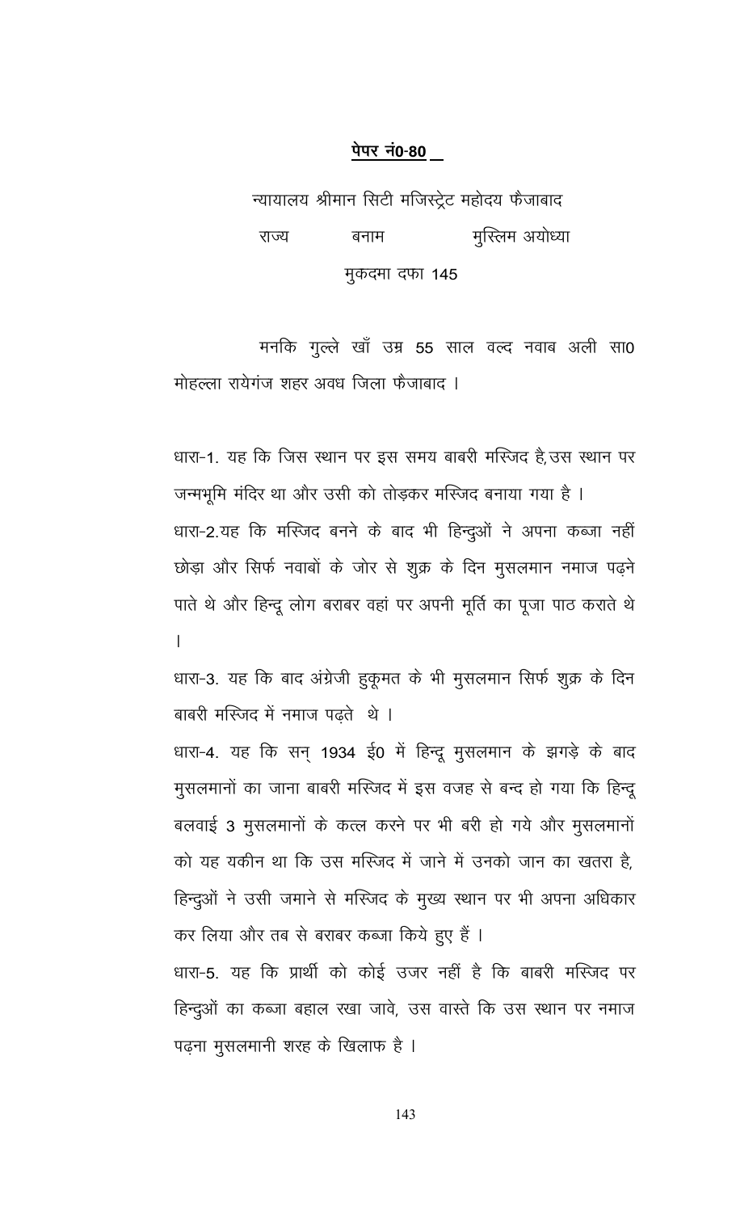**पेपर नं0-80**

न्यायालय श्रीमान सिटी मजिस्ट्रेट महोदय फैजाबाद

राज्य बनाम मुस्लिम अयोध्या

मुकदमा दफा 145

मनकि गुल्ले खाँ उम्र 55 साल वल्द नवाब अली सा0 मोहल्ला रायेगंज शहर अवध जिला फैजाबाद ।

धारा-1. यह कि जिस स्थान पर इस समय बाबरी मस्जिद है, उस स्थान पर जन्मभूमि मंदिर था और उसी को तोड़कर मस्जिद बनाया गया है ।

धारा-2. यह कि मस्जिद बनने के बाद भी हिन्दुओं ने अपना कब्जा नहीं छोड़ा और सिर्फ नवाबों के जोर से शुक्र के दिन मुसलमान नमाज पढ़ने पाते थे और हिन्दू लोग बराबर वहां पर अपनी मूर्ति का पूजा पाठ कराते थे ।

धारा-3. यह कि बाद अंग्रेजी हुकूमत के भी मुसलमान सिर्फ शुक्र के दिन बाबरी मस्जिद में नमाज पढ़ते थे ।

धारा-4. यह कि सन् 1934 ई0 में हिन्दू मुसलमान के झगड़े के बाद मुसलमानों का जाना बाबरी मस्जिद में इस वजह से बन्द हो गया कि हिन्दू बलवाई 3 मुसलमानों के कत्ल करने पर भी बरी हो गये और मुसलमानों को यह यकीन था कि उस मस्जिद में जाने में उनको जान का खतरा है, हिन्दुओं ने उसी जमाने से मस्जिद के मुख्य स्थान पर भी अपना अधिकार कर लिया और तब से बराबर कब्जा किये हुए हैं ।

धारा-5. यह कि प्रार्थी को कोई उजर नहीं है कि बाबरी मस्जिद पर हिन्दुओं का कब्जा बहाल रखा जावे, उस वास्ते कि उस स्थान पर नमाज पढ़ना मुसलमानी शरह के खिलाफ है ।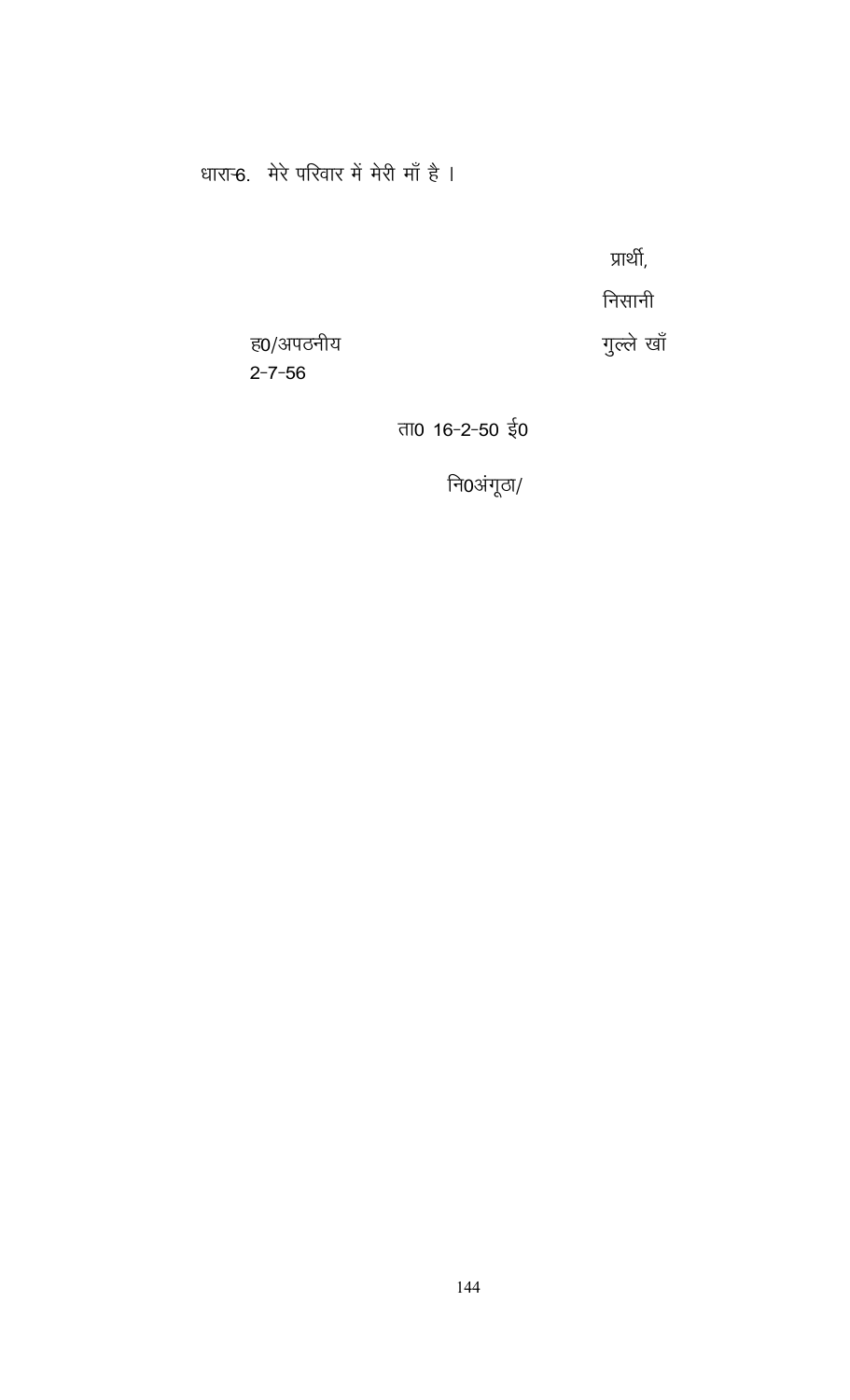धारा-6. मेरे परिवार में मेरी माँ है ।

प्रार्थी,

निसानी

ह0/अपठनीय
2-7-56

गुल्ले खाँ

ता0 16-2-50 ई0

नि0अंगूठा/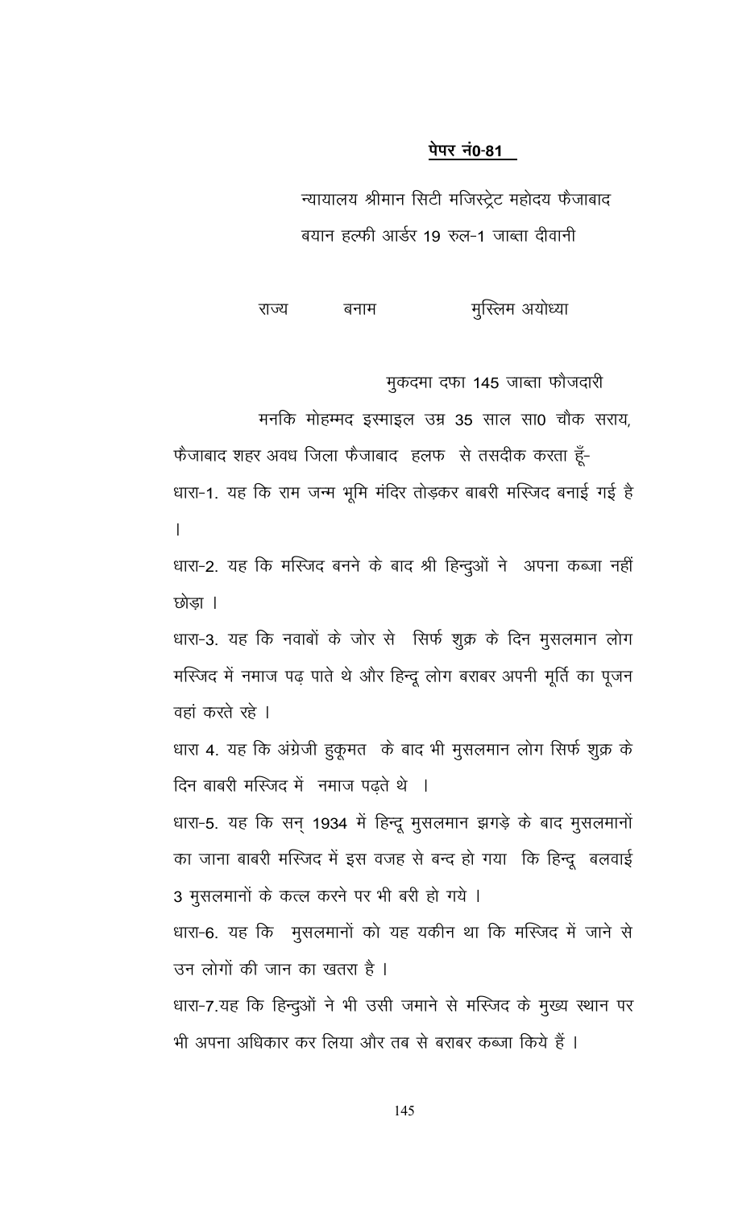**पेपर नं0-81**

न्यायालय श्रीमान सिटी मजिस्ट्रेट महोदय फैजाबाद

बयान हल्फी आर्डर 19 रुल-1 जाब्ता दीवानी

राज्य बनाम मुस्लिम अयोध्या

मुकदमा दफा 145 जाब्ता फौजदारी

मनकि मोहम्मद इस्माइल उम्र 35 साल सा0 चौक सराय, फैजाबाद शहर अवध जिला फैजाबाद हलफ से तसदीक करता हूँ-

धारा-1. यह कि राम जन्म भूमि मंदिर तोड़कर बाबरी मस्जिद बनाई गई है ।

धारा-2. यह कि मस्जिद बनने के बाद श्री हिन्दुओं ने अपना कब्जा नहीं छोड़ा ।

धारा-3. यह कि नवाबों के जोर से सिर्फ शुक्र के दिन मुसलमान लोग मस्जिद में नमाज पढ़ पाते थे और हिन्दू लोग बराबर अपनी मूर्ति का पूजन वहां करते रहे ।

धारा 4. यह कि अंग्रेजी हुकूमत के बाद भी मुसलमान लोग सिर्फ शुक्र के दिन बाबरी मस्जिद में नमाज पढ़ते थे ।

धारा-5. यह कि सन् 1934 में हिन्दू मुसलमान झगड़े के बाद मुसलमानों का जाना बाबरी मस्जिद में इस वजह से बन्द हो गया कि हिन्दू बलवाई 3 मुसलमानों के कत्ल करने पर भी बरी हो गये ।

धारा-6. यह कि मुसलमानों को यह यकीन था कि मस्जिद में जाने से उन लोगों की जान का खतरा है ।

धारा-7. यह कि हिन्दुओं ने भी उसी जमाने से मस्जिद के मुख्य स्थान पर भी अपना अधिकार कर लिया और तब से बराबर कब्जा किये हैं ।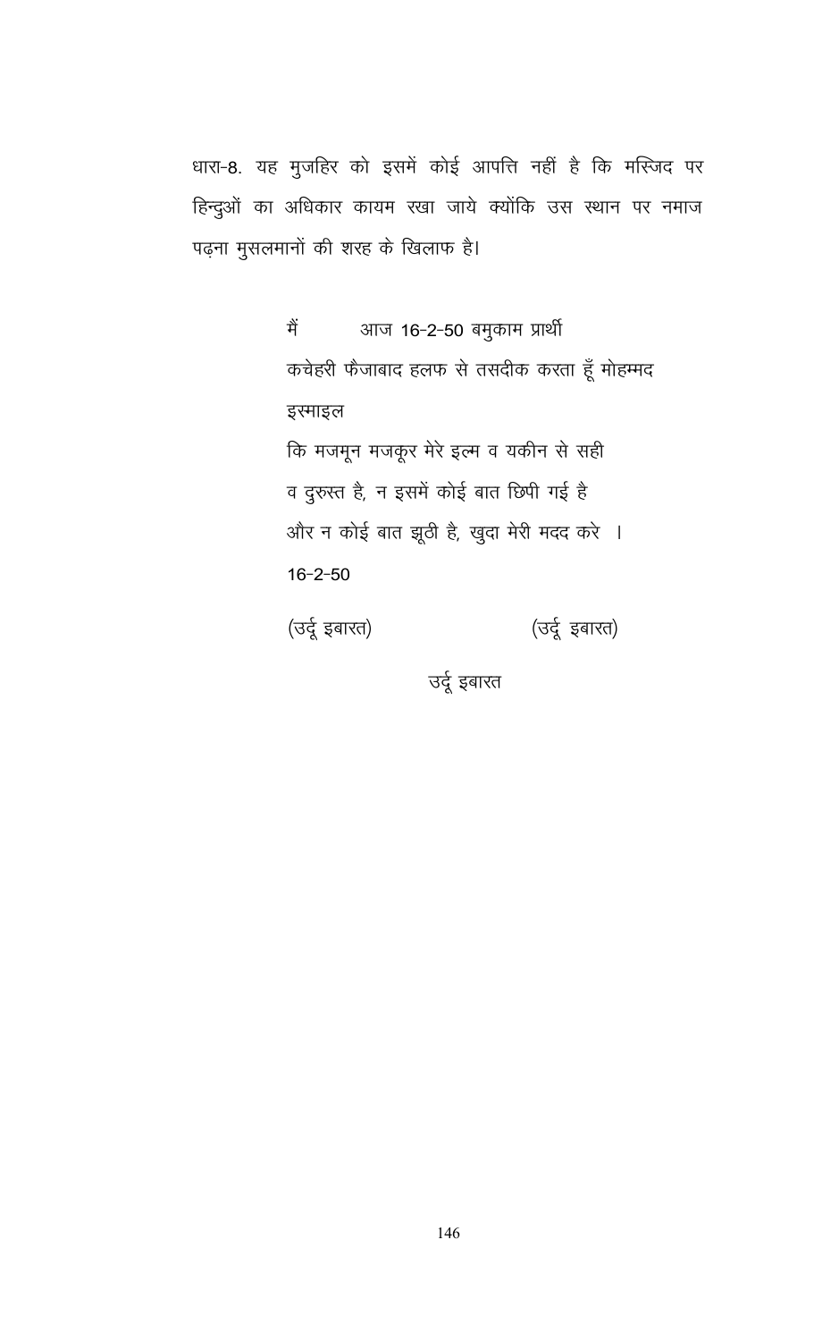धारा-8. यह मुजहिर को इसमें कोई आपत्ति नहीं है कि मस्जिद पर हिन्दुओं का अधिकार कायम रखा जाये क्योंकि उस स्थान पर नमाज पढ़ना मुसलमानों की शरह के खिलाफ है।

मैं आज 16-2-50 बमुकाम प्रार्थी
कचेहरी फैजाबाद हलफ से तसदीक करता हूँ मोहम्मद
इस्माइल
कि मजमून मजकूर मेरे इल्म व यकीन से सही
व दुरुस्त है, न इसमें कोई बात छिपी गई है
और न कोई बात झूठी है, खुदा मेरी मदद करे ।
16-2-50

(उर्दू इबारत) (उर्दू इबारत)

उर्दू इबारत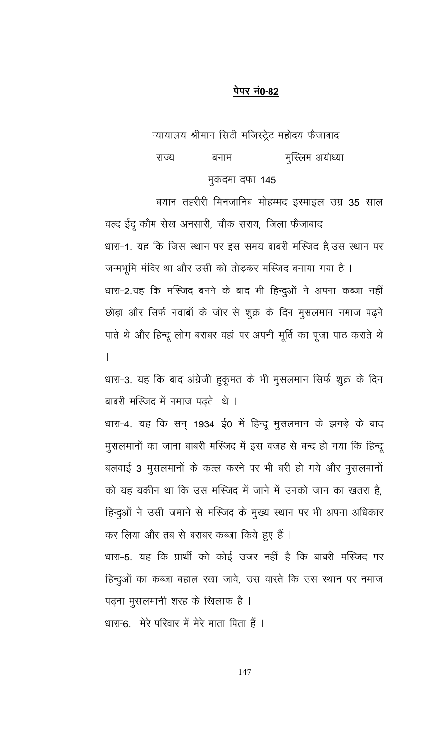**पेपर नं0-82**

न्यायालय श्रीमान सिटी मजिस्ट्रेट महोदय फैजाबाद

राज्य बनाम मुस्लिम अयोध्या

मुकदमा दफा 145

बयान तहरीरी मिनजानिब मोहम्मद इस्माइल उम्र 35 साल वल्द ईदू कौम सेख अनसारी, चौक सराय, जिला फैजाबाद

धारा-1. यह कि जिस स्थान पर इस समय बाबरी मस्जिद है, उस स्थान पर जन्मभूमि मंदिर था और उसी को तोड़कर मस्जिद बनाया गया है।

धारा-2. यह कि मस्जिद बनने के बाद भी हिन्दुओं ने अपना कब्जा नहीं छोड़ा और सिर्फ नवाबों के जोर से शुक्र के दिन मुसलमान नमाज पढ़ने पाते थे और हिन्दू लोग बराबर वहां पर अपनी मूर्ति का पूजा पाठ कराते थे।

धारा-3. यह कि बाद अंग्रेजी हुकूमत के भी मुसलमान सिर्फ शुक्र के दिन बाबरी मस्जिद में नमाज पढ़ते थे।

धारा-4. यह कि सन् 1934 ई0 में हिन्दू मुसलमान के झगड़े के बाद मुसलमानों का जाना बाबरी मस्जिद में इस वजह से बन्द हो गया कि हिन्दू बलवाई 3 मुसलमानों के कत्ल करने पर भी बरी हो गये और मुसलमानों को यह यकीन था कि उस मस्जिद में जाने में उनको जान का खतरा है, हिन्दुओं ने उसी जमाने से मस्जिद के मुख्य स्थान पर भी अपना अधिकार कर लिया और तब से बराबर कब्जा किये हुए हैं।

धारा-5. यह कि प्रार्थी को कोई उजर नहीं है कि बाबरी मस्जिद पर हिन्दुओं का कब्जा बहाल रखा जावे, उस वास्ते कि उस स्थान पर नमाज पढ़ना मुसलमानी शरह के खिलाफ है।

धारा-6. मेरे परिवार में मेरे माता पिता हैं।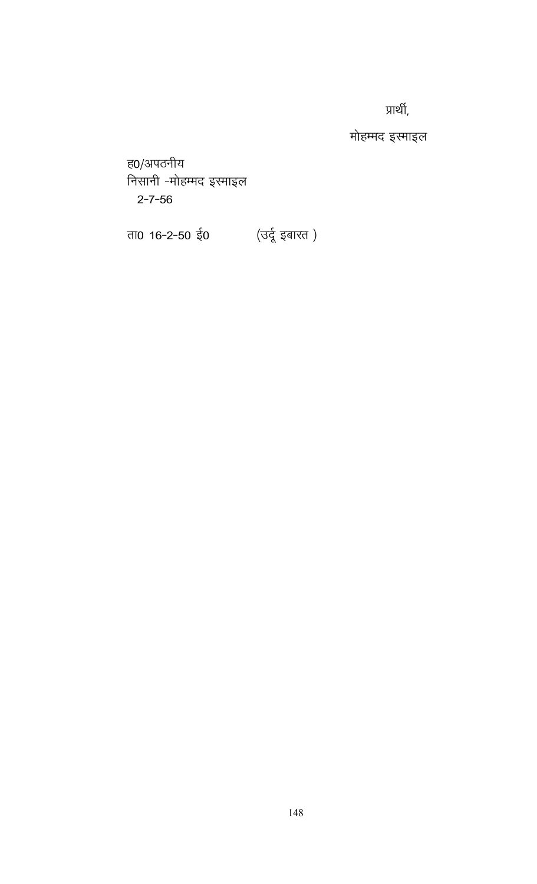प्रार्थी,

मोहम्मद इस्माइल

ह0/अपठनीय
निसानी -मोहम्मद इस्माइल
2-7-56

ता0 16-2-50 ई0 (उर्दू इबारत )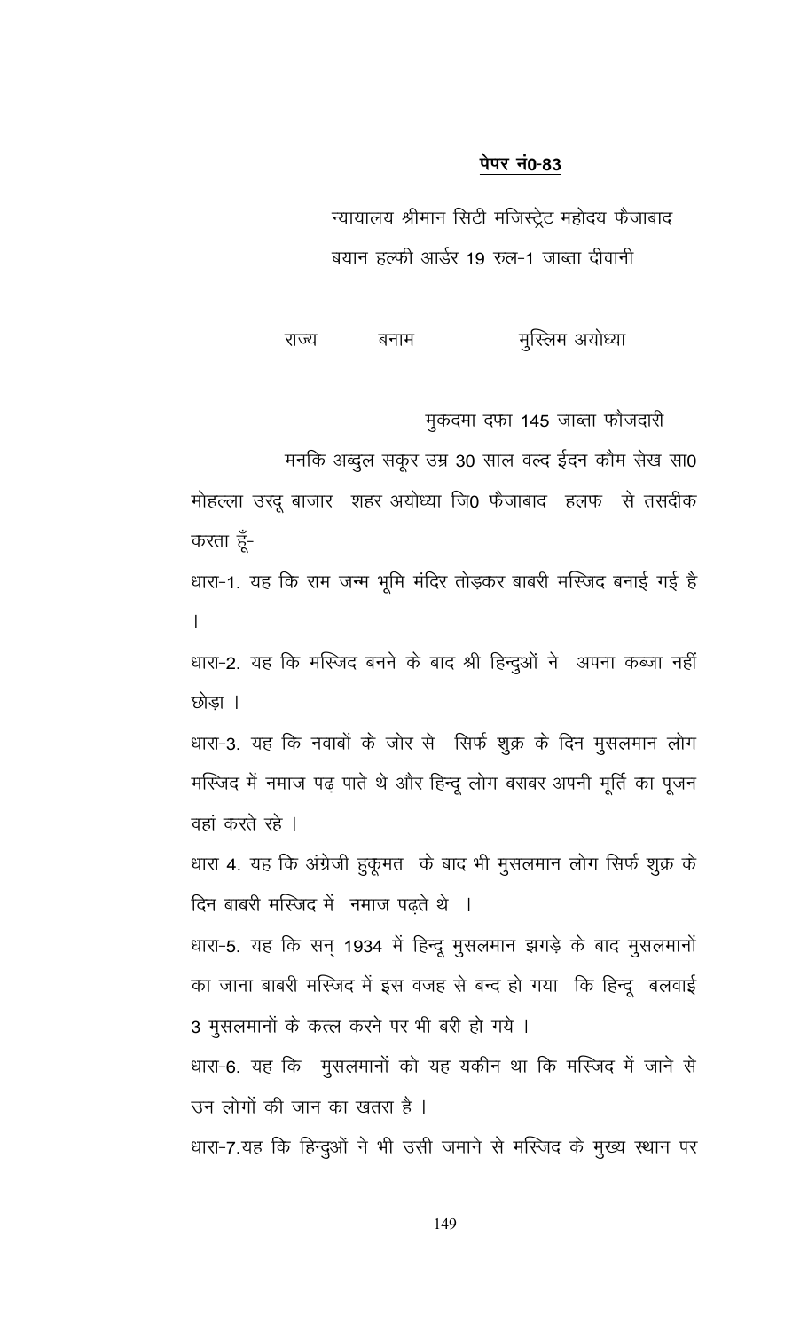**पेपर नं0-83**

न्यायालय श्रीमान सिटी मजिस्ट्रेट महोदय फैजाबाद

बयान हल्फी आर्डर 19 रुल-1 जाब्ता दीवानी

राज्य बनाम मुस्लिम अयोध्या

मुकदमा दफा 145 जाब्ता फौजदारी

मनकि अब्दुल सकूर उम्र 30 साल वल्द ईदन कौम सेख सा0 मोहल्ला उरदू बाजार शहर अयोध्या जि0 फैजाबाद हलफ से तसदीक करता हूँ-

धारा-1. यह कि राम जन्म भूमि मंदिर तोड़कर बाबरी मस्जिद बनाई गई है ।

धारा-2. यह कि मस्जिद बनने के बाद श्री हिन्दुओं ने अपना कब्जा नहीं छोड़ा ।

धारा-3. यह कि नवाबों के जोर से सिर्फ शुक्र के दिन मुसलमान लोग मस्जिद में नमाज पढ़ पाते थे और हिन्दू लोग बराबर अपनी मूर्ति का पूजन वहां करते रहे ।

धारा 4. यह कि अंग्रेजी हुकूमत के बाद भी मुसलमान लोग सिर्फ शुक्र के दिन बाबरी मस्जिद में नमाज पढ़ते थे ।

धारा-5. यह कि सन् 1934 में हिन्दू मुसलमान झगड़े के बाद मुसलमानों का जाना बाबरी मस्जिद में इस वजह से बन्द हो गया कि हिन्दू बलवाई 3 मुसलमानों के कत्ल करने पर भी बरी हो गये ।

धारा-6. यह कि मुसलमानों को यह यकीन था कि मस्जिद में जाने से उन लोगों की जान का खतरा है ।

धारा-7.यह कि हिन्दुओं ने भी उसी जमाने से मस्जिद के मुख्य स्थान पर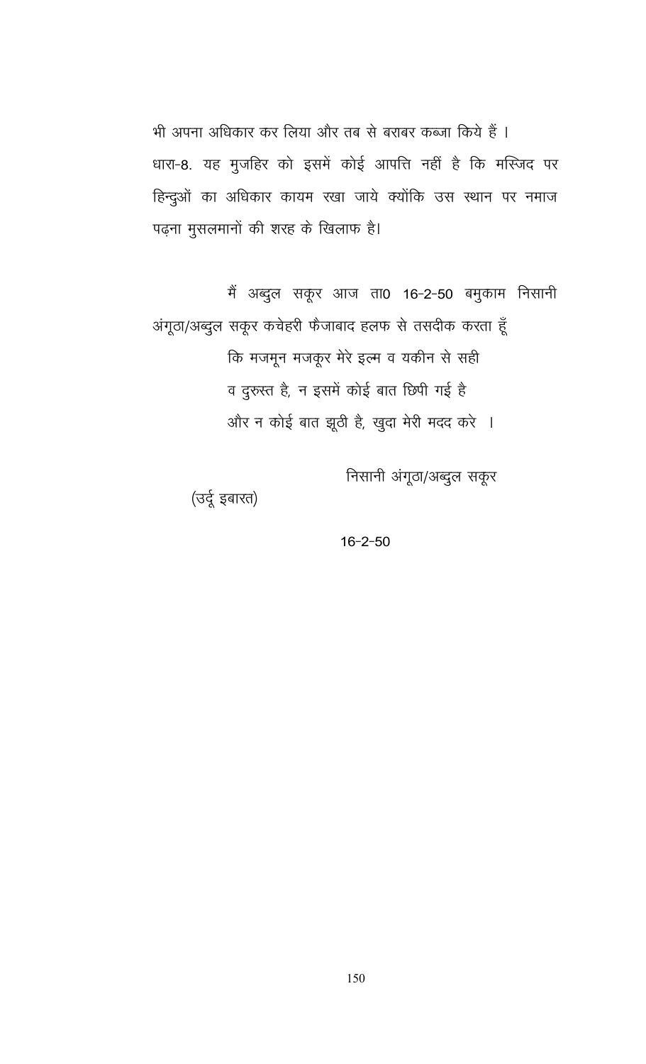भी अपना अधिकार कर लिया और तब से बराबर कब्जा किये हैं ।

धारा-8. यह मुजहिर को इसमें कोई आपत्ति नहीं है कि मस्जिद पर हिन्दुओं का अधिकार कायम रखा जाये क्योंकि उस स्थान पर नमाज पढ़ना मुसलमानों की शरह के खिलाफ है।

मैं अब्दुल सकूर आज ता0 16-2-50 बमुकाम निसानी अंगूठा/अब्दुल सकूर कचेहरी फैजाबाद हलफ से तसदीक करता हूँ

कि मजमून मजकूर मेरे इल्म व यकीन से सही
व दुरुस्त है, न इसमें कोई बात छिपी गई है
और न कोई बात झूठी है, खुदा मेरी मदद करे ।

निसानी अंगूठा/अब्दुल सकूर

(उर्दू इबारत)

16-2-50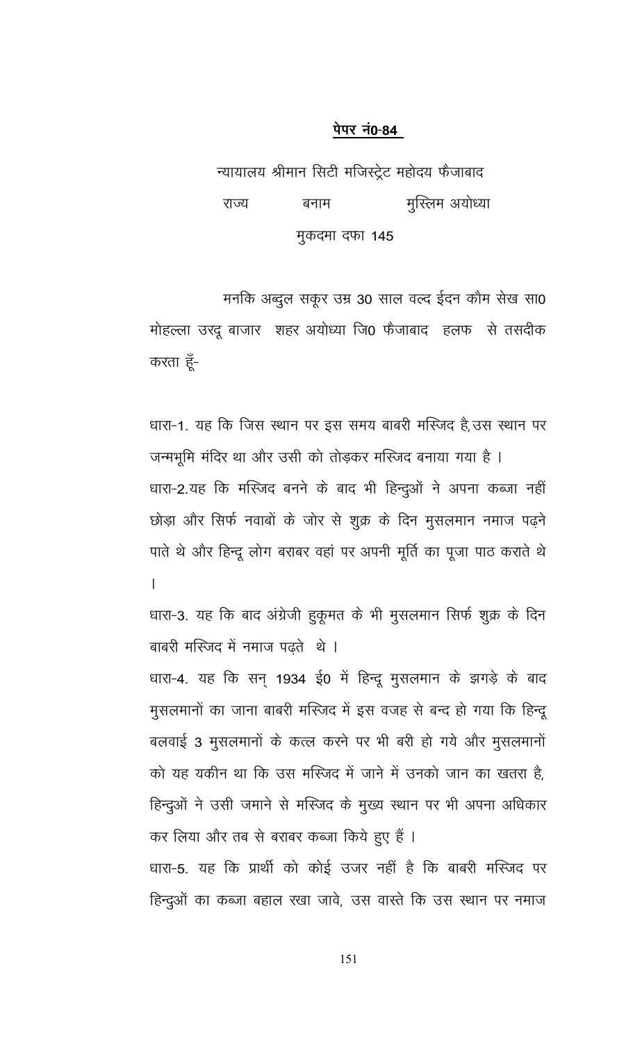**<u>पेपर नं0-84</u>**

न्यायालय श्रीमान सिटी मजिस्ट्रेट महोदय फैजाबाद

राज्य बनाम मुस्लिम अयोध्या

मुकदमा दफा 145

मनकि अब्दुल सकूर उम्र 30 साल वल्द ईदन कौम सेख सा0 मोहल्ला उरदू बाजार शहर अयोध्या जि0 फैजाबाद हलफ से तसदीक करता हूँ-

धारा-1. यह कि जिस स्थान पर इस समय बाबरी मस्जिद है, उस स्थान पर जन्मभूमि मंदिर था और उसी को तोड़कर मस्जिद बनाया गया है ।

धारा-2. यह कि मस्जिद बनने के बाद भी हिन्दुओं ने अपना कब्जा नहीं छोड़ा और सिर्फ नवाबों के जोर से शुक्र के दिन मुसलमान नमाज पढ़ने पाते थे और हिन्दू लोग बराबर वहां पर अपनी मूर्ति का पूजा पाठ कराते थे ।

धारा-3. यह कि बाद अंग्रेजी हुकूमत के भी मुसलमान सिर्फ शुक्र के दिन बाबरी मस्जिद में नमाज पढ़ते थे ।

धारा-4. यह कि सन् 1934 ई0 में हिन्दू मुसलमान के झगड़े के बाद मुसलमानों का जाना बाबरी मस्जिद में इस वजह से बन्द हो गया कि हिन्दू बलवाई 3 मुसलमानों के कत्ल करने पर भी बरी हो गये और मुसलमानों को यह यकीन था कि उस मस्जिद में जाने में उनको जान का खतरा है, हिन्दुओं ने उसी जमाने से मस्जिद के मुख्य स्थान पर भी अपना अधिकार कर लिया और तब से बराबर कब्जा किये हुए हैं ।

धारा-5. यह कि प्रार्थी को कोई उजर नहीं है कि बाबरी मस्जिद पर हिन्दुओं का कब्जा बहाल रखा जावे, उस वास्ते कि उस स्थान पर नमाज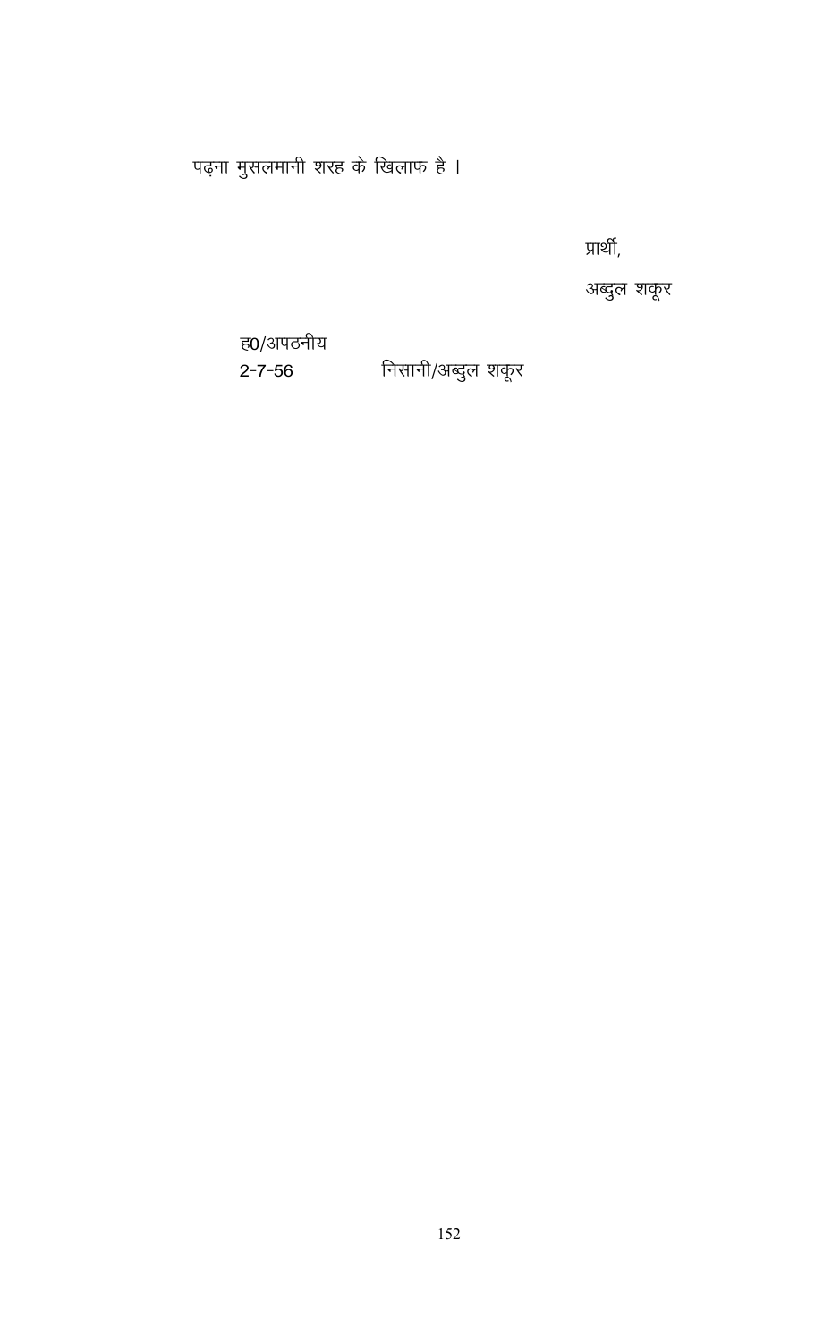पढ़ना मुसलमानी शरह के खिलाफ है ।

प्रार्थी,

अब्दुल शकूर

ह0/अपठनीय

2-7-56 निसानी/अब्दुल शकूर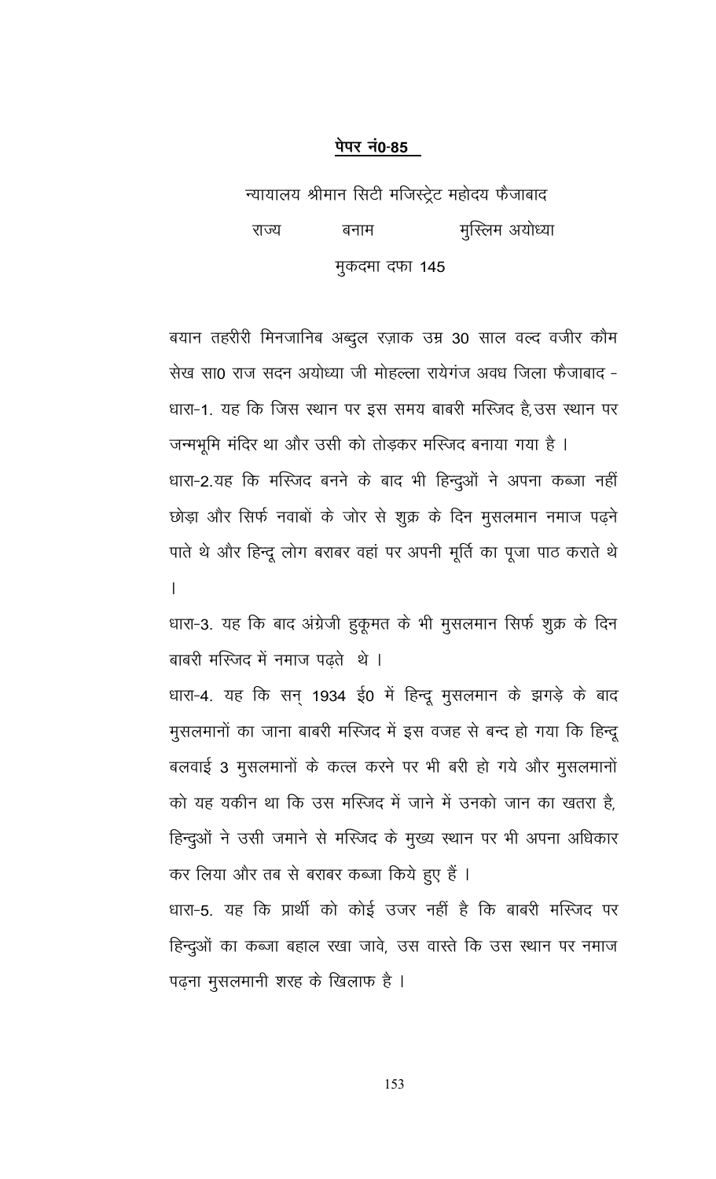**पेपर नं0-85**

न्यायालय श्रीमान सिटी मजिस्ट्रेट महोदय फैजाबाद

राज्य बनाम मुस्लिम अयोध्या

मुकदमा दफा 145

बयान तहरीरी मिनजानिब अब्दुल रज़ाक उम्र 30 साल वल्द वजीर कौम सेख सा0 राज सदन अयोध्या जी मोहल्ला रायेगंज अवध जिला फैजाबाद -

धारा-1. यह कि जिस स्थान पर इस समय बाबरी मस्जिद है, उस स्थान पर जन्मभूमि मंदिर था और उसी को तोड़कर मस्जिद बनाया गया है ।

धारा-2. यह कि मस्जिद बनने के बाद भी हिन्दुओं ने अपना कब्जा नहीं छोड़ा और सिर्फ नवाबों के जोर से शुक्र के दिन मुसलमान नमाज पढ़ने पाते थे और हिन्दू लोग बराबर वहां पर अपनी मूर्ति का पूजा पाठ कराते थे ।

धारा-3. यह कि बाद अंग्रेजी हुकूमत के भी मुसलमान सिर्फ शुक्र के दिन बाबरी मस्जिद में नमाज पढ़ते थे ।

धारा-4. यह कि सन् 1934 ई0 में हिन्दू मुसलमान के झगड़े के बाद मुसलमानों का जाना बाबरी मस्जिद में इस वजह से बन्द हो गया कि हिन्दू बलवाई 3 मुसलमानों के कत्ल करने पर भी बरी हो गये और मुसलमानों को यह यकीन था कि उस मस्जिद में जाने में उनको जान का खतरा है, हिन्दुओं ने उसी जमाने से मस्जिद के मुख्य स्थान पर भी अपना अधिकार कर लिया और तब से बराबर कब्जा किये हुए हैं ।

धारा-5. यह कि प्रार्थी को कोई उजर नहीं है कि बाबरी मस्जिद पर हिन्दुओं का कब्जा बहाल रखा जावे, उस वास्ते कि उस स्थान पर नमाज पढ़ना मुसलमानी शरह के खिलाफ है ।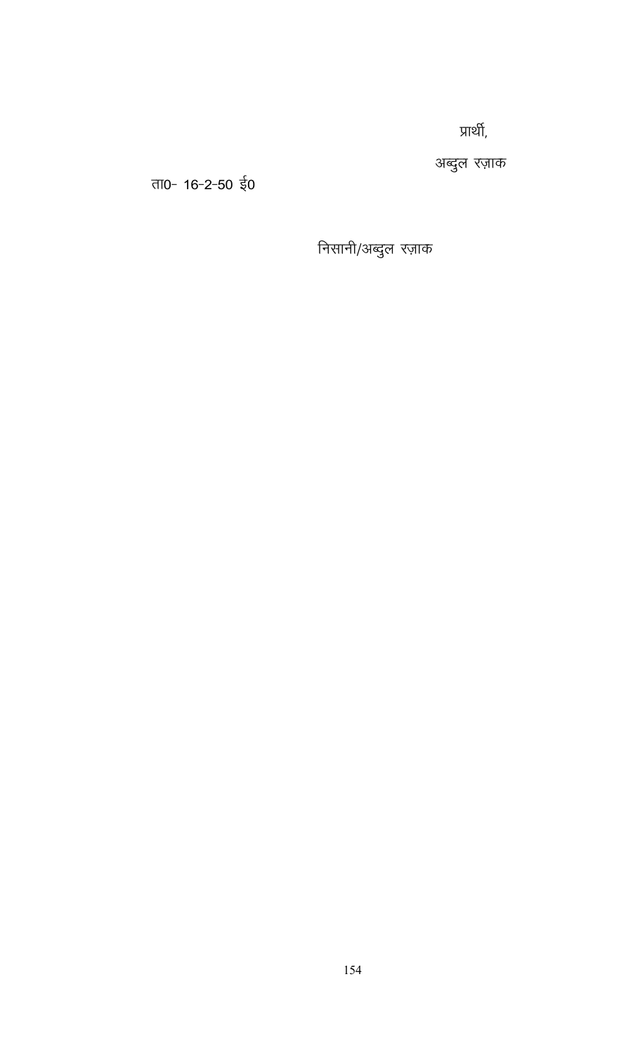प्रार्थी,

अब्दुल रज़ाक

ता0- 16-2-50 ई0

निसानी/अब्दुल रज़ाक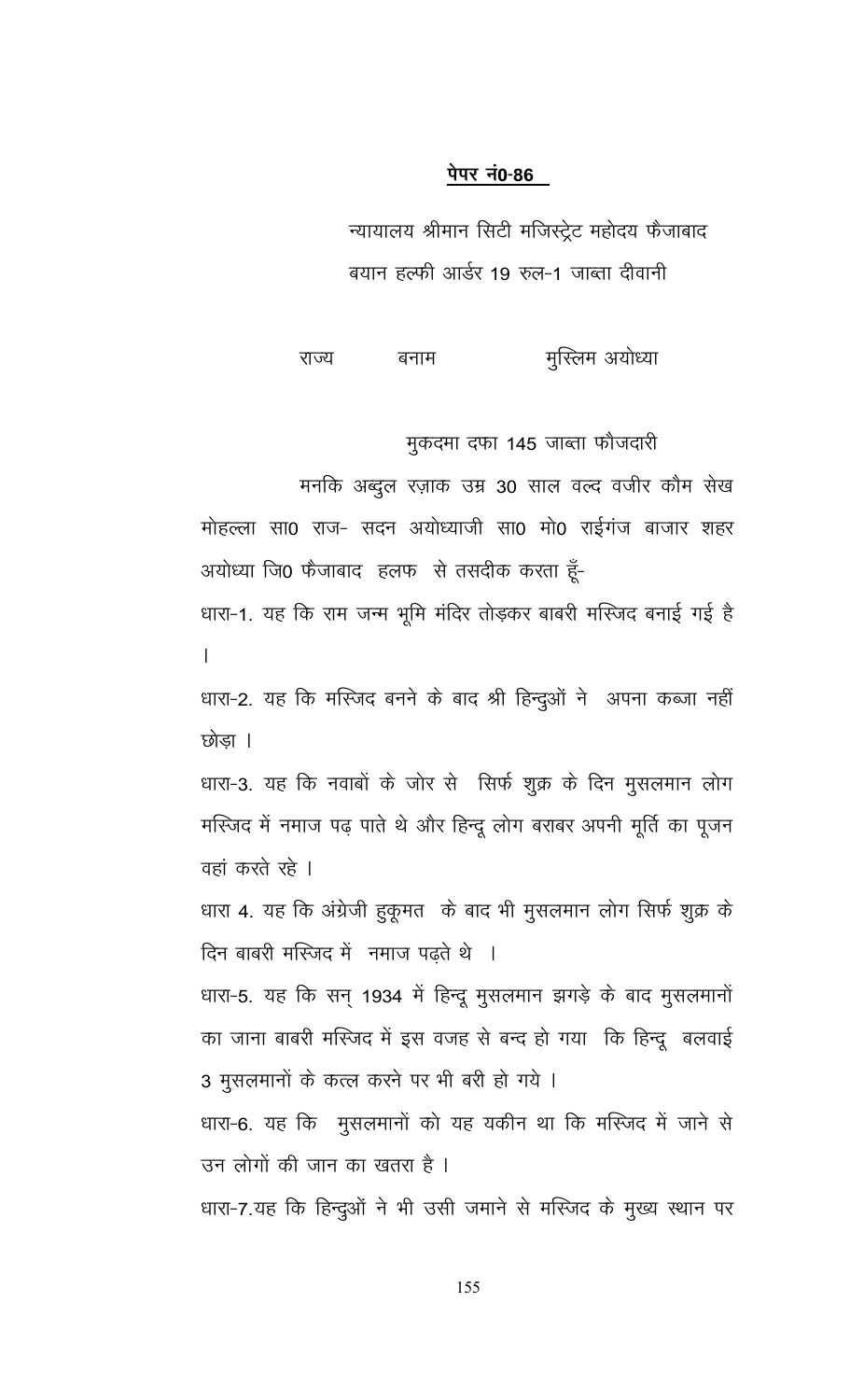**पेपर नं0-86**

न्यायालय श्रीमान सिटी मजिस्ट्रेट महोदय फैजाबाद

बयान हल्फी आर्डर 19 रुल-1 जाब्ता दीवानी

राज्य बनाम मुस्लिम अयोध्या

मुकदमा दफा 145 जाब्ता फौजदारी

मनकि अब्दुल रज़ाक उम्र 30 साल वल्द वजीर कौम सेख मोहल्ला सा0 राज- सदन अयोध्याजी सा0 मो0 राईगंज बाजार शहर अयोध्या जि0 फैजाबाद हलफ से तसदीक करता हूँ-

धारा-1. यह कि राम जन्म भूमि मंदिर तोड़कर बाबरी मस्जिद बनाई गई है ।

धारा-2. यह कि मस्जिद बनने के बाद श्री हिन्दुओं ने अपना कब्जा नहीं छोड़ा ।

धारा-3. यह कि नवाबों के जोर से सिर्फ शुक्र के दिन मुसलमान लोग मस्जिद में नमाज पढ़ पाते थे और हिन्दू लोग बराबर अपनी मूर्ति का पूजन वहां करते रहे ।

धारा 4. यह कि अंग्रेजी हुकूमत के बाद भी मुसलमान लोग सिर्फ शुक्र के दिन बाबरी मस्जिद में नमाज पढ़ते थे ।

धारा-5. यह कि सन् 1934 में हिन्दू मुसलमान झगड़े के बाद मुसलमानों का जाना बाबरी मस्जिद में इस वजह से बन्द हो गया कि हिन्दू बलवाई 3 मुसलमानों के कत्ल करने पर भी बरी हो गये ।

धारा-6. यह कि मुसलमानों को यह यकीन था कि मस्जिद में जाने से उन लोगों की जान का खतरा है ।

धारा-7.यह कि हिन्दुओं ने भी उसी जमाने से मस्जिद के मुख्य स्थान पर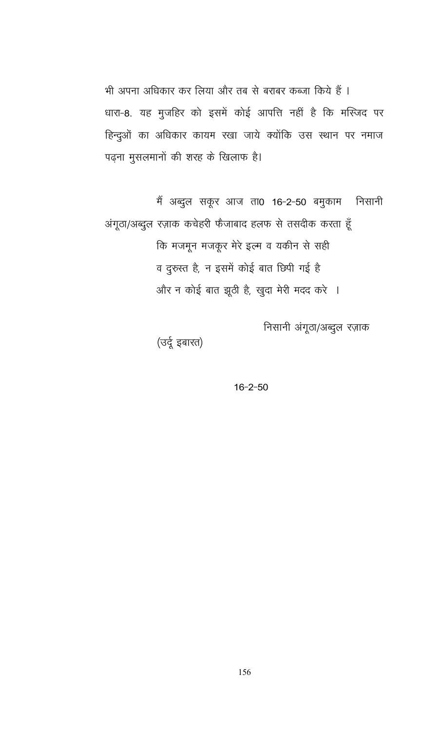भी अपना अधिकार कर लिया और तब से बराबर कब्जा किये हैं।

धारा-8. यह मुजहिर को इसमें कोई आपत्ति नहीं है कि मस्जिद पर हिन्दुओं का अधिकार कायम रखा जाये क्योंकि उस स्थान पर नमाज पढ़ना मुसलमानों की शरह के खिलाफ है।

मैं अब्दुल सकूर आज ता0 16-2-50 बमुकाम निसानी अंगूठा/अब्दुल रज़ाक कचेहरी फैजाबाद हलफ से तसदीक करता हूँ कि मजमून मजकूर मेरे इल्म व यकीन से सही व दुरुस्त है, न इसमें कोई बात छिपी गई है और न कोई बात झूठी है, खुदा मेरी मदद करे ।

निसानी अंगूठा/अब्दुल रज़ाक

(उर्दू इबारत)

16-2-50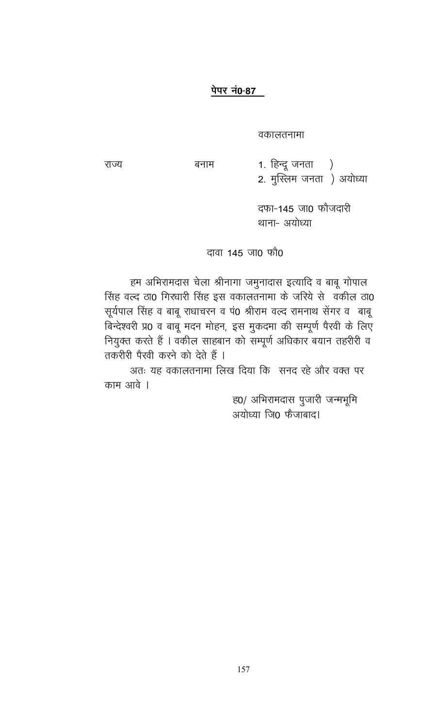**पेपर नं0-87**

वकालतनामा

राज्य बनाम 1. हिन्दू जनता )
2. मुस्लिम जनता ) अयोध्या

दफा-145 जा0 फौजदारी
थाना- अयोध्या

दावा 145 जा0 फौ0

हम अभिरामदास चेला श्रीनागा जमुनादास इत्यादि व बाबू गोपाल सिंह वल्द ठा0 गिरधारी सिंह इस वकालतनामा के जरिये से वकील ठा0 सूर्यपाल सिंह व बाबू राधाचरन व पं0 श्रीराम वल्द रामनाथ सेंगर व बाबू बिन्देश्वरी प्र0 व बाबू मदन मोहन, इस मुकदमा की सम्पूर्ण पैरवी के लिए नियुक्त करते हैं । वकील साहबान को सम्पूर्ण अधिकार बयान तहरीरी व तकरीरी पैरवी करने को देते हैं ।

अतः यह वकालतनामा लिख दिया कि सनद रहे और वक्त पर काम आवे ।

ह0/ अभिरामदास पुजारी जन्मभूमि
अयोध्या जि0 फैजाबाद।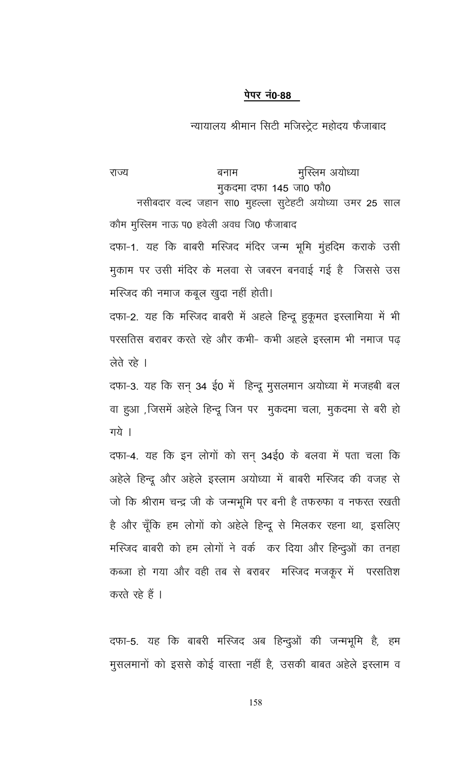**पेपर नं0-88**

न्यायालय श्रीमान सिटी मजिस्ट्रेट महोदय फैजाबाद

राज्य बनाम मुस्लिम अयोध्या

मुकदमा दफा 145 जा0 फौ0

नसीबदार वल्द जहान सा0 मुहल्ला सुटेहटी अयोध्या उमर 25 साल कौम मुस्लिम नाऊ प0 हवेली अवध जि0 फैजाबाद

दफा-1. यह कि बाबरी मस्जिद मंदिर जन्म भूमि मुंहदिम कराके उसी मुकाम पर उसी मंदिर के मलवा से जबरन बनवाई गई है जिससे उस मस्जिद की नमाज कबूल खुदा नहीं होती।

दफा-2. यह कि मस्जिद बाबरी में अहले हिन्दू हुकूमत इस्लामिया में भी परसतिस बराबर करते रहे और कभी- कभी अहले इस्लाम भी नमाज पढ़ लेते रहे ।

दफा-3. यह कि सन् 34 ई0 में हिन्दू मुसलमान अयोध्या में मजहबी बल वा हुआ ,जिसमें अहेले हिन्दू जिन पर मुकदमा चला, मुकदमा से बरी हो गये ।

दफा-4. यह कि इन लोगों को सन् 34ई0 के बलवा में पता चला कि अहेले हिन्दू और अहेले इस्लाम अयोध्या में बाबरी मस्जिद की वजह से जो कि श्रीराम चन्द्र जी के जन्मभूमि पर बनी है तफरुफा व नफरत रखती है और चूँकि हम लोगों को अहेले हिन्दू से मिलकर रहना था, इसलिए मस्जिद बाबरी को हम लोगों ने वर्क कर दिया और हिन्दुओं का तनहा कब्जा हो गया और वही तब से बराबर मस्जिद मजकूर में परसतिश करते रहे हैं ।

दफा-5. यह कि बाबरी मस्जिद अब हिन्दुओं की जन्मभूमि है, हम मुसलमानों को इससे कोई वास्ता नहीं है, उसकी बाबत अहेले इस्लाम व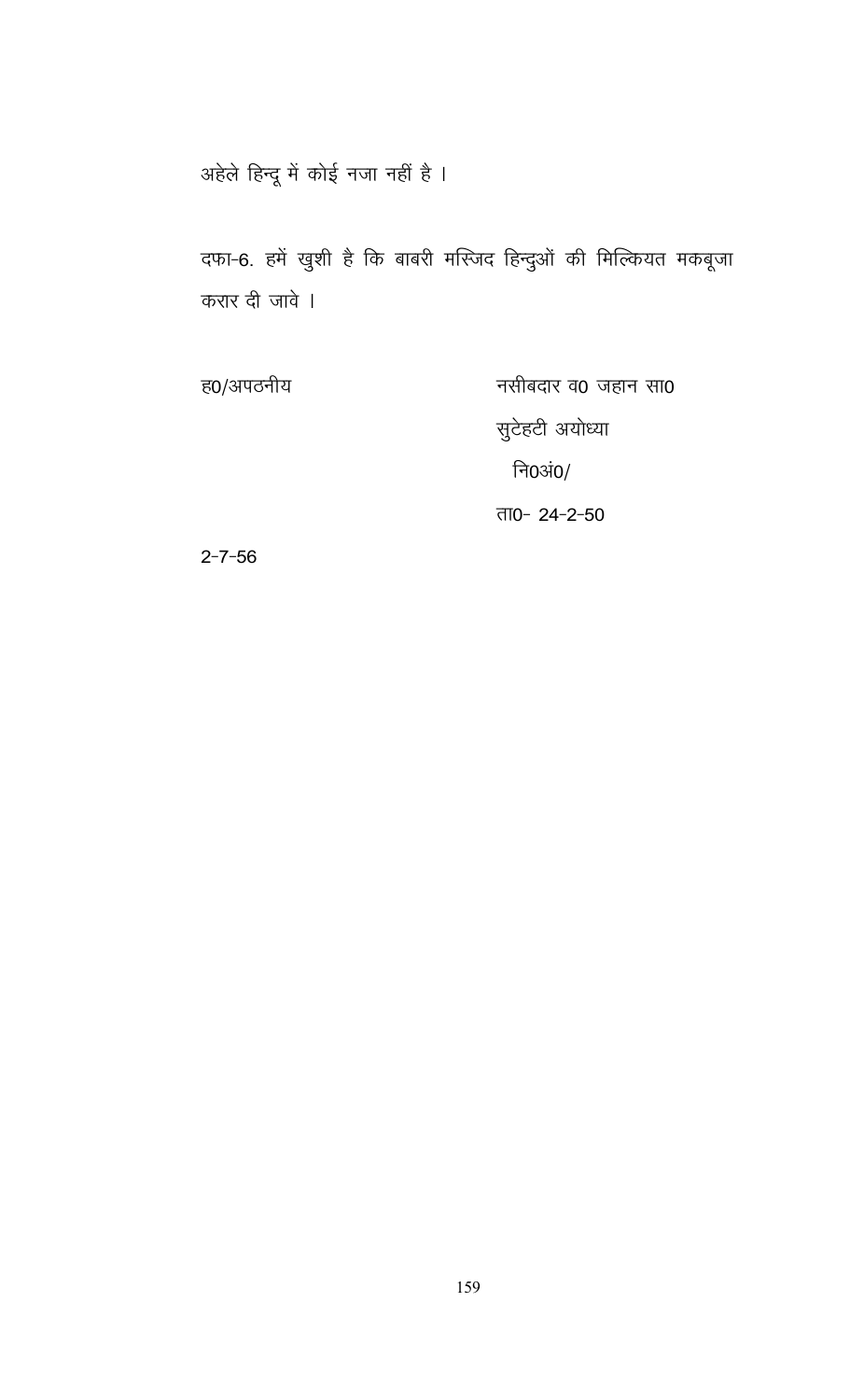अहेले हिन्दू में कोई नजा नहीं है ।

दफा-6. हमें खुशी है कि बाबरी मस्जिद हिन्दुओं की मिल्कियत मकबूजा करार दी जावे ।

ह0/अपठनीय

नसीबदार व0 जहान सा0

सुटेहटी अयोध्या

नि0अं0/

ता0- 24-2-50

2-7-56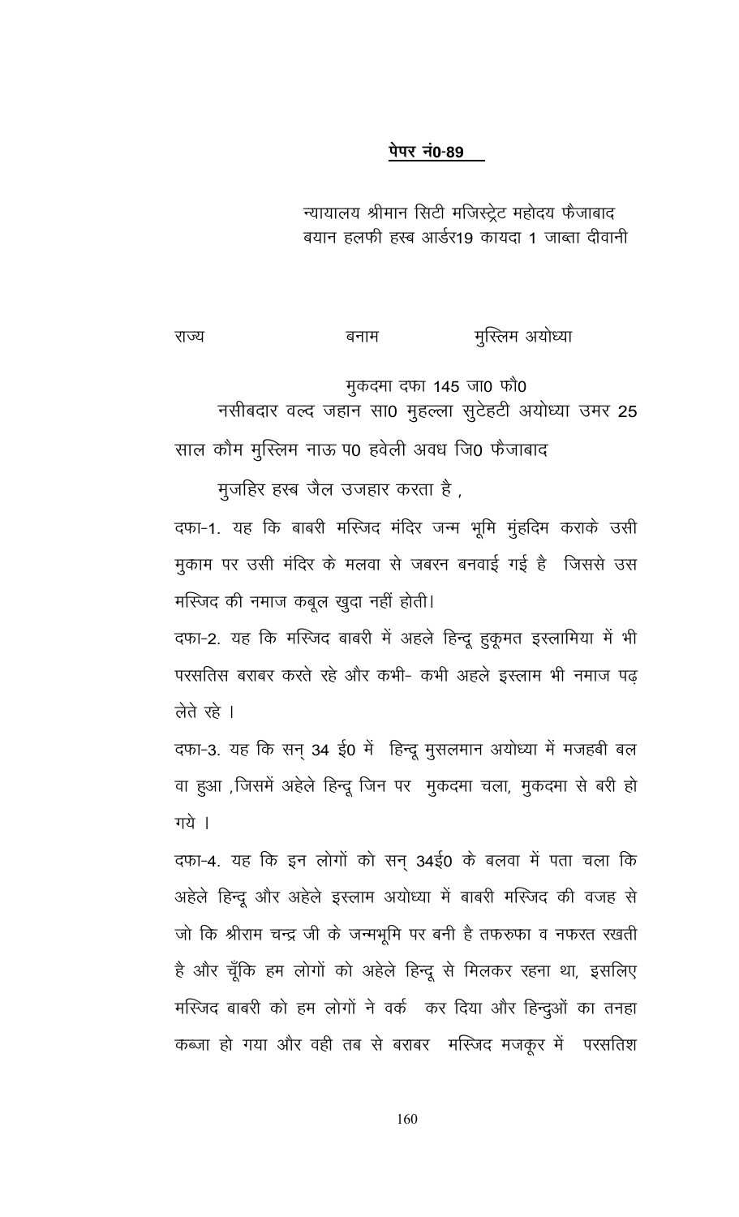**पेपर नं0-89**

न्यायालय श्रीमान सिटी मजिस्ट्रेट महोदय फैजाबाद
बयान हलफी हस्ब आर्डर19 कायदा 1 जाब्ता दीवानी

राज्य बनाम मुस्लिम अयोध्या

मुकदमा दफा 145 जा0 फौ0

नसीबदार वल्द जहान सा0 मुहल्ला सुटेहटी अयोध्या उमर 25 साल कौम मुस्लिम नाऊ प0 हवेली अवध जि0 फैजाबाद

मुजहिर हस्ब जैल उजहार करता है ,

दफा-1. यह कि बाबरी मस्जिद मंदिर जन्म भूमि मुंहदिम कराके उसी मुकाम पर उसी मंदिर के मलवा से जबरन बनवाई गई है जिससे उस मस्जिद की नमाज कबूल खुदा नहीं होती।

दफा-2. यह कि मस्जिद बाबरी में अहले हिन्दू हुकूमत इस्लामिया में भी परसतिस बराबर करते रहे और कभी- कभी अहले इस्लाम भी नमाज पढ़ लेते रहे ।

दफा-3. यह कि सन् 34 ई0 में हिन्दू मुसलमान अयोध्या में मजहबी बल वा हुआ ,जिसमें अहेले हिन्दू जिन पर मुकदमा चला, मुकदमा से बरी हो गये ।

दफा-4. यह कि इन लोगों को सन् 34ई0 के बलवा में पता चला कि अहेले हिन्दू और अहेले इस्लाम अयोध्या में बाबरी मस्जिद की वजह से जो कि श्रीराम चन्द्र जी के जन्मभूमि पर बनी है तफरुफा व नफरत रखती है और चूँकि हम लोगों को अहेले हिन्दू से मिलकर रहना था, इसलिए मस्जिद बाबरी को हम लोगों ने वर्क कर दिया और हिन्दुओं का तनहा कब्जा हो गया और वही तब से बराबर मस्जिद मजकूर में परसतिश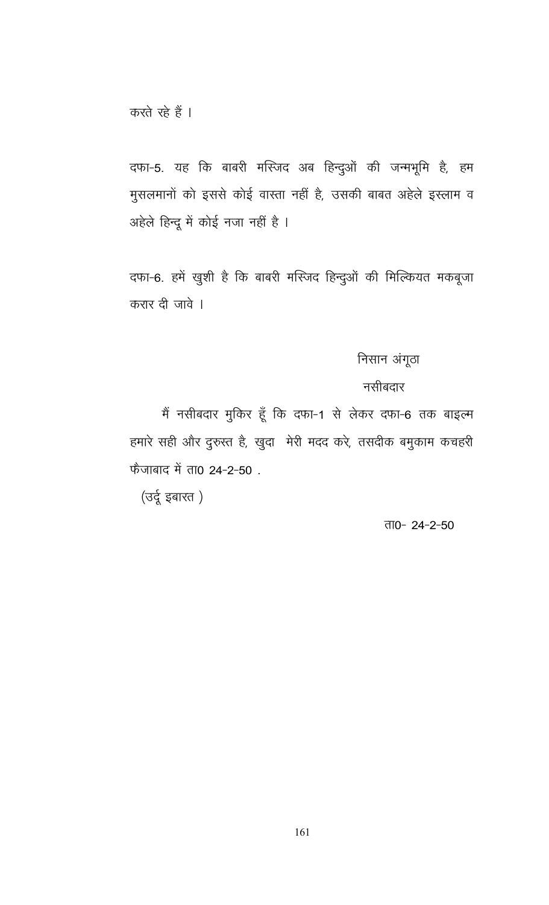करते रहे हैं ।

दफा-5. यह कि बाबरी मस्जिद अब हिन्दुओं की जन्मभूमि है, हम मुसलमानों को इससे कोई वास्ता नहीं है, उसकी बाबत अहेले इस्लाम व अहेले हिन्दू में कोई नजा नहीं है ।

दफा-6. हमें खुशी है कि बाबरी मस्जिद हिन्दुओं की मिल्कियत मकबूजा करार दी जावे ।

निसान अंगूठा

नसीबदार

मैं नसीबदार मुकिर हूँ कि दफा-1 से लेकर दफा-6 तक बाइल्म हमारे सही और दुरुस्त है, खुदा मेरी मदद करे, तसदीक बमुकाम कचहरी फैजाबाद में ता0 24-2-50 .

(उर्दू इबारत )

ता0- 24-2-50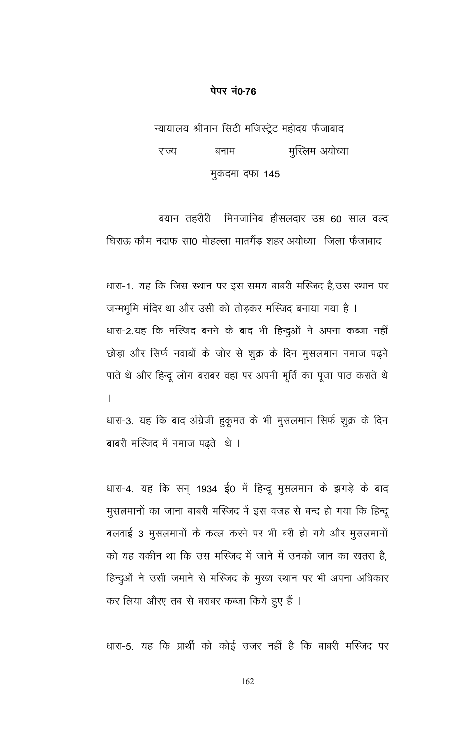**पेपर नं0-76**

न्यायालय श्रीमान सिटी मजिस्ट्रेट महोदय फैजाबाद

राज्य बनाम मुस्लिम अयोध्या

मुकदमा दफा 145

बयान तहरीरी मिनजानिब हौसलदार उम्र 60 साल वल्द घिराऊ कौम नदाफ सा0 मोहल्ला मातगैंड़ शहर अयोध्या जिला फैजाबाद

धारा-1. यह कि जिस स्थान पर इस समय बाबरी मस्जिद है, उस स्थान पर जन्मभूमि मंदिर था और उसी को तोड़कर मस्जिद बनाया गया है।

धारा-2. यह कि मस्जिद बनने के बाद भी हिन्दुओं ने अपना कब्जा नहीं छोड़ा और सिर्फ नवाबों के जोर से शुक्र के दिन मुसलमान नमाज पढ़ने पाते थे और हिन्दू लोग बराबर वहां पर अपनी मूर्ति का पूजा पाठ कराते थे।

धारा-3. यह कि बाद अंग्रेजी हुकूमत के भी मुसलमान सिर्फ शुक्र के दिन बाबरी मस्जिद में नमाज पढ़ते थे।

धारा-4. यह कि सन् 1934 ई0 में हिन्दू मुसलमान के झगड़े के बाद मुसलमानों का जाना बाबरी मस्जिद में इस वजह से बन्द हो गया कि हिन्दू बलवाई 3 मुसलमानों के कत्ल करने पर भी बरी हो गये और मुसलमानों को यह यकीन था कि उस मस्जिद में जाने में उनको जान का खतरा है, हिन्दुओं ने उसी जमाने से मस्जिद के मुख्य स्थान पर भी अपना अधिकार कर लिया औरए तब से बराबर कब्जा किये हुए हैं।

धारा-5. यह कि प्रार्थी को कोई उजर नहीं है कि बाबरी मस्जिद पर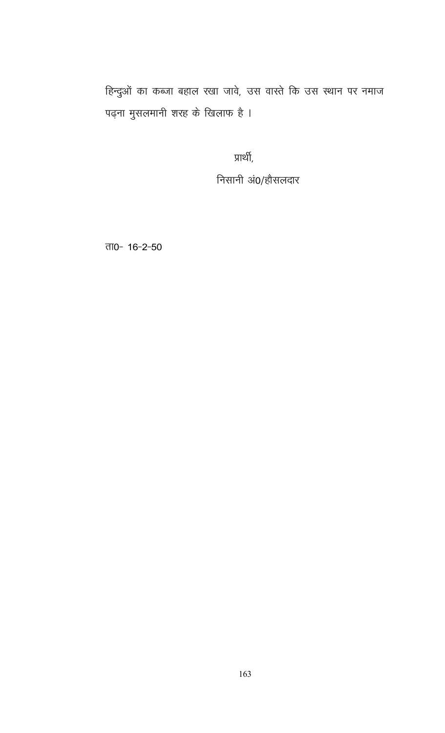हिन्दुओं का कब्जा बहाल रखा जावे, उस वास्ते कि उस स्थान पर नमाज पढ़ना मुसलमानी शरह के खिलाफ है ।

प्रार्थी,

निसानी अं0/हौसलदार

ता0- 16-2-50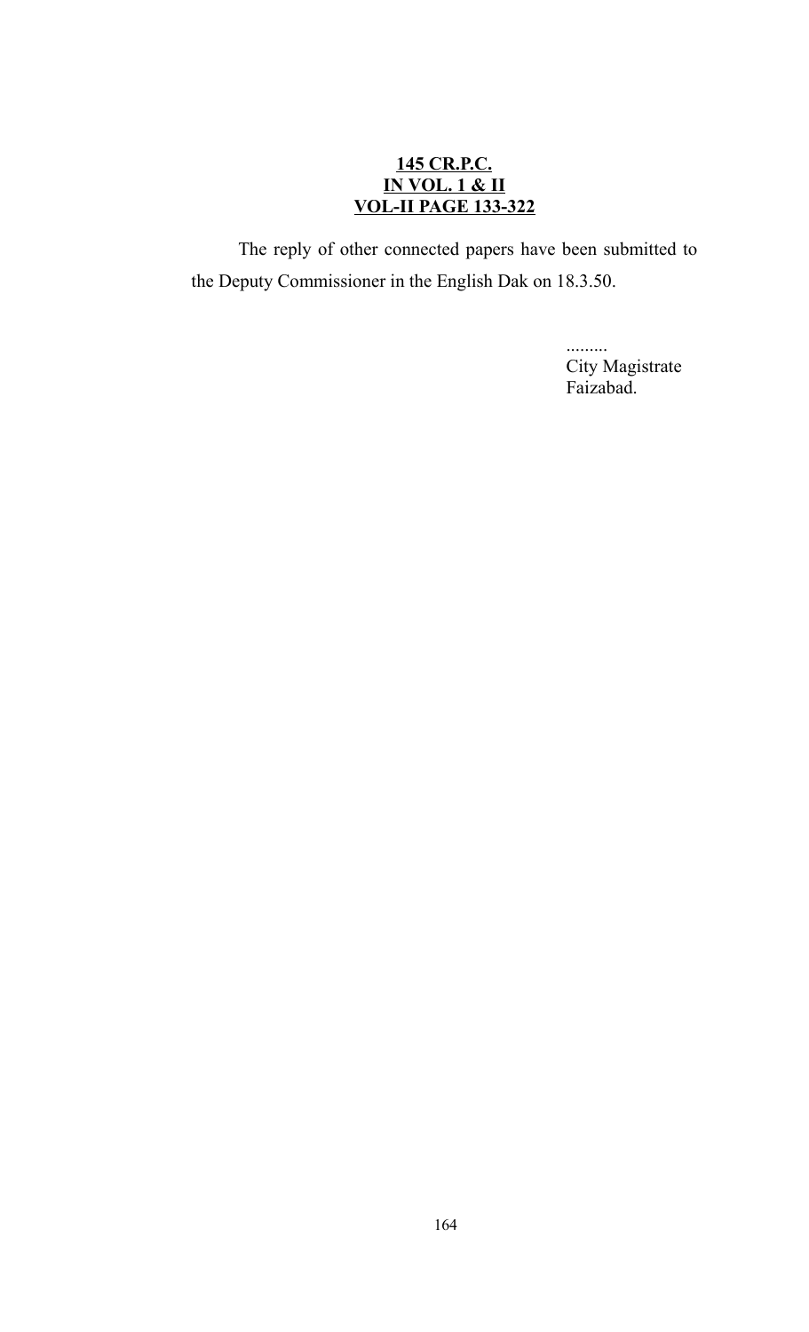**145 CR.P.C.**
**IN VOL. 1 & II**
**VOL-II PAGE 133-322**

The reply of other connected papers have been submitted to the Deputy Commissioner in the English Dak on 18.3.50.

.........
City Magistrate
Faizabad.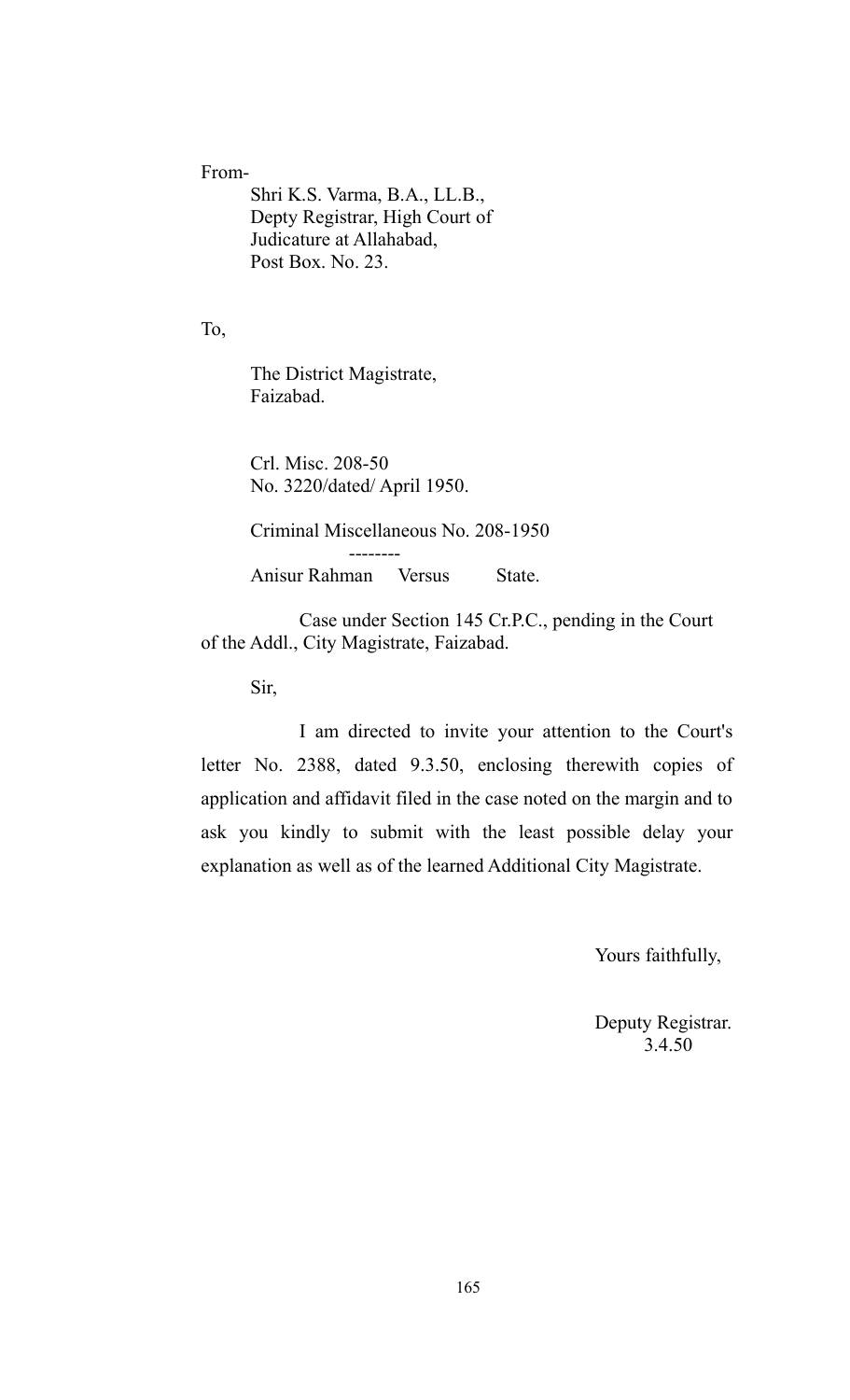From-

Shri K.S. Varma, B.A., LL.B.,
Depty Registrar, High Court of
Judicature at Allahabad,
Post Box. No. 23.

To,

The District Magistrate,
Faizabad.

Crl. Misc. 208-50
No. 3220/dated/ April 1950.

Criminal Miscellaneous No. 208-1950

--------

Anisur Rahman Versus State.

Case under Section 145 Cr.P.C., pending in the Court of the Addl., City Magistrate, Faizabad.

Sir,

I am directed to invite your attention to the Court's letter No. 2388, dated 9.3.50, enclosing therewith copies of application and affidavit filed in the case noted on the margin and to ask you kindly to submit with the least possible delay your explanation as well as of the learned Additional City Magistrate.

Yours faithfully,

Deputy Registrar.
3.4.50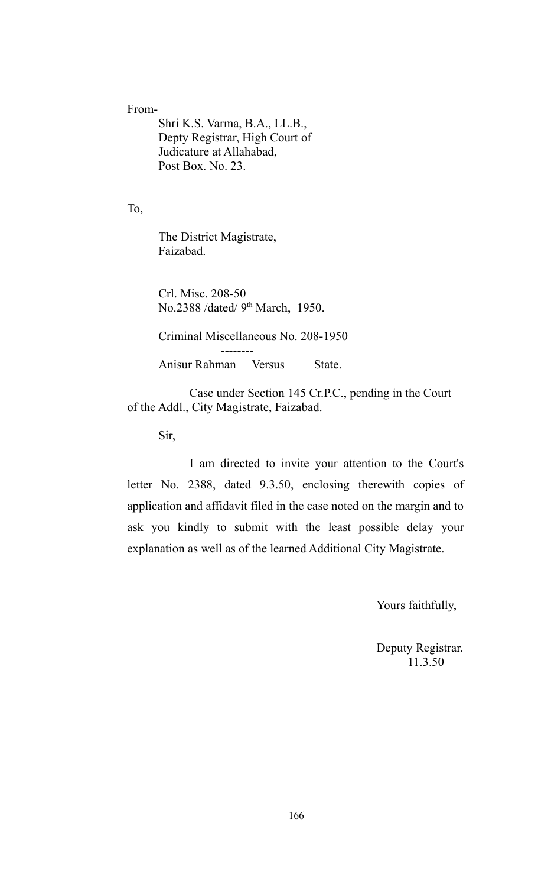From-

Shri K.S. Varma, B.A., LL.B.,
Depty Registrar, High Court of
Judicature at Allahabad,
Post Box. No. 23.

To,

The District Magistrate,
Faizabad.

Crl. Misc. 208-50
No.2388 /dated/ 9th March, 1950.

Criminal Miscellaneous No. 208-1950

--------

Anisur Rahman Versus State.

Case under Section 145 Cr.P.C., pending in the Court of the Addl., City Magistrate, Faizabad.

Sir,

I am directed to invite your attention to the Court's letter No. 2388, dated 9.3.50, enclosing therewith copies of application and affidavit filed in the case noted on the margin and to ask you kindly to submit with the least possible delay your explanation as well as of the learned Additional City Magistrate.

Yours faithfully,

Deputy Registrar.
11.3.50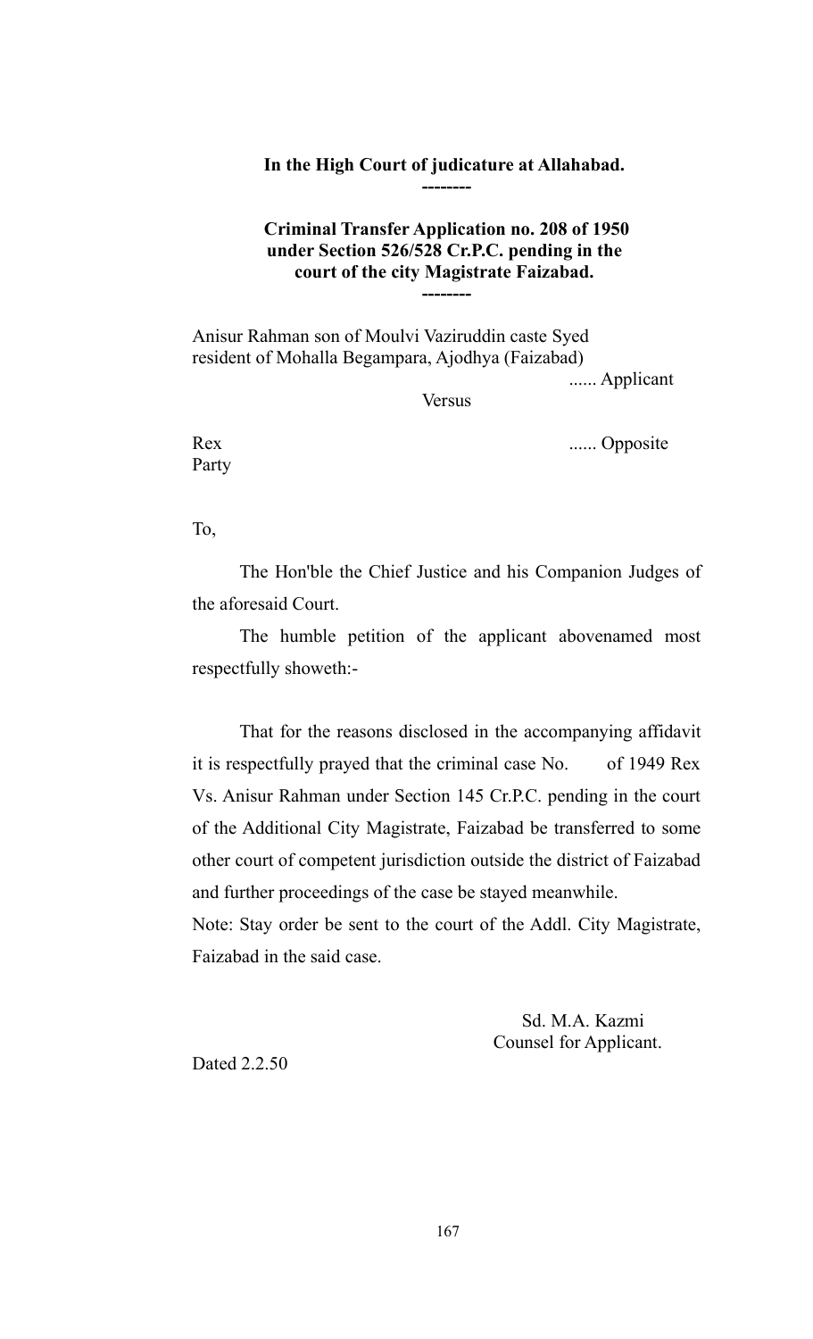**In the High Court of judicature at Allahabad.**

**--------**

**Criminal Transfer Application no. 208 of 1950 under Section 526/528 Cr.P.C. pending in the court of the city Magistrate Faizabad.**

**--------**

Anisur Rahman son of Moulvi Vaziruddin caste Syed resident of Mohalla Begampara, Ajodhya (Faizabad)

...... Applicant

Versus

Rex ...... Opposite Party

To,

The Hon'ble the Chief Justice and his Companion Judges of the aforesaid Court.

The humble petition of the applicant abovenamed most respectfully showeth:-

That for the reasons disclosed in the accompanying affidavit it is respectfully prayed that the criminal case No. of 1949 Rex Vs. Anisur Rahman under Section 145 Cr.P.C. pending in the court of the Additional City Magistrate, Faizabad be transferred to some other court of competent jurisdiction outside the district of Faizabad and further proceedings of the case be stayed meanwhile.

Note: Stay order be sent to the court of the Addl. City Magistrate, Faizabad in the said case.

Sd. M.A. Kazmi
Counsel for Applicant.

Dated 2.2.50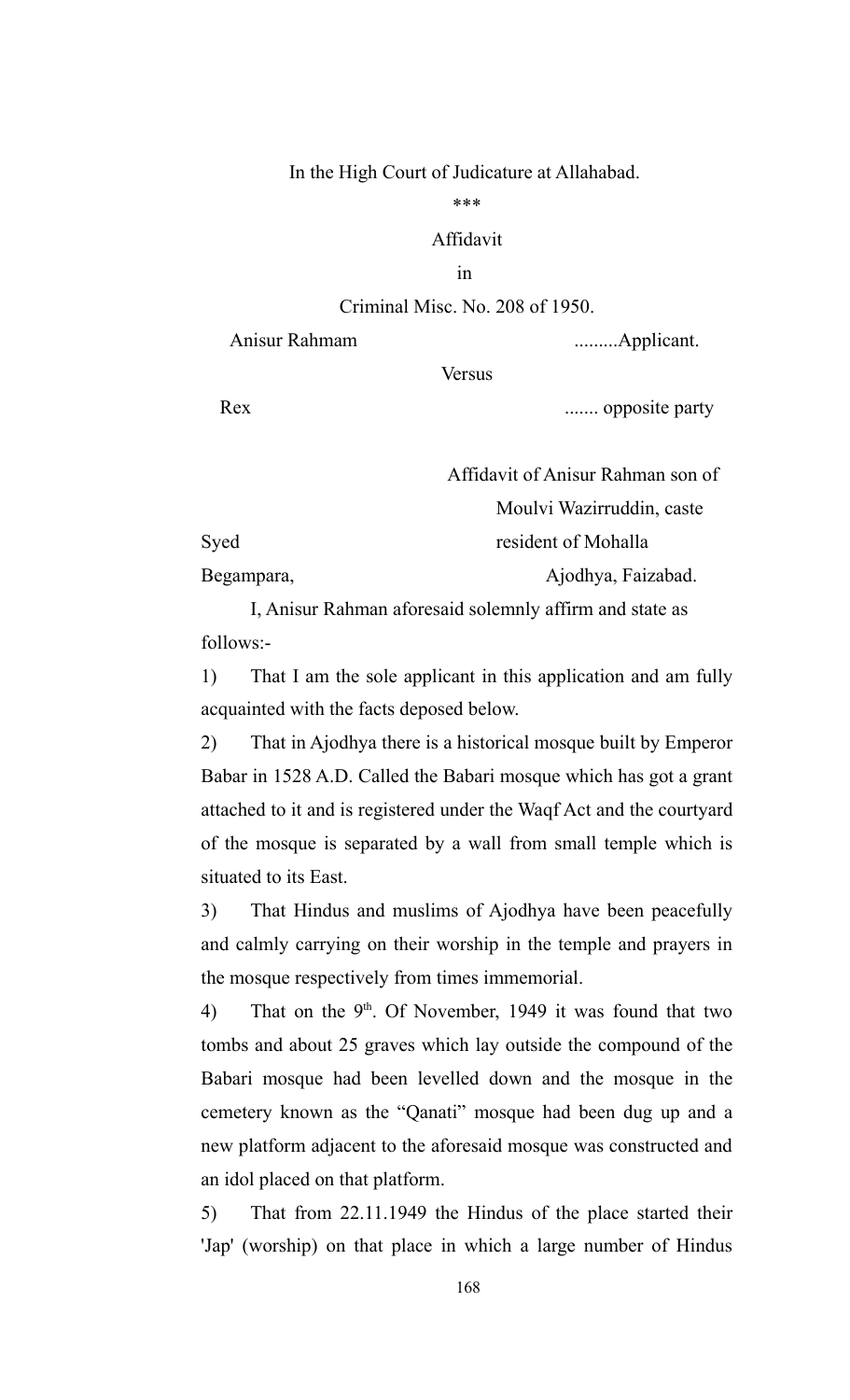In the High Court of Judicature at Allahabad.

***

Affidavit

in

Criminal Misc. No. 208 of 1950.

Anisur Rahmam .........Applicant.

Versus

Rex ....... opposite party

Affidavit of Anisur Rahman son of Moulvi Wazirruddin, caste Syed resident of Mohalla Begampara, Ajodhya, Faizabad.

I, Anisur Rahman aforesaid solemnly affirm and state as follows:-

1) That I am the sole applicant in this application and am fully acquainted with the facts deposed below.

2) That in Ajodhya there is a historical mosque built by Emperor Babar in 1528 A.D. Called the Babari mosque which has got a grant attached to it and is registered under the Waqf Act and the courtyard of the mosque is separated by a wall from small temple which is situated to its East.

3) That Hindus and muslims of Ajodhya have been peacefully and calmly carrying on their worship in the temple and prayers in the mosque respectively from times immemorial.

4) That on the 9th. Of November, 1949 it was found that two tombs and about 25 graves which lay outside the compound of the Babari mosque had been levelled down and the mosque in the cemetery known as the "Qanati" mosque had been dug up and a new platform adjacent to the aforesaid mosque was constructed and an idol placed on that platform.

5) That from 22.11.1949 the Hindus of the place started their 'Jap' (worship) on that place in which a large number of Hindus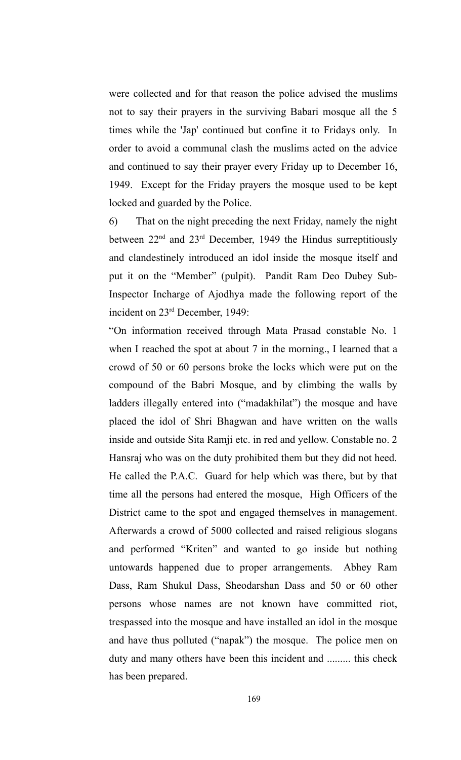were collected and for that reason the police advised the muslims not to say their prayers in the surviving Babari mosque all the 5 times while the 'Jap' continued but confine it to Fridays only. In order to avoid a communal clash the muslims acted on the advice and continued to say their prayer every Friday up to December 16, 1949. Except for the Friday prayers the mosque used to be kept locked and guarded by the Police.

6) That on the night preceding the next Friday, namely the night between 22nd and 23rd December, 1949 the Hindus surreptitiously and clandestinely introduced an idol inside the mosque itself and put it on the "Member" (pulpit). Pandit Ram Deo Dubey Sub-Inspector Incharge of Ajodhya made the following report of the incident on 23rd December, 1949:

"On information received through Mata Prasad constable No. 1 when I reached the spot at about 7 in the morning., I learned that a crowd of 50 or 60 persons broke the locks which were put on the compound of the Babri Mosque, and by climbing the walls by ladders illegally entered into ("madakhilat") the mosque and have placed the idol of Shri Bhagwan and have written on the walls inside and outside Sita Ramji etc. in red and yellow. Constable no. 2 Hansraj who was on the duty prohibited them but they did not heed. He called the P.A.C. Guard for help which was there, but by that time all the persons had entered the mosque, High Officers of the District came to the spot and engaged themselves in management. Afterwards a crowd of 5000 collected and raised religious slogans and performed "Kriten" and wanted to go inside but nothing untowards happened due to proper arrangements. Abhey Ram Dass, Ram Shukul Dass, Sheodarshan Dass and 50 or 60 other persons whose names are not known have committed riot, trespassed into the mosque and have installed an idol in the mosque and have thus polluted ("napak") the mosque. The police men on duty and many others have been this incident and ......... this check has been prepared.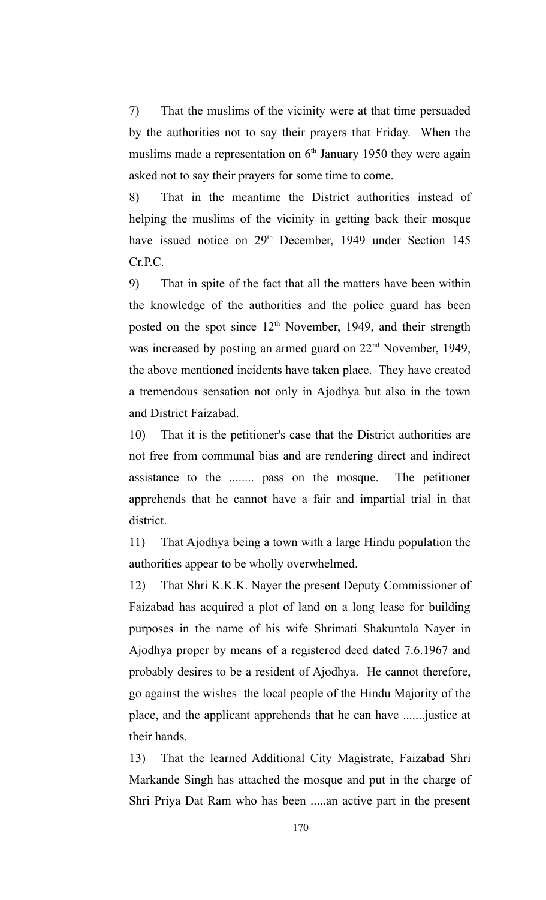7) That the muslims of the vicinity were at that time persuaded by the authorities not to say their prayers that Friday. When the muslims made a representation on 6th January 1950 they were again asked not to say their prayers for some time to come.

8) That in the meantime the District authorities instead of helping the muslims of the vicinity in getting back their mosque have issued notice on 29th December, 1949 under Section 145 Cr.P.C.

9) That in spite of the fact that all the matters have been within the knowledge of the authorities and the police guard has been posted on the spot since 12th November, 1949, and their strength was increased by posting an armed guard on 22nd November, 1949, the above mentioned incidents have taken place. They have created a tremendous sensation not only in Ajodhya but also in the town and District Faizabad.

10) That it is the petitioner's case that the District authorities are not free from communal bias and are rendering direct and indirect assistance to the ........ pass on the mosque. The petitioner apprehends that he cannot have a fair and impartial trial in that district.

11) That Ajodhya being a town with a large Hindu population the authorities appear to be wholly overwhelmed.

12) That Shri K.K.K. Nayer the present Deputy Commissioner of Faizabad has acquired a plot of land on a long lease for building purposes in the name of his wife Shrimati Shakuntala Nayer in Ajodhya proper by means of a registered deed dated 7.6.1967 and probably desires to be a resident of Ajodhya. He cannot therefore, go against the wishes the local people of the Hindu Majority of the place, and the applicant apprehends that he can have .......justice at their hands.

13) That the learned Additional City Magistrate, Faizabad Shri Markande Singh has attached the mosque and put in the charge of Shri Priya Dat Ram who has been .....an active part in the present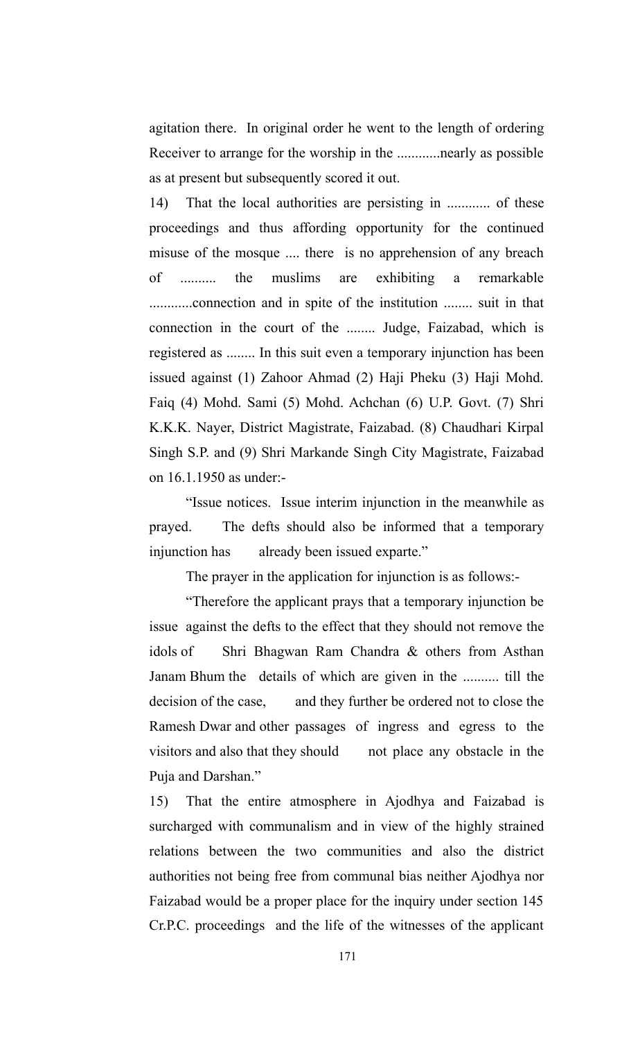agitation there. In original order he went to the length of ordering Receiver to arrange for the worship in the ............nearly as possible as at present but subsequently scored it out.

14) That the local authorities are persisting in ............ of these proceedings and thus affording opportunity for the continued misuse of the mosque .... there is no apprehension of any breach of .......... the muslims are exhibiting a remarkable ............connection and in spite of the institution ........ suit in that connection in the court of the ........ Judge, Faizabad, which is registered as ........ In this suit even a temporary injunction has been issued against (1) Zahoor Ahmad (2) Haji Pheku (3) Haji Mohd. Faiq (4) Mohd. Sami (5) Mohd. Achchan (6) U.P. Govt. (7) Shri K.K.K. Nayer, District Magistrate, Faizabad. (8) Chaudhari Kirpal Singh S.P. and (9) Shri Markande Singh City Magistrate, Faizabad on 16.1.1950 as under:-

"Issue notices. Issue interim injunction in the meanwhile as prayed. The defts should also be informed that a temporary injunction has already been issued exparte."

The prayer in the application for injunction is as follows:-

"Therefore the applicant prays that a temporary injunction be issue against the defts to the effect that they should not remove the idols of Shri Bhagwan Ram Chandra & others from Asthan Janam Bhum the details of which are given in the .......... till the decision of the case, and they further be ordered not to close the Ramesh Dwar and other passages of ingress and egress to the visitors and also that they should not place any obstacle in the Puja and Darshan."

15) That the entire atmosphere in Ajodhya and Faizabad is surcharged with communalism and in view of the highly strained relations between the two communities and also the district authorities not being free from communal bias neither Ajodhya nor Faizabad would be a proper place for the inquiry under section 145 Cr.P.C. proceedings and the life of the witnesses of the applicant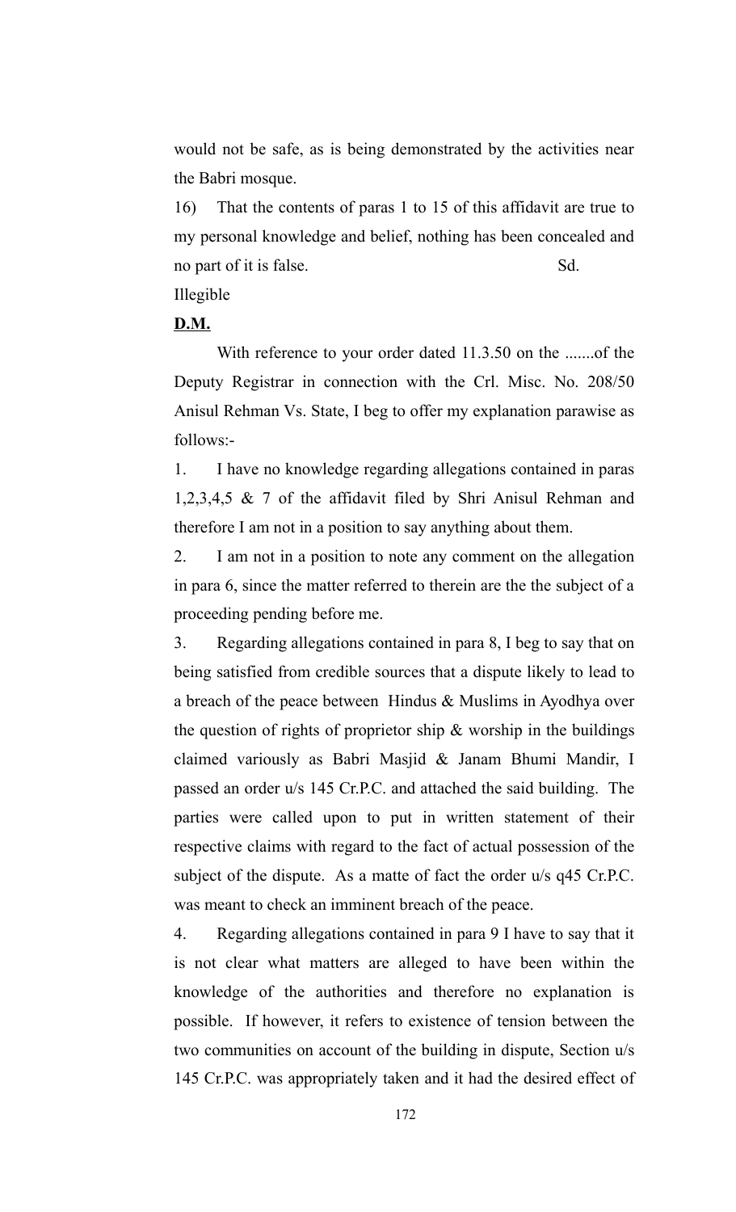would not be safe, as is being demonstrated by the activities near the Babri mosque.

16) That the contents of paras 1 to 15 of this affidavit are true to my personal knowledge and belief, nothing has been concealed and no part of it is false. Sd.

Illegible

**D.M.**

With reference to your order dated 11.3.50 on the .......of the Deputy Registrar in connection with the Crl. Misc. No. 208/50 Anisul Rehman Vs. State, I beg to offer my explanation parawise as follows:-

1. I have no knowledge regarding allegations contained in paras 1,2,3,4,5 & 7 of the affidavit filed by Shri Anisul Rehman and therefore I am not in a position to say anything about them.

2. I am not in a position to note any comment on the allegation in para 6, since the matter referred to therein are the the subject of a proceeding pending before me.

3. Regarding allegations contained in para 8, I beg to say that on being satisfied from credible sources that a dispute likely to lead to a breach of the peace between Hindus & Muslims in Ayodhya over the question of rights of proprietor ship & worship in the buildings claimed variously as Babri Masjid & Janam Bhumi Mandir, I passed an order u/s 145 Cr.P.C. and attached the said building. The parties were called upon to put in written statement of their respective claims with regard to the fact of actual possession of the subject of the dispute. As a matte of fact the order u/s q45 Cr.P.C. was meant to check an imminent breach of the peace.

4. Regarding allegations contained in para 9 I have to say that it is not clear what matters are alleged to have been within the knowledge of the authorities and therefore no explanation is possible. If however, it refers to existence of tension between the two communities on account of the building in dispute, Section u/s 145 Cr.P.C. was appropriately taken and it had the desired effect of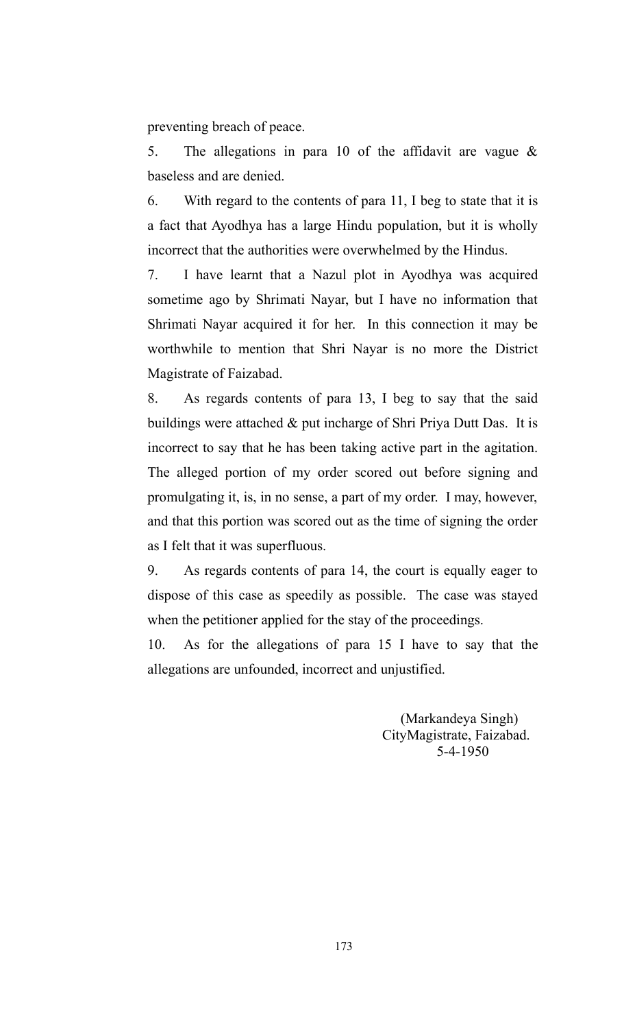preventing breach of peace.

5. The allegations in para 10 of the affidavit are vague & baseless and are denied.

6. With regard to the contents of para 11, I beg to state that it is a fact that Ayodhya has a large Hindu population, but it is wholly incorrect that the authorities were overwhelmed by the Hindus.

7. I have learnt that a Nazul plot in Ayodhya was acquired sometime ago by Shrimati Nayar, but I have no information that Shrimati Nayar acquired it for her. In this connection it may be worthwhile to mention that Shri Nayar is no more the District Magistrate of Faizabad.

8. As regards contents of para 13, I beg to say that the said buildings were attached & put incharge of Shri Priya Dutt Das. It is incorrect to say that he has been taking active part in the agitation. The alleged portion of my order scored out before signing and promulgating it, is, in no sense, a part of my order. I may, however, and that this portion was scored out as the time of signing the order as I felt that it was superfluous.

9. As regards contents of para 14, the court is equally eager to dispose of this case as speedily as possible. The case was stayed when the petitioner applied for the stay of the proceedings.

10. As for the allegations of para 15 I have to say that the allegations are unfounded, incorrect and unjustified.

(Markandeya Singh)
CityMagistrate, Faizabad.
5-4-1950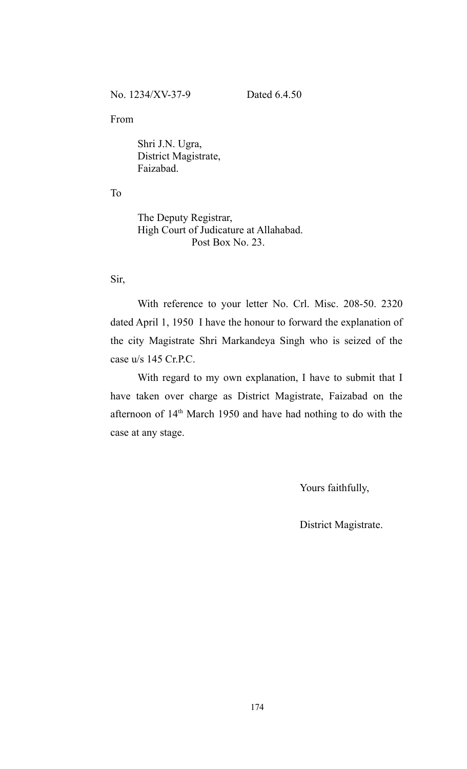No. 1234/XV-37-9 Dated 6.4.50

From

Shri J.N. Ugra,
District Magistrate,
Faizabad.

To

The Deputy Registrar,
High Court of Judicature at Allahabad.
Post Box No. 23.

Sir,

With reference to your letter No. Crl. Misc. 208-50. 2320 dated April 1, 1950 I have the honour to forward the explanation of the city Magistrate Shri Markandeya Singh who is seized of the case u/s 145 Cr.P.C.

With regard to my own explanation, I have to submit that I have taken over charge as District Magistrate, Faizabad on the afternoon of 14th March 1950 and have had nothing to do with the case at any stage.

Yours faithfully,

District Magistrate.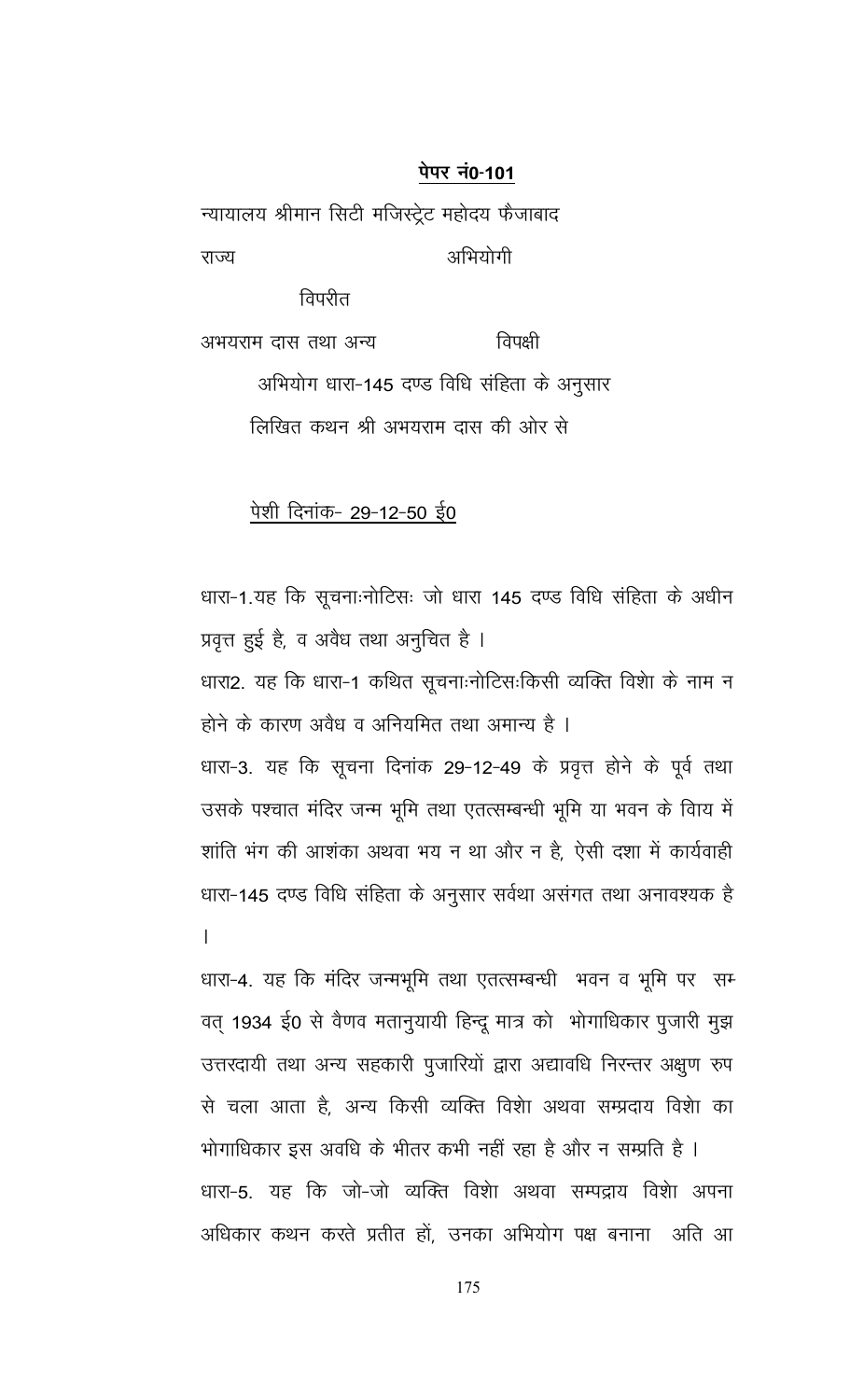<u>पेपर नं0-101</u>

न्यायालय श्रीमान सिटी मजिस्ट्रेट महोदय फैजाबाद

राज्य अभियोगी

विपरीत

अभयराम दास तथा अन्य विपक्षी

अभियोग धारा-145 दण्ड विधि संहिता के अनुसार

लिखित कथन श्री अभयराम दास की ओर से

<u>पेशी दिनांक- 29-12-50 ई0</u>

धारा-1.यह कि सूचनाःनोटिसः जो धारा 145 दण्ड विधि संहिता के अधीन प्रवृत्त हुई है, व अवैध तथा अनुचित है ।

धारा2. यह कि धारा-1 कथित सूचनाःनोटिसःकिसी व्यक्ति विशेा के नाम न होने के कारण अवैध व अनियमित तथा अमान्य है ।

धारा-3. यह कि सूचना दिनांक 29-12-49 के प्रवृत्त होने के पूर्व तथा उसके पश्चात मंदिर जन्म भूमि तथा एतत्सम्बन्धी भूमि या भवन के विाय में शांति भंग की आशंका अथवा भय न था और न है, ऐसी दशा में कार्यवाही धारा-145 दण्ड विधि संहिता के अनुसार सर्वथा असंगत तथा अनावश्यक है ।

धारा-4. यह कि मंदिर जन्मभूमि तथा एतत्सम्बन्धी भवन व भूमि पर सम्वत् 1934 ई0 से वैणव मतानुयायी हिन्दू मात्र को भोगाधिकार पुजारी मुझ उत्तरदायी तथा अन्य सहकारी पुजारियों द्वारा अद्यावधि निरन्तर अक्षुण रुप से चला आता है, अन्य किसी व्यक्ति विशेा अथवा सम्प्रदाय विशेा का भोगाधिकार इस अवधि के भीतर कभी नहीं रहा है और न सम्प्रति है ।

धारा-5. यह कि जो-जो व्यक्ति विशेा अथवा सम्पद्राय विशेा अपना अधिकार कथन करते प्रतीत हों, उनका अभियोग पक्ष बनाना अति आ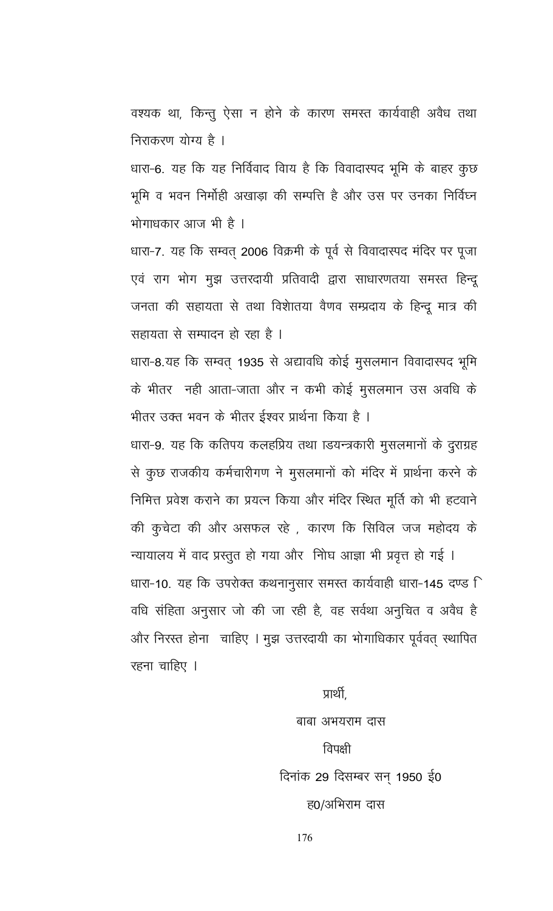वश्यक था, किन्तु ऐसा न होने के कारण समस्त कार्यवाही अवैध तथा निराकरण योग्य है ।

धारा-6. यह कि यह निर्विवाद विाय है कि विवादास्पद भूमि के बाहर कुछ भूमि व भवन निर्मोही अखाड़ा की सम्पत्ति है और उस पर उनका निर्विघ्न भोगाधकार आज भी है ।

धारा-7. यह कि सम्वत् 2006 विक्रमी के पूर्व से विवादास्पद मंदिर पर पूजा एवं राग भोग मुझ उत्तरदायी प्रतिवादी द्वारा साधारणतया समस्त हिन्दू जनता की सहायता से तथा विशेातया वैणव सम्प्रदाय के हिन्दू मात्र की सहायता से सम्पादन हो रहा है ।

धारा-8.यह कि सम्वत् 1935 से अद्यावधि कोई मुसलमान विवादास्पद भूमि के भीतर नही आता-जाता और न कभी कोई मुसलमान उस अवधि के भीतर उक्त भवन के भीतर ईश्वर प्रार्थना किया है ।

धारा-9. यह कि कतिपय कलहप्रिय तथा ाडयन्त्रकारी मुसलमानों के दुराग्रह से कुछ राजकीय कर्मचारीगण ने मुसलमानों को मंदिर में प्रार्थना करने के निमित्त प्रवेश कराने का प्रयत्न किया और मंदिर स्थित मूर्ति को भी हटवाने की कुचेटा की और असफल रहे , कारण कि सिविल जज महोदय के न्यायालय में वाद प्रस्तुत हो गया और िनोघ आज्ञा भी प्रवृत्त हो गई ।

धारा-10. यह कि उपरोक्त कथनानुसार समस्त कार्यवाही धारा-145 दण्ड िवधि संहिता अनुसार जो की जा रही है, वह सर्वथा अनुचित व अवैध है और निरस्त होना चाहिए । मुझ उत्तरदायी का भोगाधिकार पूर्ववत् स्थापित रहना चाहिए ।

प्रार्थी,

बाबा अभयराम दास

विपक्षी

दिनांक 29 दिसम्बर सन् 1950 ई0

ह0/अभिराम दास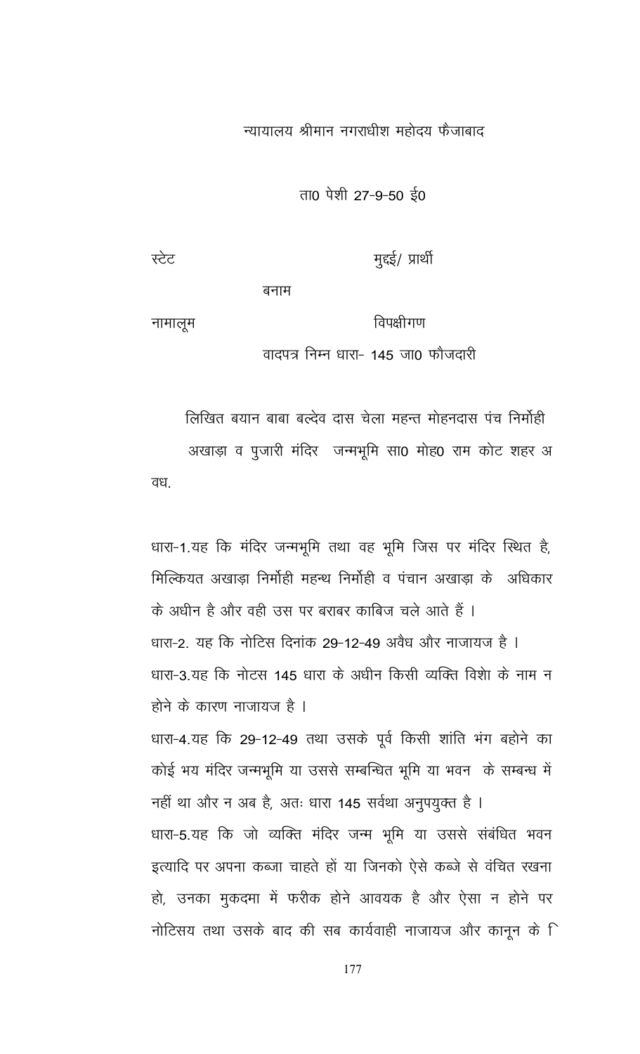न्यायालय श्रीमान नगराधीश महोदय फैजाबाद

ता0 पेशी 27-9-50 ई0

स्टेट मुद्दई/ प्रार्थी

बनाम

नामालूम विपक्षीगण

वादपत्र निम्न धारा- 145 जा0 फौजदारी

लिखित बयान बाबा बल्देव दास चेला महन्त मोहनदास पंच निर्मोही अखाड़ा व पुजारी मंदिर जन्मभूमि सा0 मोह0 राम कोट शहर अवध.

धारा-1.यह कि मंदिर जन्मभूमि तथा वह भूमि जिस पर मंदिर स्थित है, मिल्कियत अखाड़ा निर्मोही महन्थ निर्मोही व पंचान अखाड़ा के अधिकार के अधीन है और वही उस पर बराबर काबिज चले आते हैं ।

धारा-2. यह कि नोटिस दिनांक 29-12-49 अवैध और नाजायज है ।

धारा-3.यह कि नोटस 145 धारा के अधीन किसी व्यक्ति विशेा के नाम न होने के कारण नाजायज है ।

धारा-4.यह कि 29-12-49 तथा उसके पूर्व किसी शांति भंग बहोने का कोई भय मंदिर जन्मभूमि या उससे सम्बन्धित भूमि या भवन के सम्बन्ध में नहीं था और न अब है, अतः धारा 145 सर्वथा अनुपयुक्त है ।

धारा-5.यह कि जो व्यक्ति मंदिर जन्म भूमि या उससे संबंधित भवन इत्यादि पर अपना कब्जा चाहते हों या जिनको ऐसे कब्जे से वंचित रखना हो, उनका मुकदमा में फरीक होने आवयक है और ऐसा न होने पर नोटिसय तथा उसके बाद की सब कार्यवाही नाजायज और कानून के ि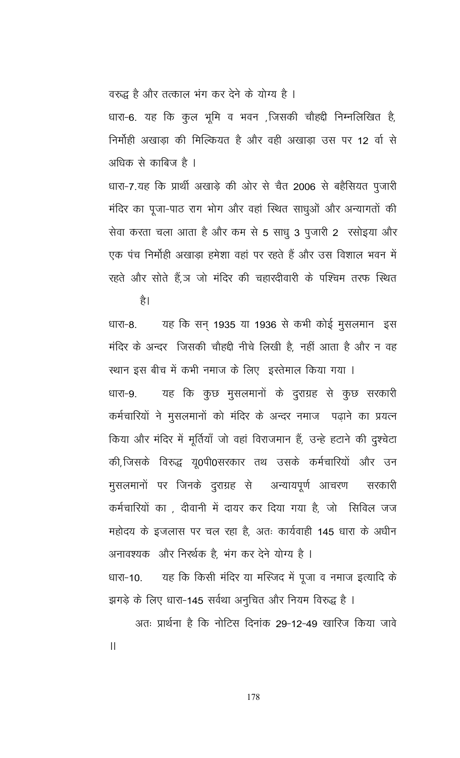वरुद्ध है और तत्काल भंग कर देने के योग्य है ।

धारा-6. यह कि कुल भूमि व भवन ,जिसकी चौहद्दी निम्नलिखित है, निर्मोही अखाड़ा की मिल्कियत है और वही अखाड़ा उस पर 12 वर्ा से अधिक से काबिज है ।

धारा-7.यह कि प्रार्थी अखाड़े की ओर से चैत 2006 से बहैसियत पुजारी मंदिर का पूजा-पाठ राग भोग और वहां स्थित साधुओं और अन्यागतों की सेवा करता चला आता है और कम से 5 साधु 3 पुजारी 2 रसोइया और एक पंच निर्मोही अखाड़ा हमेशा वहां पर रहते हैं और उस विशाल भवन में रहते और सोते हैं,ञ जो मंदिर की चहारदीवारी के पश्चिम तरफ स्थित है।

धारा-8. यह कि सन् 1935 या 1936 से कभी कोई मुसलमान इस मंदिर के अन्दर जिसकी चौहद्दी नीचे लिखी है, नहीं आता है और न वह स्थान इस बीच में कभी नमाज के लिए इस्तेमाल किया गया ।

धारा-9. यह कि कुछ मुसलमानों के दुराग्रह से कुछ सरकारी कर्मचारियों ने मुसलमानों को मंदिर के अन्दर नमाज पढ़ाने का प्रयत्न किया और मंदिर में मूर्तियाँ जो वहां विराजमान हैं, उन्हे हटाने की दुश्चेटा की,जिसके विरुद्ध यू0पी0सरकार तथ उसके कर्मचारियों और उन मुसलमानों पर जिनके दुराग्रह से अन्यायपूर्ण आचरण सरकारी कर्मचारियों का , दीवानी में दायर कर दिया गया है, जो सिविल जज महोदय के इजलास पर चल रहा है, अतः कार्यवाही 145 धारा के अधीन अनावश्यक और निरर्थक है, भंग कर देने योग्य है ।

धारा-10. यह कि किसी मंदिर या मस्जिद में पूजा व नमाज इत्यादि के झगड़े के लिए धारा-145 सर्वथा अनुचित और नियम विरुद्ध है ।

अतः प्रार्थना है कि नोटिस दिनांक 29-12-49 खारिज किया जावे ॥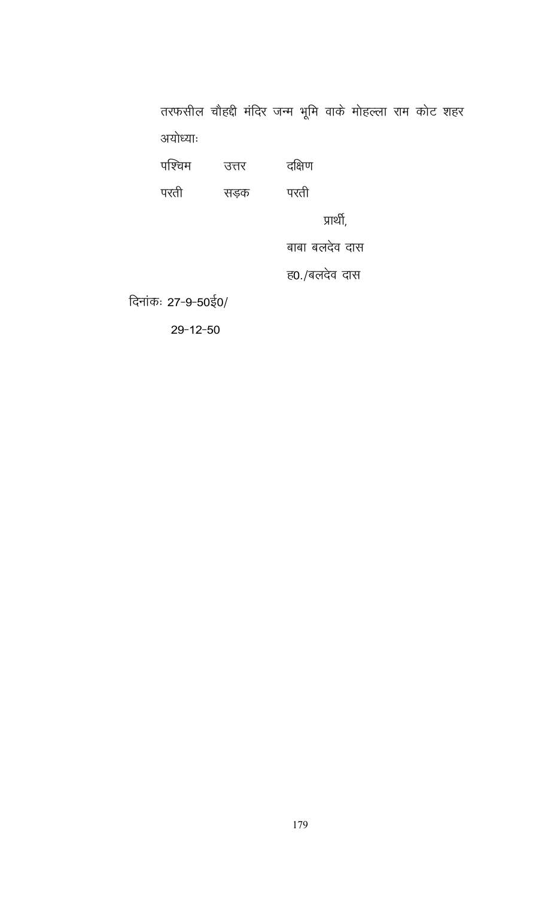तरफसील चौहद्दी मंदिर जन्म भूमि वाके मोहल्ला राम कोट शहर अयोध्याः

| पश्चिम | उत्तर | दक्षिण |
| --- | --- | --- |
| परती | सड़क | परती |

प्रार्थी,

बाबा बलदेव दास

ह0./बलदेव दास

दिनांकः 27-9-50ई0/

29-12-50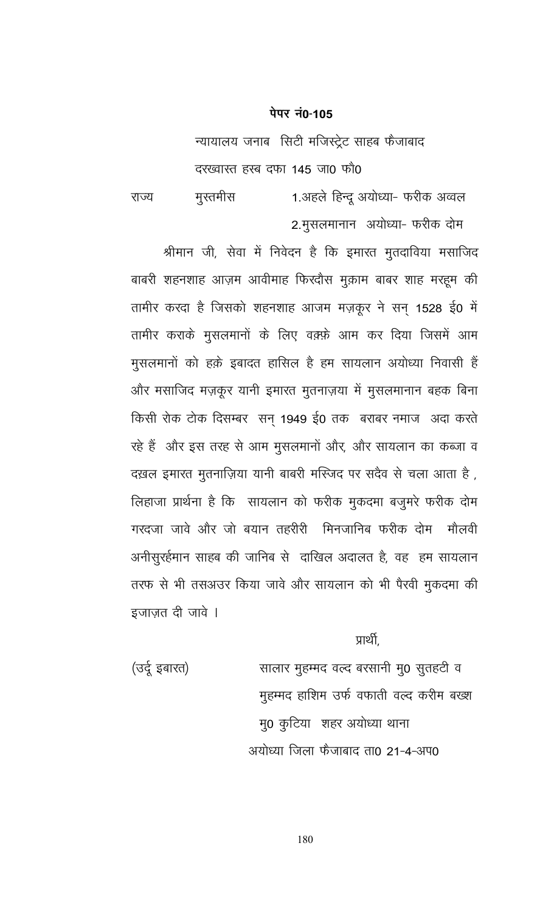**पेपर नं0-105**

न्यायालय जनाब सिटी मजिस्ट्रेट साहब फैजाबाद

दरख्वास्त हस्ब दफा 145 जा0 फौ0

राज्य　　मुस्तमीस　　1.अहले हिन्दू अयोध्या- फरीक अव्वल

　　　　　　　　　　2.मुसलमानान अयोध्या- फरीक दोम

श्रीमान जी, सेवा में निवेदन है कि इमारत मुतदाविया मसाजिद बाबरी शहनशाह आज़म आवीमाह फिरदौस मुक़ाम बाबर शाह मरहूम की तामीर करदा है जिसको शहनशाह आजम मज़कूर ने सन् 1528 ई0 में तामीर कराके मुसलमानों के लिए वक़्फ़े आम कर दिया जिसमें आम मुसलमानों को हक़े इबादत हासिल है हम सायलान अयोध्या निवासी हैं और मसाजिद मज़कूर यानी इमारत मुतनाज़या में मुसलमानान बहक बिना किसी रोक टोक दिसम्बर सन् 1949 ई0 तक बराबर नमाज अदा करते रहे हैं और इस तरह से आम मुसलमानों और, और सायलान का कब्जा व दख़ल इमारत मुतनाज़िया यानी बाबरी मस्जिद पर सदैव से चला आता है , लिहाजा प्रार्थना है कि सायलान को फरीक मुकदमा बजुमरे फरीक दोम गरदजा जावे और जो बयान तहरीरी मिनजानिब फरीक दोम मौलवी अनीसुर्रहमान साहब की जानिब से दाखिल अदालत है, वह हम सायलान तरफ से भी तसअउर किया जावे और सायलान को भी पैरवी मुकदमा की इजाज़त दी जावे ।

प्रार्थी,

(उर्दू इबारत)　　सालार मुहम्मद वल्द बरसानी मु0 सुतहटी व
मुहम्मद हाशिम उर्फ वफाती वल्द करीम बख्श
मु0 कुटिया शहर अयोध्या थाना
अयोध्या जिला फैजाबाद ता0 21-4-अप0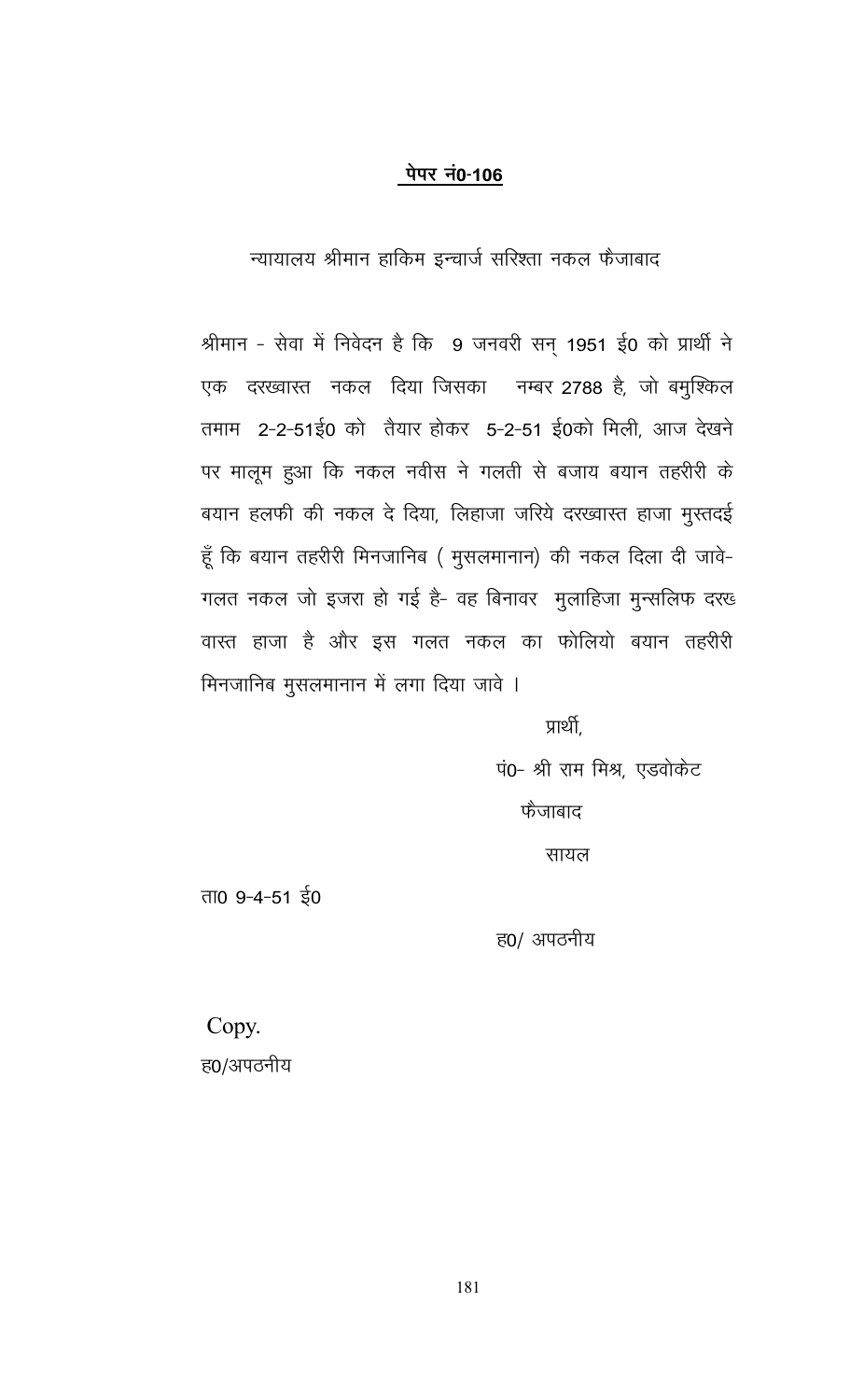**<u>पेपर नं0-106</u>**

न्यायालय श्रीमान हाकिम इन्चार्ज सरिश्ता नकल फैजाबाद

श्रीमान - सेवा में निवेदन है कि 9 जनवरी सन् 1951 ई0 को प्रार्थी ने एक दरख्वास्त नकल दिया जिसका नम्बर 2788 है, जो बमुश्किल तमाम 2-2-51ई0 को तैयार होकर 5-2-51 ई0को मिली, आज देखने पर मालूम हुआ कि नकल नवीस ने गलती से बजाय बयान तहरीरी के बयान हलफी की नकल दे दिया, लिहाजा जरिये दरख्वास्त हाजा मुस्तदई हूँ कि बयान तहरीरी मिनजानिब ( मुसलमानान) की नकल दिला दी जावे- गलत नकल जो इजरा हो गई है- वह बिनावर मुलाहिजा मुन्सलिफ दरख्वास्त हाजा है और इस गलत नकल का फोलियो बयान तहरीरी मिनजानिब मुसलमानान में लगा दिया जावे ।

प्रार्थी,

पं0- श्री राम मिश्र, एडवोकेट

फैजाबाद

सायल

ता0 9-4-51 ई0

ह0/ अपठनीय

Copy.

ह0/अपठनीय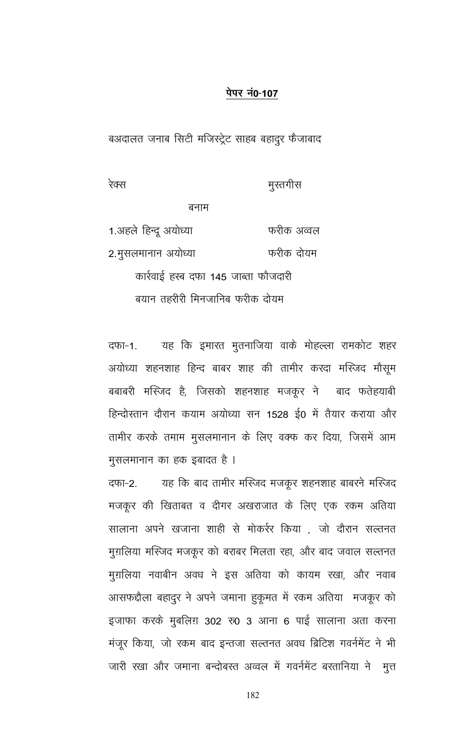**पेपर नं0-107**

बअदालत जनाब सिटी मजिस्ट्रेट साहब बहादुर फैजाबाद

| | |
|---|---|
| रेक्स | मुस्तगीस |
| बनाम | |
| 1.अहले हिन्दू अयोध्या | फरीक अव्वल |
| 2.मुसलमानान अयोध्या | फरीक दोयम |

कार्रवाई हस्ब दफा 145 जाब्ता फौजदारी

बयान तहरीरी मिनजानिब फरीक दोयम

दफा-1. यह कि इमारत मुतनाजिया वाके मोहल्ला रामकोट शहर अयोध्या शहनशाह हिन्द बाबर शाह की तामीर करदा मस्जिद मौसूम बबाबरी मस्जिद है, जिसको शहनशाह मजकूर ने बाद फतेहयाबी हिन्दोस्तान दौरान कयाम अयोध्या सन 1528 ई0 में तैयार कराया और तामीर करके तमाम मुसलमानान के लिए वक्फ कर दिया, जिसमें आम मुसलमानान का हक इबादत है।

दफा-2. यह कि बाद तामीर मस्जिद मजकूर शहनशाह बाबरने मस्जिद मजकूर की खिताबत व दीगर अखराजात के लिए एक रकम अतिया सालाना अपने खजाना शाही से मोकर्रर किया , जो दौरान सल्तनत मुग़लिया मस्जिद मजकूर को बराबर मिलता रहा, और बाद जवाल सल्तनत मुग़लिया नवाबीन अवध ने इस अतिया को कायम रखा, और नवाब आसफद्दौला बहादुर ने अपने जमाना हुकूमत में रकम अतिया मजकूर को इजाफा करके मुबलिग़ 302 रु0 3 आना 6 पाई सालाना अता करना मंजूर किया, जो रकम बाद इन्तजा सल्तनत अवध ब्रिटिश गवर्नमेंट ने भी जारी रखा और जमाना बन्दोबस्त अव्वल में गवर्नमेंट बरतानिया ने मुत्त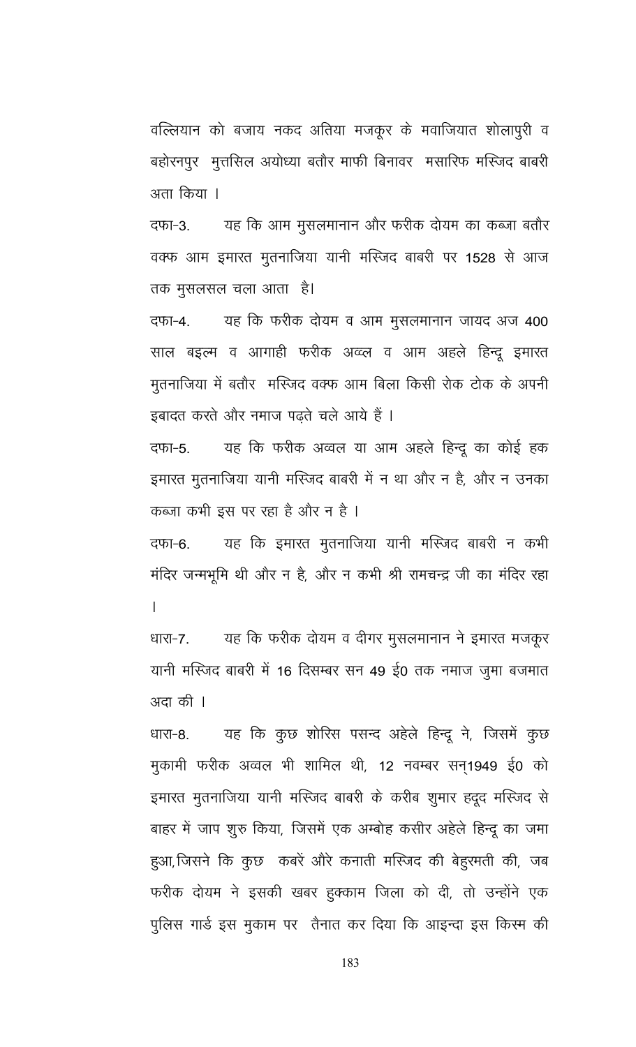वल्लियान को बजाय नकद अतिया मजकूर के मवाजियात शोलापुरी व बहोरनपुर मुत्तसिल अयोध्या बतौर माफी बिनावर मसारिफ मस्जिद बाबरी अता किया ।

दफा-3. यह कि आम मुसलमानान और फरीक दोयम का कब्जा बतौर वक्फ आम इमारत मुतनाजिया यानी मस्जिद बाबरी पर 1528 से आज तक मुसलसल चला आता है।

दफा-4. यह कि फरीक दोयम व आम मुसलमानान जायद अज 400 साल बइल्म व आगाही फरीक अव्ल व आम अहले हिन्दू इमारत मुतनाजिया में बतौर मस्जिद वक्फ आम बिला किसी रोक टोक के अपनी इबादत करते और नमाज पढ़ते चले आये हैं ।

दफा-5. यह कि फरीक अव्वल या आम अहले हिन्दू का कोई हक इमारत मुतनाजिया यानी मस्जिद बाबरी में न था और न है, और न उनका कब्जा कभी इस पर रहा है और न है ।

दफा-6. यह कि इमारत मुतनाजिया यानी मस्जिद बाबरी न कभी मंदिर जन्मभूमि थी और न है, और न कभी श्री रामचन्द्र जी का मंदिर रहा ।

धारा-7. यह कि फरीक दोयम व दीगर मुसलमानान ने इमारत मजकूर यानी मस्जिद बाबरी में 16 दिसम्बर सन 49 ई0 तक नमाज जुमा बजमात अदा की ।

धारा-8. यह कि कुछ शोरिस पसन्द अहेले हिन्दू ने, जिसमें कुछ मुकामी फरीक अव्वल भी शामिल थी, 12 नवम्बर सन्1949 ई0 को इमारत मुतनाजिया यानी मस्जिद बाबरी के करीब शुमार हदूद मस्जिद से बाहर में जाप शुरु किया, जिसमें एक अम्बोह कसीर अहेले हिन्दू का जमा हुआ,जिसने कि कुछ कबरें और कनाती मस्जिद की बेहुरमती की, जब फरीक दोयम ने इसकी खबर हुक्काम जिला को दी, तो उन्होंने एक पुलिस गार्ड इस मुकाम पर तैनात कर दिया कि आइन्दा इस किस्म की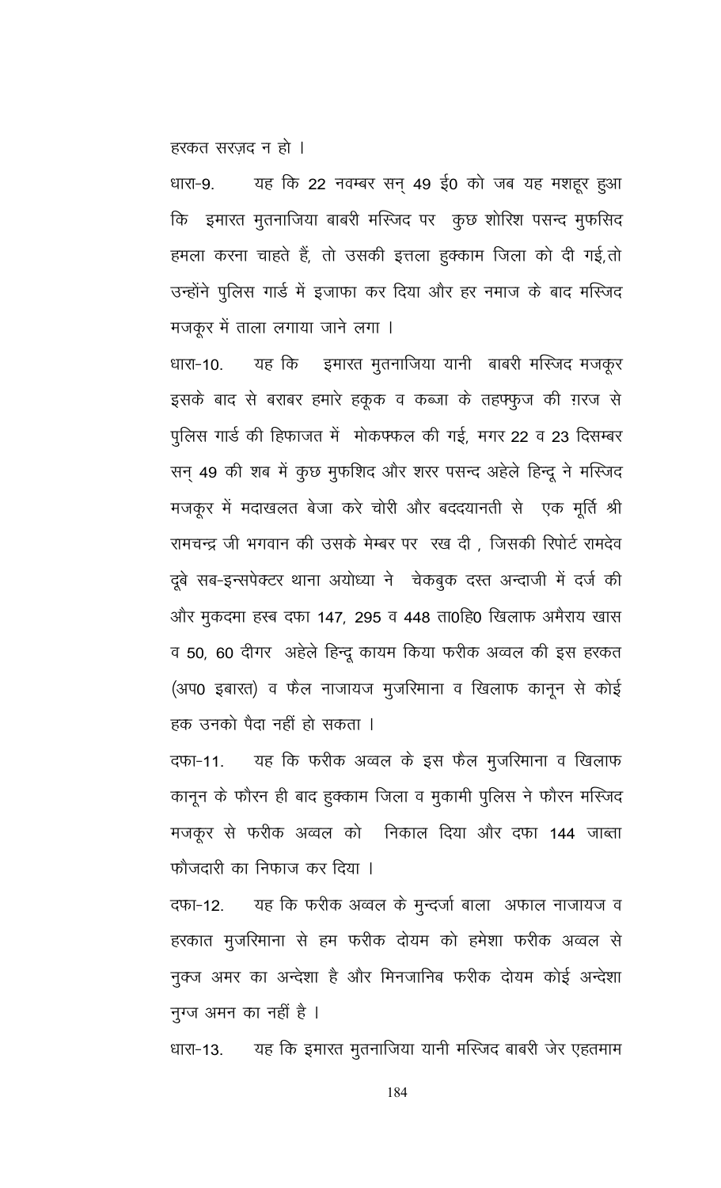हरकत सरज़द न हो ।

धारा-9. यह कि 22 नवम्बर सन् 49 ई0 को जब यह मशहूर हुआ कि इमारत मुतनाजिया बाबरी मस्जिद पर कुछ शोरिश पसन्द मुफसिद हमला करना चाहते हैं, तो उसकी इत्तला हुक्काम जिला को दी गई,तो उन्होंने पुलिस गार्ड में इजाफा कर दिया और हर नमाज के बाद मस्जिद मजकूर में ताला लगाया जाने लगा ।

धारा-10. यह कि इमारत मुतनाजिया यानी बाबरी मस्जिद मजकूर इसके बाद से बराबर हमारे हकूक व कब्जा के तहफ्फुज की ग़रज से पुलिस गार्ड की हिफाजत में मोकफ्फल की गई, मगर 22 व 23 दिसम्बर सन् 49 की शब में कुछ मुफशिद और शरर पसन्द अहेले हिन्दू ने मस्जिद मजकूर में मदाखलत बेजा करे चोरी और बददयानती से एक मूर्ति श्री रामचन्द्र जी भगवान की उसके मेम्बर पर रख दी , जिसकी रिपोर्ट रामदेव दूबे सब-इन्सपेक्टर थाना अयोध्या ने चेकबुक दस्त अन्दाजी में दर्ज की और मुकदमा हस्ब दफा 147, 295 व 448 ता0हि0 खिलाफ अमैराय खास व 50, 60 दीगर अहेले हिन्दू कायम किया फरीक अव्वल की इस हरकत (अप0 इबारत) व फैल नाजायज मुजरिमाना व खिलाफ कानून से कोई हक उनको पैदा नहीं हो सकता ।

दफा-11. यह कि फरीक अव्वल के इस फैल मुजरिमाना व खिलाफ कानून के फौरन ही बाद हुक्काम जिला व मुकामी पुलिस ने फौरन मस्जिद मजकूर से फरीक अव्वल को निकाल दिया और दफा 144 जाब्ता फौजदारी का निफाज कर दिया ।

दफा-12. यह कि फरीक अव्वल के मुन्दर्जा बाला अफाल नाजायज व हरकात मुजरिमाना से हम फरीक दोयम को हमेशा फरीक अव्वल से नुक्ज अमर का अन्देशा है और मिनजानिब फरीक दोयम कोई अन्देशा नुग्ज अमन का नहीं है ।

धारा-13. यह कि इमारत मुतनाजिया यानी मस्जिद बाबरी जेर एहतमाम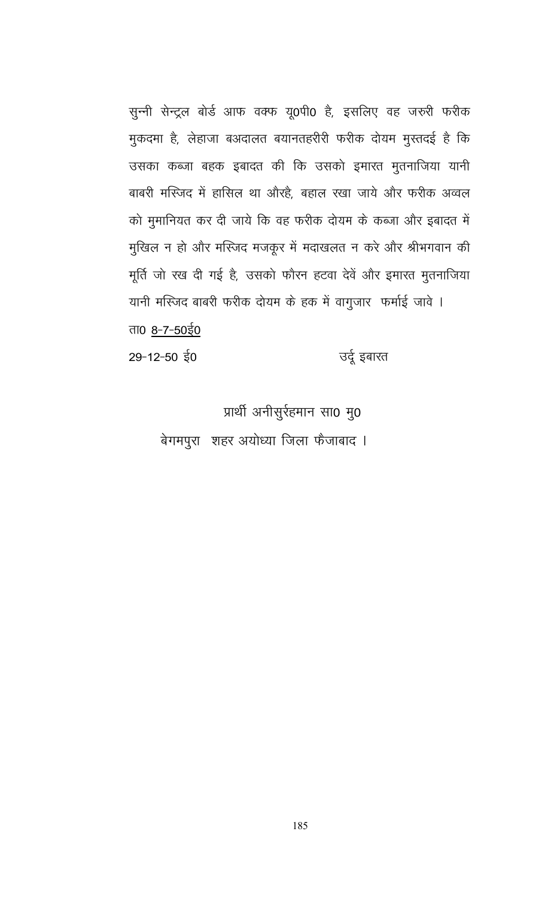सुन्नी सेन्ट्रल बोर्ड आफ वक्फ यू0पी0 है, इसलिए वह जरुरी फरीक मुकदमा है, लेहाजा बअदालत बयानतहरीरी फरीक दोयम मुस्तदई है कि उसका कब्जा बहक इबादत की कि उसको इमारत मुतनाजिया यानी बाबरी मस्जिद में हासिल था औरहै, बहाल रखा जाये और फरीक अव्वल को मुमानियत कर दी जाये कि वह फरीक दोयम के कब्जा और इबादत में मुखिल न हो और मस्जिद मजकूर में मदाखलत न करे और श्रीभगवान की मूर्ति जो रख दी गई है, उसको फौरन हटवा देवें और इमारत मुतनाजिया यानी मस्जिद बाबरी फरीक दोयम के हक में वागुजार फर्माई जावे ।

ता0 <u>8-7-50ई0</u>

29-12-50 ई0 उर्दू इबारत

प्रार्थी अनीसुर्रहमान सा0 मु0

बेगमपुरा शहर अयोध्या जिला फैजाबाद ।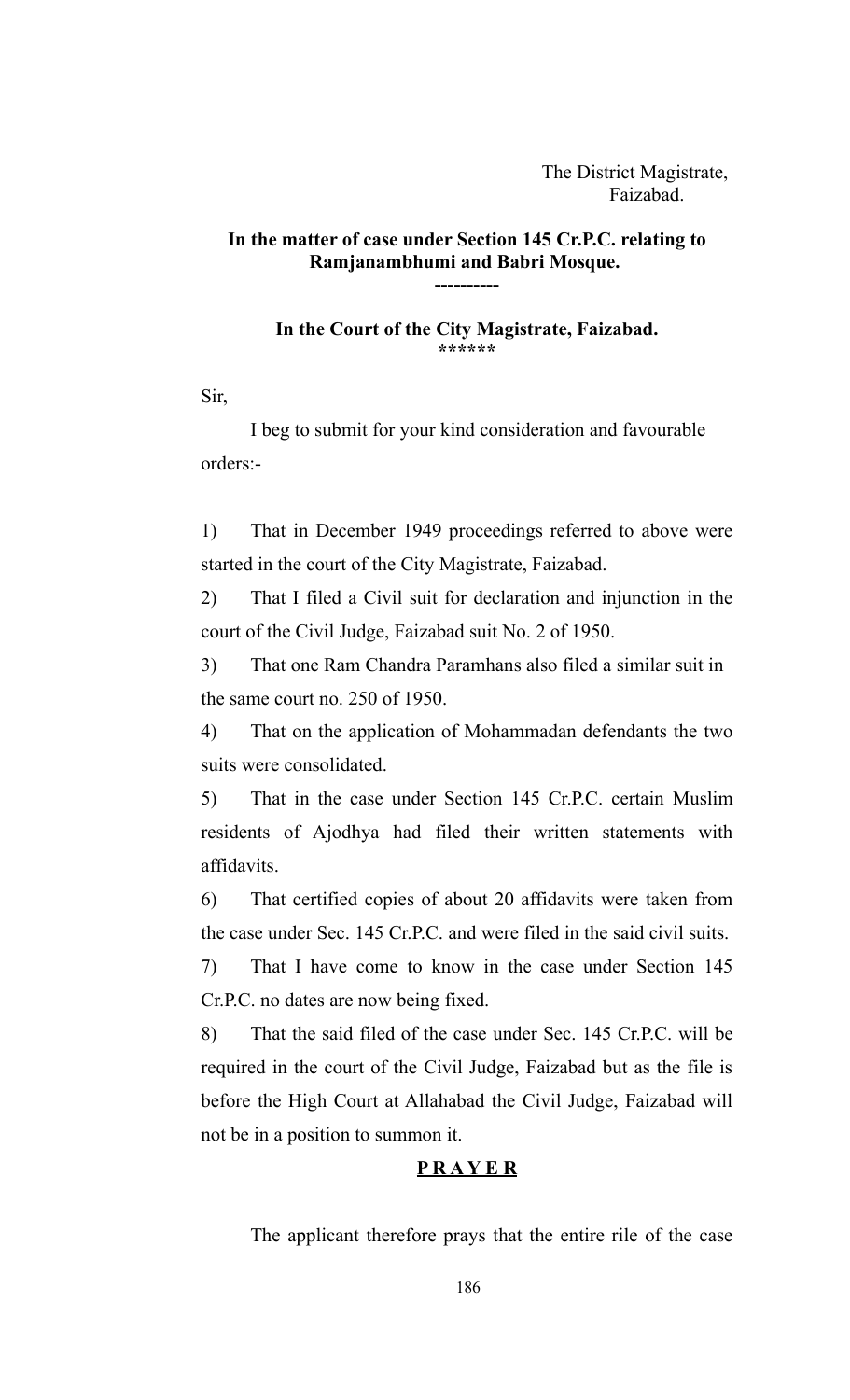The District Magistrate,
Faizabad.

**In the matter of case under Section 145 Cr.P.C. relating to Ramjanambhumi and Babri Mosque.**

**----------**

**In the Court of the City Magistrate, Faizabad.**

**\*\*\*\*\*\***

Sir,

I beg to submit for your kind consideration and favourable orders:-

1) That in December 1949 proceedings referred to above were started in the court of the City Magistrate, Faizabad.

2) That I filed a Civil suit for declaration and injunction in the court of the Civil Judge, Faizabad suit No. 2 of 1950.

3) That one Ram Chandra Paramhans also filed a similar suit in the same court no. 250 of 1950.

4) That on the application of Mohammadan defendants the two suits were consolidated.

5) That in the case under Section 145 Cr.P.C. certain Muslim residents of Ajodhya had filed their written statements with affidavits.

6) That certified copies of about 20 affidavits were taken from the case under Sec. 145 Cr.P.C. and were filed in the said civil suits.

7) That I have come to know in the case under Section 145 Cr.P.C. no dates are now being fixed.

8) That the said filed of the case under Sec. 145 Cr.P.C. will be required in the court of the Civil Judge, Faizabad but as the file is before the High Court at Allahabad the Civil Judge, Faizabad will not be in a position to summon it.

**<u>P R A Y E R</u>**

The applicant therefore prays that the entire rile of the case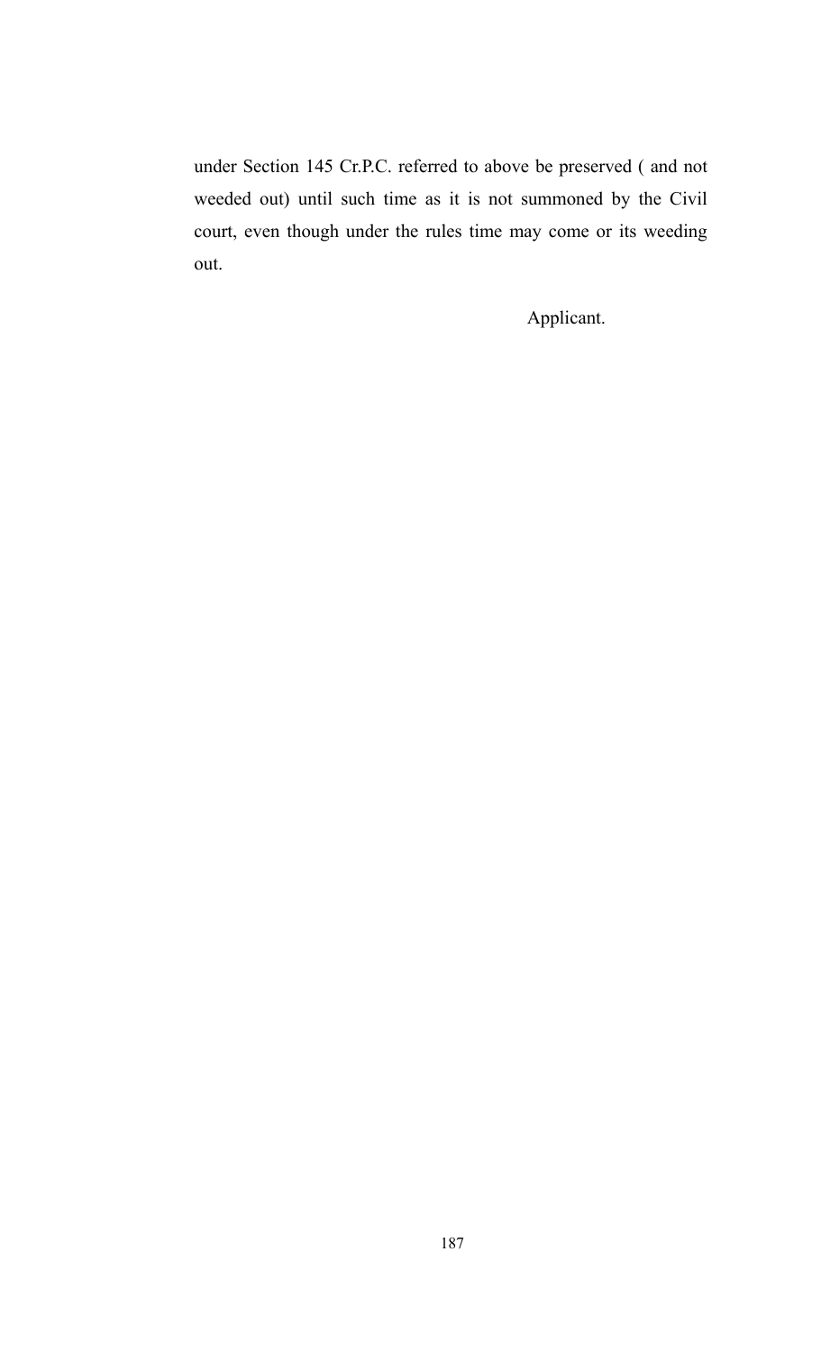under Section 145 Cr.P.C. referred to above be preserved ( and not weeded out) until such time as it is not summoned by the Civil court, even though under the rules time may come or its weeding out.

Applicant.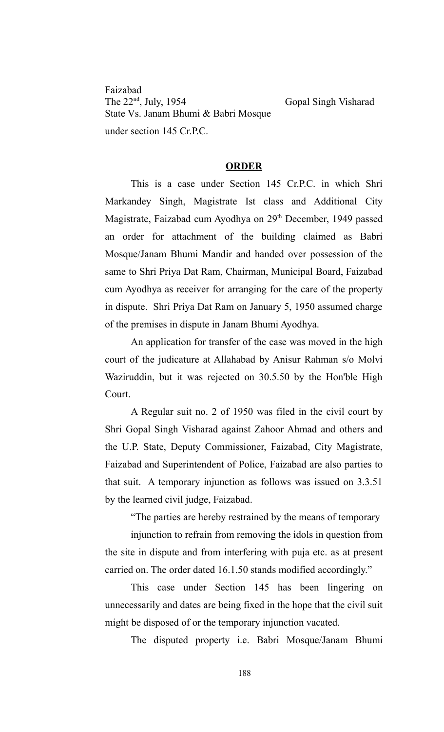Faizabad
The 22nd, July, 1954 Gopal Singh Visharad
State Vs. Janam Bhumi & Babri Mosque
under section 145 Cr.P.C.

## ORDER

This is a case under Section 145 Cr.P.C. in which Shri Markandey Singh, Magistrate Ist class and Additional City Magistrate, Faizabad cum Ayodhya on 29th December, 1949 passed an order for attachment of the building claimed as Babri Mosque/Janam Bhumi Mandir and handed over possession of the same to Shri Priya Dat Ram, Chairman, Municipal Board, Faizabad cum Ayodhya as receiver for arranging for the care of the property in dispute. Shri Priya Dat Ram on January 5, 1950 assumed charge of the premises in dispute in Janam Bhumi Ayodhya.

An application for transfer of the case was moved in the high court of the judicature at Allahabad by Anisur Rahman s/o Molvi Waziruddin, but it was rejected on 30.5.50 by the Hon'ble High Court.

A Regular suit no. 2 of 1950 was filed in the civil court by Shri Gopal Singh Visharad against Zahoor Ahmad and others and the U.P. State, Deputy Commissioner, Faizabad, City Magistrate, Faizabad and Superintendent of Police, Faizabad are also parties to that suit. A temporary injunction as follows was issued on 3.3.51 by the learned civil judge, Faizabad.

"The parties are hereby restrained by the means of temporary injunction to refrain from removing the idols in question from the site in dispute and from interfering with puja etc. as at present carried on. The order dated 16.1.50 stands modified accordingly."

This case under Section 145 has been lingering on unnecessarily and dates are being fixed in the hope that the civil suit might be disposed of or the temporary injunction vacated.

The disputed property i.e. Babri Mosque/Janam Bhumi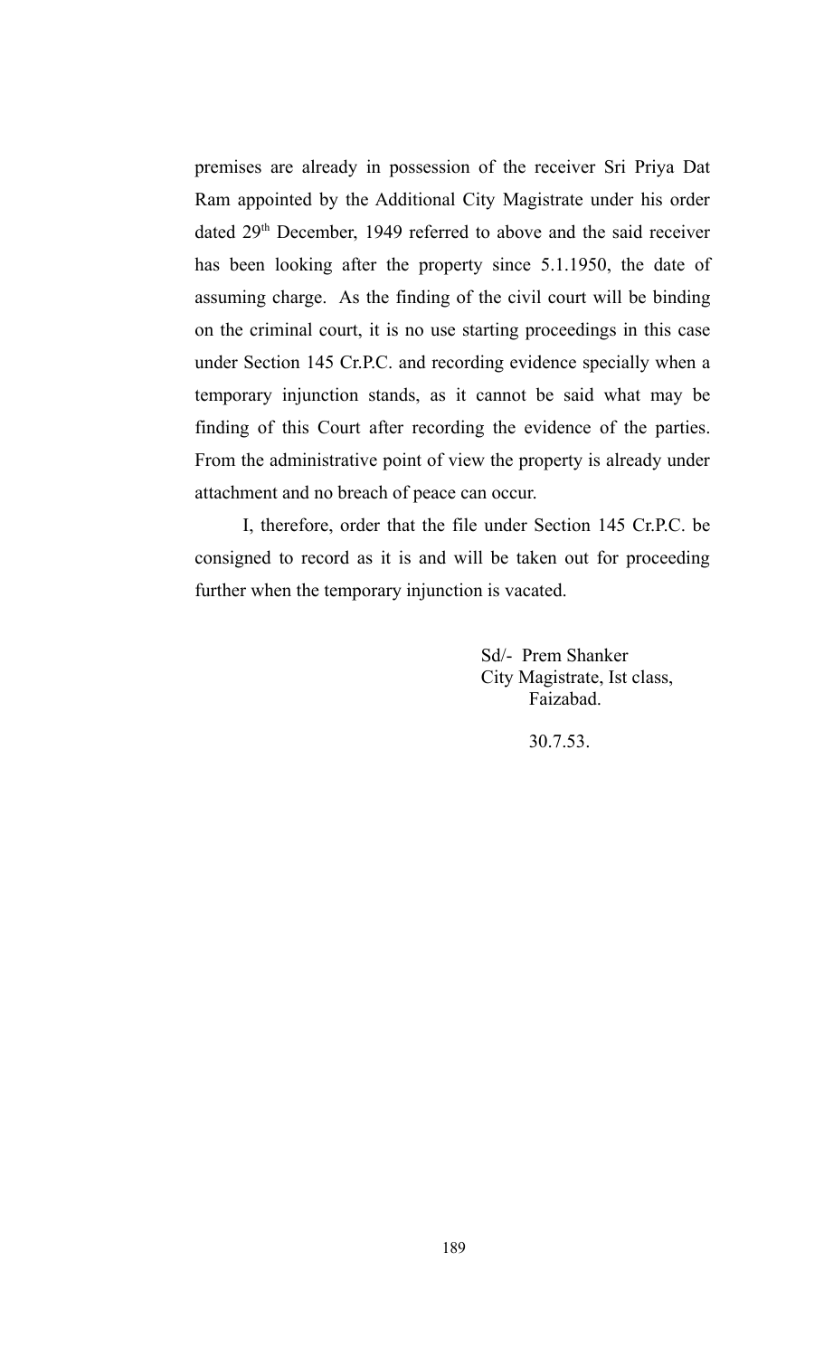premises are already in possession of the receiver Sri Priya Dat Ram appointed by the Additional City Magistrate under his order dated 29th December, 1949 referred to above and the said receiver has been looking after the property since 5.1.1950, the date of assuming charge. As the finding of the civil court will be binding on the criminal court, it is no use starting proceedings in this case under Section 145 Cr.P.C. and recording evidence specially when a temporary injunction stands, as it cannot be said what may be finding of this Court after recording the evidence of the parties. From the administrative point of view the property is already under attachment and no breach of peace can occur.

I, therefore, order that the file under Section 145 Cr.P.C. be consigned to record as it is and will be taken out for proceeding further when the temporary injunction is vacated.

Sd/- Prem Shanker
City Magistrate, Ist class,
Faizabad.

30.7.53.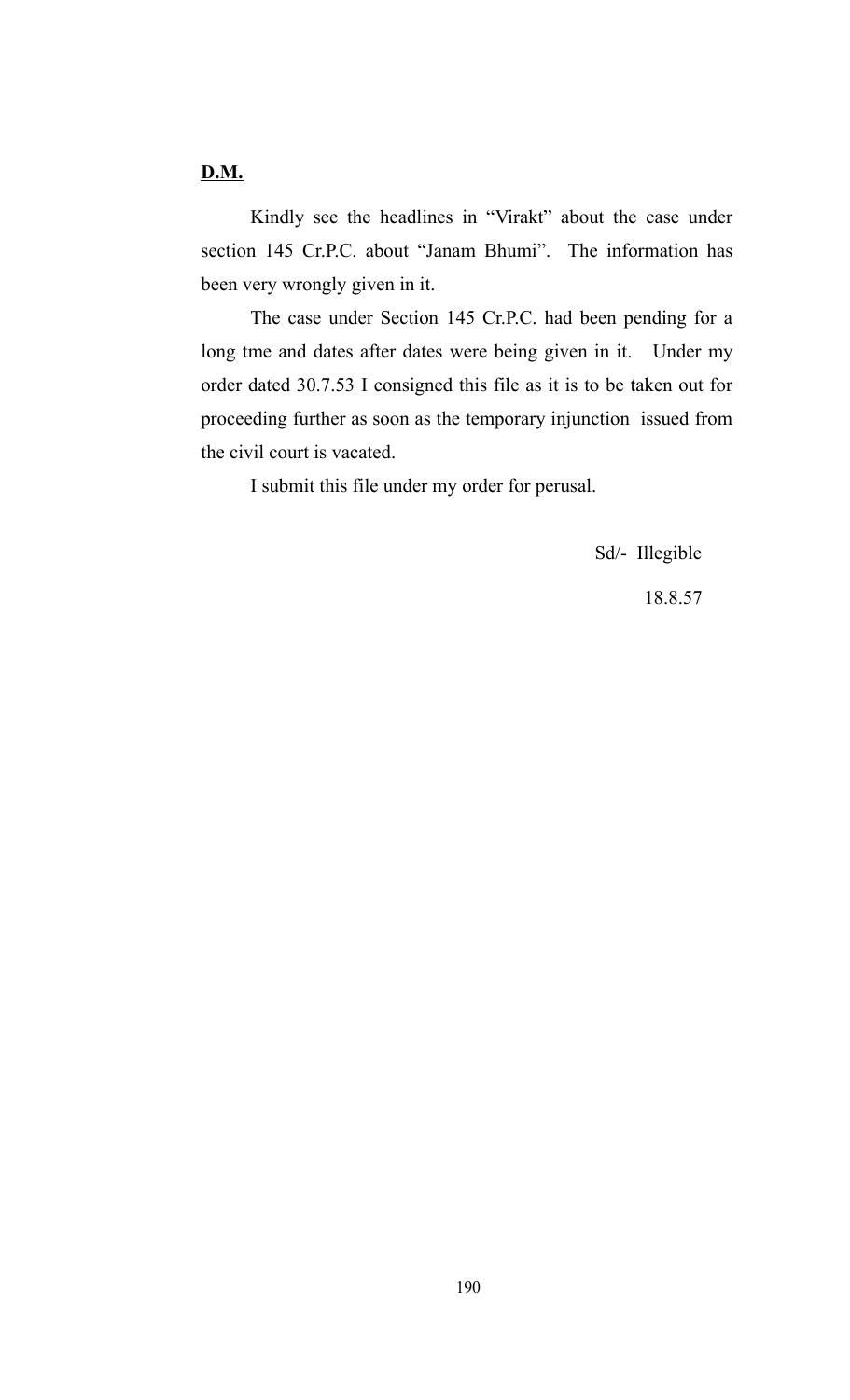**D.M.**

Kindly see the headlines in "Virakt" about the case under section 145 Cr.P.C. about "Janam Bhumi". The information has been very wrongly given in it.

The case under Section 145 Cr.P.C. had been pending for a long tme and dates after dates were being given in it. Under my order dated 30.7.53 I consigned this file as it is to be taken out for proceeding further as soon as the temporary injunction issued from the civil court is vacated.

I submit this file under my order for perusal.

Sd/- Illegible

18.8.57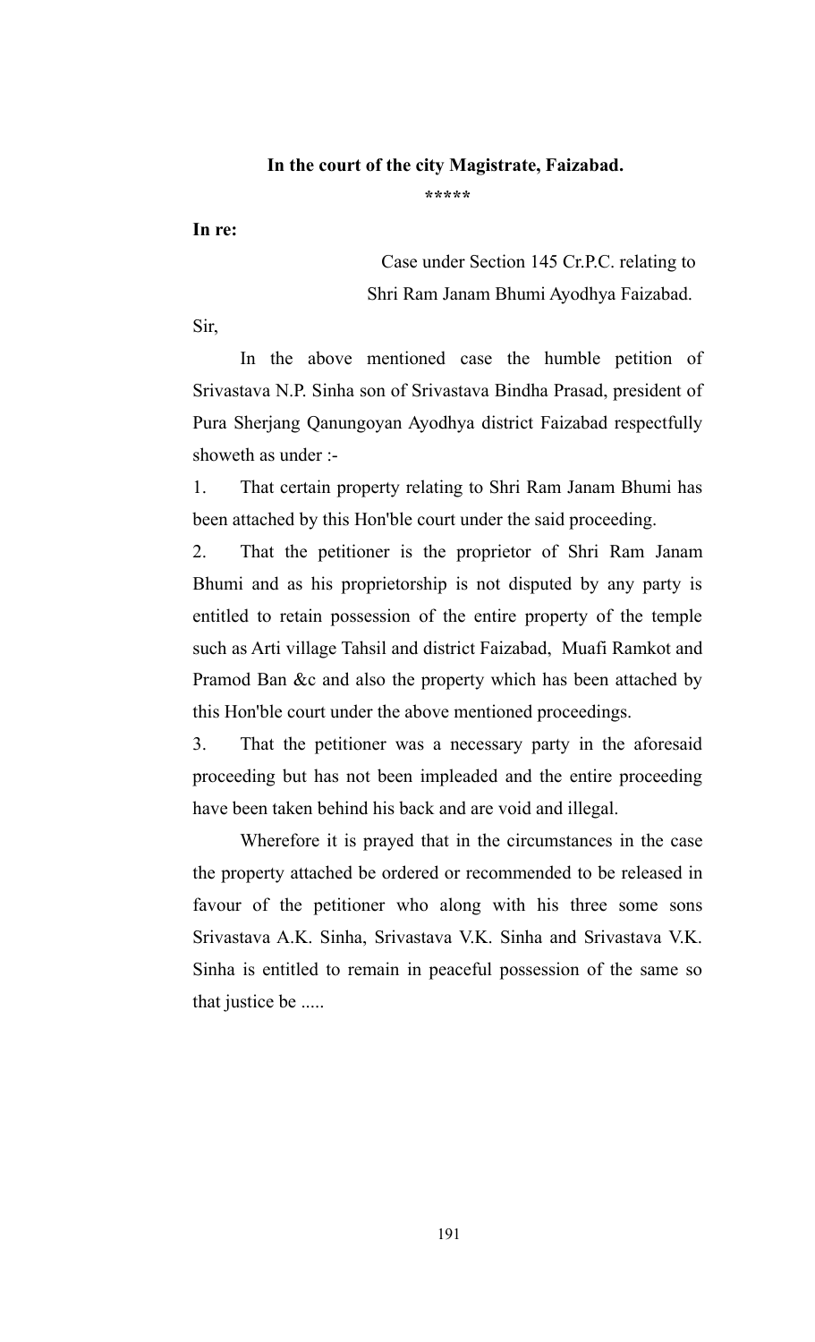**In the court of the city Magistrate, Faizabad.**

**\*\*\*\*\***

**In re:**

Case under Section 145 Cr.P.C. relating to Shri Ram Janam Bhumi Ayodhya Faizabad.

Sir,

In the above mentioned case the humble petition of Srivastava N.P. Sinha son of Srivastava Bindha Prasad, president of Pura Sherjang Qanungoyan Ayodhya district Faizabad respectfully showeth as under :-

1. That certain property relating to Shri Ram Janam Bhumi has been attached by this Hon'ble court under the said proceeding.

2. That the petitioner is the proprietor of Shri Ram Janam Bhumi and as his proprietorship is not disputed by any party is entitled to retain possession of the entire property of the temple such as Arti village Tahsil and district Faizabad, Muafi Ramkot and Pramod Ban &c and also the property which has been attached by this Hon'ble court under the above mentioned proceedings.

3. That the petitioner was a necessary party in the aforesaid proceeding but has not been impleaded and the entire proceeding have been taken behind his back and are void and illegal.

Wherefore it is prayed that in the circumstances in the case the property attached be ordered or recommended to be released in favour of the petitioner who along with his three some sons Srivastava A.K. Sinha, Srivastava V.K. Sinha and Srivastava V.K. Sinha is entitled to remain in peaceful possession of the same so that justice be .....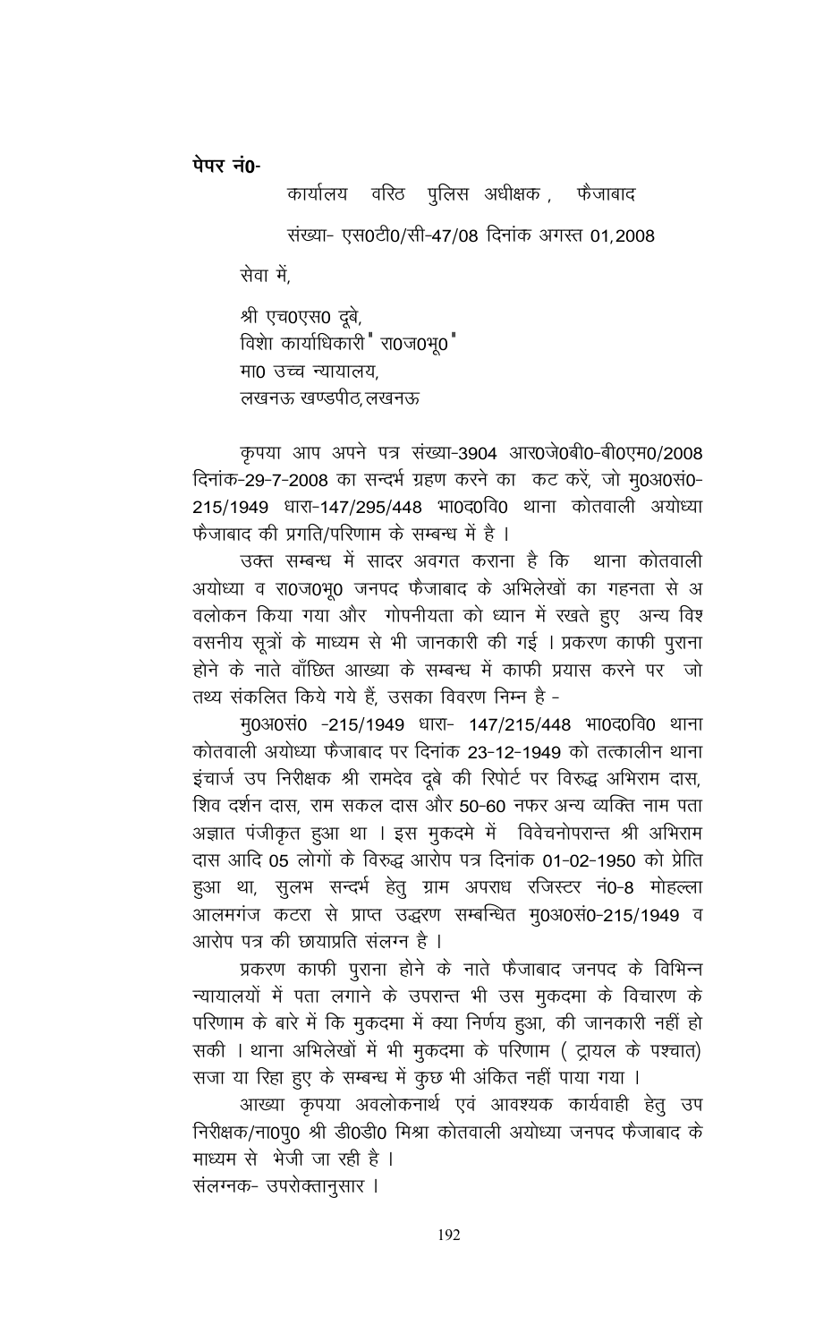**पेपर नं0-**

कार्यालय वरिठ पुलिस अधीक्षक, फैजाबाद

संख्या- एस0टी0/सी-47/08 दिनांक अगस्त 01,2008

सेवा में,

श्री एच0एस0 दूबे,
विशेा कार्याधिकारी " रा0ज0भू0 "
मा0 उच्च न्यायालय,
लखनऊ खण्डपीठ, लखनऊ

कृपया आप अपने पत्र संख्या-3904 आर0जे0बी0-बी0एम0/2008 दिनांक-29-7-2008 का सन्दर्भ ग्रहण करने का कट करें, जो मु0अ0सं0-215/1949 धारा-147/295/448 भा0द0वि0 थाना कोतवाली अयोध्या फैजाबाद की प्रगति/परिणाम के सम्बन्ध में है ।

उक्त सम्बन्ध में सादर अवगत कराना है कि थाना कोतवाली अयोध्या व रा0ज0भू0 जनपद फैजाबाद के अभिलेखों का गहनता से अवलोकन किया गया और गोपनीयता को ध्यान में रखते हुए अन्य विश्वसनीय सूत्रों के माध्यम से भी जानकारी की गई । प्रकरण काफी पुराना होने के नाते वाँछित आख्या के सम्बन्ध में काफी प्रयास करने पर जो तथ्य संकलित किये गये हैं, उसका विवरण निम्न है -

मु0अ0सं0 -215/1949 धारा- 147/215/448 भा0द0वि0 थाना कोतवाली अयोध्या फैजाबाद पर दिनांक 23-12-1949 को तत्कालीन थाना इंचार्ज उप निरीक्षक श्री रामदेव दूबे की रिपोर्ट पर विरुद्ध अभिराम दास, शिव दर्शन दास, राम सकल दास और 50-60 नफर अन्य व्यक्ति नाम पता अज्ञात पंजीकृत हुआ था । इस मुकदमे में विवेचनोपरान्त श्री अभिराम दास आदि 05 लोगों के विरुद्ध आरोप पत्र दिनांक 01-02-1950 को प्रेाित हुआ था, सुलभ सन्दर्भ हेतु ग्राम अपराध रजिस्टर नं0-8 मोहल्ला आलमगंज कटरा से प्राप्त उद्धरण सम्बन्धित मु0अ0सं0-215/1949 व आरोप पत्र की छायाप्रति संलग्न है ।

प्रकरण काफी पुराना होने के नाते फैजाबाद जनपद के विभिन्न न्यायालयों में पता लगाने के उपरान्त भी उस मुकदमा के विचारण के परिणाम के बारे में कि मुकदमा में क्या निर्णय हुआ, की जानकारी नहीं हो सकी । थाना अभिलेखों में भी मुकदमा के परिणाम ( ट्रायल के पश्चात) सजा या रिहा हुए के सम्बन्ध में कुछ भी अंकित नहीं पाया गया ।

आख्या कृपया अवलोकनार्थ एवं आवश्यक कार्यवाही हेतु उप निरीक्षक/ना0पु0 श्री डी0डी0 मिश्रा कोतवाली अयोध्या जनपद फैजाबाद के माध्यम से भेजी जा रही है ।

संलग्नक- उपरोक्तानुसार ।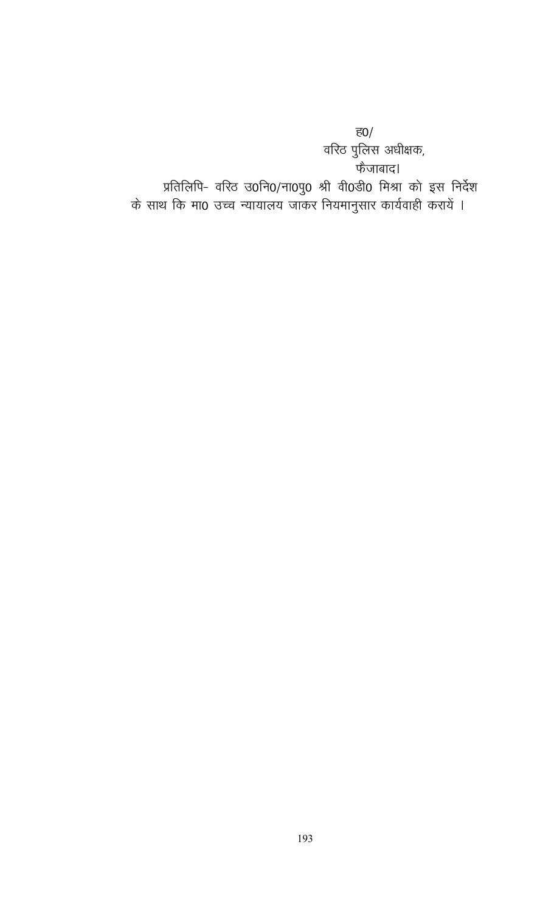ह0/

वरिठ पुलिस अधीक्षक,

फैजाबाद।

प्रतिलिपि- वरिठ उ0नि0/ना0पु0 श्री वी0डी0 मिश्रा को इस निर्देश के साथ कि मा0 उच्च न्यायालय जाकर नियमानुसार कार्यवाही करायें ।